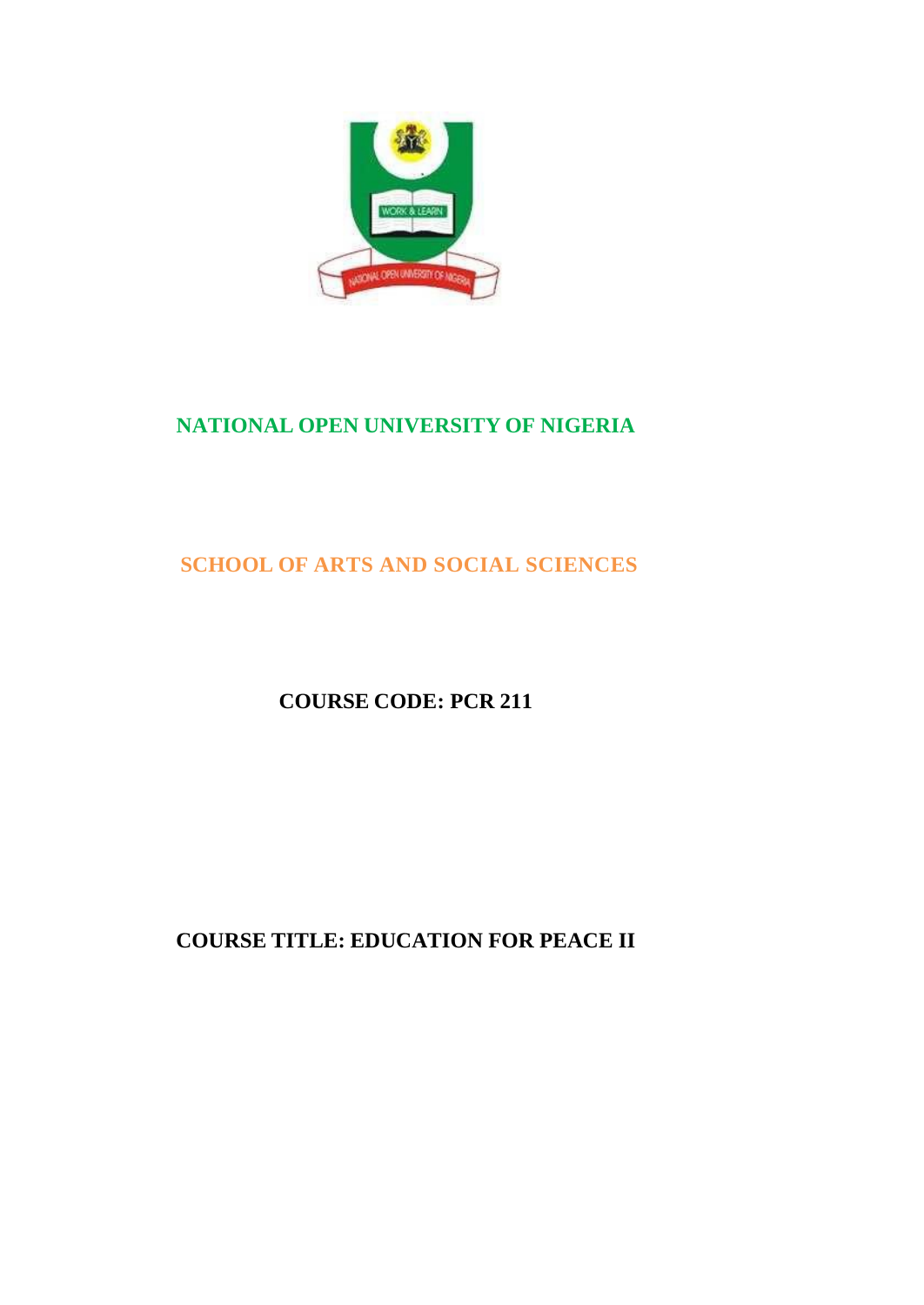# NATIONAL OPEN UNIVERSITY OF NIGERIA

## SCHOOL OF ARTS AND SOCIAL SCIENCES

**COURSE CODE: PCR 211**

**COURSE TITLE: EDUCATION FOR PEACE II**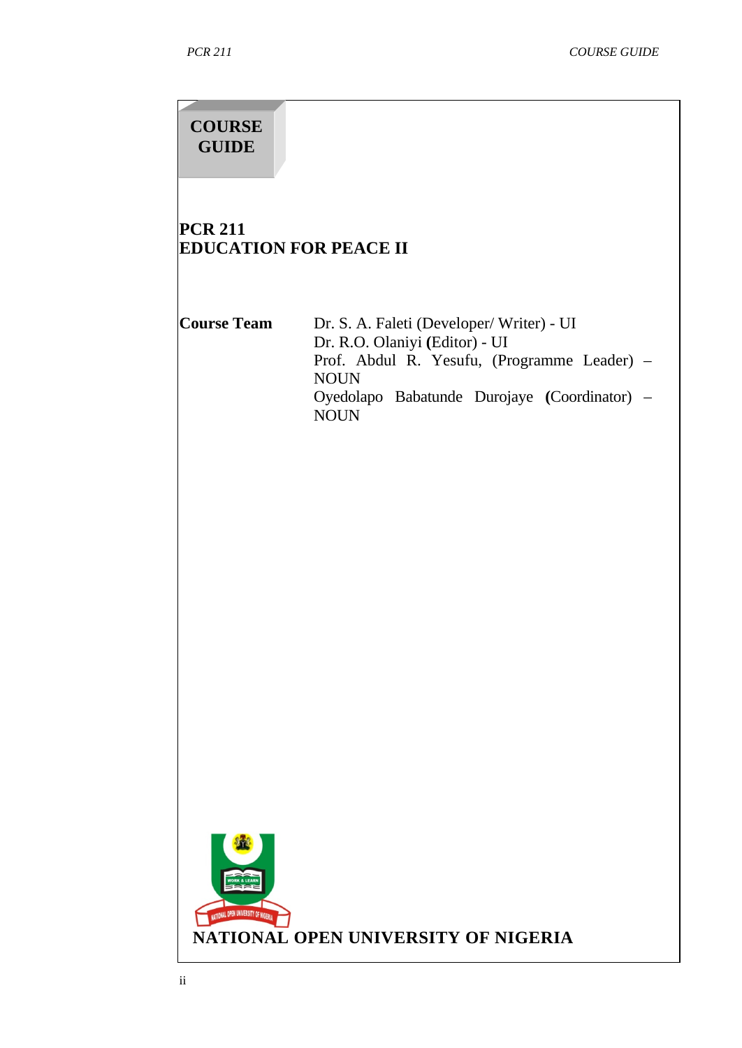**COURSE GUIDE**

# PCR 211
# EDUCATION FOR PEACE II

| **Course Team** | |
|---|---|
| | Dr. S. A. Faleti (Developer/ Writer) - UI |
| | Dr. R.O. Olaniyi (Editor) - UI |
| | Prof. Abdul R. Yesufu, (Programme Leader) – NOUN |
| | Oyedolapo Babatunde Durojaye (Coordinator) – NOUN |

**NATIONAL OPEN UNIVERSITY OF NIGERIA**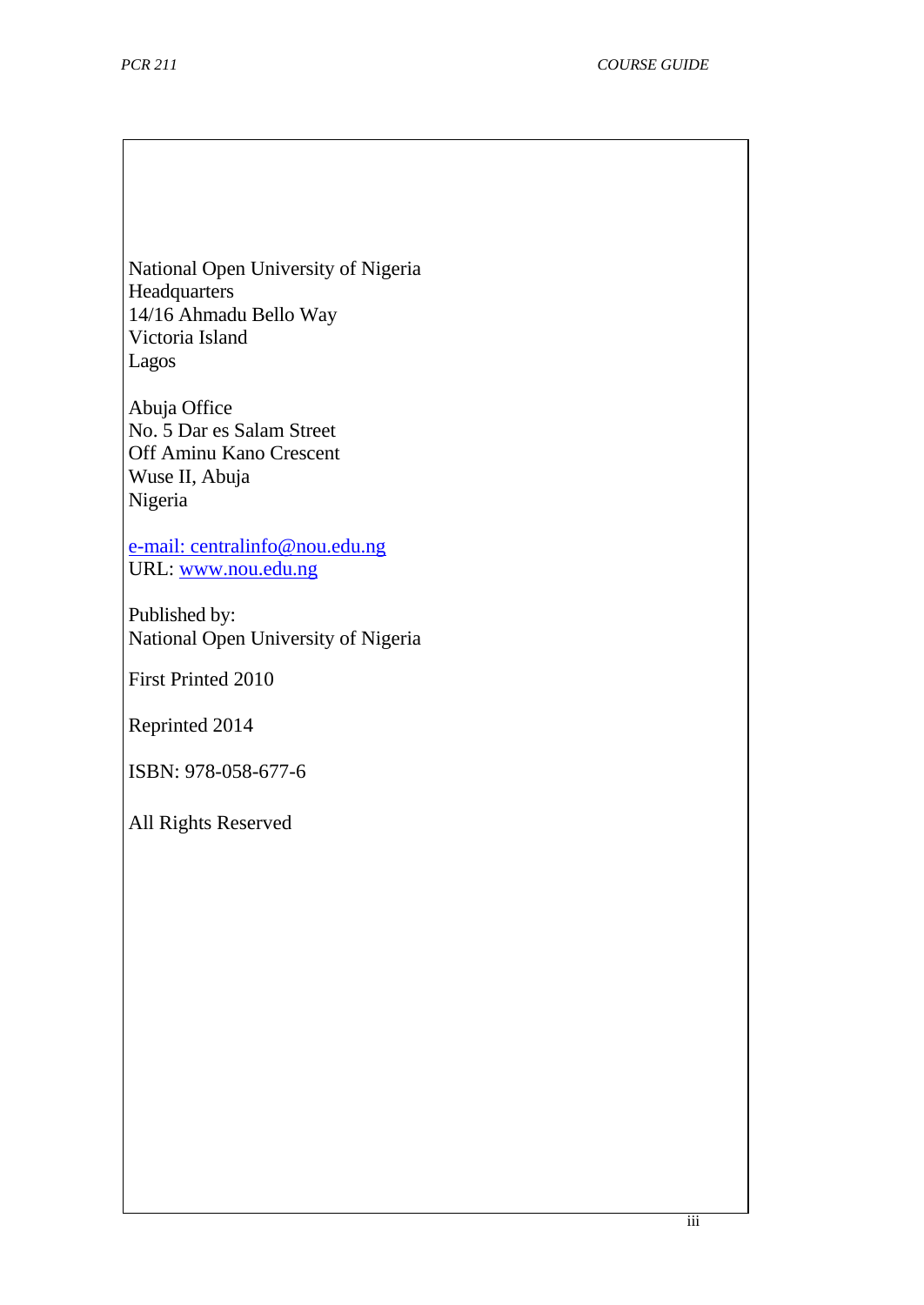National Open University of Nigeria
Headquarters
14/16 Ahmadu Bello Way
Victoria Island
Lagos

Abuja Office
No. 5 Dar es Salam Street
Off Aminu Kano Crescent
Wuse II, Abuja
Nigeria

e-mail: centralinfo@nou.edu.ng
URL: www.nou.edu.ng

Published by:
National Open University of Nigeria

First Printed 2010

Reprinted 2014

ISBN: 978-058-677-6

All Rights Reserved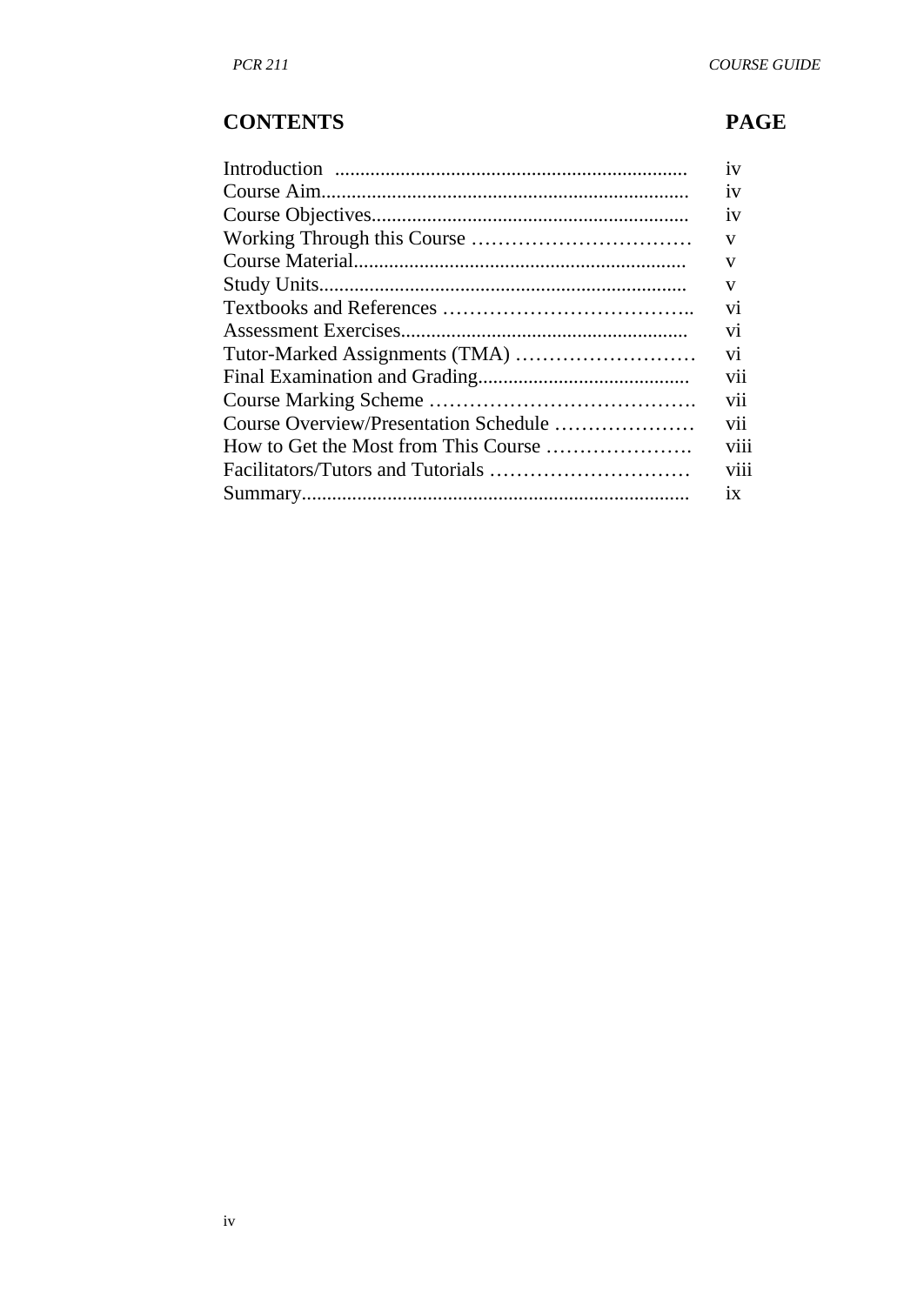| CONTENTS | PAGE |
|---|---|
| Introduction ...................................................................... | iv |
| Course Aim......................................................................... | iv |
| Course Objectives............................................................... | iv |
| Working Through this Course …………………………… | v |
| Course Material.................................................................. | v |
| Study Units......................................................................... | v |
| Textbooks and References ……………………………….. | vi |
| Assessment Exercises......................................................... | vi |
| Tutor-Marked Assignments (TMA) ……………………… | vi |
| Final Examination and Grading........................................... | vii |
| Course Marking Scheme …………………………………. | vii |
| Course Overview/Presentation Schedule ………………… | vii |
| How to Get the Most from This Course …………………. | viii |
| Facilitators/Tutors and Tutorials ………………………… | viii |
| Summary............................................................................. | ix |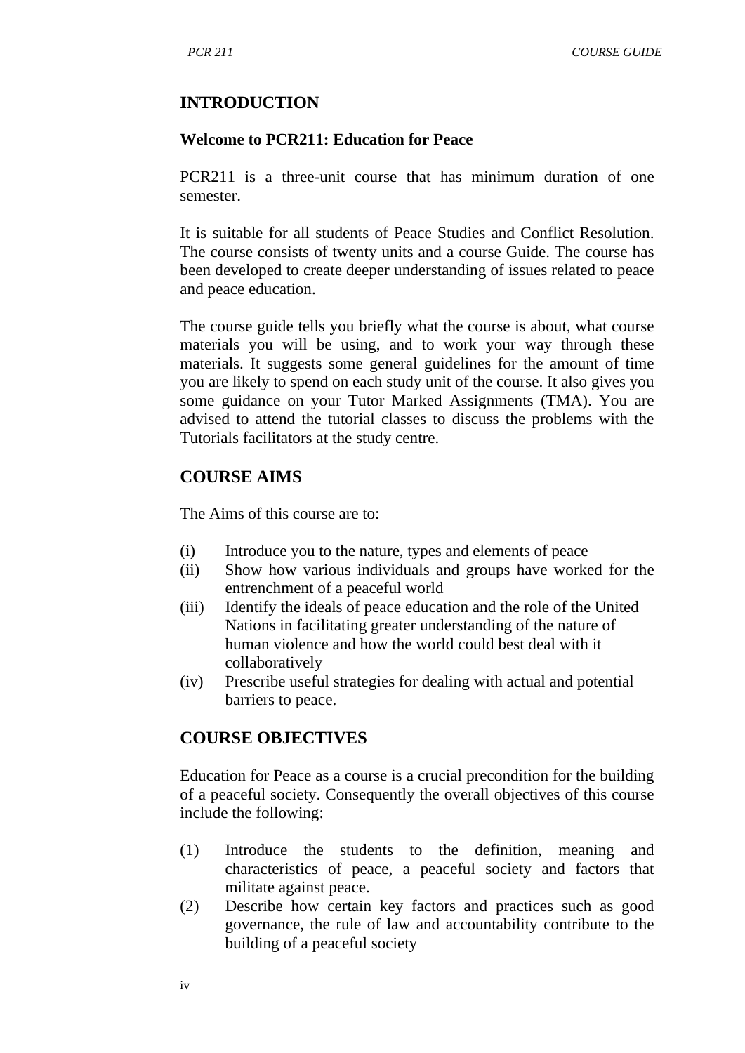## INTRODUCTION

**Welcome to PCR211: Education for Peace**

PCR211 is a three-unit course that has minimum duration of one semester.

It is suitable for all students of Peace Studies and Conflict Resolution. The course consists of twenty units and a course Guide. The course has been developed to create deeper understanding of issues related to peace and peace education.

The course guide tells you briefly what the course is about, what course materials you will be using, and to work your way through these materials. It suggests some general guidelines for the amount of time you are likely to spend on each study unit of the course. It also gives you some guidance on your Tutor Marked Assignments (TMA). You are advised to attend the tutorial classes to discuss the problems with the Tutorials facilitators at the study centre.

## COURSE AIMS

The Aims of this course are to:

(i) Introduce you to the nature, types and elements of peace
(ii) Show how various individuals and groups have worked for the entrenchment of a peaceful world
(iii) Identify the ideals of peace education and the role of the United Nations in facilitating greater understanding of the nature of human violence and how the world could best deal with it collaboratively
(iv) Prescribe useful strategies for dealing with actual and potential barriers to peace.

## COURSE OBJECTIVES

Education for Peace as a course is a crucial precondition for the building of a peaceful society. Consequently the overall objectives of this course include the following:

(1) Introduce the students to the definition, meaning and characteristics of peace, a peaceful society and factors that militate against peace.
(2) Describe how certain key factors and practices such as good governance, the rule of law and accountability contribute to the building of a peaceful society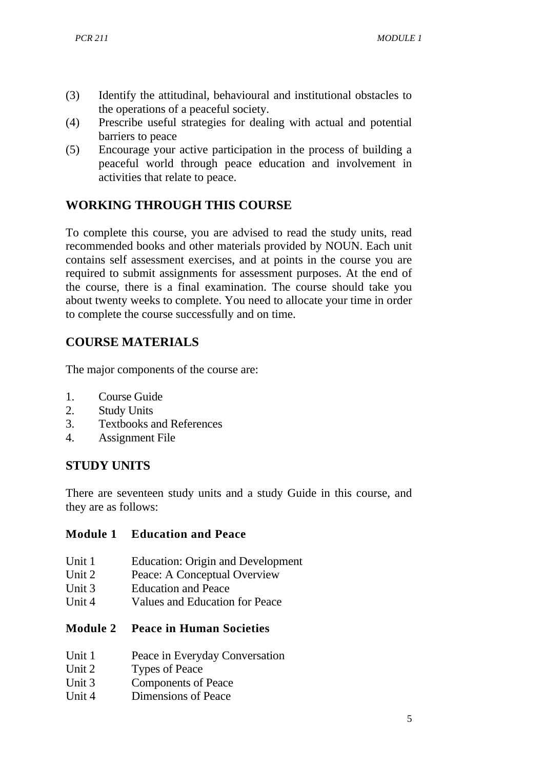(3) Identify the attitudinal, behavioural and institutional obstacles to the operations of a peaceful society.
(4) Prescribe useful strategies for dealing with actual and potential barriers to peace
(5) Encourage your active participation in the process of building a peaceful world through peace education and involvement in activities that relate to peace.

## WORKING THROUGH THIS COURSE

To complete this course, you are advised to read the study units, read recommended books and other materials provided by NOUN. Each unit contains self assessment exercises, and at points in the course you are required to submit assignments for assessment purposes. At the end of the course, there is a final examination. The course should take you about twenty weeks to complete. You need to allocate your time in order to complete the course successfully and on time.

## COURSE MATERIALS

The major components of the course are:

1. Course Guide
2. Study Units
3. Textbooks and References
4. Assignment File

## STUDY UNITS

There are seventeen study units and a study Guide in this course, and they are as follows:

**Module 1 Education and Peace**

Unit 1 Education: Origin and Development
Unit 2 Peace: A Conceptual Overview
Unit 3 Education and Peace
Unit 4 Values and Education for Peace

**Module 2 Peace in Human Societies**

Unit 1 Peace in Everyday Conversation
Unit 2 Types of Peace
Unit 3 Components of Peace
Unit 4 Dimensions of Peace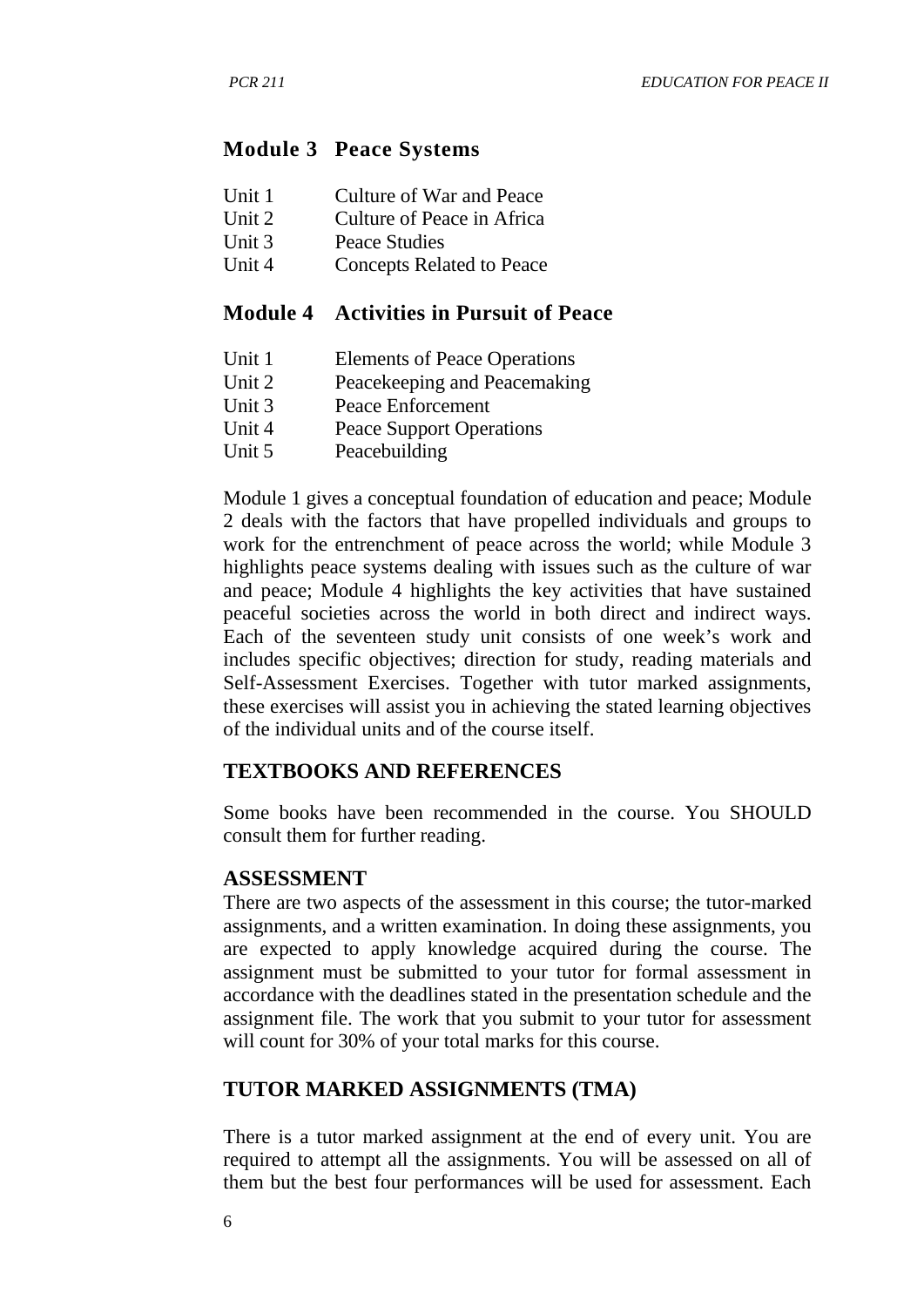## Module 3 Peace Systems

| | |
|---|---|
| Unit 1 | Culture of War and Peace |
| Unit 2 | Culture of Peace in Africa |
| Unit 3 | Peace Studies |
| Unit 4 | Concepts Related to Peace |

## Module 4 Activities in Pursuit of Peace

| | |
|---|---|
| Unit 1 | Elements of Peace Operations |
| Unit 2 | Peacekeeping and Peacemaking |
| Unit 3 | Peace Enforcement |
| Unit 4 | Peace Support Operations |
| Unit 5 | Peacebuilding |

Module 1 gives a conceptual foundation of education and peace; Module 2 deals with the factors that have propelled individuals and groups to work for the entrenchment of peace across the world; while Module 3 highlights peace systems dealing with issues such as the culture of war and peace; Module 4 highlights the key activities that have sustained peaceful societies across the world in both direct and indirect ways. Each of the seventeen study unit consists of one week's work and includes specific objectives; direction for study, reading materials and Self-Assessment Exercises. Together with tutor marked assignments, these exercises will assist you in achieving the stated learning objectives of the individual units and of the course itself.

## TEXTBOOKS AND REFERENCES

Some books have been recommended in the course. You SHOULD consult them for further reading.

## ASSESSMENT

There are two aspects of the assessment in this course; the tutor-marked assignments, and a written examination. In doing these assignments, you are expected to apply knowledge acquired during the course. The assignment must be submitted to your tutor for formal assessment in accordance with the deadlines stated in the presentation schedule and the assignment file. The work that you submit to your tutor for assessment will count for 30% of your total marks for this course.

## TUTOR MARKED ASSIGNMENTS (TMA)

There is a tutor marked assignment at the end of every unit. You are required to attempt all the assignments. You will be assessed on all of them but the best four performances will be used for assessment. Each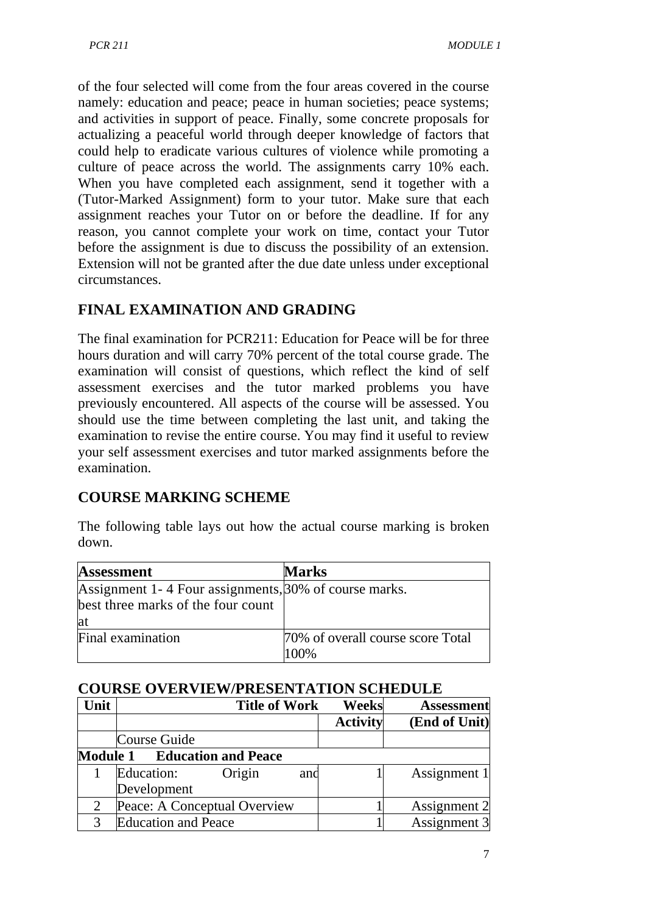of the four selected will come from the four areas covered in the course namely: education and peace; peace in human societies; peace systems; and activities in support of peace. Finally, some concrete proposals for actualizing a peaceful world through deeper knowledge of factors that could help to eradicate various cultures of violence while promoting a culture of peace across the world. The assignments carry 10% each. When you have completed each assignment, send it together with a (Tutor-Marked Assignment) form to your tutor. Make sure that each assignment reaches your Tutor on or before the deadline. If for any reason, you cannot complete your work on time, contact your Tutor before the assignment is due to discuss the possibility of an extension. Extension will not be granted after the due date unless under exceptional circumstances.

## FINAL EXAMINATION AND GRADING

The final examination for PCR211: Education for Peace will be for three hours duration and will carry 70% percent of the total course grade. The examination will consist of questions, which reflect the kind of self assessment exercises and the tutor marked problems you have previously encountered. All aspects of the course will be assessed. You should use the time between completing the last unit, and taking the examination to revise the entire course. You may find it useful to review your self assessment exercises and tutor marked assignments before the examination.

## COURSE MARKING SCHEME

The following table lays out how the actual course marking is broken down.

| **Assessment** | **Marks** |
|---|---|
| Assignment 1- 4 Four assignments, best three marks of the four count at | 30% of course marks. |
| Final examination | 70% of overall course score Total 100% |

## COURSE OVERVIEW/PRESENTATION SCHEDULE

| **Unit** | **Title of Work** | **Weeks Activity** | **Assessment (End of Unit)** |
|---|---|---|---|
| | Course Guide | | |
| **Module 1** | **Education and Peace** | | |
| 1 | Education: Origin and Development | 1 | Assignment 1 |
| 2 | Peace: A Conceptual Overview | 1 | Assignment 2 |
| 3 | Education and Peace | 1 | Assignment 3 |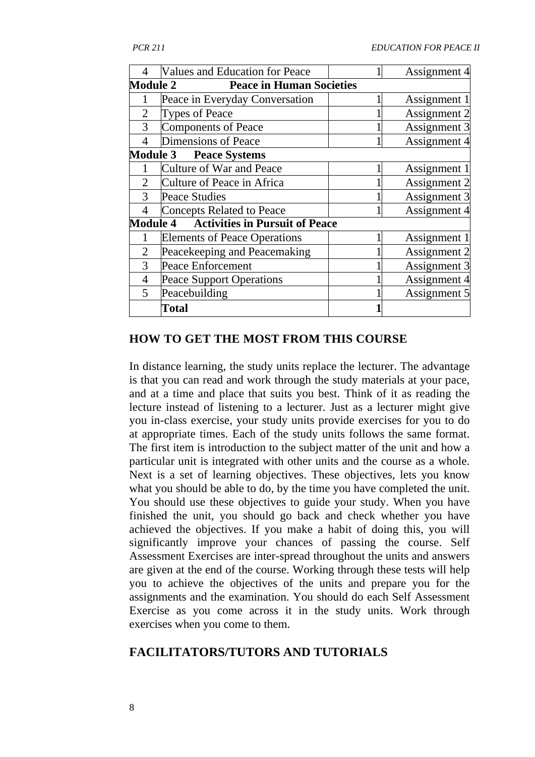| 4 | Values and Education for Peace | 1 | Assignment 4 |
|---|---|---|---|
| **Module 2** | **Peace in Human Societies** | | |
| 1 | Peace in Everyday Conversation | 1 | Assignment 1 |
| 2 | Types of Peace | 1 | Assignment 2 |
| 3 | Components of Peace | 1 | Assignment 3 |
| 4 | Dimensions of Peace | 1 | Assignment 4 |
| **Module 3** | **Peace Systems** | | |
| 1 | Culture of War and Peace | 1 | Assignment 1 |
| 2 | Culture of Peace in Africa | 1 | Assignment 2 |
| 3 | Peace Studies | 1 | Assignment 3 |
| 4 | Concepts Related to Peace | 1 | Assignment 4 |
| **Module 4** | **Activities in Pursuit of Peace** | | |
| 1 | Elements of Peace Operations | 1 | Assignment 1 |
| 2 | Peacekeeping and Peacemaking | 1 | Assignment 2 |
| 3 | Peace Enforcement | 1 | Assignment 3 |
| 4 | Peace Support Operations | 1 | Assignment 4 |
| 5 | Peacebuilding | 1 | Assignment 5 |
| | **Total** | **1** | |

## HOW TO GET THE MOST FROM THIS COURSE

In distance learning, the study units replace the lecturer. The advantage is that you can read and work through the study materials at your pace, and at a time and place that suits you best. Think of it as reading the lecture instead of listening to a lecturer. Just as a lecturer might give you in-class exercise, your study units provide exercises for you to do at appropriate times. Each of the study units follows the same format. The first item is introduction to the subject matter of the unit and how a particular unit is integrated with other units and the course as a whole. Next is a set of learning objectives. These objectives, lets you know what you should be able to do, by the time you have completed the unit. You should use these objectives to guide your study. When you have finished the unit, you should go back and check whether you have achieved the objectives. If you make a habit of doing this, you will significantly improve your chances of passing the course. Self Assessment Exercises are inter-spread throughout the units and answers are given at the end of the course. Working through these tests will help you to achieve the objectives of the units and prepare you for the assignments and the examination. You should do each Self Assessment Exercise as you come across it in the study units. Work through exercises when you come to them.

## FACILITATORS/TUTORS AND TUTORIALS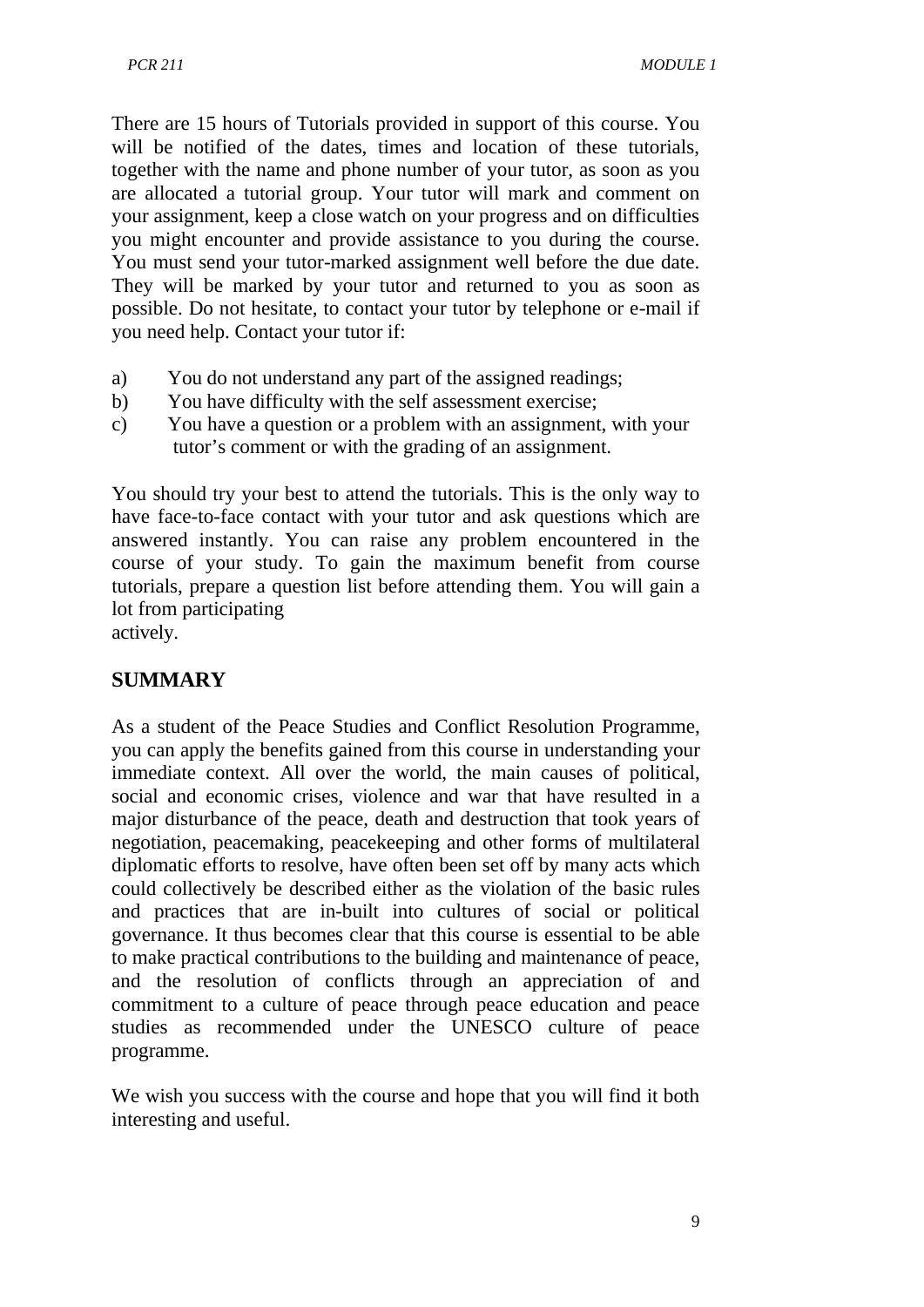There are 15 hours of Tutorials provided in support of this course. You will be notified of the dates, times and location of these tutorials, together with the name and phone number of your tutor, as soon as you are allocated a tutorial group. Your tutor will mark and comment on your assignment, keep a close watch on your progress and on difficulties you might encounter and provide assistance to you during the course. You must send your tutor-marked assignment well before the due date. They will be marked by your tutor and returned to you as soon as possible. Do not hesitate, to contact your tutor by telephone or e-mail if you need help. Contact your tutor if:

a) You do not understand any part of the assigned readings;
b) You have difficulty with the self assessment exercise;
c) You have a question or a problem with an assignment, with your tutor's comment or with the grading of an assignment.

You should try your best to attend the tutorials. This is the only way to have face-to-face contact with your tutor and ask questions which are answered instantly. You can raise any problem encountered in the course of your study. To gain the maximum benefit from course tutorials, prepare a question list before attending them. You will gain a lot from participating actively.

## SUMMARY

As a student of the Peace Studies and Conflict Resolution Programme, you can apply the benefits gained from this course in understanding your immediate context. All over the world, the main causes of political, social and economic crises, violence and war that have resulted in a major disturbance of the peace, death and destruction that took years of negotiation, peacemaking, peacekeeping and other forms of multilateral diplomatic efforts to resolve, have often been set off by many acts which could collectively be described either as the violation of the basic rules and practices that are in-built into cultures of social or political governance. It thus becomes clear that this course is essential to be able to make practical contributions to the building and maintenance of peace, and the resolution of conflicts through an appreciation of and commitment to a culture of peace through peace education and peace studies as recommended under the UNESCO culture of peace programme.

We wish you success with the course and hope that you will find it both interesting and useful.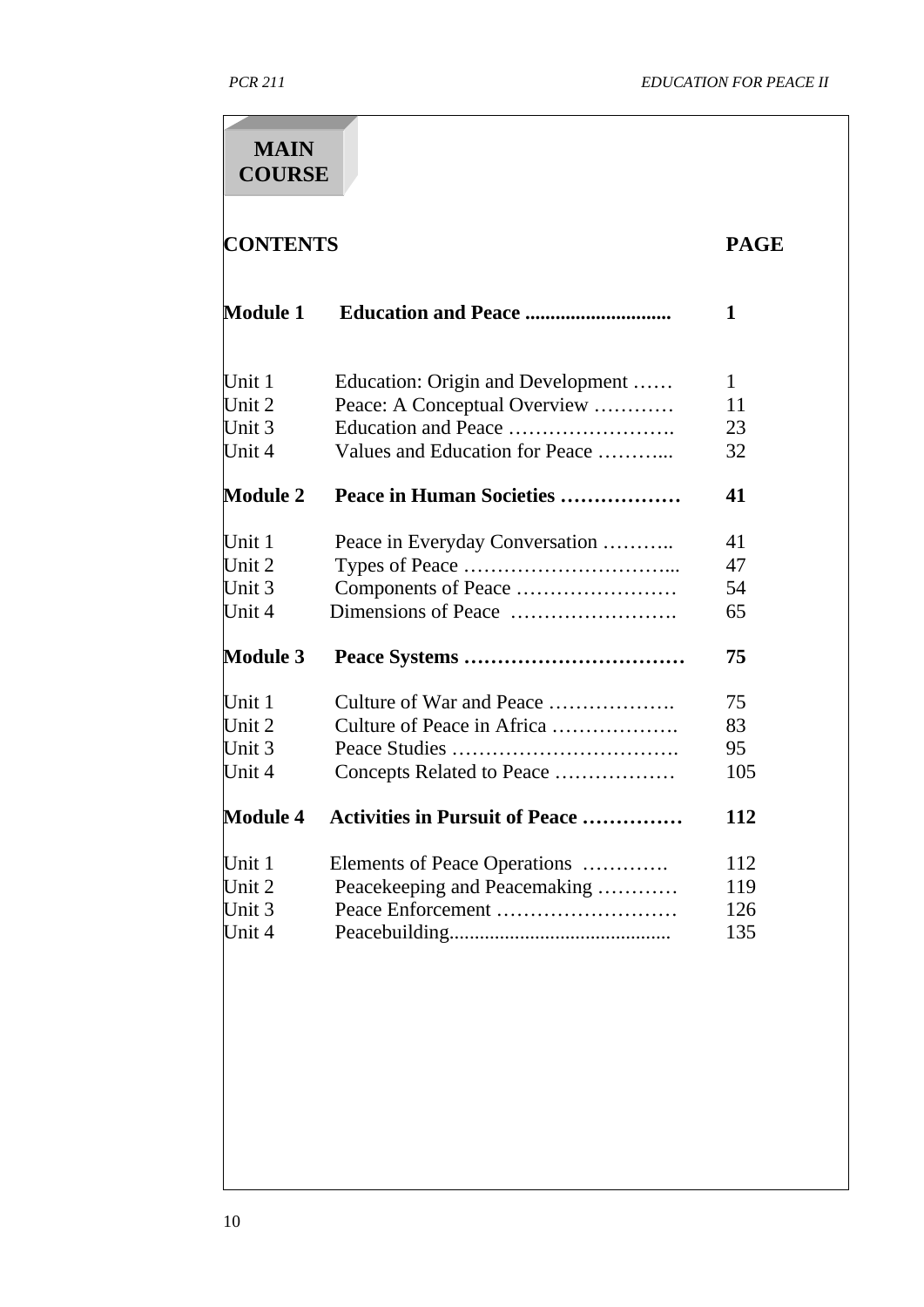# MAIN COURSE

| CONTENTS | | PAGE |
|---|---|---|
| **Module 1** | **Education and Peace ............................** | **1** |
| Unit 1 | Education: Origin and Development …… | 1 |
| Unit 2 | Peace: A Conceptual Overview ………… | 11 |
| Unit 3 | Education and Peace ……………………. | 23 |
| Unit 4 | Values and Education for Peace ………... | 32 |
| **Module 2** | **Peace in Human Societies ………………** | **41** |
| Unit 1 | Peace in Everyday Conversation ……….. | 41 |
| Unit 2 | Types of Peace …………………………... | 47 |
| Unit 3 | Components of Peace …………………… | 54 |
| Unit 4 | Dimensions of Peace ……………………. | 65 |
| **Module 3** | **Peace Systems ……………………………** | **75** |
| Unit 1 | Culture of War and Peace ………………. | 75 |
| Unit 2 | Culture of Peace in Africa ………………. | 83 |
| Unit 3 | Peace Studies ……………………………. | 95 |
| Unit 4 | Concepts Related to Peace ……………… | 105 |
| **Module 4** | **Activities in Pursuit of Peace ……………** | **112** |
| Unit 1 | Elements of Peace Operations …………. | 112 |
| Unit 2 | Peacekeeping and Peacemaking ………… | 119 |
| Unit 3 | Peace Enforcement ……………………… | 126 |
| Unit 4 | Peacebuilding........................................... | 135 |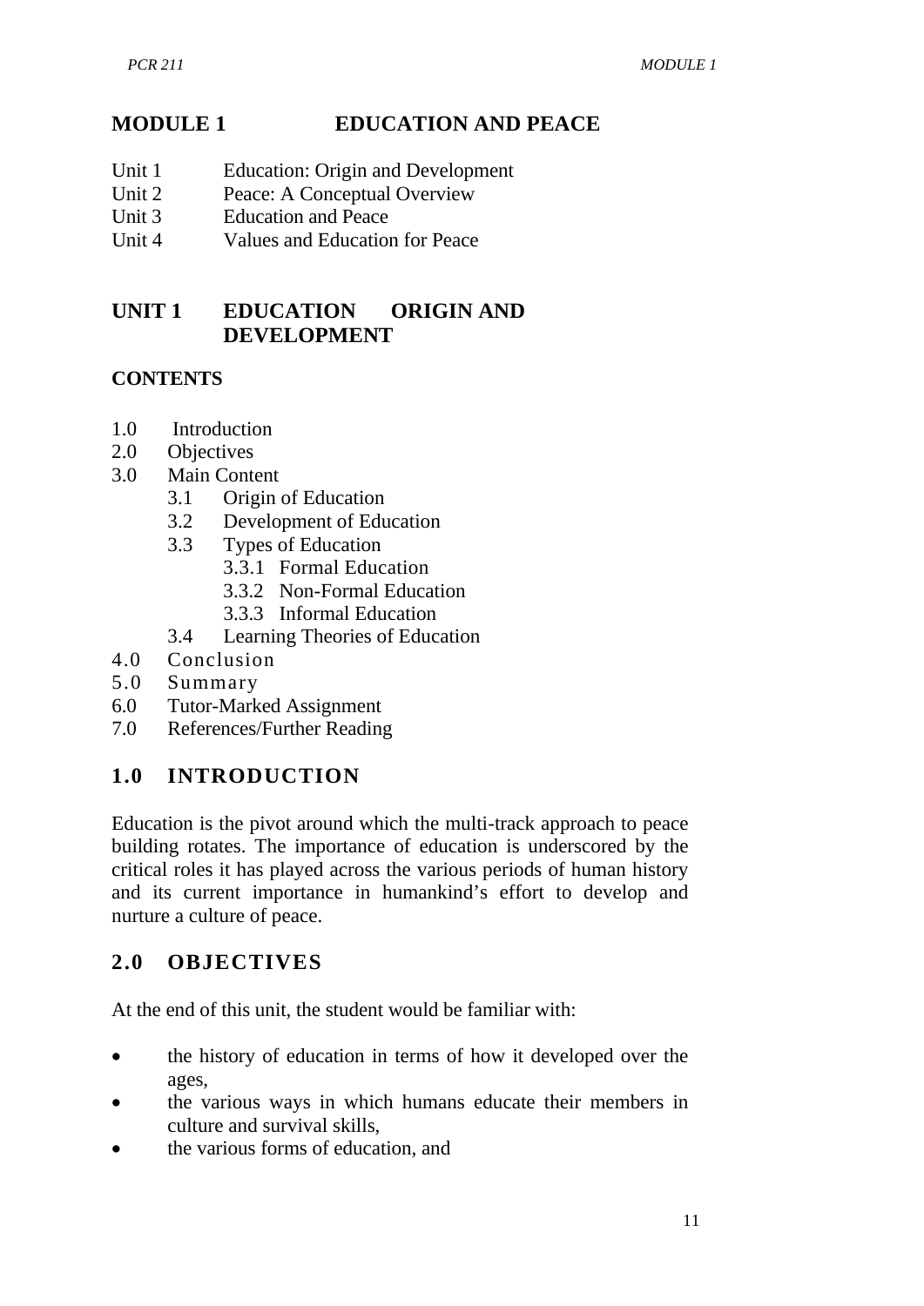# MODULE 1 EDUCATION AND PEACE

- Unit 1 Education: Origin and Development
- Unit 2 Peace: A Conceptual Overview
- Unit 3 Education and Peace
- Unit 4 Values and Education for Peace

## UNIT 1 EDUCATION ORIGIN AND DEVELOPMENT

### CONTENTS

- 1.0 Introduction
- 2.0 Objectives
- 3.0 Main Content
  - 3.1 Origin of Education
  - 3.2 Development of Education
  - 3.3 Types of Education
    - 3.3.1 Formal Education
    - 3.3.2 Non-Formal Education
    - 3.3.3 Informal Education
  - 3.4 Learning Theories of Education
- 4.0 Conclusion
- 5.0 Summary
- 6.0 Tutor-Marked Assignment
- 7.0 References/Further Reading

## 1.0 INTRODUCTION

Education is the pivot around which the multi-track approach to peace building rotates. The importance of education is underscored by the critical roles it has played across the various periods of human history and its current importance in humankind's effort to develop and nurture a culture of peace.

## 2.0 OBJECTIVES

At the end of this unit, the student would be familiar with:

- the history of education in terms of how it developed over the ages,
- the various ways in which humans educate their members in culture and survival skills,
- the various forms of education, and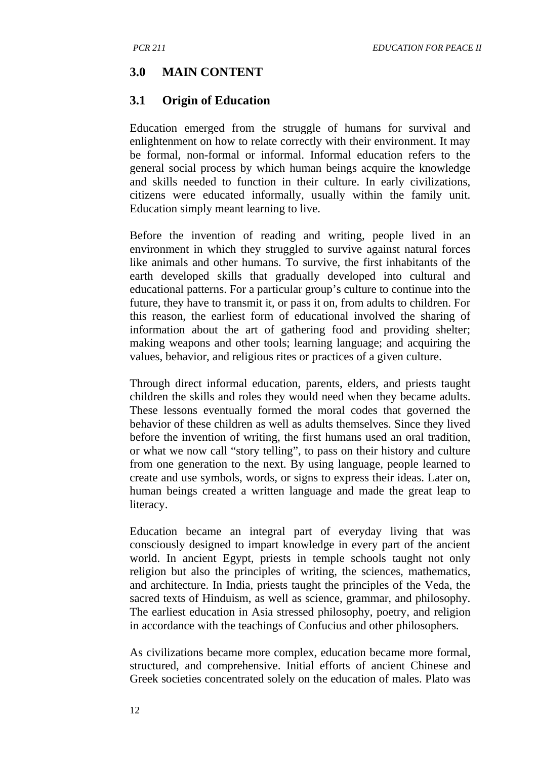## 3.0 MAIN CONTENT

### 3.1 Origin of Education

Education emerged from the struggle of humans for survival and enlightenment on how to relate correctly with their environment. It may be formal, non-formal or informal. Informal education refers to the general social process by which human beings acquire the knowledge and skills needed to function in their culture. In early civilizations, citizens were educated informally, usually within the family unit. Education simply meant learning to live.

Before the invention of reading and writing, people lived in an environment in which they struggled to survive against natural forces like animals and other humans. To survive, the first inhabitants of the earth developed skills that gradually developed into cultural and educational patterns. For a particular group's culture to continue into the future, they have to transmit it, or pass it on, from adults to children. For this reason, the earliest form of educational involved the sharing of information about the art of gathering food and providing shelter; making weapons and other tools; learning language; and acquiring the values, behavior, and religious rites or practices of a given culture.

Through direct informal education, parents, elders, and priests taught children the skills and roles they would need when they became adults. These lessons eventually formed the moral codes that governed the behavior of these children as well as adults themselves. Since they lived before the invention of writing, the first humans used an oral tradition, or what we now call "story telling", to pass on their history and culture from one generation to the next. By using language, people learned to create and use symbols, words, or signs to express their ideas. Later on, human beings created a written language and made the great leap to literacy.

Education became an integral part of everyday living that was consciously designed to impart knowledge in every part of the ancient world. In ancient Egypt, priests in temple schools taught not only religion but also the principles of writing, the sciences, mathematics, and architecture. In India, priests taught the principles of the Veda, the sacred texts of Hinduism, as well as science, grammar, and philosophy. The earliest education in Asia stressed philosophy, poetry, and religion in accordance with the teachings of Confucius and other philosophers.

As civilizations became more complex, education became more formal, structured, and comprehensive. Initial efforts of ancient Chinese and Greek societies concentrated solely on the education of males. Plato was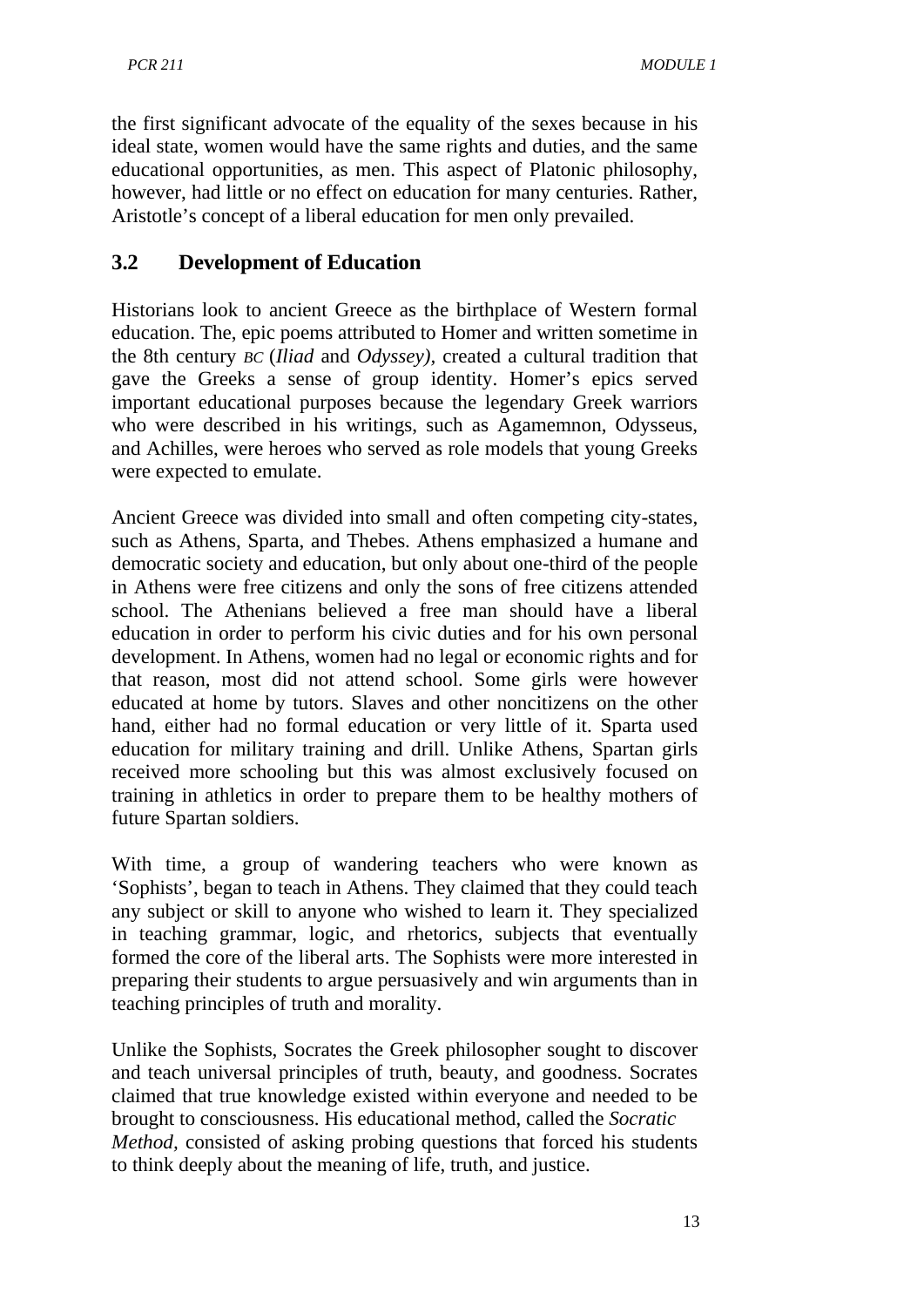the first significant advocate of the equality of the sexes because in his ideal state, women would have the same rights and duties, and the same educational opportunities, as men. This aspect of Platonic philosophy, however, had little or no effect on education for many centuries. Rather, Aristotle's concept of a liberal education for men only prevailed.

## 3.2 Development of Education

Historians look to ancient Greece as the birthplace of Western formal education. The, epic poems attributed to Homer and written sometime in the 8th century *BC* (*Iliad* and *Odyssey),* created a cultural tradition that gave the Greeks a sense of group identity. Homer's epics served important educational purposes because the legendary Greek warriors who were described in his writings, such as Agamemnon, Odysseus, and Achilles, were heroes who served as role models that young Greeks were expected to emulate.

Ancient Greece was divided into small and often competing city-states, such as Athens, Sparta, and Thebes. Athens emphasized a humane and democratic society and education, but only about one-third of the people in Athens were free citizens and only the sons of free citizens attended school. The Athenians believed a free man should have a liberal education in order to perform his civic duties and for his own personal development. In Athens, women had no legal or economic rights and for that reason, most did not attend school. Some girls were however educated at home by tutors. Slaves and other noncitizens on the other hand, either had no formal education or very little of it. Sparta used education for military training and drill. Unlike Athens, Spartan girls received more schooling but this was almost exclusively focused on training in athletics in order to prepare them to be healthy mothers of future Spartan soldiers.

With time, a group of wandering teachers who were known as 'Sophists', began to teach in Athens. They claimed that they could teach any subject or skill to anyone who wished to learn it. They specialized in teaching grammar, logic, and rhetorics, subjects that eventually formed the core of the liberal arts. The Sophists were more interested in preparing their students to argue persuasively and win arguments than in teaching principles of truth and morality.

Unlike the Sophists, Socrates the Greek philosopher sought to discover and teach universal principles of truth, beauty, and goodness. Socrates claimed that true knowledge existed within everyone and needed to be brought to consciousness. His educational method, called the *Socratic Method,* consisted of asking probing questions that forced his students to think deeply about the meaning of life, truth, and justice.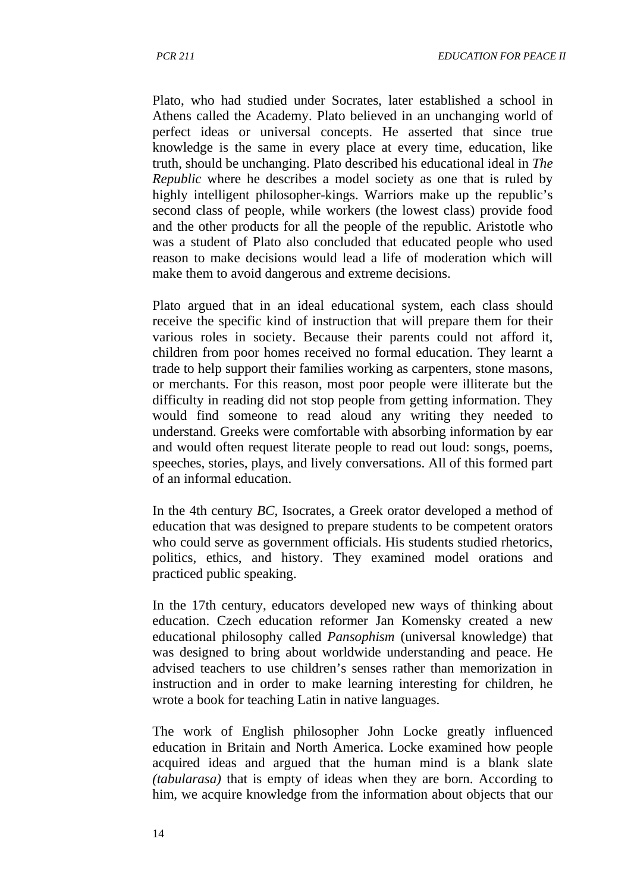Plato, who had studied under Socrates, later established a school in Athens called the Academy. Plato believed in an unchanging world of perfect ideas or universal concepts. He asserted that since true knowledge is the same in every place at every time, education, like truth, should be unchanging. Plato described his educational ideal in *The Republic* where he describes a model society as one that is ruled by highly intelligent philosopher-kings. Warriors make up the republic's second class of people, while workers (the lowest class) provide food and the other products for all the people of the republic. Aristotle who was a student of Plato also concluded that educated people who used reason to make decisions would lead a life of moderation which will make them to avoid dangerous and extreme decisions.

Plato argued that in an ideal educational system, each class should receive the specific kind of instruction that will prepare them for their various roles in society. Because their parents could not afford it, children from poor homes received no formal education. They learnt a trade to help support their families working as carpenters, stone masons, or merchants. For this reason, most poor people were illiterate but the difficulty in reading did not stop people from getting information. They would find someone to read aloud any writing they needed to understand. Greeks were comfortable with absorbing information by ear and would often request literate people to read out loud: songs, poems, speeches, stories, plays, and lively conversations. All of this formed part of an informal education.

In the 4th century *BC*, Isocrates, a Greek orator developed a method of education that was designed to prepare students to be competent orators who could serve as government officials. His students studied rhetorics, politics, ethics, and history. They examined model orations and practiced public speaking.

In the 17th century, educators developed new ways of thinking about education. Czech education reformer Jan Komensky created a new educational philosophy called *Pansophism* (universal knowledge) that was designed to bring about worldwide understanding and peace. He advised teachers to use children's senses rather than memorization in instruction and in order to make learning interesting for children, he wrote a book for teaching Latin in native languages.

The work of English philosopher John Locke greatly influenced education in Britain and North America. Locke examined how people acquired ideas and argued that the human mind is a blank slate *(tabularasa)* that is empty of ideas when they are born. According to him, we acquire knowledge from the information about objects that our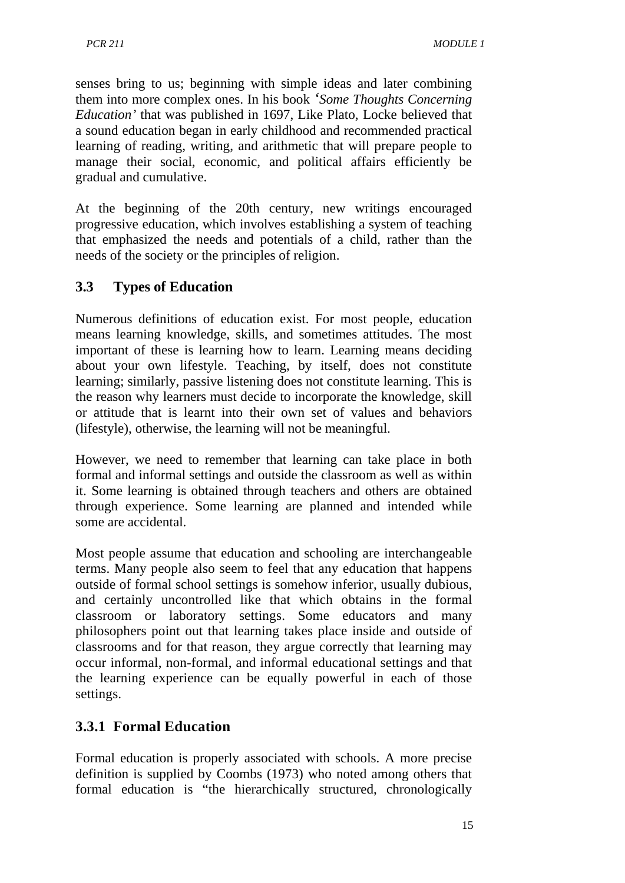senses bring to us; beginning with simple ideas and later combining them into more complex ones. In his book *'Some Thoughts Concerning Education'* that was published in 1697, Like Plato, Locke believed that a sound education began in early childhood and recommended practical learning of reading, writing, and arithmetic that will prepare people to manage their social, economic, and political affairs efficiently be gradual and cumulative.

At the beginning of the 20th century, new writings encouraged progressive education, which involves establishing a system of teaching that emphasized the needs and potentials of a child, rather than the needs of the society or the principles of religion.

## 3.3 Types of Education

Numerous definitions of education exist. For most people, education means learning knowledge, skills, and sometimes attitudes. The most important of these is learning how to learn. Learning means deciding about your own lifestyle. Teaching, by itself, does not constitute learning; similarly, passive listening does not constitute learning. This is the reason why learners must decide to incorporate the knowledge, skill or attitude that is learnt into their own set of values and behaviors (lifestyle), otherwise, the learning will not be meaningful.

However, we need to remember that learning can take place in both formal and informal settings and outside the classroom as well as within it. Some learning is obtained through teachers and others are obtained through experience. Some learning are planned and intended while some are accidental.

Most people assume that education and schooling are interchangeable terms. Many people also seem to feel that any education that happens outside of formal school settings is somehow inferior, usually dubious, and certainly uncontrolled like that which obtains in the formal classroom or laboratory settings. Some educators and many philosophers point out that learning takes place inside and outside of classrooms and for that reason, they argue correctly that learning may occur informal, non-formal, and informal educational settings and that the learning experience can be equally powerful in each of those settings.

### 3.3.1 Formal Education

Formal education is properly associated with schools. A more precise definition is supplied by Coombs (1973) who noted among others that formal education is "the hierarchically structured, chronologically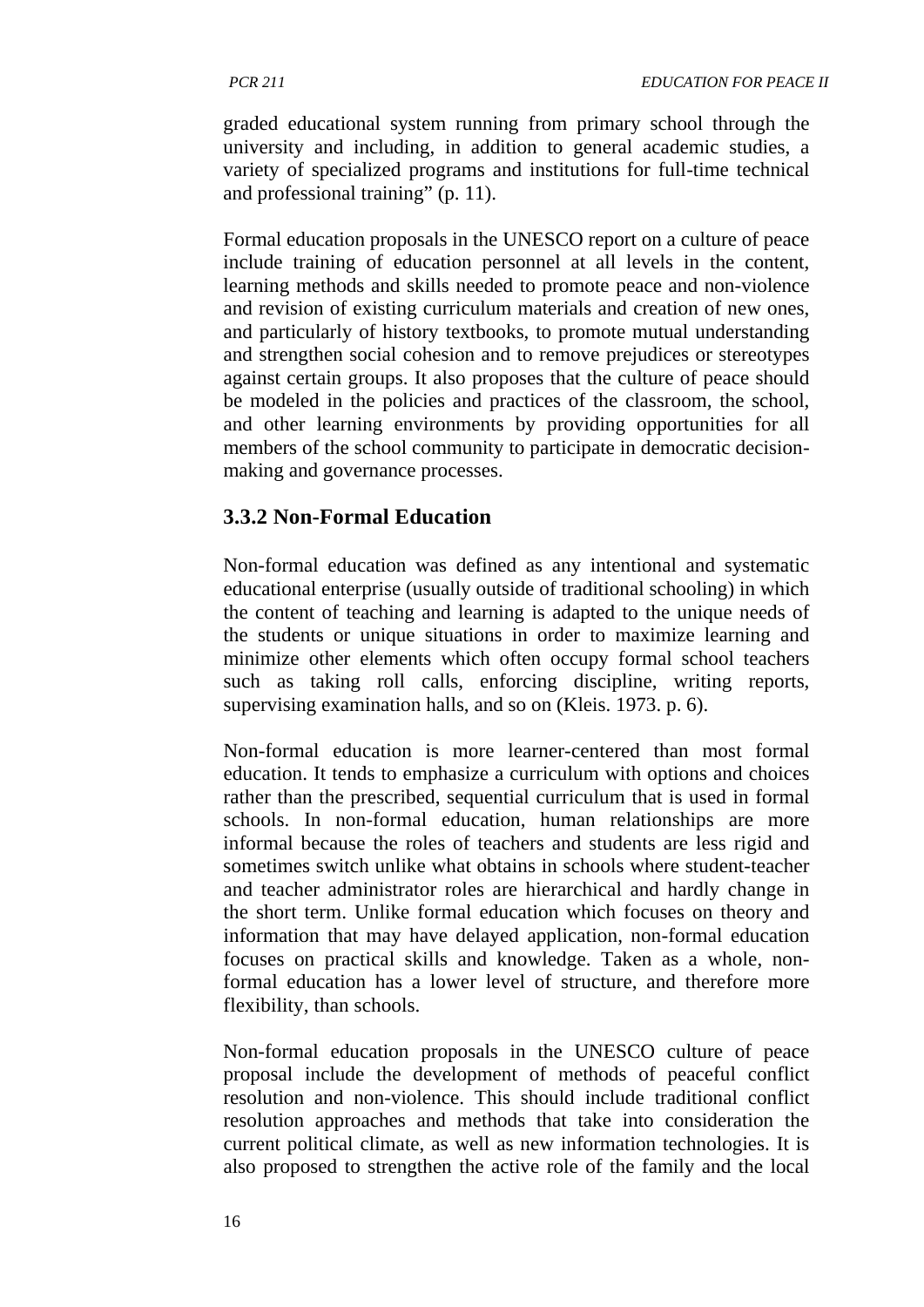graded educational system running from primary school through the university and including, in addition to general academic studies, a variety of specialized programs and institutions for full-time technical and professional training" (p. 11).

Formal education proposals in the UNESCO report on a culture of peace include training of education personnel at all levels in the content, learning methods and skills needed to promote peace and non-violence and revision of existing curriculum materials and creation of new ones, and particularly of history textbooks, to promote mutual understanding and strengthen social cohesion and to remove prejudices or stereotypes against certain groups. It also proposes that the culture of peace should be modeled in the policies and practices of the classroom, the school, and other learning environments by providing opportunities for all members of the school community to participate in democratic decision-making and governance processes.

### 3.3.2 Non-Formal Education

Non-formal education was defined as any intentional and systematic educational enterprise (usually outside of traditional schooling) in which the content of teaching and learning is adapted to the unique needs of the students or unique situations in order to maximize learning and minimize other elements which often occupy formal school teachers such as taking roll calls, enforcing discipline, writing reports, supervising examination halls, and so on (Kleis. 1973. p. 6).

Non-formal education is more learner-centered than most formal education. It tends to emphasize a curriculum with options and choices rather than the prescribed, sequential curriculum that is used in formal schools. In non-formal education, human relationships are more informal because the roles of teachers and students are less rigid and sometimes switch unlike what obtains in schools where student-teacher and teacher administrator roles are hierarchical and hardly change in the short term. Unlike formal education which focuses on theory and information that may have delayed application, non-formal education focuses on practical skills and knowledge. Taken as a whole, non-formal education has a lower level of structure, and therefore more flexibility, than schools.

Non-formal education proposals in the UNESCO culture of peace proposal include the development of methods of peaceful conflict resolution and non-violence. This should include traditional conflict resolution approaches and methods that take into consideration the current political climate, as well as new information technologies. It is also proposed to strengthen the active role of the family and the local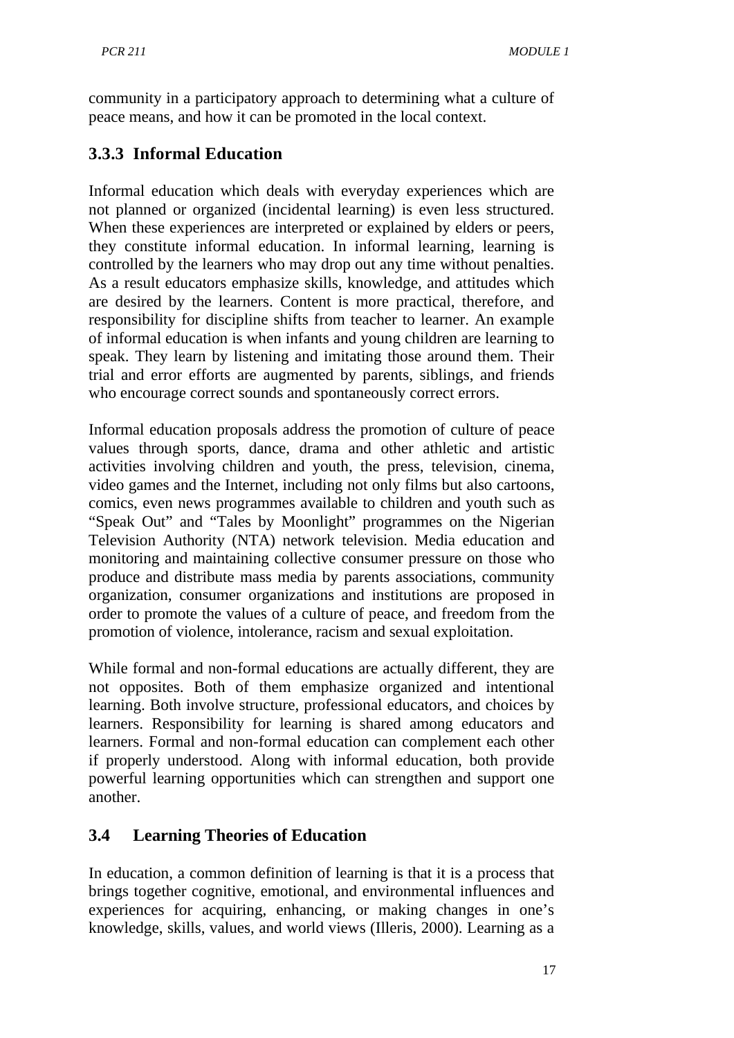community in a participatory approach to determining what a culture of peace means, and how it can be promoted in the local context.

### 3.3.3 Informal Education

Informal education which deals with everyday experiences which are not planned or organized (incidental learning) is even less structured. When these experiences are interpreted or explained by elders or peers, they constitute informal education. In informal learning, learning is controlled by the learners who may drop out any time without penalties. As a result educators emphasize skills, knowledge, and attitudes which are desired by the learners. Content is more practical, therefore, and responsibility for discipline shifts from teacher to learner. An example of informal education is when infants and young children are learning to speak. They learn by listening and imitating those around them. Their trial and error efforts are augmented by parents, siblings, and friends who encourage correct sounds and spontaneously correct errors.

Informal education proposals address the promotion of culture of peace values through sports, dance, drama and other athletic and artistic activities involving children and youth, the press, television, cinema, video games and the Internet, including not only films but also cartoons, comics, even news programmes available to children and youth such as "Speak Out" and "Tales by Moonlight" programmes on the Nigerian Television Authority (NTA) network television. Media education and monitoring and maintaining collective consumer pressure on those who produce and distribute mass media by parents associations, community organization, consumer organizations and institutions are proposed in order to promote the values of a culture of peace, and freedom from the promotion of violence, intolerance, racism and sexual exploitation.

While formal and non-formal educations are actually different, they are not opposites. Both of them emphasize organized and intentional learning. Both involve structure, professional educators, and choices by learners. Responsibility for learning is shared among educators and learners. Formal and non-formal education can complement each other if properly understood. Along with informal education, both provide powerful learning opportunities which can strengthen and support one another.

## 3.4 Learning Theories of Education

In education, a common definition of learning is that it is a process that brings together cognitive, emotional, and environmental influences and experiences for acquiring, enhancing, or making changes in one's knowledge, skills, values, and world views (Illeris, 2000). Learning as a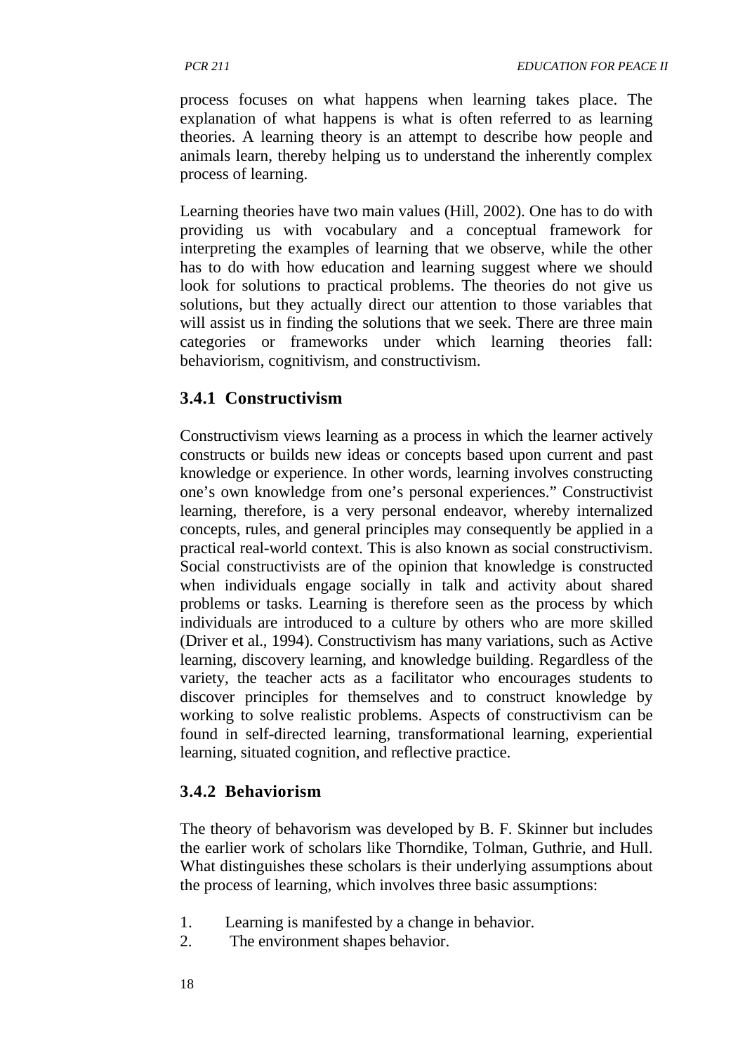process focuses on what happens when learning takes place. The explanation of what happens is what is often referred to as learning theories. A learning theory is an attempt to describe how people and animals learn, thereby helping us to understand the inherently complex process of learning.

Learning theories have two main values (Hill, 2002). One has to do with providing us with vocabulary and a conceptual framework for interpreting the examples of learning that we observe, while the other has to do with how education and learning suggest where we should look for solutions to practical problems. The theories do not give us solutions, but they actually direct our attention to those variables that will assist us in finding the solutions that we seek. There are three main categories or frameworks under which learning theories fall: behaviorism, cognitivism, and constructivism.

### 3.4.1 Constructivism

Constructivism views learning as a process in which the learner actively constructs or builds new ideas or concepts based upon current and past knowledge or experience. In other words, learning involves constructing one's own knowledge from one's personal experiences." Constructivist learning, therefore, is a very personal endeavor, whereby internalized concepts, rules, and general principles may consequently be applied in a practical real-world context. This is also known as social constructivism. Social constructivists are of the opinion that knowledge is constructed when individuals engage socially in talk and activity about shared problems or tasks. Learning is therefore seen as the process by which individuals are introduced to a culture by others who are more skilled (Driver et al., 1994). Constructivism has many variations, such as Active learning, discovery learning, and knowledge building. Regardless of the variety, the teacher acts as a facilitator who encourages students to discover principles for themselves and to construct knowledge by working to solve realistic problems. Aspects of constructivism can be found in self-directed learning, transformational learning, experiential learning, situated cognition, and reflective practice.

### 3.4.2 Behaviorism

The theory of behavorism was developed by B. F. Skinner but includes the earlier work of scholars like Thorndike, Tolman, Guthrie, and Hull. What distinguishes these scholars is their underlying assumptions about the process of learning, which involves three basic assumptions:

1. Learning is manifested by a change in behavior.
2. The environment shapes behavior.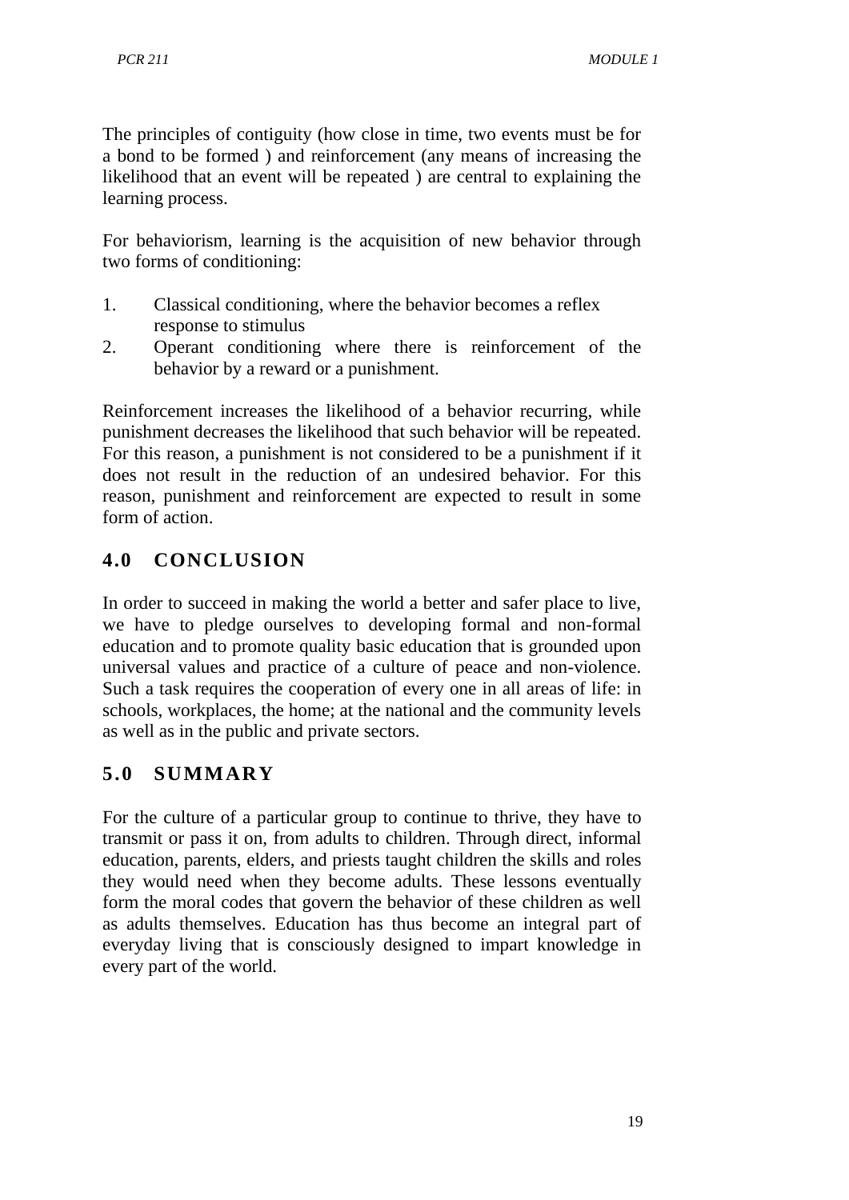The principles of contiguity (how close in time, two events must be for a bond to be formed ) and reinforcement (any means of increasing the likelihood that an event will be repeated ) are central to explaining the learning process.

For behaviorism, learning is the acquisition of new behavior through two forms of conditioning:

1. Classical conditioning, where the behavior becomes a reflex response to stimulus
2. Operant conditioning where there is reinforcement of the behavior by a reward or a punishment.

Reinforcement increases the likelihood of a behavior recurring, while punishment decreases the likelihood that such behavior will be repeated. For this reason, a punishment is not considered to be a punishment if it does not result in the reduction of an undesired behavior. For this reason, punishment and reinforcement are expected to result in some form of action.

## 4.0 CONCLUSION

In order to succeed in making the world a better and safer place to live, we have to pledge ourselves to developing formal and non-formal education and to promote quality basic education that is grounded upon universal values and practice of a culture of peace and non-violence. Such a task requires the cooperation of every one in all areas of life: in schools, workplaces, the home; at the national and the community levels as well as in the public and private sectors.

## 5.0 SUMMARY

For the culture of a particular group to continue to thrive, they have to transmit or pass it on, from adults to children. Through direct, informal education, parents, elders, and priests taught children the skills and roles they would need when they become adults. These lessons eventually form the moral codes that govern the behavior of these children as well as adults themselves. Education has thus become an integral part of everyday living that is consciously designed to impart knowledge in every part of the world.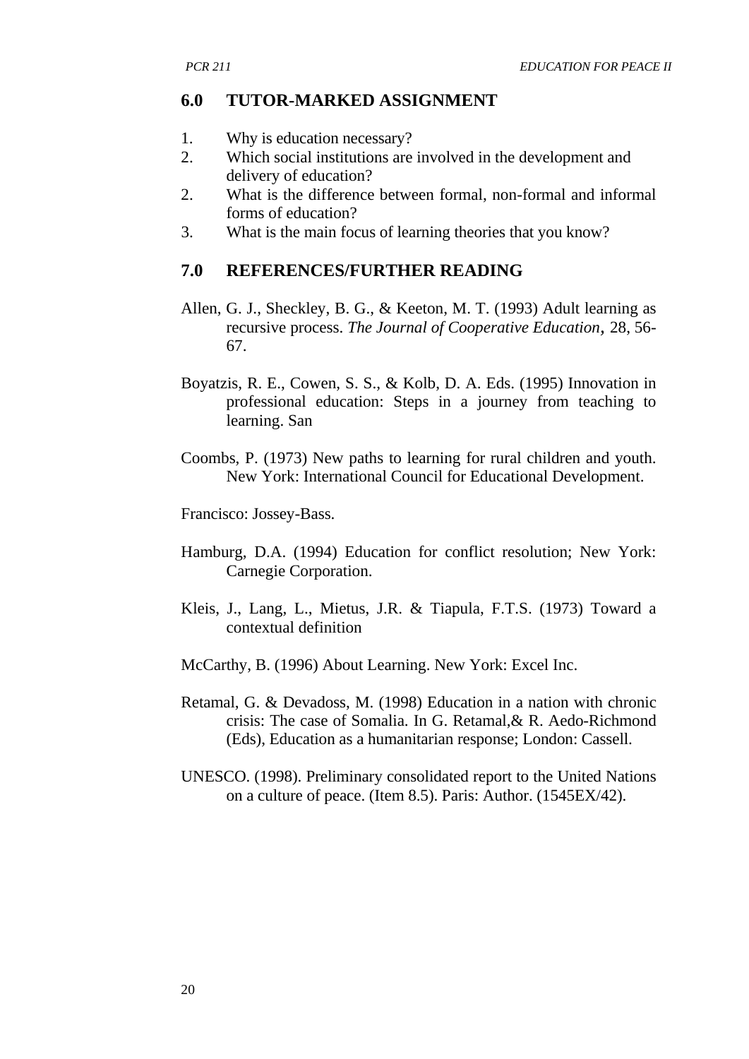## 6.0 TUTOR-MARKED ASSIGNMENT

1. Why is education necessary?
2. Which social institutions are involved in the development and delivery of education?
2. What is the difference between formal, non-formal and informal forms of education?
3. What is the main focus of learning theories that you know?

## 7.0 REFERENCES/FURTHER READING

Allen, G. J., Sheckley, B. G., & Keeton, M. T. (1993) Adult learning as recursive process. *The Journal of Cooperative Education*, 28, 56-67.

Boyatzis, R. E., Cowen, S. S., & Kolb, D. A. Eds. (1995) Innovation in professional education: Steps in a journey from teaching to learning. San

Coombs, P. (1973) New paths to learning for rural children and youth. New York: International Council for Educational Development.

Francisco: Jossey-Bass.

Hamburg, D.A. (1994) Education for conflict resolution; New York: Carnegie Corporation.

Kleis, J., Lang, L., Mietus, J.R. & Tiapula, F.T.S. (1973) Toward a contextual definition

McCarthy, B. (1996) About Learning. New York: Excel Inc.

Retamal, G. & Devadoss, M. (1998) Education in a nation with chronic crisis: The case of Somalia. In G. Retamal,& R. Aedo-Richmond (Eds), Education as a humanitarian response; London: Cassell.

UNESCO. (1998). Preliminary consolidated report to the United Nations on a culture of peace. (Item 8.5). Paris: Author. (1545EX/42).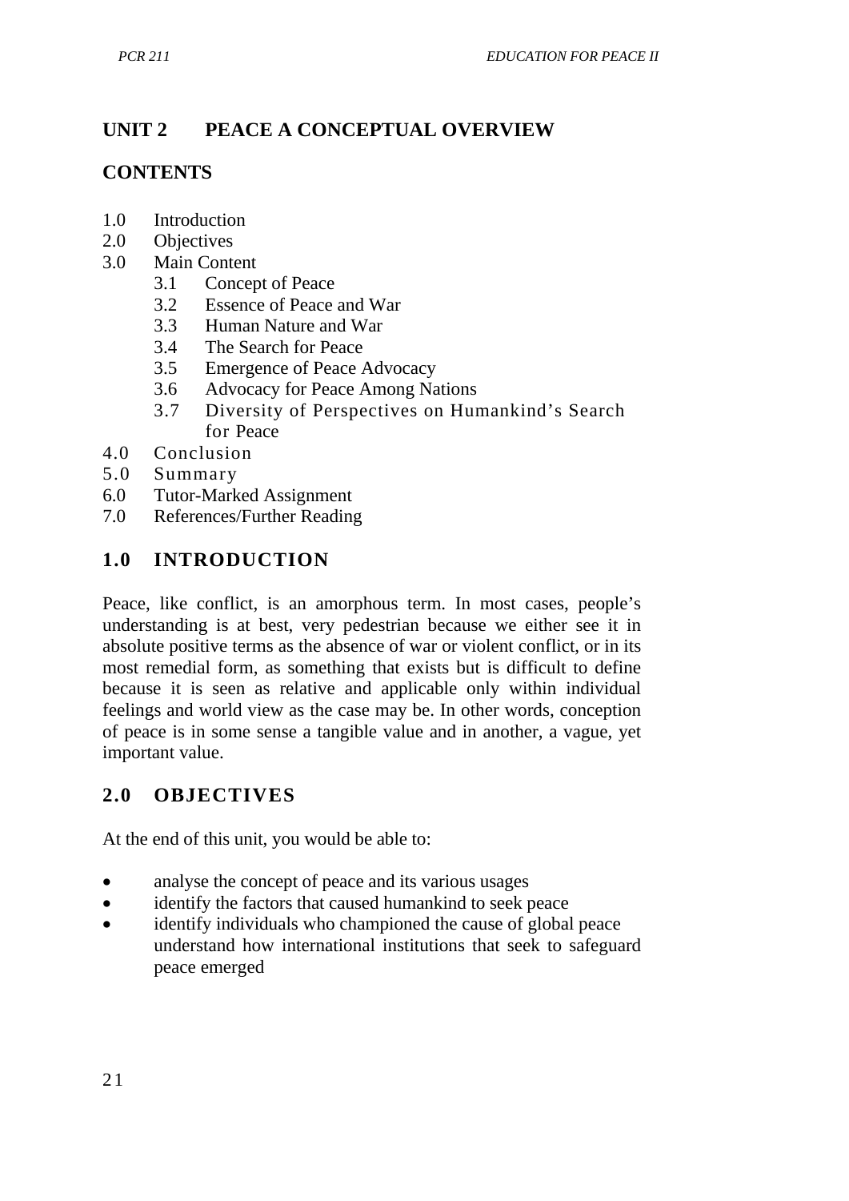# UNIT 2 PEACE A CONCEPTUAL OVERVIEW

## CONTENTS

- 1.0 Introduction
- 2.0 Objectives
- 3.0 Main Content
  - 3.1 Concept of Peace
  - 3.2 Essence of Peace and War
  - 3.3 Human Nature and War
  - 3.4 The Search for Peace
  - 3.5 Emergence of Peace Advocacy
  - 3.6 Advocacy for Peace Among Nations
  - 3.7 Diversity of Perspectives on Humankind's Search for Peace
- 4.0 Conclusion
- 5.0 Summary
- 6.0 Tutor-Marked Assignment
- 7.0 References/Further Reading

## 1.0 INTRODUCTION

Peace, like conflict, is an amorphous term. In most cases, people's understanding is at best, very pedestrian because we either see it in absolute positive terms as the absence of war or violent conflict, or in its most remedial form, as something that exists but is difficult to define because it is seen as relative and applicable only within individual feelings and world view as the case may be. In other words, conception of peace is in some sense a tangible value and in another, a vague, yet important value.

## 2.0 OBJECTIVES

At the end of this unit, you would be able to:

- analyse the concept of peace and its various usages
- identify the factors that caused humankind to seek peace
- identify individuals who championed the cause of global peace understand how international institutions that seek to safeguard peace emerged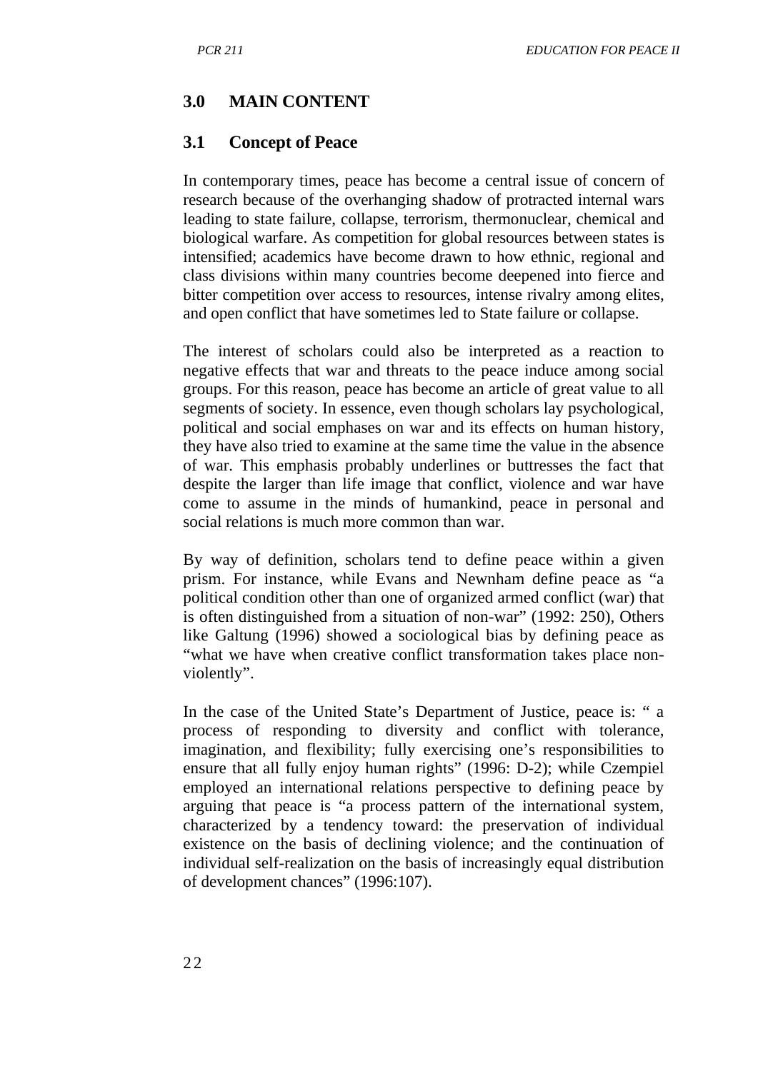## 3.0 MAIN CONTENT

### 3.1 Concept of Peace

In contemporary times, peace has become a central issue of concern of research because of the overhanging shadow of protracted internal wars leading to state failure, collapse, terrorism, thermonuclear, chemical and biological warfare. As competition for global resources between states is intensified; academics have become drawn to how ethnic, regional and class divisions within many countries become deepened into fierce and bitter competition over access to resources, intense rivalry among elites, and open conflict that have sometimes led to State failure or collapse.

The interest of scholars could also be interpreted as a reaction to negative effects that war and threats to the peace induce among social groups. For this reason, peace has become an article of great value to all segments of society. In essence, even though scholars lay psychological, political and social emphases on war and its effects on human history, they have also tried to examine at the same time the value in the absence of war. This emphasis probably underlines or buttresses the fact that despite the larger than life image that conflict, violence and war have come to assume in the minds of humankind, peace in personal and social relations is much more common than war.

By way of definition, scholars tend to define peace within a given prism. For instance, while Evans and Newnham define peace as "a political condition other than one of organized armed conflict (war) that is often distinguished from a situation of non-war" (1992: 250), Others like Galtung (1996) showed a sociological bias by defining peace as "what we have when creative conflict transformation takes place non-violently".

In the case of the United State's Department of Justice, peace is: " a process of responding to diversity and conflict with tolerance, imagination, and flexibility; fully exercising one's responsibilities to ensure that all fully enjoy human rights" (1996: D-2); while Czempiel employed an international relations perspective to defining peace by arguing that peace is "a process pattern of the international system, characterized by a tendency toward: the preservation of individual existence on the basis of declining violence; and the continuation of individual self-realization on the basis of increasingly equal distribution of development chances" (1996:107).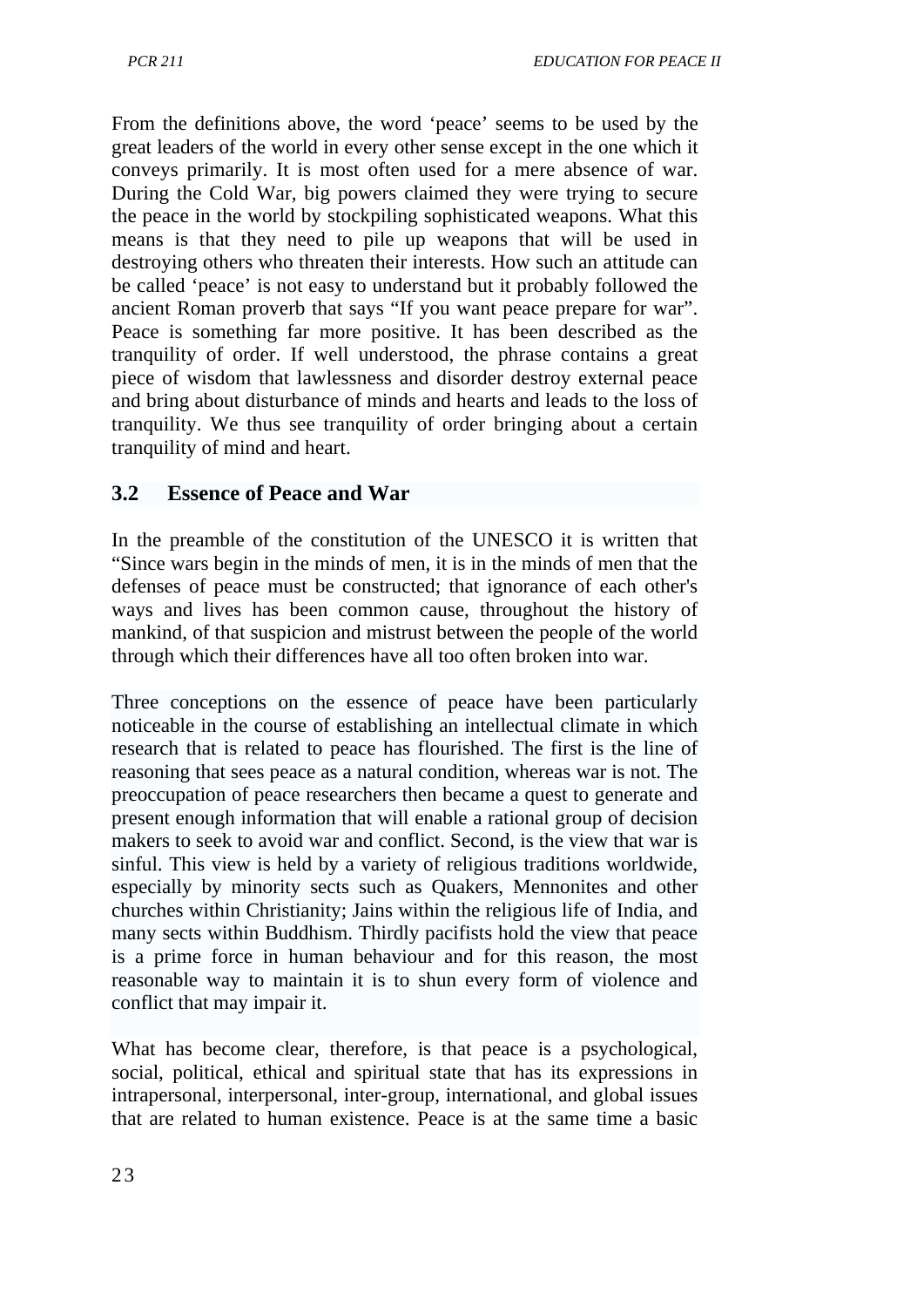From the definitions above, the word 'peace' seems to be used by the great leaders of the world in every other sense except in the one which it conveys primarily. It is most often used for a mere absence of war. During the Cold War, big powers claimed they were trying to secure the peace in the world by stockpiling sophisticated weapons. What this means is that they need to pile up weapons that will be used in destroying others who threaten their interests. How such an attitude can be called 'peace' is not easy to understand but it probably followed the ancient Roman proverb that says "If you want peace prepare for war". Peace is something far more positive. It has been described as the tranquility of order. If well understood, the phrase contains a great piece of wisdom that lawlessness and disorder destroy external peace and bring about disturbance of minds and hearts and leads to the loss of tranquility. We thus see tranquility of order bringing about a certain tranquility of mind and heart.

## 3.2 Essence of Peace and War

In the preamble of the constitution of the UNESCO it is written that "Since wars begin in the minds of men, it is in the minds of men that the defenses of peace must be constructed; that ignorance of each other's ways and lives has been common cause, throughout the history of mankind, of that suspicion and mistrust between the people of the world through which their differences have all too often broken into war.

Three conceptions on the essence of peace have been particularly noticeable in the course of establishing an intellectual climate in which research that is related to peace has flourished. The first is the line of reasoning that sees peace as a natural condition, whereas war is not. The preoccupation of peace researchers then became a quest to generate and present enough information that will enable a rational group of decision makers to seek to avoid war and conflict. Second, is the view that war is sinful. This view is held by a variety of religious traditions worldwide, especially by minority sects such as Quakers, Mennonites and other churches within Christianity; Jains within the religious life of India, and many sects within Buddhism. Thirdly pacifists hold the view that peace is a prime force in human behaviour and for this reason, the most reasonable way to maintain it is to shun every form of violence and conflict that may impair it.

What has become clear, therefore, is that peace is a psychological, social, political, ethical and spiritual state that has its expressions in intrapersonal, interpersonal, inter-group, international, and global issues that are related to human existence. Peace is at the same time a basic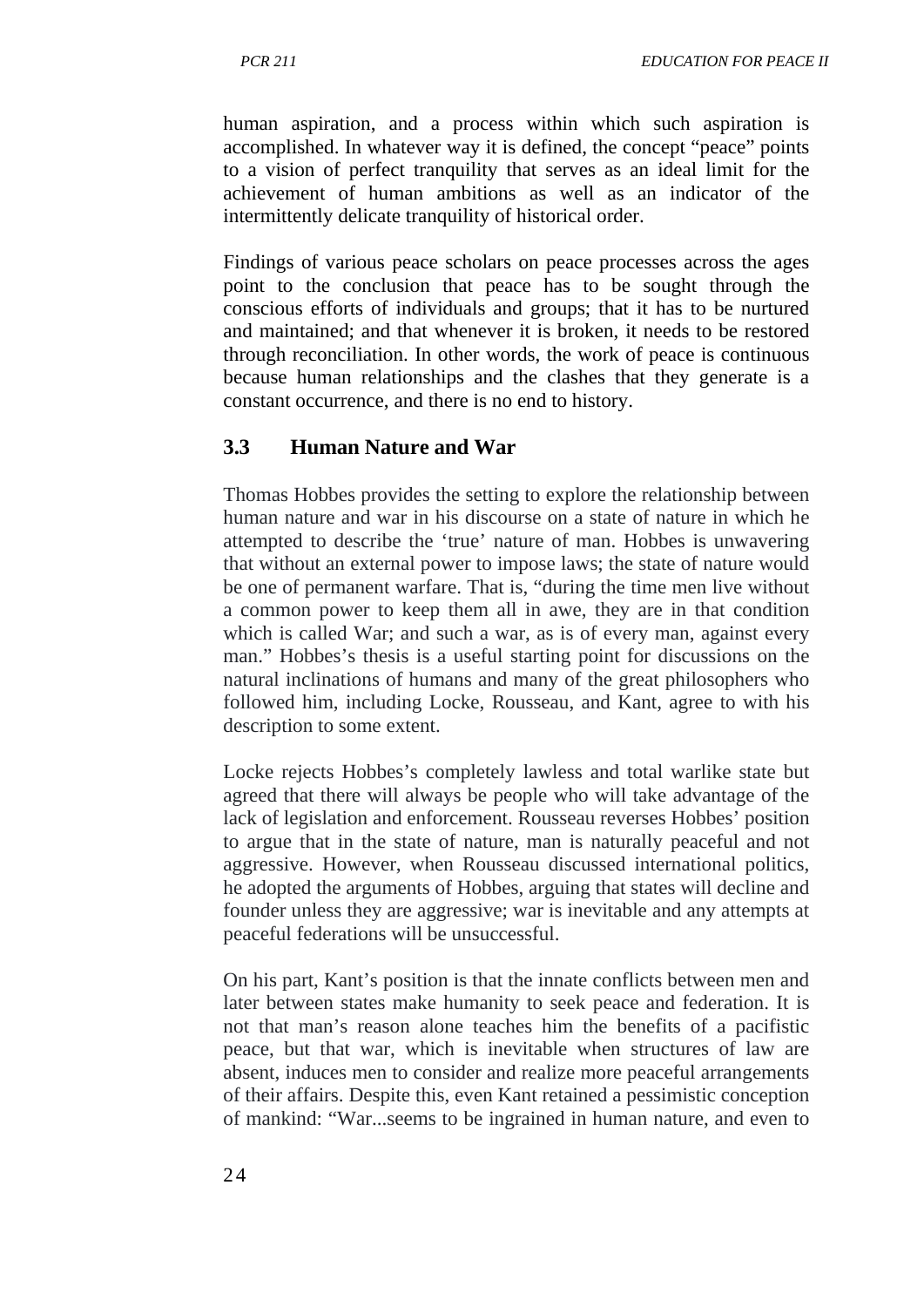human aspiration, and a process within which such aspiration is accomplished. In whatever way it is defined, the concept "peace" points to a vision of perfect tranquility that serves as an ideal limit for the achievement of human ambitions as well as an indicator of the intermittently delicate tranquility of historical order.

Findings of various peace scholars on peace processes across the ages point to the conclusion that peace has to be sought through the conscious efforts of individuals and groups; that it has to be nurtured and maintained; and that whenever it is broken, it needs to be restored through reconciliation. In other words, the work of peace is continuous because human relationships and the clashes that they generate is a constant occurrence, and there is no end to history.

### 3.3 Human Nature and War

Thomas Hobbes provides the setting to explore the relationship between human nature and war in his discourse on a state of nature in which he attempted to describe the 'true' nature of man. Hobbes is unwavering that without an external power to impose laws; the state of nature would be one of permanent warfare. That is, "during the time men live without a common power to keep them all in awe, they are in that condition which is called War; and such a war, as is of every man, against every man." Hobbes's thesis is a useful starting point for discussions on the natural inclinations of humans and many of the great philosophers who followed him, including Locke, Rousseau, and Kant, agree to with his description to some extent.

Locke rejects Hobbes's completely lawless and total warlike state but agreed that there will always be people who will take advantage of the lack of legislation and enforcement. Rousseau reverses Hobbes' position to argue that in the state of nature, man is naturally peaceful and not aggressive. However, when Rousseau discussed international politics, he adopted the arguments of Hobbes, arguing that states will decline and founder unless they are aggressive; war is inevitable and any attempts at peaceful federations will be unsuccessful.

On his part, Kant's position is that the innate conflicts between men and later between states make humanity to seek peace and federation. It is not that man's reason alone teaches him the benefits of a pacifistic peace, but that war, which is inevitable when structures of law are absent, induces men to consider and realize more peaceful arrangements of their affairs. Despite this, even Kant retained a pessimistic conception of mankind: "War...seems to be ingrained in human nature, and even to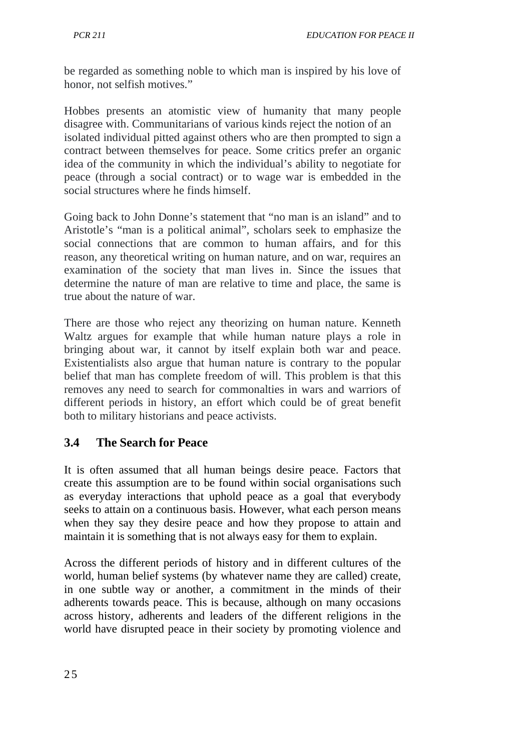be regarded as something noble to which man is inspired by his love of honor, not selfish motives."

Hobbes presents an atomistic view of humanity that many people disagree with. Communitarians of various kinds reject the notion of an isolated individual pitted against others who are then prompted to sign a contract between themselves for peace. Some critics prefer an organic idea of the community in which the individual's ability to negotiate for peace (through a social contract) or to wage war is embedded in the social structures where he finds himself.

Going back to John Donne's statement that "no man is an island" and to Aristotle's "man is a political animal", scholars seek to emphasize the social connections that are common to human affairs, and for this reason, any theoretical writing on human nature, and on war, requires an examination of the society that man lives in. Since the issues that determine the nature of man are relative to time and place, the same is true about the nature of war.

There are those who reject any theorizing on human nature. Kenneth Waltz argues for example that while human nature plays a role in bringing about war, it cannot by itself explain both war and peace. Existentialists also argue that human nature is contrary to the popular belief that man has complete freedom of will. This problem is that this removes any need to search for commonalties in wars and warriors of different periods in history, an effort which could be of great benefit both to military historians and peace activists.

## 3.4 The Search for Peace

It is often assumed that all human beings desire peace. Factors that create this assumption are to be found within social organisations such as everyday interactions that uphold peace as a goal that everybody seeks to attain on a continuous basis. However, what each person means when they say they desire peace and how they propose to attain and maintain it is something that is not always easy for them to explain.

Across the different periods of history and in different cultures of the world, human belief systems (by whatever name they are called) create, in one subtle way or another, a commitment in the minds of their adherents towards peace. This is because, although on many occasions across history, adherents and leaders of the different religions in the world have disrupted peace in their society by promoting violence and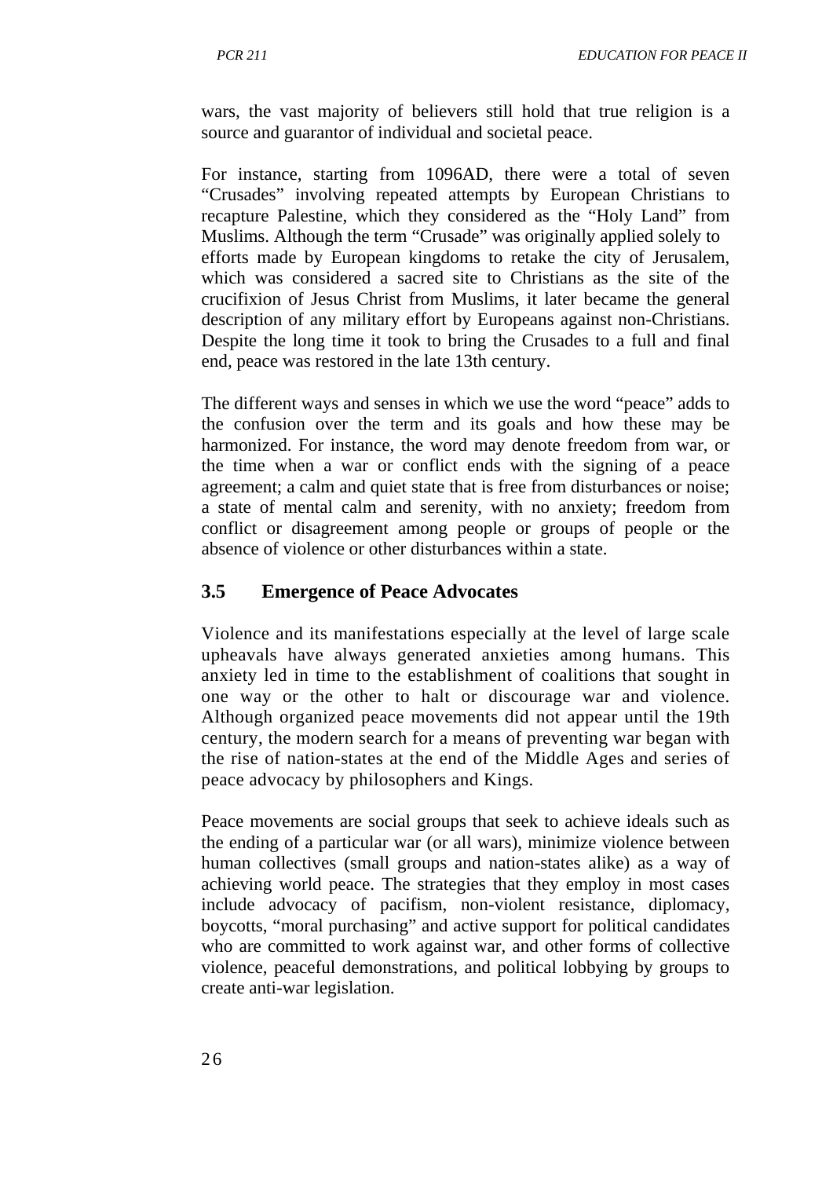wars, the vast majority of believers still hold that true religion is a source and guarantor of individual and societal peace.

For instance, starting from 1096AD, there were a total of seven "Crusades" involving repeated attempts by European Christians to recapture Palestine, which they considered as the "Holy Land" from Muslims. Although the term "Crusade" was originally applied solely to efforts made by European kingdoms to retake the city of Jerusalem, which was considered a sacred site to Christians as the site of the crucifixion of Jesus Christ from Muslims, it later became the general description of any military effort by Europeans against non-Christians. Despite the long time it took to bring the Crusades to a full and final end, peace was restored in the late 13th century.

The different ways and senses in which we use the word "peace" adds to the confusion over the term and its goals and how these may be harmonized. For instance, the word may denote freedom from war, or the time when a war or conflict ends with the signing of a peace agreement; a calm and quiet state that is free from disturbances or noise; a state of mental calm and serenity, with no anxiety; freedom from conflict or disagreement among people or groups of people or the absence of violence or other disturbances within a state.

## 3.5 Emergence of Peace Advocates

Violence and its manifestations especially at the level of large scale upheavals have always generated anxieties among humans. This anxiety led in time to the establishment of coalitions that sought in one way or the other to halt or discourage war and violence. Although organized peace movements did not appear until the 19th century, the modern search for a means of preventing war began with the rise of nation-states at the end of the Middle Ages and series of peace advocacy by philosophers and Kings.

Peace movements are social groups that seek to achieve ideals such as the ending of a particular war (or all wars), minimize violence between human collectives (small groups and nation-states alike) as a way of achieving world peace. The strategies that they employ in most cases include advocacy of pacifism, non-violent resistance, diplomacy, boycotts, "moral purchasing" and active support for political candidates who are committed to work against war, and other forms of collective violence, peaceful demonstrations, and political lobbying by groups to create anti-war legislation.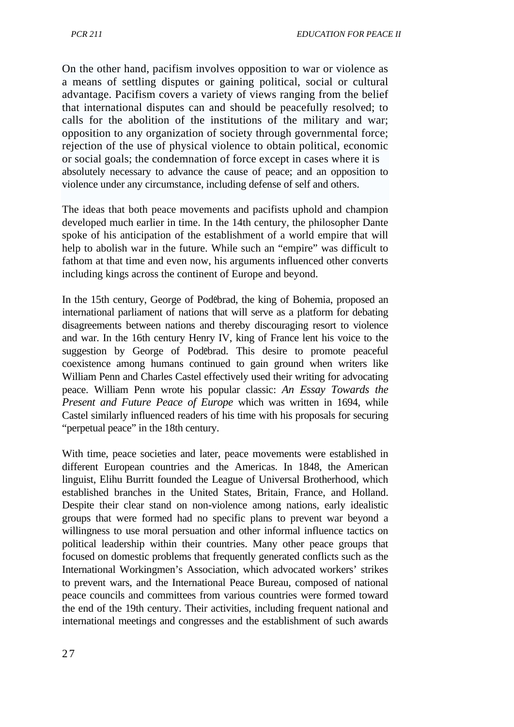On the other hand, pacifism involves opposition to war or violence as a means of settling disputes or gaining political, social or cultural advantage. Pacifism covers a variety of views ranging from the belief that international disputes can and should be peacefully resolved; to calls for the abolition of the institutions of the military and war; opposition to any organization of society through governmental force; rejection of the use of physical violence to obtain political, economic or social goals; the condemnation of force except in cases where it is absolutely necessary to advance the cause of peace; and an opposition to violence under any circumstance, including defense of self and others.

The ideas that both peace movements and pacifists uphold and champion developed much earlier in time. In the 14th century, the philosopher Dante spoke of his anticipation of the establishment of a world empire that will help to abolish war in the future. While such an "empire" was difficult to fathom at that time and even now, his arguments influenced other converts including kings across the continent of Europe and beyond.

In the 15th century, George of Podebrad, the king of Bohemia, proposed an international parliament of nations that will serve as a platform for debating disagreements between nations and thereby discouraging resort to violence and war. In the 16th century Henry IV, king of France lent his voice to the suggestion by George of Podebrad. This desire to promote peaceful coexistence among humans continued to gain ground when writers like William Penn and Charles Castel effectively used their writing for advocating peace. William Penn wrote his popular classic: *An Essay Towards the Present and Future Peace of Europe* which was written in 1694, while Castel similarly influenced readers of his time with his proposals for securing "perpetual peace" in the 18th century.

With time, peace societies and later, peace movements were established in different European countries and the Americas. In 1848, the American linguist, Elihu Burritt founded the League of Universal Brotherhood, which established branches in the United States, Britain, France, and Holland. Despite their clear stand on non-violence among nations, early idealistic groups that were formed had no specific plans to prevent war beyond a willingness to use moral persuasion and other informal influence tactics on political leadership within their countries. Many other peace groups that focused on domestic problems that frequently generated conflicts such as the International Workingmen's Association, which advocated workers' strikes to prevent wars, and the International Peace Bureau, composed of national peace councils and committees from various countries were formed toward the end of the 19th century. Their activities, including frequent national and international meetings and congresses and the establishment of such awards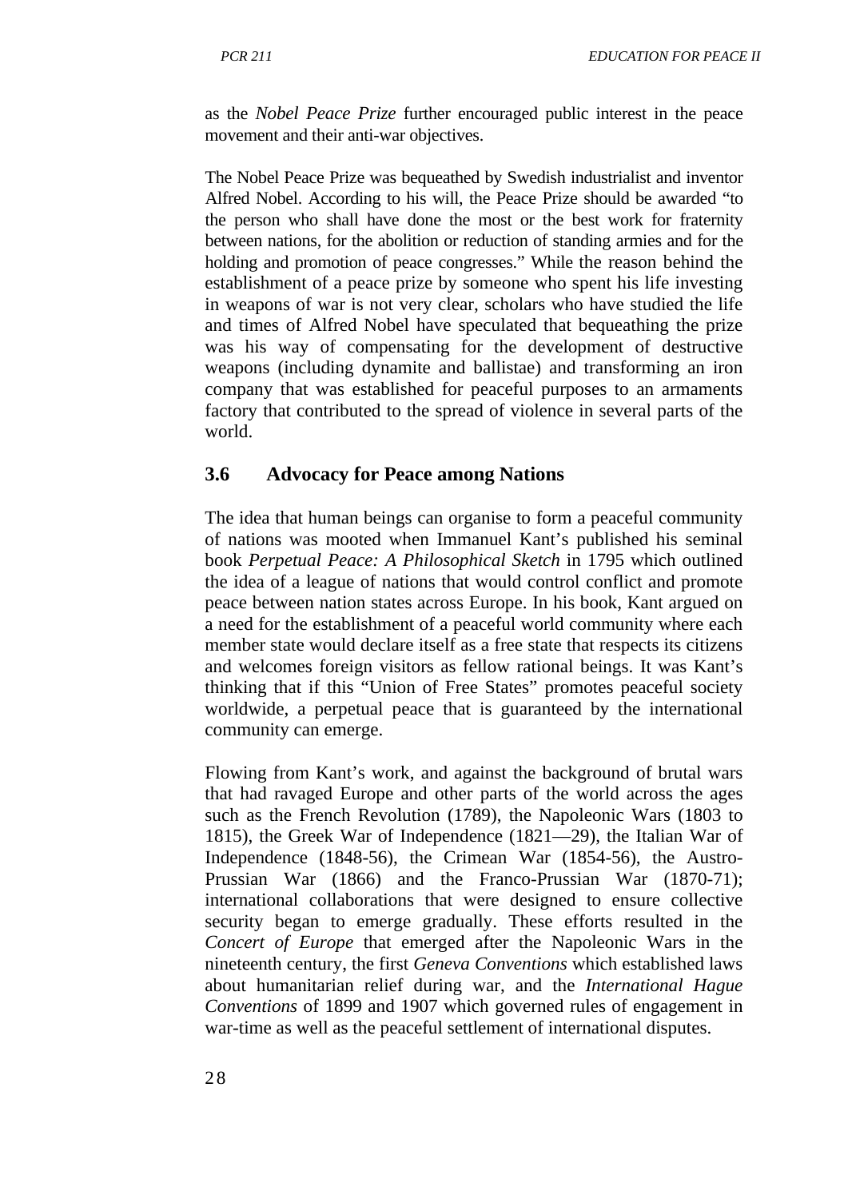as the *Nobel Peace Prize* further encouraged public interest in the peace movement and their anti-war objectives.

The Nobel Peace Prize was bequeathed by Swedish industrialist and inventor Alfred Nobel. According to his will, the Peace Prize should be awarded "to the person who shall have done the most or the best work for fraternity between nations, for the abolition or reduction of standing armies and for the holding and promotion of peace congresses." While the reason behind the establishment of a peace prize by someone who spent his life investing in weapons of war is not very clear, scholars who have studied the life and times of Alfred Nobel have speculated that bequeathing the prize was his way of compensating for the development of destructive weapons (including dynamite and ballistae) and transforming an iron company that was established for peaceful purposes to an armaments factory that contributed to the spread of violence in several parts of the world.

## 3.6 Advocacy for Peace among Nations

The idea that human beings can organise to form a peaceful community of nations was mooted when Immanuel Kant's published his seminal book *Perpetual Peace: A Philosophical Sketch* in 1795 which outlined the idea of a league of nations that would control conflict and promote peace between nation states across Europe. In his book, Kant argued on a need for the establishment of a peaceful world community where each member state would declare itself as a free state that respects its citizens and welcomes foreign visitors as fellow rational beings. It was Kant's thinking that if this "Union of Free States" promotes peaceful society worldwide, a perpetual peace that is guaranteed by the international community can emerge.

Flowing from Kant's work, and against the background of brutal wars that had ravaged Europe and other parts of the world across the ages such as the French Revolution (1789), the Napoleonic Wars (1803 to 1815), the Greek War of Independence (1821—29), the Italian War of Independence (1848-56), the Crimean War (1854-56), the Austro-Prussian War (1866) and the Franco-Prussian War (1870-71); international collaborations that were designed to ensure collective security began to emerge gradually. These efforts resulted in the *Concert of Europe* that emerged after the Napoleonic Wars in the nineteenth century, the first *Geneva Conventions* which established laws about humanitarian relief during war, and the *International Hague Conventions* of 1899 and 1907 which governed rules of engagement in war-time as well as the peaceful settlement of international disputes.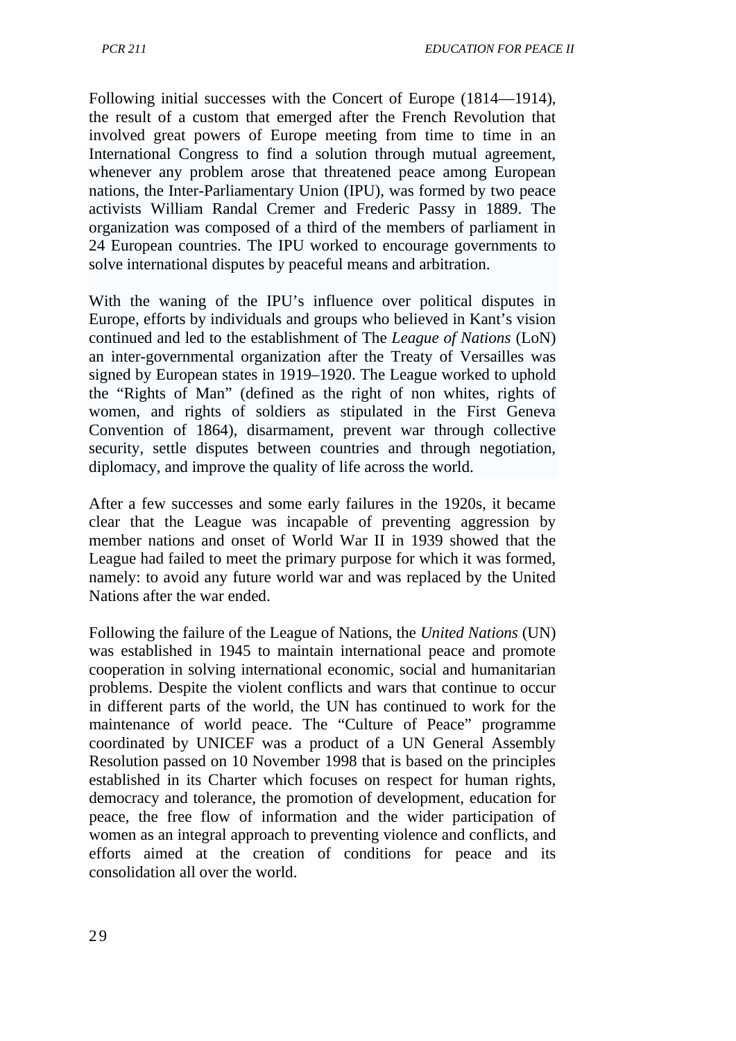Following initial successes with the Concert of Europe (1814—1914), the result of a custom that emerged after the French Revolution that involved great powers of Europe meeting from time to time in an International Congress to find a solution through mutual agreement, whenever any problem arose that threatened peace among European nations, the Inter-Parliamentary Union (IPU), was formed by two peace activists William Randal Cremer and Frederic Passy in 1889. The organization was composed of a third of the members of parliament in 24 European countries. The IPU worked to encourage governments to solve international disputes by peaceful means and arbitration.

With the waning of the IPU's influence over political disputes in Europe, efforts by individuals and groups who believed in Kant's vision continued and led to the establishment of The *League of Nations* (LoN) an inter-governmental organization after the Treaty of Versailles was signed by European states in 1919–1920. The League worked to uphold the "Rights of Man" (defined as the right of non whites, rights of women, and rights of soldiers as stipulated in the First Geneva Convention of 1864), disarmament, prevent war through collective security, settle disputes between countries and through negotiation, diplomacy, and improve the quality of life across the world.

After a few successes and some early failures in the 1920s, it became clear that the League was incapable of preventing aggression by member nations and onset of World War II in 1939 showed that the League had failed to meet the primary purpose for which it was formed, namely: to avoid any future world war and was replaced by the United Nations after the war ended.

Following the failure of the League of Nations, the *United Nations* (UN) was established in 1945 to maintain international peace and promote cooperation in solving international economic, social and humanitarian problems. Despite the violent conflicts and wars that continue to occur in different parts of the world, the UN has continued to work for the maintenance of world peace. The "Culture of Peace" programme coordinated by UNICEF was a product of a UN General Assembly Resolution passed on 10 November 1998 that is based on the principles established in its Charter which focuses on respect for human rights, democracy and tolerance, the promotion of development, education for peace, the free flow of information and the wider participation of women as an integral approach to preventing violence and conflicts, and efforts aimed at the creation of conditions for peace and its consolidation all over the world.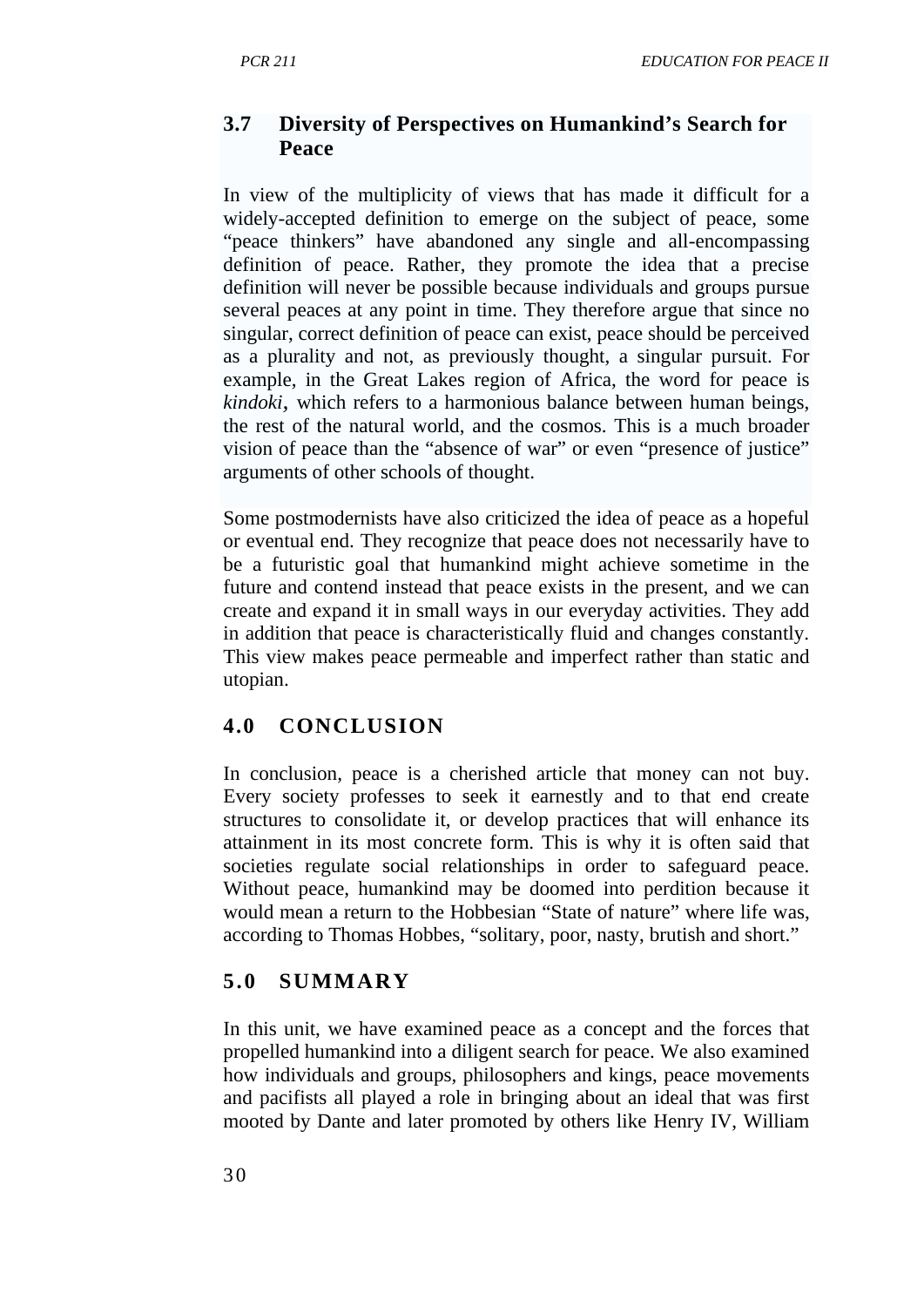### 3.7 Diversity of Perspectives on Humankind's Search for Peace

In view of the multiplicity of views that has made it difficult for a widely-accepted definition to emerge on the subject of peace, some "peace thinkers" have abandoned any single and all-encompassing definition of peace. Rather, they promote the idea that a precise definition will never be possible because individuals and groups pursue several peaces at any point in time. They therefore argue that since no singular, correct definition of peace can exist, peace should be perceived as a plurality and not, as previously thought, a singular pursuit. For example, in the Great Lakes region of Africa, the word for peace is *kindoki*, which refers to a harmonious balance between human beings, the rest of the natural world, and the cosmos. This is a much broader vision of peace than the "absence of war" or even "presence of justice" arguments of other schools of thought.

Some postmodernists have also criticized the idea of peace as a hopeful or eventual end. They recognize that peace does not necessarily have to be a futuristic goal that humankind might achieve sometime in the future and contend instead that peace exists in the present, and we can create and expand it in small ways in our everyday activities. They add in addition that peace is characteristically fluid and changes constantly. This view makes peace permeable and imperfect rather than static and utopian.

## 4.0 CONCLUSION

In conclusion, peace is a cherished article that money can not buy. Every society professes to seek it earnestly and to that end create structures to consolidate it, or develop practices that will enhance its attainment in its most concrete form. This is why it is often said that societies regulate social relationships in order to safeguard peace. Without peace, humankind may be doomed into perdition because it would mean a return to the Hobbesian "State of nature" where life was, according to Thomas Hobbes, "solitary, poor, nasty, brutish and short."

## 5.0 SUMMARY

In this unit, we have examined peace as a concept and the forces that propelled humankind into a diligent search for peace. We also examined how individuals and groups, philosophers and kings, peace movements and pacifists all played a role in bringing about an ideal that was first mooted by Dante and later promoted by others like Henry IV, William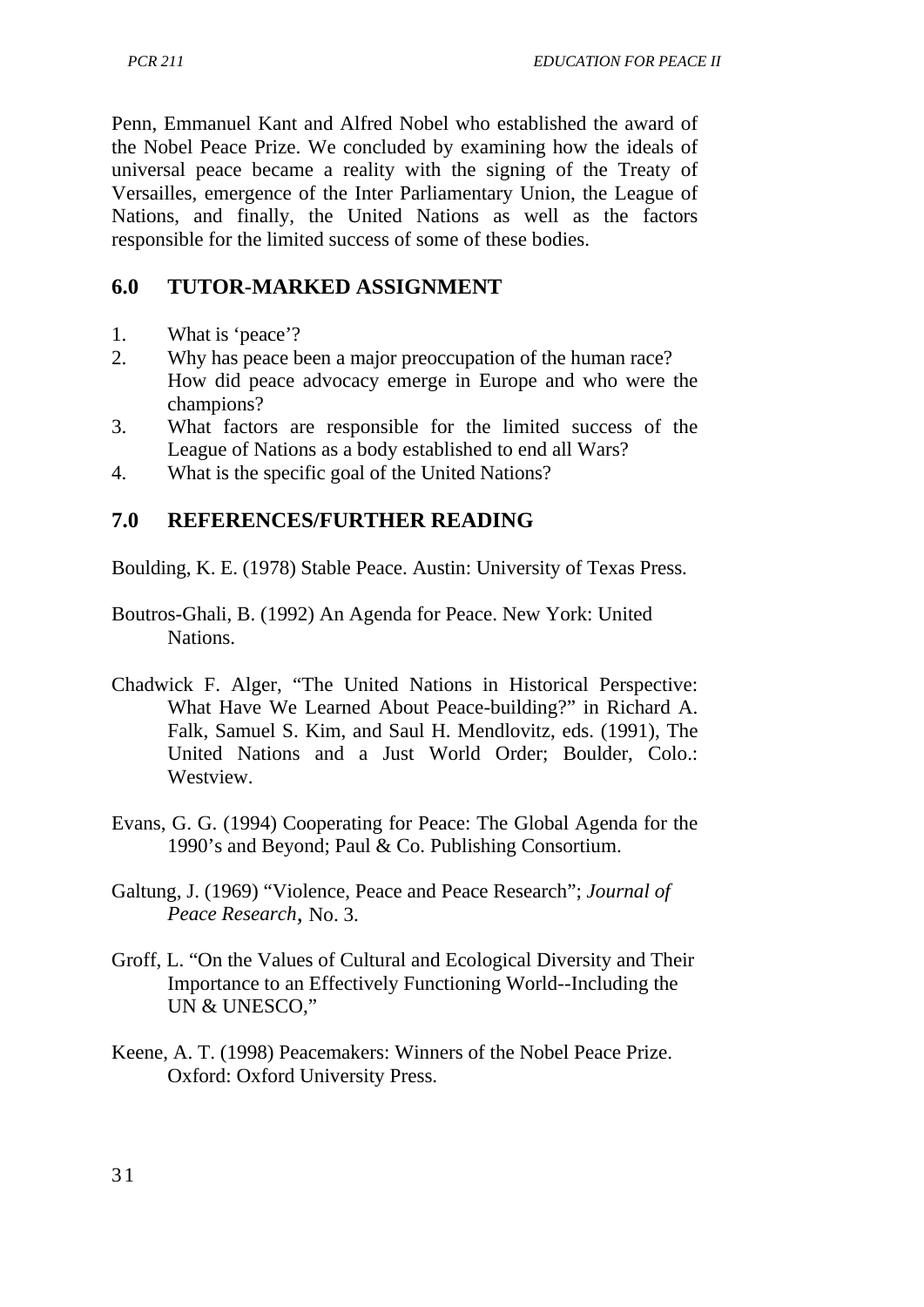Penn, Emmanuel Kant and Alfred Nobel who established the award of the Nobel Peace Prize. We concluded by examining how the ideals of universal peace became a reality with the signing of the Treaty of Versailles, emergence of the Inter Parliamentary Union, the League of Nations, and finally, the United Nations as well as the factors responsible for the limited success of some of these bodies.

## 6.0 TUTOR-MARKED ASSIGNMENT

1. What is 'peace'?
2. Why has peace been a major preoccupation of the human race? How did peace advocacy emerge in Europe and who were the champions?
3. What factors are responsible for the limited success of the League of Nations as a body established to end all Wars?
4. What is the specific goal of the United Nations?

## 7.0 REFERENCES/FURTHER READING

Boulding, K. E. (1978) Stable Peace. Austin: University of Texas Press.

Boutros-Ghali, B. (1992) An Agenda for Peace. New York: United Nations.

Chadwick F. Alger, "The United Nations in Historical Perspective: What Have We Learned About Peace-building?" in Richard A. Falk, Samuel S. Kim, and Saul H. Mendlovitz, eds. (1991), The United Nations and a Just World Order; Boulder, Colo.: Westview.

Evans, G. G. (1994) Cooperating for Peace: The Global Agenda for the 1990's and Beyond; Paul & Co. Publishing Consortium.

Galtung, J. (1969) "Violence, Peace and Peace Research"; *Journal of Peace Research*, No. 3.

Groff, L. "On the Values of Cultural and Ecological Diversity and Their Importance to an Effectively Functioning World--Including the UN & UNESCO,"

Keene, A. T. (1998) Peacemakers: Winners of the Nobel Peace Prize. Oxford: Oxford University Press.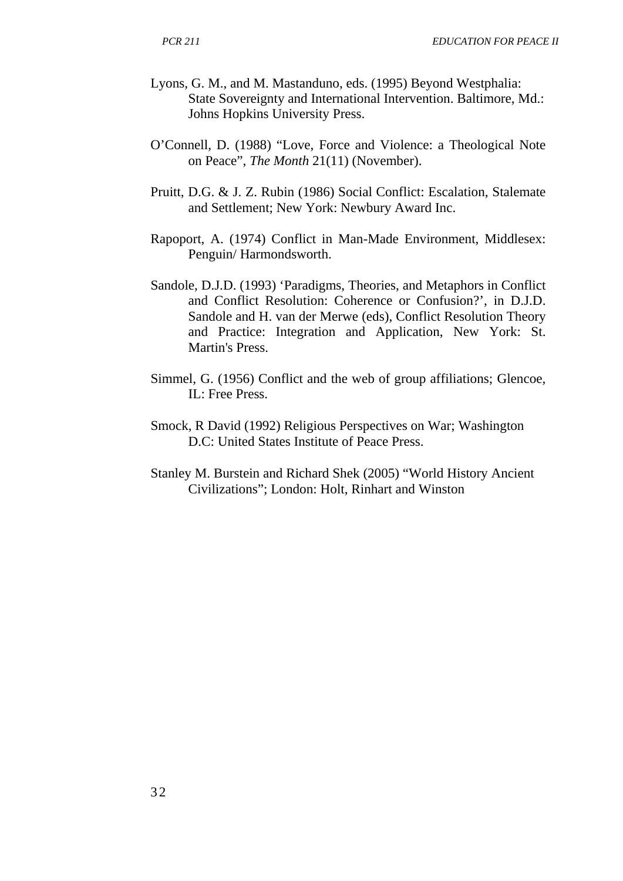Lyons, G. M., and M. Mastanduno, eds. (1995) Beyond Westphalia: State Sovereignty and International Intervention. Baltimore, Md.: Johns Hopkins University Press.

O'Connell, D. (1988) "Love, Force and Violence: a Theological Note on Peace", *The Month* 21(11) (November).

Pruitt, D.G. & J. Z. Rubin (1986) Social Conflict: Escalation, Stalemate and Settlement; New York: Newbury Award Inc.

Rapoport, A. (1974) Conflict in Man-Made Environment, Middlesex: Penguin/ Harmondsworth.

Sandole, D.J.D. (1993) 'Paradigms, Theories, and Metaphors in Conflict and Conflict Resolution: Coherence or Confusion?', in D.J.D. Sandole and H. van der Merwe (eds), Conflict Resolution Theory and Practice: Integration and Application, New York: St. Martin's Press.

Simmel, G. (1956) Conflict and the web of group affiliations; Glencoe, IL: Free Press.

Smock, R David (1992) Religious Perspectives on War; Washington D.C: United States Institute of Peace Press.

Stanley M. Burstein and Richard Shek (2005) "World History Ancient Civilizations"; London: Holt, Rinhart and Winston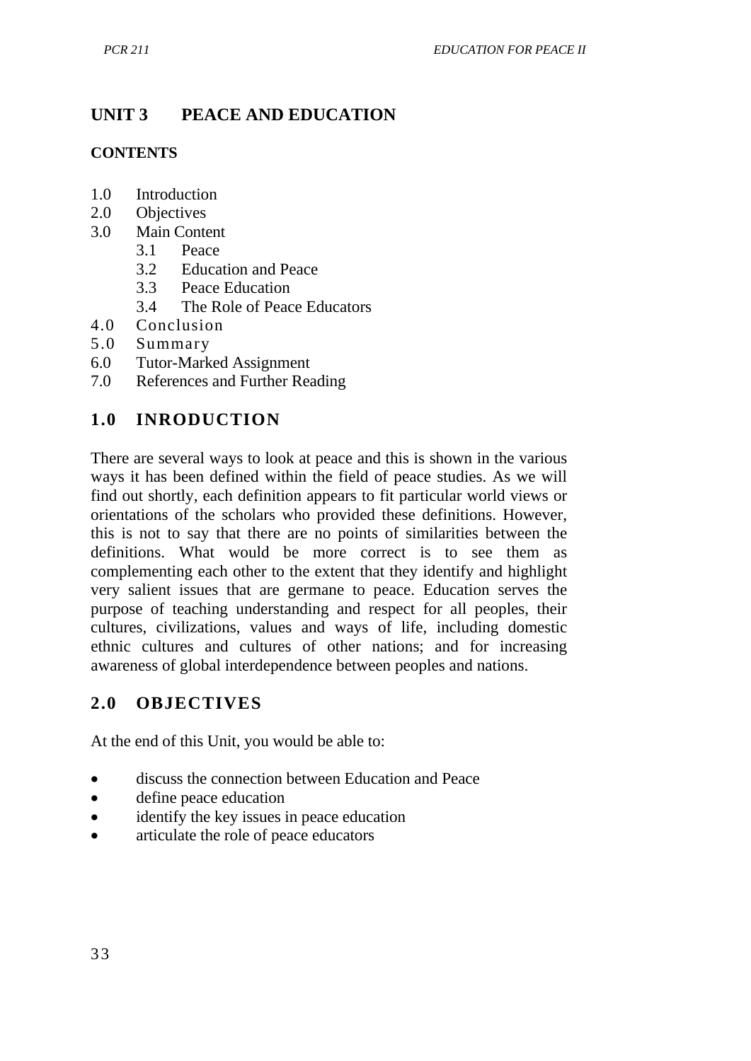# UNIT 3 PEACE AND EDUCATION

**CONTENTS**

1.0 Introduction
2.0 Objectives
3.0 Main Content
  3.1 Peace
  3.2 Education and Peace
  3.3 Peace Education
  3.4 The Role of Peace Educators
4.0 Conclusion
5.0 Summary
6.0 Tutor-Marked Assignment
7.0 References and Further Reading

## 1.0 INRODUCTION

There are several ways to look at peace and this is shown in the various ways it has been defined within the field of peace studies. As we will find out shortly, each definition appears to fit particular world views or orientations of the scholars who provided these definitions. However, this is not to say that there are no points of similarities between the definitions. What would be more correct is to see them as complementing each other to the extent that they identify and highlight very salient issues that are germane to peace. Education serves the purpose of teaching understanding and respect for all peoples, their cultures, civilizations, values and ways of life, including domestic ethnic cultures and cultures of other nations; and for increasing awareness of global interdependence between peoples and nations.

## 2.0 OBJECTIVES

At the end of this Unit, you would be able to:

- discuss the connection between Education and Peace
- define peace education
- identify the key issues in peace education
- articulate the role of peace educators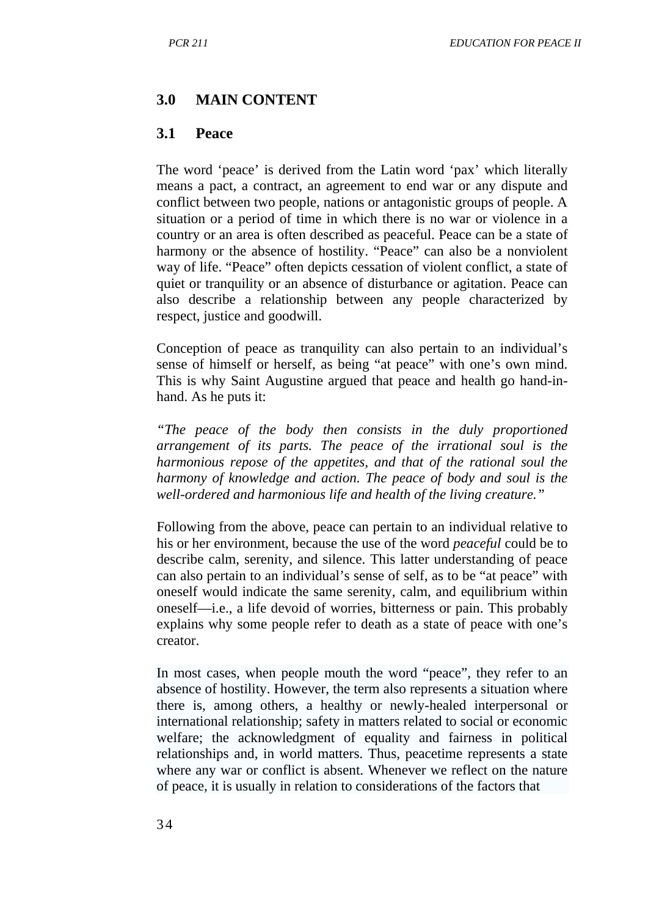## 3.0 MAIN CONTENT

### 3.1 Peace

The word 'peace' is derived from the Latin word 'pax' which literally means a pact, a contract, an agreement to end war or any dispute and conflict between two people, nations or antagonistic groups of people. A situation or a period of time in which there is no war or violence in a country or an area is often described as peaceful. Peace can be a state of harmony or the absence of hostility. "Peace" can also be a nonviolent way of life. "Peace" often depicts cessation of violent conflict, a state of quiet or tranquility or an absence of disturbance or agitation. Peace can also describe a relationship between any people characterized by respect, justice and goodwill.

Conception of peace as tranquility can also pertain to an individual's sense of himself or herself, as being "at peace" with one's own mind. This is why Saint Augustine argued that peace and health go hand-in-hand. As he puts it:

*"The peace of the body then consists in the duly proportioned arrangement of its parts. The peace of the irrational soul is the harmonious repose of the appetites, and that of the rational soul the harmony of knowledge and action. The peace of body and soul is the well-ordered and harmonious life and health of the living creature."*

Following from the above, peace can pertain to an individual relative to his or her environment, because the use of the word *peaceful* could be to describe calm, serenity, and silence. This latter understanding of peace can also pertain to an individual's sense of self, as to be "at peace" with oneself would indicate the same serenity, calm, and equilibrium within oneself—i.e., a life devoid of worries, bitterness or pain. This probably explains why some people refer to death as a state of peace with one's creator.

In most cases, when people mouth the word "peace", they refer to an absence of hostility. However, the term also represents a situation where there is, among others, a healthy or newly-healed interpersonal or international relationship; safety in matters related to social or economic welfare; the acknowledgment of equality and fairness in political relationships and, in world matters. Thus, peacetime represents a state where any war or conflict is absent. Whenever we reflect on the nature of peace, it is usually in relation to considerations of the factors that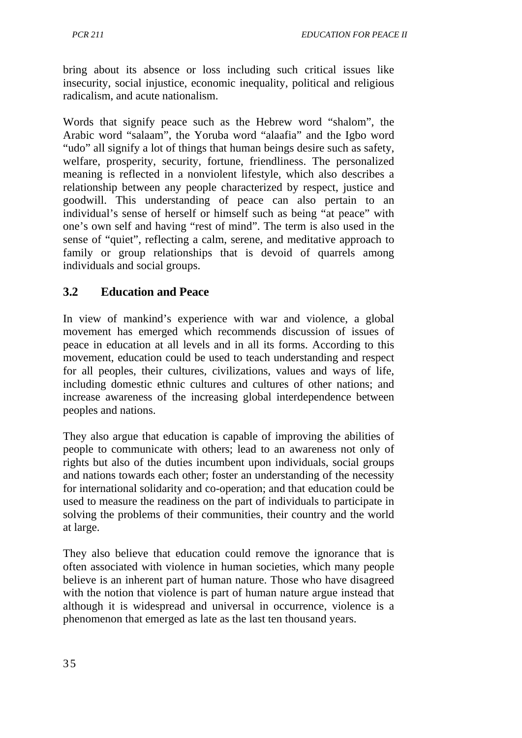bring about its absence or loss including such critical issues like insecurity, social injustice, economic inequality, political and religious radicalism, and acute nationalism.

Words that signify peace such as the Hebrew word "shalom", the Arabic word "salaam", the Yoruba word "alaafia" and the Igbo word "udo" all signify a lot of things that human beings desire such as safety, welfare, prosperity, security, fortune, friendliness. The personalized meaning is reflected in a nonviolent lifestyle, which also describes a relationship between any people characterized by respect, justice and goodwill. This understanding of peace can also pertain to an individual's sense of herself or himself such as being "at peace" with one's own self and having "rest of mind". The term is also used in the sense of "quiet", reflecting a calm, serene, and meditative approach to family or group relationships that is devoid of quarrels among individuals and social groups.

## 3.2 Education and Peace

In view of mankind's experience with war and violence, a global movement has emerged which recommends discussion of issues of peace in education at all levels and in all its forms. According to this movement, education could be used to teach understanding and respect for all peoples, their cultures, civilizations, values and ways of life, including domestic ethnic cultures and cultures of other nations; and increase awareness of the increasing global interdependence between peoples and nations.

They also argue that education is capable of improving the abilities of people to communicate with others; lead to an awareness not only of rights but also of the duties incumbent upon individuals, social groups and nations towards each other; foster an understanding of the necessity for international solidarity and co-operation; and that education could be used to measure the readiness on the part of individuals to participate in solving the problems of their communities, their country and the world at large.

They also believe that education could remove the ignorance that is often associated with violence in human societies, which many people believe is an inherent part of human nature. Those who have disagreed with the notion that violence is part of human nature argue instead that although it is widespread and universal in occurrence, violence is a phenomenon that emerged as late as the last ten thousand years.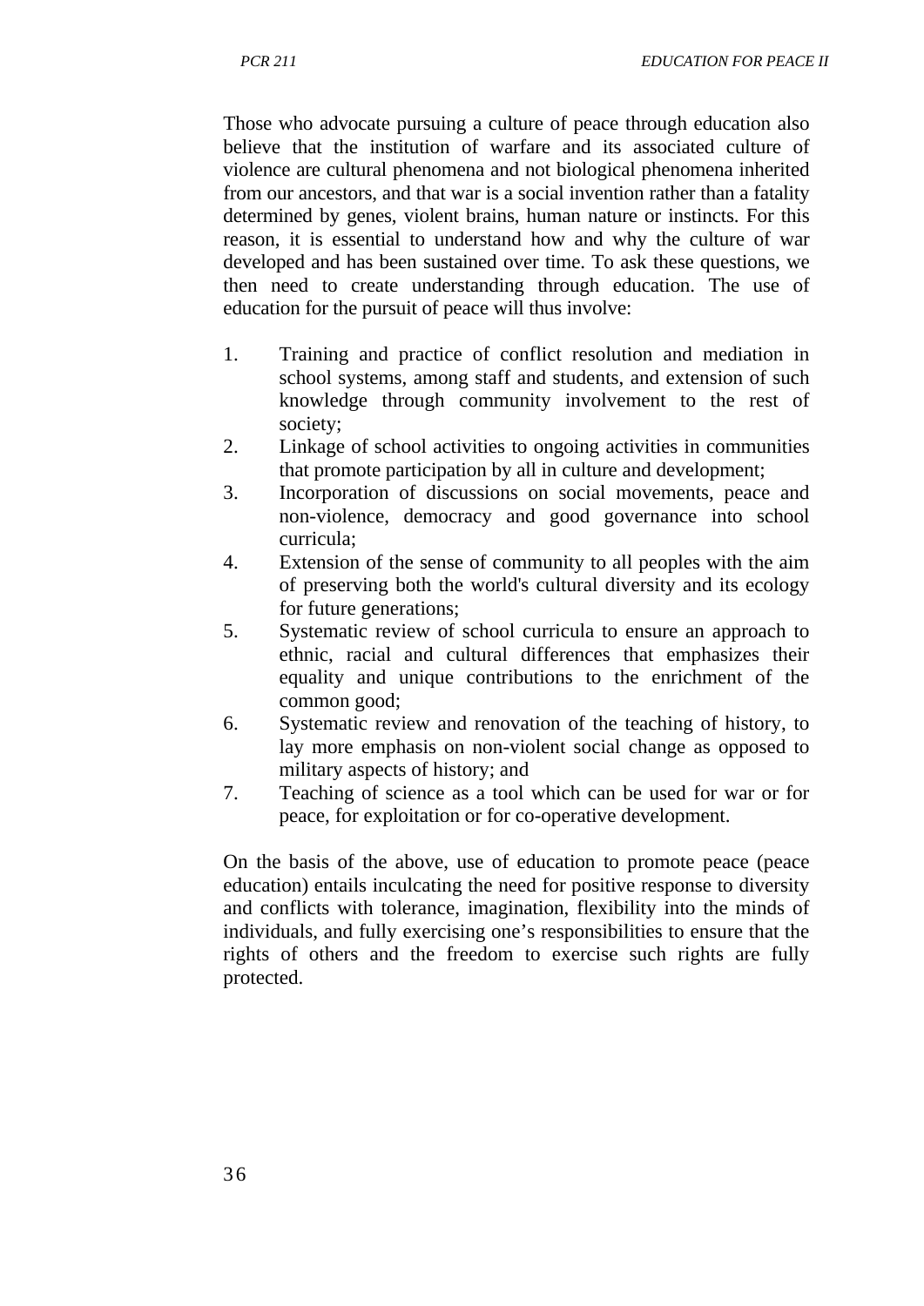Those who advocate pursuing a culture of peace through education also believe that the institution of warfare and its associated culture of violence are cultural phenomena and not biological phenomena inherited from our ancestors, and that war is a social invention rather than a fatality determined by genes, violent brains, human nature or instincts. For this reason, it is essential to understand how and why the culture of war developed and has been sustained over time. To ask these questions, we then need to create understanding through education. The use of education for the pursuit of peace will thus involve:

1. Training and practice of conflict resolution and mediation in school systems, among staff and students, and extension of such knowledge through community involvement to the rest of society;
2. Linkage of school activities to ongoing activities in communities that promote participation by all in culture and development;
3. Incorporation of discussions on social movements, peace and non-violence, democracy and good governance into school curricula;
4. Extension of the sense of community to all peoples with the aim of preserving both the world's cultural diversity and its ecology for future generations;
5. Systematic review of school curricula to ensure an approach to ethnic, racial and cultural differences that emphasizes their equality and unique contributions to the enrichment of the common good;
6. Systematic review and renovation of the teaching of history, to lay more emphasis on non-violent social change as opposed to military aspects of history; and
7. Teaching of science as a tool which can be used for war or for peace, for exploitation or for co-operative development.

On the basis of the above, use of education to promote peace (peace education) entails inculcating the need for positive response to diversity and conflicts with tolerance, imagination, flexibility into the minds of individuals, and fully exercising one's responsibilities to ensure that the rights of others and the freedom to exercise such rights are fully protected.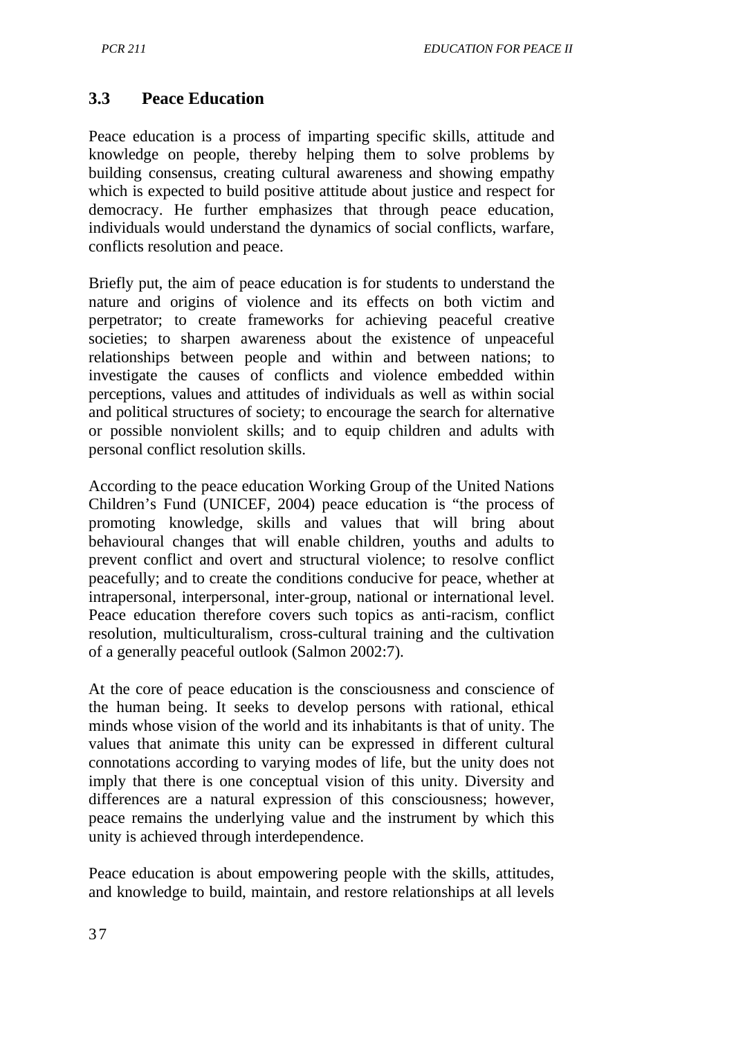### 3.3 Peace Education

Peace education is a process of imparting specific skills, attitude and knowledge on people, thereby helping them to solve problems by building consensus, creating cultural awareness and showing empathy which is expected to build positive attitude about justice and respect for democracy. He further emphasizes that through peace education, individuals would understand the dynamics of social conflicts, warfare, conflicts resolution and peace.

Briefly put, the aim of peace education is for students to understand the nature and origins of violence and its effects on both victim and perpetrator; to create frameworks for achieving peaceful creative societies; to sharpen awareness about the existence of unpeaceful relationships between people and within and between nations; to investigate the causes of conflicts and violence embedded within perceptions, values and attitudes of individuals as well as within social and political structures of society; to encourage the search for alternative or possible nonviolent skills; and to equip children and adults with personal conflict resolution skills.

According to the peace education Working Group of the United Nations Children's Fund (UNICEF, 2004) peace education is "the process of promoting knowledge, skills and values that will bring about behavioural changes that will enable children, youths and adults to prevent conflict and overt and structural violence; to resolve conflict peacefully; and to create the conditions conducive for peace, whether at intrapersonal, interpersonal, inter-group, national or international level. Peace education therefore covers such topics as anti-racism, conflict resolution, multiculturalism, cross-cultural training and the cultivation of a generally peaceful outlook (Salmon 2002:7).

At the core of peace education is the consciousness and conscience of the human being. It seeks to develop persons with rational, ethical minds whose vision of the world and its inhabitants is that of unity. The values that animate this unity can be expressed in different cultural connotations according to varying modes of life, but the unity does not imply that there is one conceptual vision of this unity. Diversity and differences are a natural expression of this consciousness; however, peace remains the underlying value and the instrument by which this unity is achieved through interdependence.

Peace education is about empowering people with the skills, attitudes, and knowledge to build, maintain, and restore relationships at all levels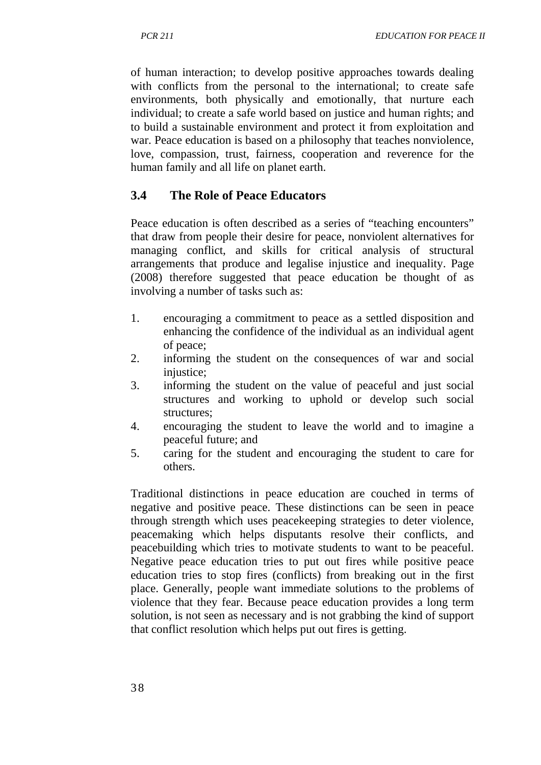of human interaction; to develop positive approaches towards dealing with conflicts from the personal to the international; to create safe environments, both physically and emotionally, that nurture each individual; to create a safe world based on justice and human rights; and to build a sustainable environment and protect it from exploitation and war. Peace education is based on a philosophy that teaches nonviolence, love, compassion, trust, fairness, cooperation and reverence for the human family and all life on planet earth.

## 3.4 The Role of Peace Educators

Peace education is often described as a series of "teaching encounters" that draw from people their desire for peace, nonviolent alternatives for managing conflict, and skills for critical analysis of structural arrangements that produce and legalise injustice and inequality. Page (2008) therefore suggested that peace education be thought of as involving a number of tasks such as:

1. encouraging a commitment to peace as a settled disposition and enhancing the confidence of the individual as an individual agent of peace;
2. informing the student on the consequences of war and social injustice;
3. informing the student on the value of peaceful and just social structures and working to uphold or develop such social structures;
4. encouraging the student to leave the world and to imagine a peaceful future; and
5. caring for the student and encouraging the student to care for others.

Traditional distinctions in peace education are couched in terms of negative and positive peace. These distinctions can be seen in peace through strength which uses peacekeeping strategies to deter violence, peacemaking which helps disputants resolve their conflicts, and peacebuilding which tries to motivate students to want to be peaceful. Negative peace education tries to put out fires while positive peace education tries to stop fires (conflicts) from breaking out in the first place. Generally, people want immediate solutions to the problems of violence that they fear. Because peace education provides a long term solution, is not seen as necessary and is not grabbing the kind of support that conflict resolution which helps put out fires is getting.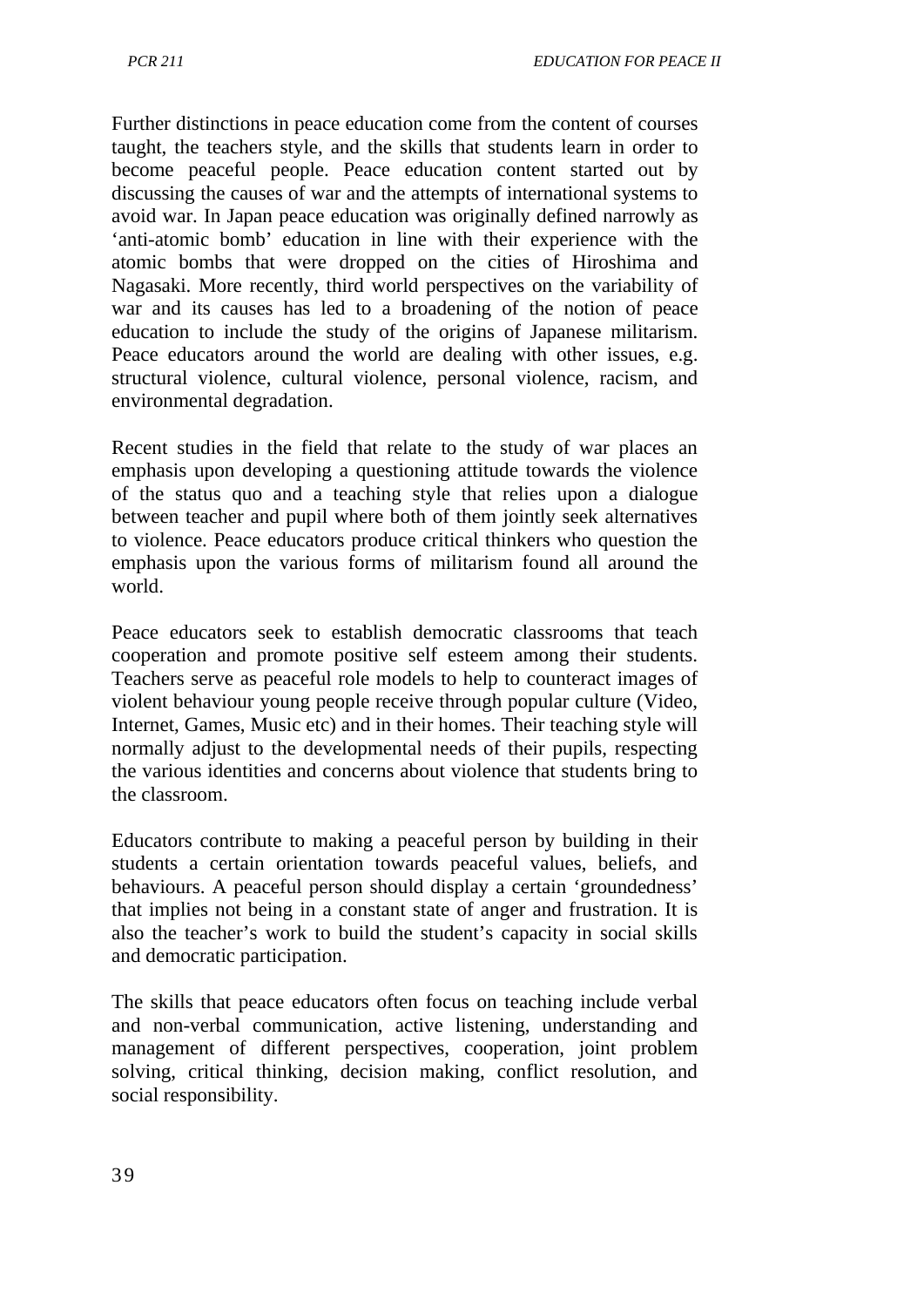Further distinctions in peace education come from the content of courses taught, the teachers style, and the skills that students learn in order to become peaceful people. Peace education content started out by discussing the causes of war and the attempts of international systems to avoid war. In Japan peace education was originally defined narrowly as 'anti-atomic bomb' education in line with their experience with the atomic bombs that were dropped on the cities of Hiroshima and Nagasaki. More recently, third world perspectives on the variability of war and its causes has led to a broadening of the notion of peace education to include the study of the origins of Japanese militarism. Peace educators around the world are dealing with other issues, e.g. structural violence, cultural violence, personal violence, racism, and environmental degradation.

Recent studies in the field that relate to the study of war places an emphasis upon developing a questioning attitude towards the violence of the status quo and a teaching style that relies upon a dialogue between teacher and pupil where both of them jointly seek alternatives to violence. Peace educators produce critical thinkers who question the emphasis upon the various forms of militarism found all around the world.

Peace educators seek to establish democratic classrooms that teach cooperation and promote positive self esteem among their students. Teachers serve as peaceful role models to help to counteract images of violent behaviour young people receive through popular culture (Video, Internet, Games, Music etc) and in their homes. Their teaching style will normally adjust to the developmental needs of their pupils, respecting the various identities and concerns about violence that students bring to the classroom.

Educators contribute to making a peaceful person by building in their students a certain orientation towards peaceful values, beliefs, and behaviours. A peaceful person should display a certain 'groundedness' that implies not being in a constant state of anger and frustration. It is also the teacher's work to build the student's capacity in social skills and democratic participation.

The skills that peace educators often focus on teaching include verbal and non-verbal communication, active listening, understanding and management of different perspectives, cooperation, joint problem solving, critical thinking, decision making, conflict resolution, and social responsibility.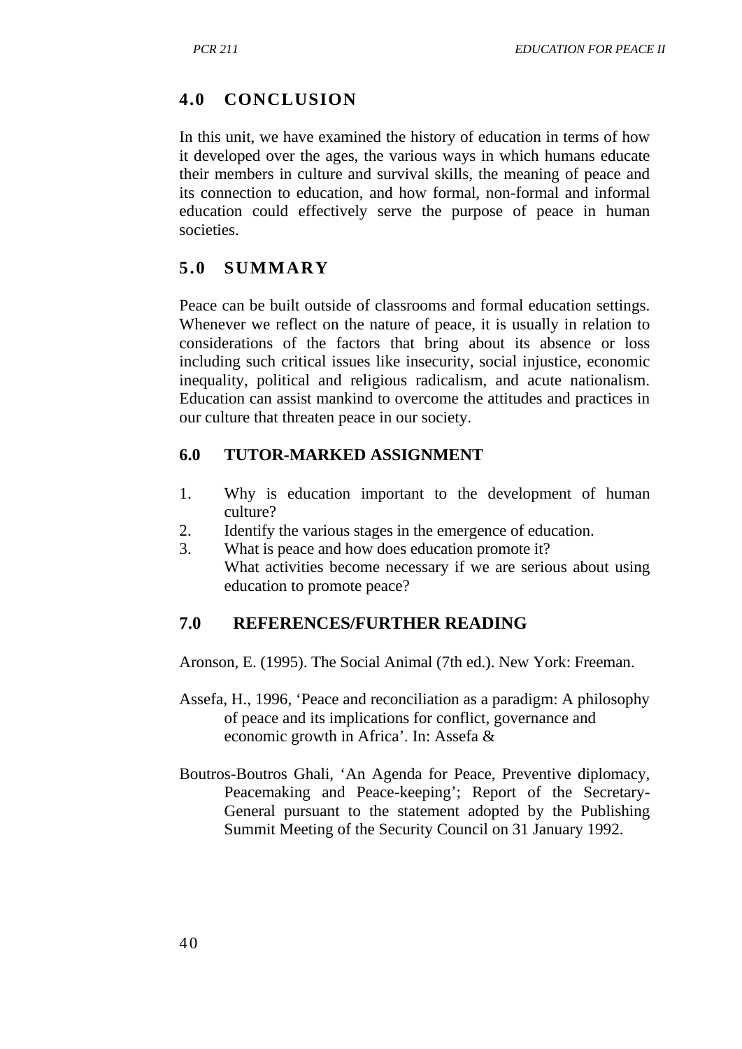## 4.0 CONCLUSION

In this unit, we have examined the history of education in terms of how it developed over the ages, the various ways in which humans educate their members in culture and survival skills, the meaning of peace and its connection to education, and how formal, non-formal and informal education could effectively serve the purpose of peace in human societies.

## 5.0 SUMMARY

Peace can be built outside of classrooms and formal education settings. Whenever we reflect on the nature of peace, it is usually in relation to considerations of the factors that bring about its absence or loss including such critical issues like insecurity, social injustice, economic inequality, political and religious radicalism, and acute nationalism. Education can assist mankind to overcome the attitudes and practices in our culture that threaten peace in our society.

## 6.0 TUTOR-MARKED ASSIGNMENT

1. Why is education important to the development of human culture?
2. Identify the various stages in the emergence of education.
3. What is peace and how does education promote it?
   What activities become necessary if we are serious about using education to promote peace?

## 7.0 REFERENCES/FURTHER READING

Aronson, E. (1995). The Social Animal (7th ed.). New York: Freeman.

Assefa, H., 1996, 'Peace and reconciliation as a paradigm: A philosophy of peace and its implications for conflict, governance and economic growth in Africa'. In: Assefa &

Boutros-Boutros Ghali, 'An Agenda for Peace, Preventive diplomacy, Peacemaking and Peace-keeping'; Report of the Secretary-General pursuant to the statement adopted by the Publishing Summit Meeting of the Security Council on 31 January 1992.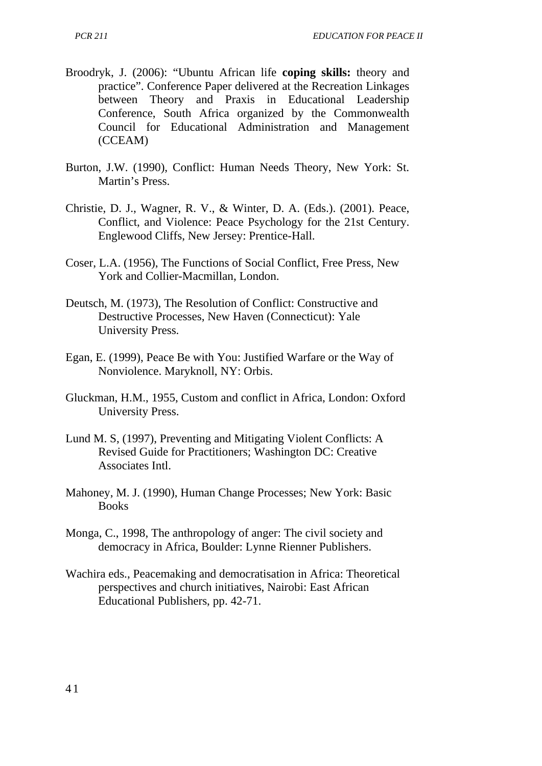Broodryk, J. (2006): "Ubuntu African life **coping skills:** theory and practice". Conference Paper delivered at the Recreation Linkages between Theory and Praxis in Educational Leadership Conference, South Africa organized by the Commonwealth Council for Educational Administration and Management (CCEAM)

Burton, J.W. (1990), Conflict: Human Needs Theory, New York: St. Martin's Press.

Christie, D. J., Wagner, R. V., & Winter, D. A. (Eds.). (2001). Peace, Conflict, and Violence: Peace Psychology for the 21st Century. Englewood Cliffs, New Jersey: Prentice-Hall.

Coser, L.A. (1956), The Functions of Social Conflict, Free Press, New York and Collier-Macmillan, London.

Deutsch, M. (1973), The Resolution of Conflict: Constructive and Destructive Processes, New Haven (Connecticut): Yale University Press.

Egan, E. (1999), Peace Be with You: Justified Warfare or the Way of Nonviolence. Maryknoll, NY: Orbis.

Gluckman, H.M., 1955, Custom and conflict in Africa, London: Oxford University Press.

Lund M. S, (1997), Preventing and Mitigating Violent Conflicts: A Revised Guide for Practitioners; Washington DC: Creative Associates Intl.

Mahoney, M. J. (1990), Human Change Processes; New York: Basic Books

Monga, C., 1998, The anthropology of anger: The civil society and democracy in Africa, Boulder: Lynne Rienner Publishers.

Wachira eds., Peacemaking and democratisation in Africa: Theoretical perspectives and church initiatives, Nairobi: East African Educational Publishers, pp. 42-71.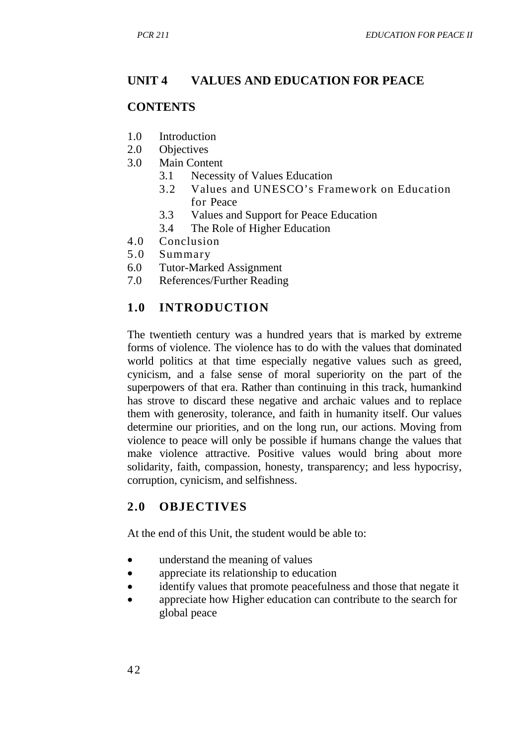## UNIT 4 VALUES AND EDUCATION FOR PEACE

### CONTENTS

1.0 Introduction
2.0 Objectives
3.0 Main Content
   3.1 Necessity of Values Education
   3.2 Values and UNESCO's Framework on Education for Peace
   3.3 Values and Support for Peace Education
   3.4 The Role of Higher Education
4.0 Conclusion
5.0 Summary
6.0 Tutor-Marked Assignment
7.0 References/Further Reading

### 1.0 INTRODUCTION

The twentieth century was a hundred years that is marked by extreme forms of violence. The violence has to do with the values that dominated world politics at that time especially negative values such as greed, cynicism, and a false sense of moral superiority on the part of the superpowers of that era. Rather than continuing in this track, humankind has strove to discard these negative and archaic values and to replace them with generosity, tolerance, and faith in humanity itself. Our values determine our priorities, and on the long run, our actions. Moving from violence to peace will only be possible if humans change the values that make violence attractive. Positive values would bring about more solidarity, faith, compassion, honesty, transparency; and less hypocrisy, corruption, cynicism, and selfishness.

### 2.0 OBJECTIVES

At the end of this Unit, the student would be able to:

- understand the meaning of values
- appreciate its relationship to education
- identify values that promote peacefulness and those that negate it
- appreciate how Higher education can contribute to the search for global peace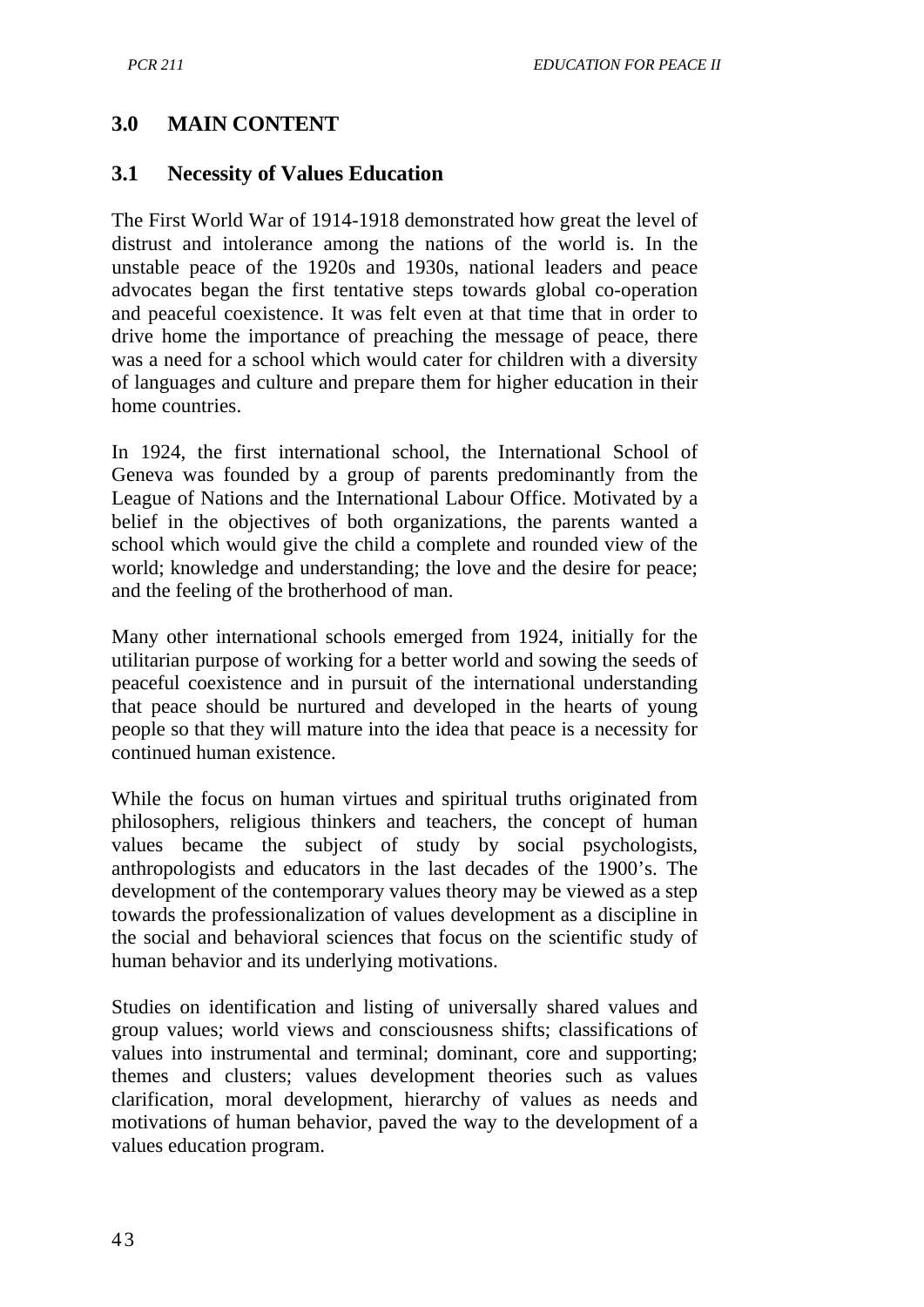## 3.0 MAIN CONTENT

### 3.1 Necessity of Values Education

The First World War of 1914-1918 demonstrated how great the level of distrust and intolerance among the nations of the world is. In the unstable peace of the 1920s and 1930s, national leaders and peace advocates began the first tentative steps towards global co-operation and peaceful coexistence. It was felt even at that time that in order to drive home the importance of preaching the message of peace, there was a need for a school which would cater for children with a diversity of languages and culture and prepare them for higher education in their home countries.

In 1924, the first international school, the International School of Geneva was founded by a group of parents predominantly from the League of Nations and the International Labour Office. Motivated by a belief in the objectives of both organizations, the parents wanted a school which would give the child a complete and rounded view of the world; knowledge and understanding; the love and the desire for peace; and the feeling of the brotherhood of man.

Many other international schools emerged from 1924, initially for the utilitarian purpose of working for a better world and sowing the seeds of peaceful coexistence and in pursuit of the international understanding that peace should be nurtured and developed in the hearts of young people so that they will mature into the idea that peace is a necessity for continued human existence.

While the focus on human virtues and spiritual truths originated from philosophers, religious thinkers and teachers, the concept of human values became the subject of study by social psychologists, anthropologists and educators in the last decades of the 1900's. The development of the contemporary values theory may be viewed as a step towards the professionalization of values development as a discipline in the social and behavioral sciences that focus on the scientific study of human behavior and its underlying motivations.

Studies on identification and listing of universally shared values and group values; world views and consciousness shifts; classifications of values into instrumental and terminal; dominant, core and supporting; themes and clusters; values development theories such as values clarification, moral development, hierarchy of values as needs and motivations of human behavior, paved the way to the development of a values education program.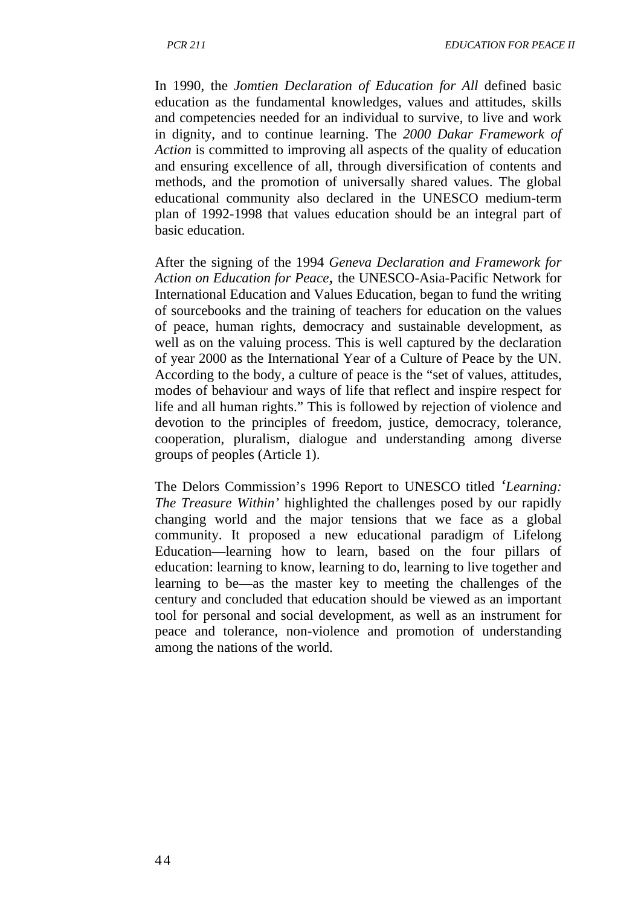In 1990, the *Jomtien Declaration of Education for All* defined basic education as the fundamental knowledges, values and attitudes, skills and competencies needed for an individual to survive, to live and work in dignity, and to continue learning. The *2000 Dakar Framework of Action* is committed to improving all aspects of the quality of education and ensuring excellence of all, through diversification of contents and methods, and the promotion of universally shared values. The global educational community also declared in the UNESCO medium-term plan of 1992-1998 that values education should be an integral part of basic education.

After the signing of the 1994 *Geneva Declaration and Framework for Action on Education for Peace*, the UNESCO-Asia-Pacific Network for International Education and Values Education, began to fund the writing of sourcebooks and the training of teachers for education on the values of peace, human rights, democracy and sustainable development, as well as on the valuing process. This is well captured by the declaration of year 2000 as the International Year of a Culture of Peace by the UN. According to the body, a culture of peace is the "set of values, attitudes, modes of behaviour and ways of life that reflect and inspire respect for life and all human rights." This is followed by rejection of violence and devotion to the principles of freedom, justice, democracy, tolerance, cooperation, pluralism, dialogue and understanding among diverse groups of peoples (Article 1).

The Delors Commission's 1996 Report to UNESCO titled *'Learning: The Treasure Within'* highlighted the challenges posed by our rapidly changing world and the major tensions that we face as a global community. It proposed a new educational paradigm of Lifelong Education—learning how to learn, based on the four pillars of education: learning to know, learning to do, learning to live together and learning to be—as the master key to meeting the challenges of the century and concluded that education should be viewed as an important tool for personal and social development, as well as an instrument for peace and tolerance, non-violence and promotion of understanding among the nations of the world.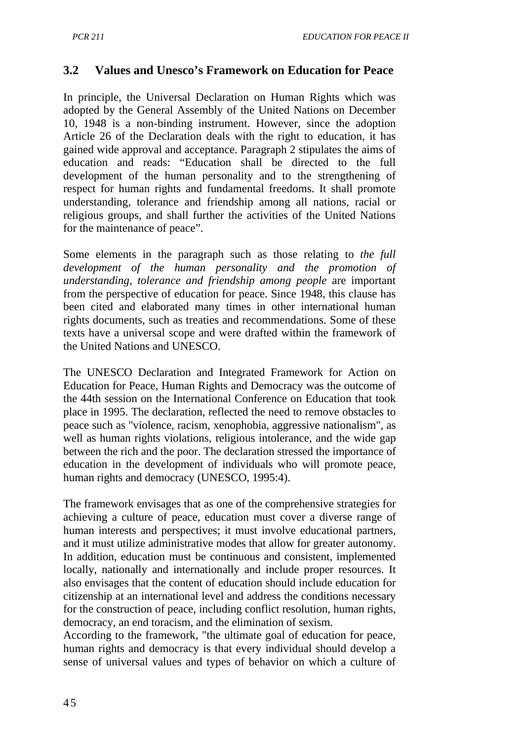## 3.2 Values and Unesco's Framework on Education for Peace

In principle, the Universal Declaration on Human Rights which was adopted by the General Assembly of the United Nations on December 10, 1948 is a non-binding instrument. However, since the adoption Article 26 of the Declaration deals with the right to education, it has gained wide approval and acceptance. Paragraph 2 stipulates the aims of education and reads: "Education shall be directed to the full development of the human personality and to the strengthening of respect for human rights and fundamental freedoms. It shall promote understanding, tolerance and friendship among all nations, racial or religious groups, and shall further the activities of the United Nations for the maintenance of peace".

Some elements in the paragraph such as those relating to *the full development of the human personality and the promotion of understanding, tolerance and friendship among people* are important from the perspective of education for peace. Since 1948, this clause has been cited and elaborated many times in other international human rights documents, such as treaties and recommendations. Some of these texts have a universal scope and were drafted within the framework of the United Nations and UNESCO.

The UNESCO Declaration and Integrated Framework for Action on Education for Peace, Human Rights and Democracy was the outcome of the 44th session on the International Conference on Education that took place in 1995. The declaration, reflected the need to remove obstacles to peace such as "violence, racism, xenophobia, aggressive nationalism", as well as human rights violations, religious intolerance, and the wide gap between the rich and the poor. The declaration stressed the importance of education in the development of individuals who will promote peace, human rights and democracy (UNESCO, 1995:4).

The framework envisages that as one of the comprehensive strategies for achieving a culture of peace, education must cover a diverse range of human interests and perspectives; it must involve educational partners, and it must utilize administrative modes that allow for greater autonomy. In addition, education must be continuous and consistent, implemented locally, nationally and internationally and include proper resources. It also envisages that the content of education should include education for citizenship at an international level and address the conditions necessary for the construction of peace, including conflict resolution, human rights, democracy, an end toracism, and the elimination of sexism.

According to the framework, "the ultimate goal of education for peace, human rights and democracy is that every individual should develop a sense of universal values and types of behavior on which a culture of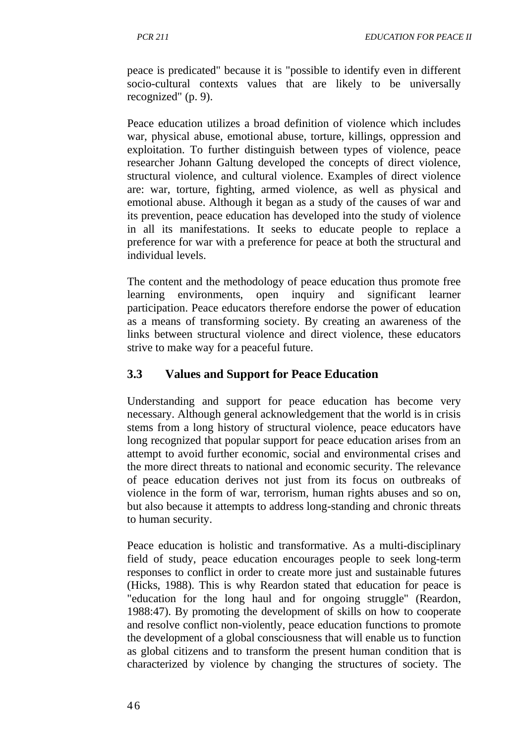peace is predicated" because it is "possible to identify even in different socio-cultural contexts values that are likely to be universally recognized" (p. 9).

Peace education utilizes a broad definition of violence which includes war, physical abuse, emotional abuse, torture, killings, oppression and exploitation. To further distinguish between types of violence, peace researcher Johann Galtung developed the concepts of direct violence, structural violence, and cultural violence. Examples of direct violence are: war, torture, fighting, armed violence, as well as physical and emotional abuse. Although it began as a study of the causes of war and its prevention, peace education has developed into the study of violence in all its manifestations. It seeks to educate people to replace a preference for war with a preference for peace at both the structural and individual levels.

The content and the methodology of peace education thus promote free learning environments, open inquiry and significant learner participation. Peace educators therefore endorse the power of education as a means of transforming society. By creating an awareness of the links between structural violence and direct violence, these educators strive to make way for a peaceful future.

## 3.3 Values and Support for Peace Education

Understanding and support for peace education has become very necessary. Although general acknowledgement that the world is in crisis stems from a long history of structural violence, peace educators have long recognized that popular support for peace education arises from an attempt to avoid further economic, social and environmental crises and the more direct threats to national and economic security. The relevance of peace education derives not just from its focus on outbreaks of violence in the form of war, terrorism, human rights abuses and so on, but also because it attempts to address long-standing and chronic threats to human security.

Peace education is holistic and transformative. As a multi-disciplinary field of study, peace education encourages people to seek long-term responses to conflict in order to create more just and sustainable futures (Hicks, 1988). This is why Reardon stated that education for peace is "education for the long haul and for ongoing struggle" (Reardon, 1988:47). By promoting the development of skills on how to cooperate and resolve conflict non-violently, peace education functions to promote the development of a global consciousness that will enable us to function as global citizens and to transform the present human condition that is characterized by violence by changing the structures of society. The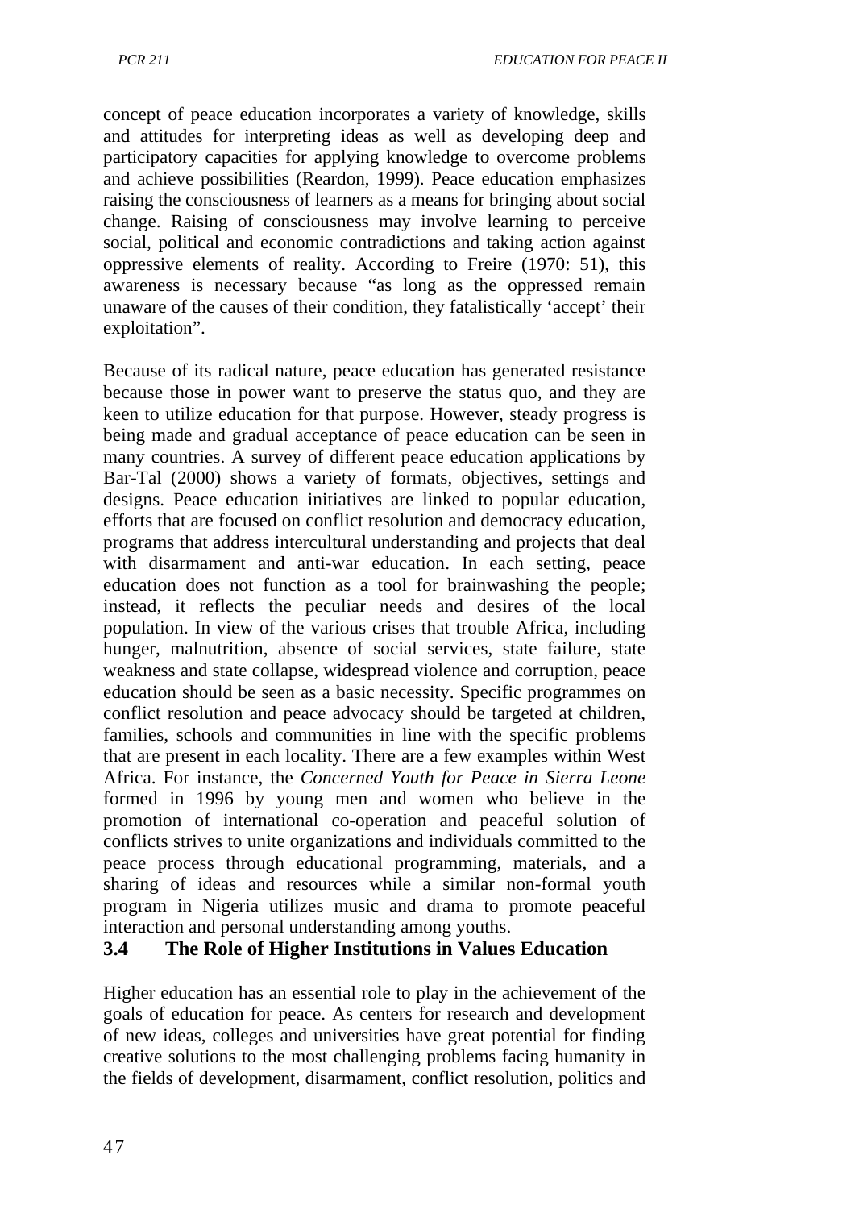concept of peace education incorporates a variety of knowledge, skills and attitudes for interpreting ideas as well as developing deep and participatory capacities for applying knowledge to overcome problems and achieve possibilities (Reardon, 1999). Peace education emphasizes raising the consciousness of learners as a means for bringing about social change. Raising of consciousness may involve learning to perceive social, political and economic contradictions and taking action against oppressive elements of reality. According to Freire (1970: 51), this awareness is necessary because "as long as the oppressed remain unaware of the causes of their condition, they fatalistically 'accept' their exploitation".

Because of its radical nature, peace education has generated resistance because those in power want to preserve the status quo, and they are keen to utilize education for that purpose. However, steady progress is being made and gradual acceptance of peace education can be seen in many countries. A survey of different peace education applications by Bar-Tal (2000) shows a variety of formats, objectives, settings and designs. Peace education initiatives are linked to popular education, efforts that are focused on conflict resolution and democracy education, programs that address intercultural understanding and projects that deal with disarmament and anti-war education. In each setting, peace education does not function as a tool for brainwashing the people; instead, it reflects the peculiar needs and desires of the local population. In view of the various crises that trouble Africa, including hunger, malnutrition, absence of social services, state failure, state weakness and state collapse, widespread violence and corruption, peace education should be seen as a basic necessity. Specific programmes on conflict resolution and peace advocacy should be targeted at children, families, schools and communities in line with the specific problems that are present in each locality. There are a few examples within West Africa. For instance, the *Concerned Youth for Peace in Sierra Leone* formed in 1996 by young men and women who believe in the promotion of international co-operation and peaceful solution of conflicts strives to unite organizations and individuals committed to the peace process through educational programming, materials, and a sharing of ideas and resources while a similar non-formal youth program in Nigeria utilizes music and drama to promote peaceful interaction and personal understanding among youths.

### 3.4 The Role of Higher Institutions in Values Education

Higher education has an essential role to play in the achievement of the goals of education for peace. As centers for research and development of new ideas, colleges and universities have great potential for finding creative solutions to the most challenging problems facing humanity in the fields of development, disarmament, conflict resolution, politics and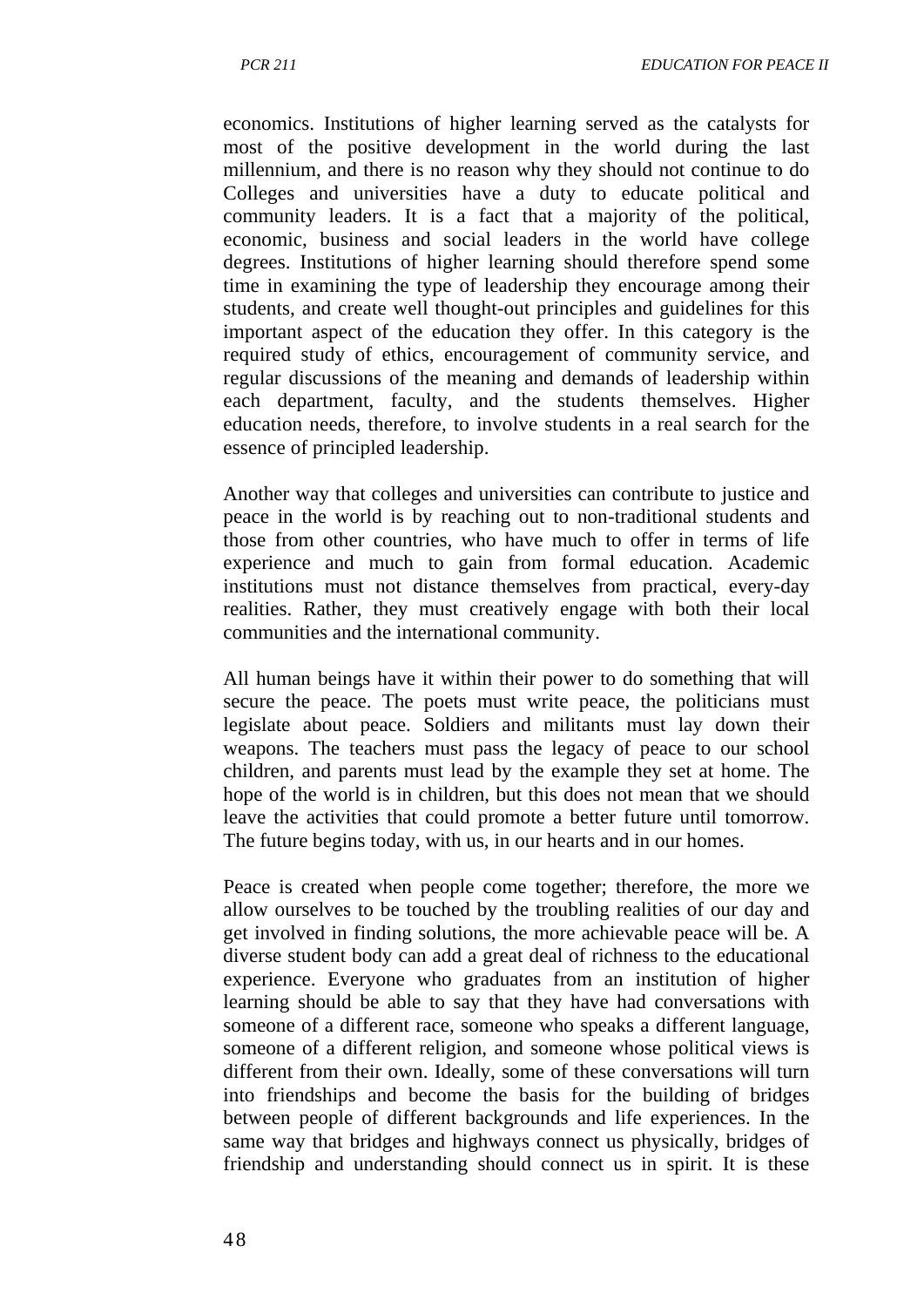economics. Institutions of higher learning served as the catalysts for most of the positive development in the world during the last millennium, and there is no reason why they should not continue to do Colleges and universities have a duty to educate political and community leaders. It is a fact that a majority of the political, economic, business and social leaders in the world have college degrees. Institutions of higher learning should therefore spend some time in examining the type of leadership they encourage among their students, and create well thought-out principles and guidelines for this important aspect of the education they offer. In this category is the required study of ethics, encouragement of community service, and regular discussions of the meaning and demands of leadership within each department, faculty, and the students themselves. Higher education needs, therefore, to involve students in a real search for the essence of principled leadership.

Another way that colleges and universities can contribute to justice and peace in the world is by reaching out to non-traditional students and those from other countries, who have much to offer in terms of life experience and much to gain from formal education. Academic institutions must not distance themselves from practical, every-day realities. Rather, they must creatively engage with both their local communities and the international community.

All human beings have it within their power to do something that will secure the peace. The poets must write peace, the politicians must legislate about peace. Soldiers and militants must lay down their weapons. The teachers must pass the legacy of peace to our school children, and parents must lead by the example they set at home. The hope of the world is in children, but this does not mean that we should leave the activities that could promote a better future until tomorrow. The future begins today, with us, in our hearts and in our homes.

Peace is created when people come together; therefore, the more we allow ourselves to be touched by the troubling realities of our day and get involved in finding solutions, the more achievable peace will be. A diverse student body can add a great deal of richness to the educational experience. Everyone who graduates from an institution of higher learning should be able to say that they have had conversations with someone of a different race, someone who speaks a different language, someone of a different religion, and someone whose political views is different from their own. Ideally, some of these conversations will turn into friendships and become the basis for the building of bridges between people of different backgrounds and life experiences. In the same way that bridges and highways connect us physically, bridges of friendship and understanding should connect us in spirit. It is these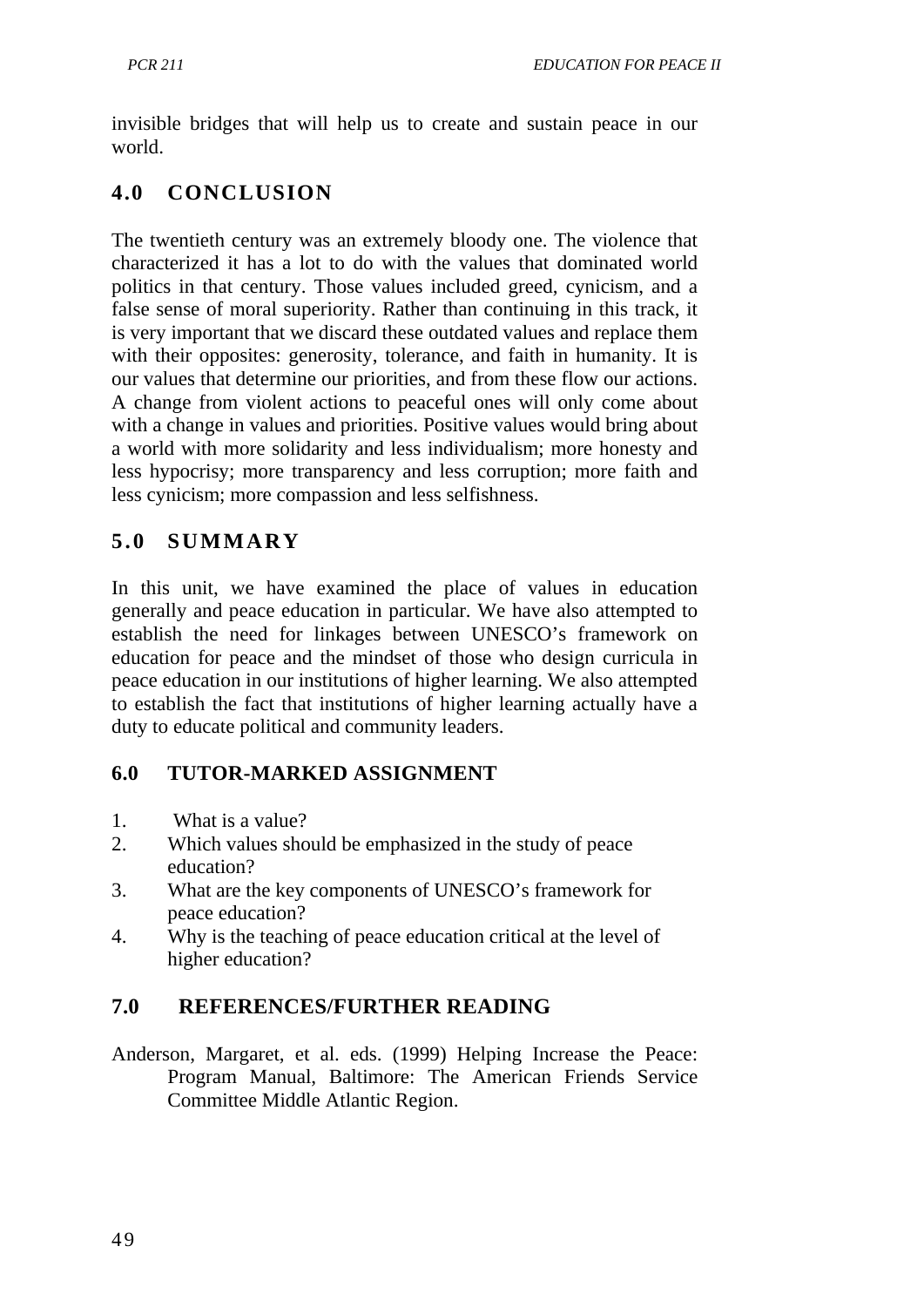invisible bridges that will help us to create and sustain peace in our world.

## 4.0 CONCLUSION

The twentieth century was an extremely bloody one. The violence that characterized it has a lot to do with the values that dominated world politics in that century. Those values included greed, cynicism, and a false sense of moral superiority. Rather than continuing in this track, it is very important that we discard these outdated values and replace them with their opposites: generosity, tolerance, and faith in humanity. It is our values that determine our priorities, and from these flow our actions. A change from violent actions to peaceful ones will only come about with a change in values and priorities. Positive values would bring about a world with more solidarity and less individualism; more honesty and less hypocrisy; more transparency and less corruption; more faith and less cynicism; more compassion and less selfishness.

## 5.0 SUMMARY

In this unit, we have examined the place of values in education generally and peace education in particular. We have also attempted to establish the need for linkages between UNESCO's framework on education for peace and the mindset of those who design curricula in peace education in our institutions of higher learning. We also attempted to establish the fact that institutions of higher learning actually have a duty to educate political and community leaders.

## 6.0 TUTOR-MARKED ASSIGNMENT

1. What is a value?
2. Which values should be emphasized in the study of peace education?
3. What are the key components of UNESCO's framework for peace education?
4. Why is the teaching of peace education critical at the level of higher education?

## 7.0 REFERENCES/FURTHER READING

Anderson, Margaret, et al. eds. (1999) Helping Increase the Peace: Program Manual, Baltimore: The American Friends Service Committee Middle Atlantic Region.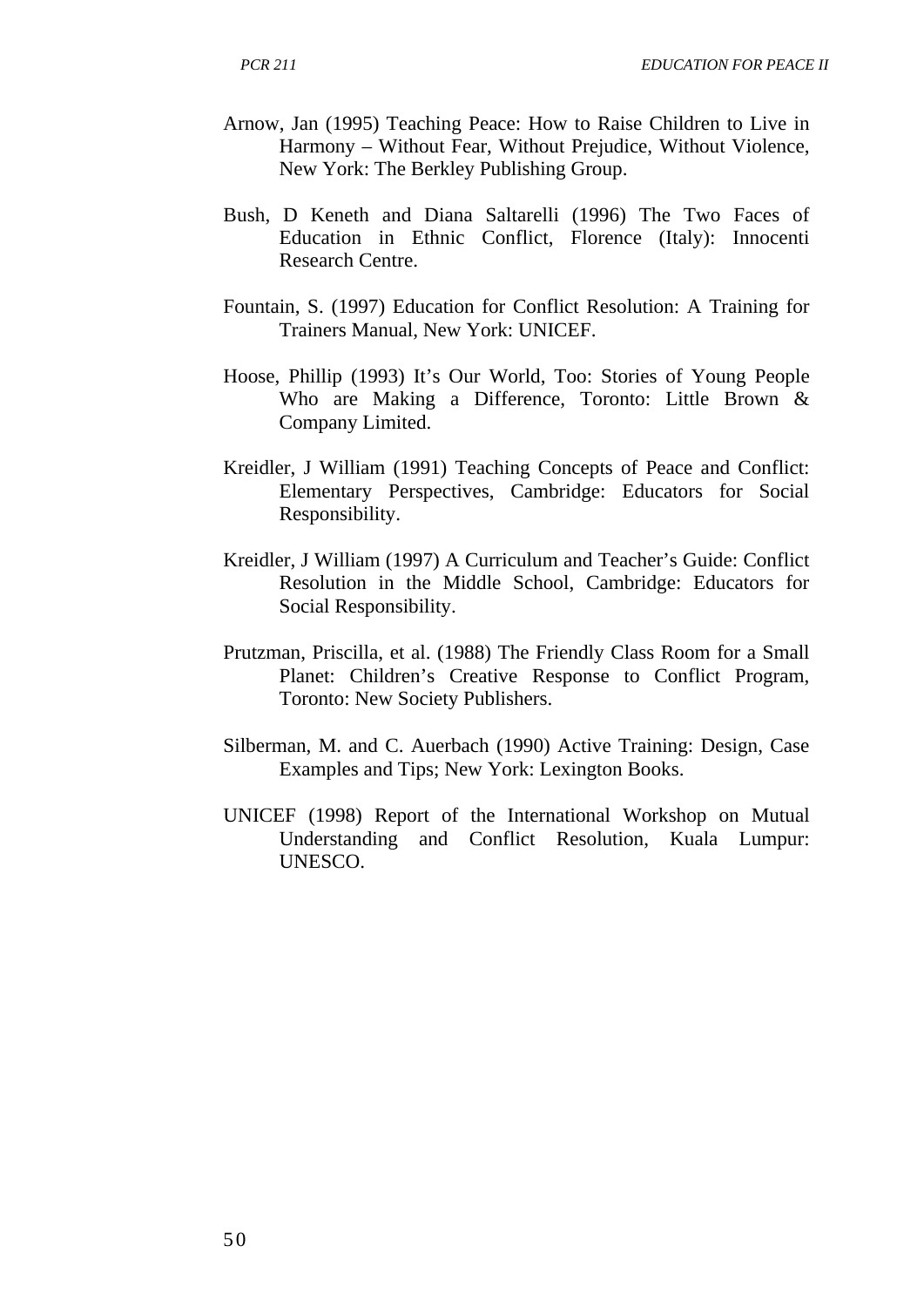Arnow, Jan (1995) Teaching Peace: How to Raise Children to Live in Harmony – Without Fear, Without Prejudice, Without Violence, New York: The Berkley Publishing Group.

Bush, D Keneth and Diana Saltarelli (1996) The Two Faces of Education in Ethnic Conflict, Florence (Italy): Innocenti Research Centre.

Fountain, S. (1997) Education for Conflict Resolution: A Training for Trainers Manual, New York: UNICEF.

Hoose, Phillip (1993) It's Our World, Too: Stories of Young People Who are Making a Difference, Toronto: Little Brown & Company Limited.

Kreidler, J William (1991) Teaching Concepts of Peace and Conflict: Elementary Perspectives, Cambridge: Educators for Social Responsibility.

Kreidler, J William (1997) A Curriculum and Teacher's Guide: Conflict Resolution in the Middle School, Cambridge: Educators for Social Responsibility.

Prutzman, Priscilla, et al. (1988) The Friendly Class Room for a Small Planet: Children's Creative Response to Conflict Program, Toronto: New Society Publishers.

Silberman, M. and C. Auerbach (1990) Active Training: Design, Case Examples and Tips; New York: Lexington Books.

UNICEF (1998) Report of the International Workshop on Mutual Understanding and Conflict Resolution, Kuala Lumpur: UNESCO.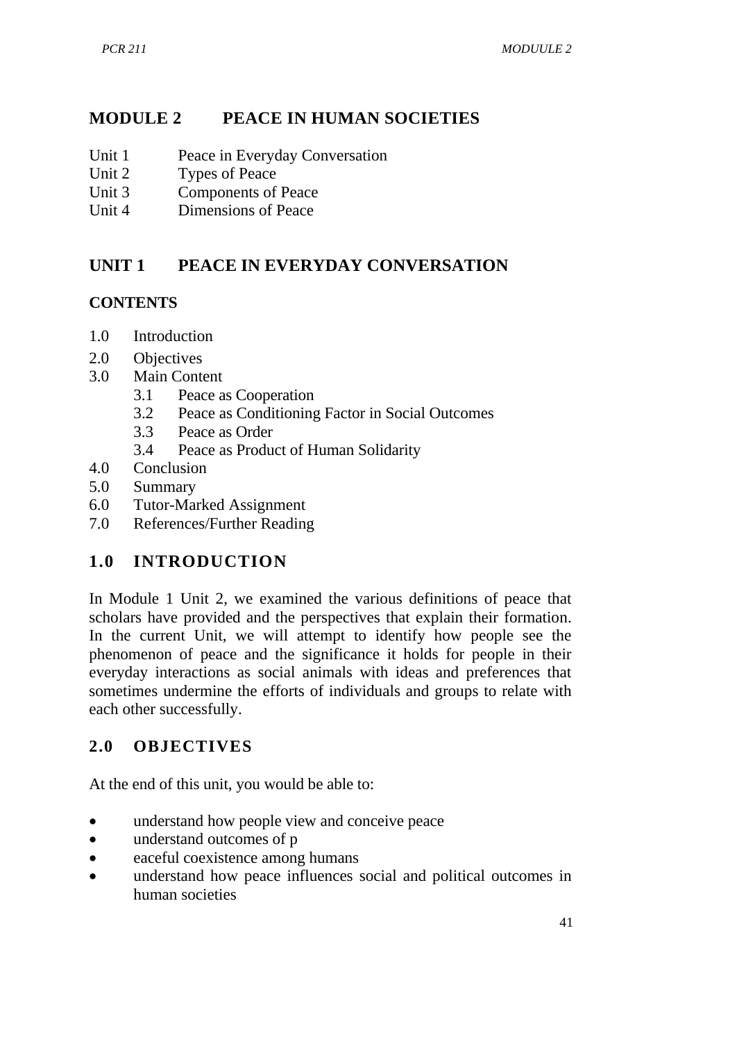# MODULE 2 PEACE IN HUMAN SOCIETIES

Unit 1 Peace in Everyday Conversation
Unit 2 Types of Peace
Unit 3 Components of Peace
Unit 4 Dimensions of Peace

## UNIT 1 PEACE IN EVERYDAY CONVERSATION

### CONTENTS

1.0 Introduction
2.0 Objectives
3.0 Main Content
  3.1 Peace as Cooperation
  3.2 Peace as Conditioning Factor in Social Outcomes
  3.3 Peace as Order
  3.4 Peace as Product of Human Solidarity
4.0 Conclusion
5.0 Summary
6.0 Tutor-Marked Assignment
7.0 References/Further Reading

## 1.0 INTRODUCTION

In Module 1 Unit 2, we examined the various definitions of peace that scholars have provided and the perspectives that explain their formation. In the current Unit, we will attempt to identify how people see the phenomenon of peace and the significance it holds for people in their everyday interactions as social animals with ideas and preferences that sometimes undermine the efforts of individuals and groups to relate with each other successfully.

## 2.0 OBJECTIVES

At the end of this unit, you would be able to:

- understand how people view and conceive peace
- understand outcomes of p
- eaceful coexistence among humans
- understand how peace influences social and political outcomes in human societies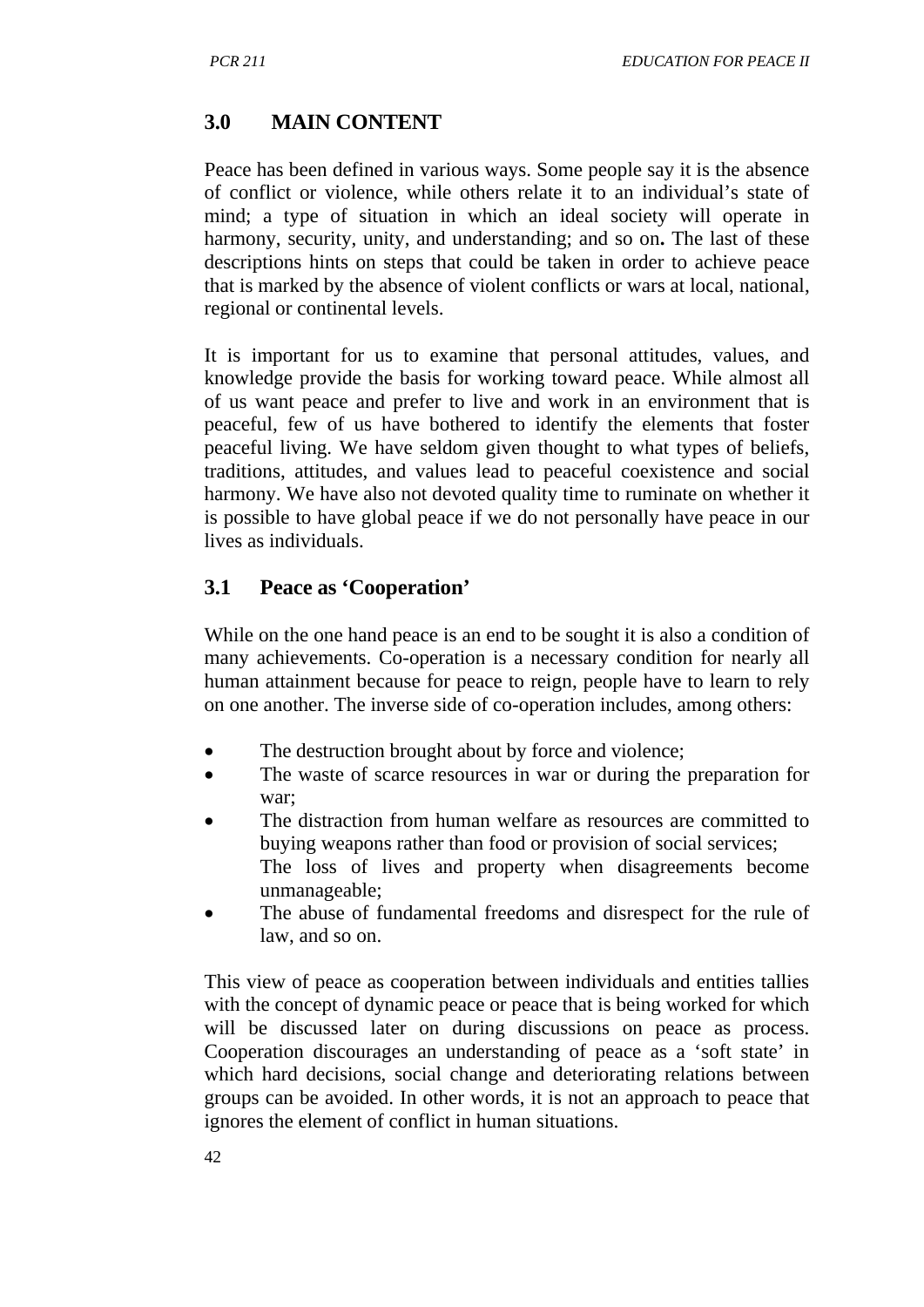## 3.0 MAIN CONTENT

Peace has been defined in various ways. Some people say it is the absence of conflict or violence, while others relate it to an individual's state of mind; a type of situation in which an ideal society will operate in harmony, security, unity, and understanding; and so on**.** The last of these descriptions hints on steps that could be taken in order to achieve peace that is marked by the absence of violent conflicts or wars at local, national, regional or continental levels.

It is important for us to examine that personal attitudes, values, and knowledge provide the basis for working toward peace. While almost all of us want peace and prefer to live and work in an environment that is peaceful, few of us have bothered to identify the elements that foster peaceful living. We have seldom given thought to what types of beliefs, traditions, attitudes, and values lead to peaceful coexistence and social harmony. We have also not devoted quality time to ruminate on whether it is possible to have global peace if we do not personally have peace in our lives as individuals.

### 3.1 Peace as 'Cooperation'

While on the one hand peace is an end to be sought it is also a condition of many achievements. Co-operation is a necessary condition for nearly all human attainment because for peace to reign, people have to learn to rely on one another. The inverse side of co-operation includes, among others:

- The destruction brought about by force and violence;
- The waste of scarce resources in war or during the preparation for war;
- The distraction from human welfare as resources are committed to buying weapons rather than food or provision of social services; The loss of lives and property when disagreements become unmanageable;
- The abuse of fundamental freedoms and disrespect for the rule of law, and so on.

This view of peace as cooperation between individuals and entities tallies with the concept of dynamic peace or peace that is being worked for which will be discussed later on during discussions on peace as process. Cooperation discourages an understanding of peace as a 'soft state' in which hard decisions, social change and deteriorating relations between groups can be avoided. In other words, it is not an approach to peace that ignores the element of conflict in human situations.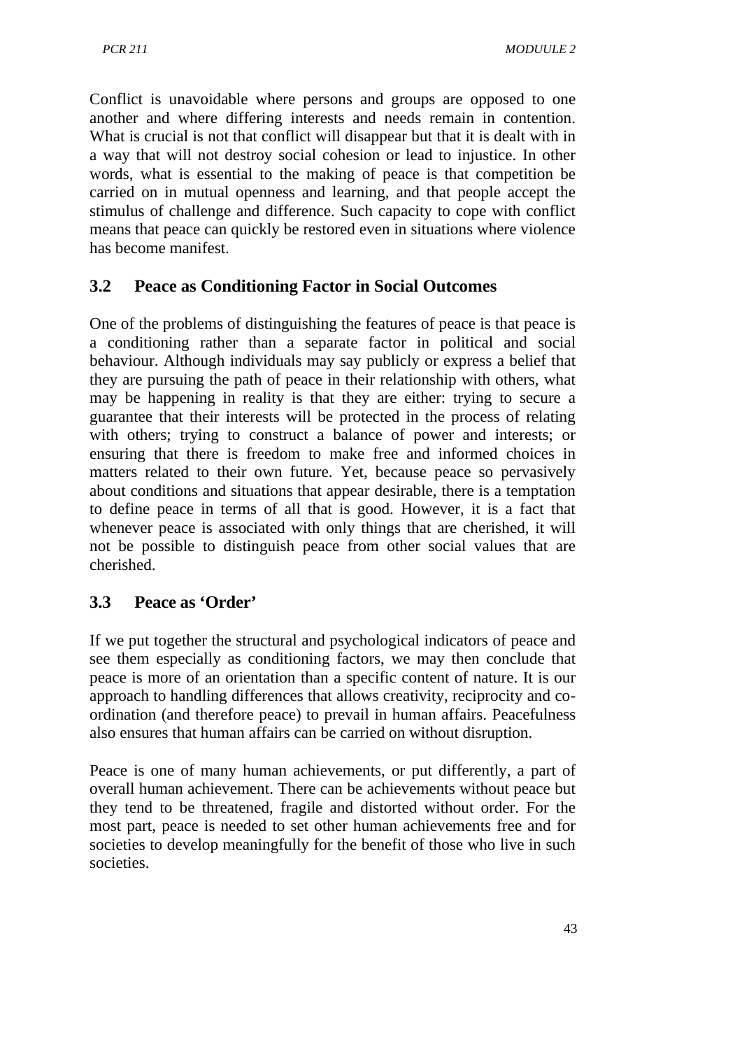Conflict is unavoidable where persons and groups are opposed to one another and where differing interests and needs remain in contention. What is crucial is not that conflict will disappear but that it is dealt with in a way that will not destroy social cohesion or lead to injustice. In other words, what is essential to the making of peace is that competition be carried on in mutual openness and learning, and that people accept the stimulus of challenge and difference. Such capacity to cope with conflict means that peace can quickly be restored even in situations where violence has become manifest.

### 3.2 Peace as Conditioning Factor in Social Outcomes

One of the problems of distinguishing the features of peace is that peace is a conditioning rather than a separate factor in political and social behaviour. Although individuals may say publicly or express a belief that they are pursuing the path of peace in their relationship with others, what may be happening in reality is that they are either: trying to secure a guarantee that their interests will be protected in the process of relating with others; trying to construct a balance of power and interests; or ensuring that there is freedom to make free and informed choices in matters related to their own future. Yet, because peace so pervasively about conditions and situations that appear desirable, there is a temptation to define peace in terms of all that is good. However, it is a fact that whenever peace is associated with only things that are cherished, it will not be possible to distinguish peace from other social values that are cherished.

### 3.3 Peace as 'Order'

If we put together the structural and psychological indicators of peace and see them especially as conditioning factors, we may then conclude that peace is more of an orientation than a specific content of nature. It is our approach to handling differences that allows creativity, reciprocity and co-ordination (and therefore peace) to prevail in human affairs. Peacefulness also ensures that human affairs can be carried on without disruption.

Peace is one of many human achievements, or put differently, a part of overall human achievement. There can be achievements without peace but they tend to be threatened, fragile and distorted without order. For the most part, peace is needed to set other human achievements free and for societies to develop meaningfully for the benefit of those who live in such societies.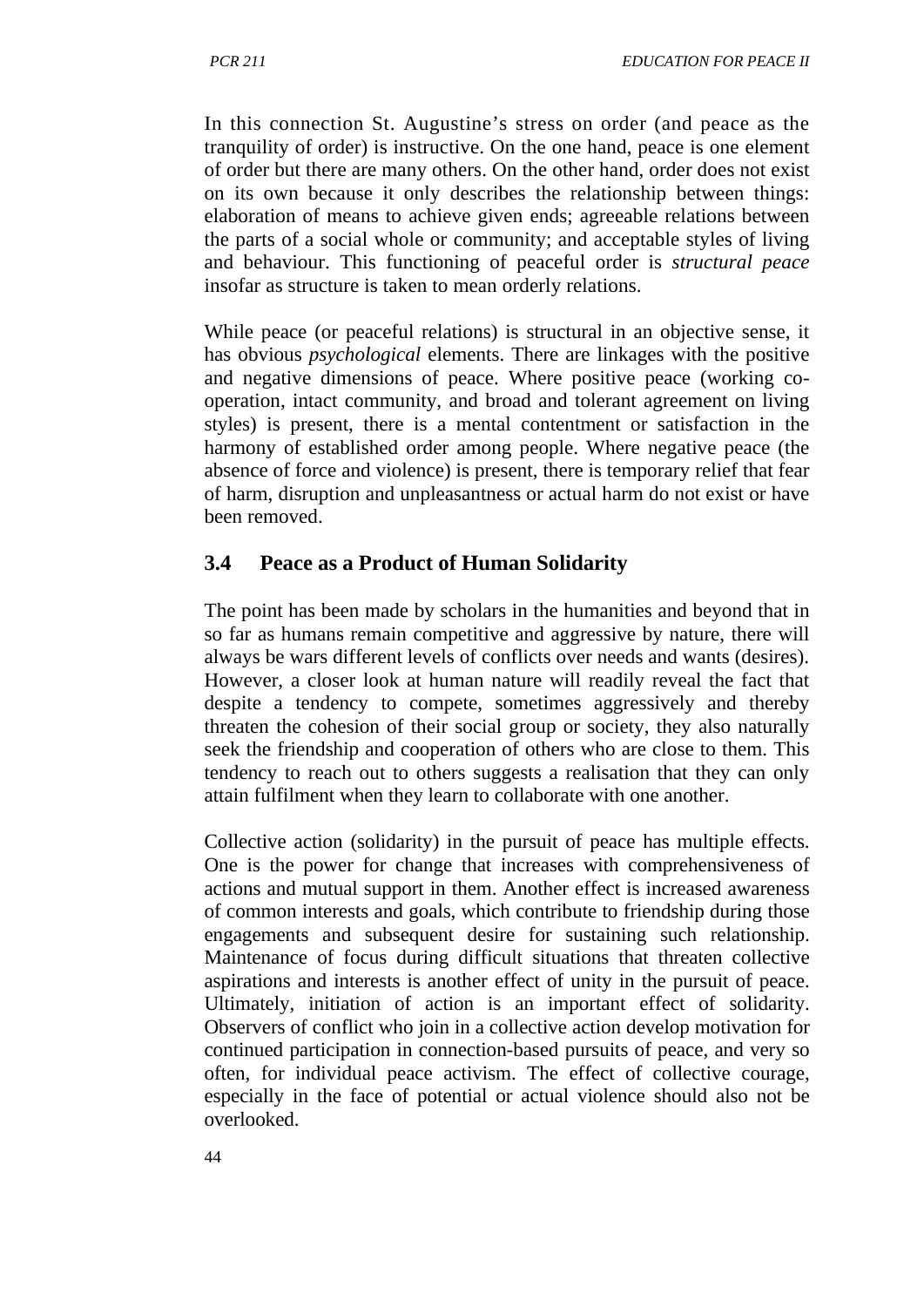In this connection St. Augustine's stress on order (and peace as the tranquility of order) is instructive. On the one hand, peace is one element of order but there are many others. On the other hand, order does not exist on its own because it only describes the relationship between things: elaboration of means to achieve given ends; agreeable relations between the parts of a social whole or community; and acceptable styles of living and behaviour. This functioning of peaceful order is *structural peace* insofar as structure is taken to mean orderly relations.

While peace (or peaceful relations) is structural in an objective sense, it has obvious *psychological* elements. There are linkages with the positive and negative dimensions of peace. Where positive peace (working co-operation, intact community, and broad and tolerant agreement on living styles) is present, there is a mental contentment or satisfaction in the harmony of established order among people. Where negative peace (the absence of force and violence) is present, there is temporary relief that fear of harm, disruption and unpleasantness or actual harm do not exist or have been removed.

## 3.4 Peace as a Product of Human Solidarity

The point has been made by scholars in the humanities and beyond that in so far as humans remain competitive and aggressive by nature, there will always be wars different levels of conflicts over needs and wants (desires). However, a closer look at human nature will readily reveal the fact that despite a tendency to compete, sometimes aggressively and thereby threaten the cohesion of their social group or society, they also naturally seek the friendship and cooperation of others who are close to them. This tendency to reach out to others suggests a realisation that they can only attain fulfilment when they learn to collaborate with one another.

Collective action (solidarity) in the pursuit of peace has multiple effects. One is the power for change that increases with comprehensiveness of actions and mutual support in them. Another effect is increased awareness of common interests and goals, which contribute to friendship during those engagements and subsequent desire for sustaining such relationship. Maintenance of focus during difficult situations that threaten collective aspirations and interests is another effect of unity in the pursuit of peace. Ultimately, initiation of action is an important effect of solidarity. Observers of conflict who join in a collective action develop motivation for continued participation in connection-based pursuits of peace, and very so often, for individual peace activism. The effect of collective courage, especially in the face of potential or actual violence should also not be overlooked.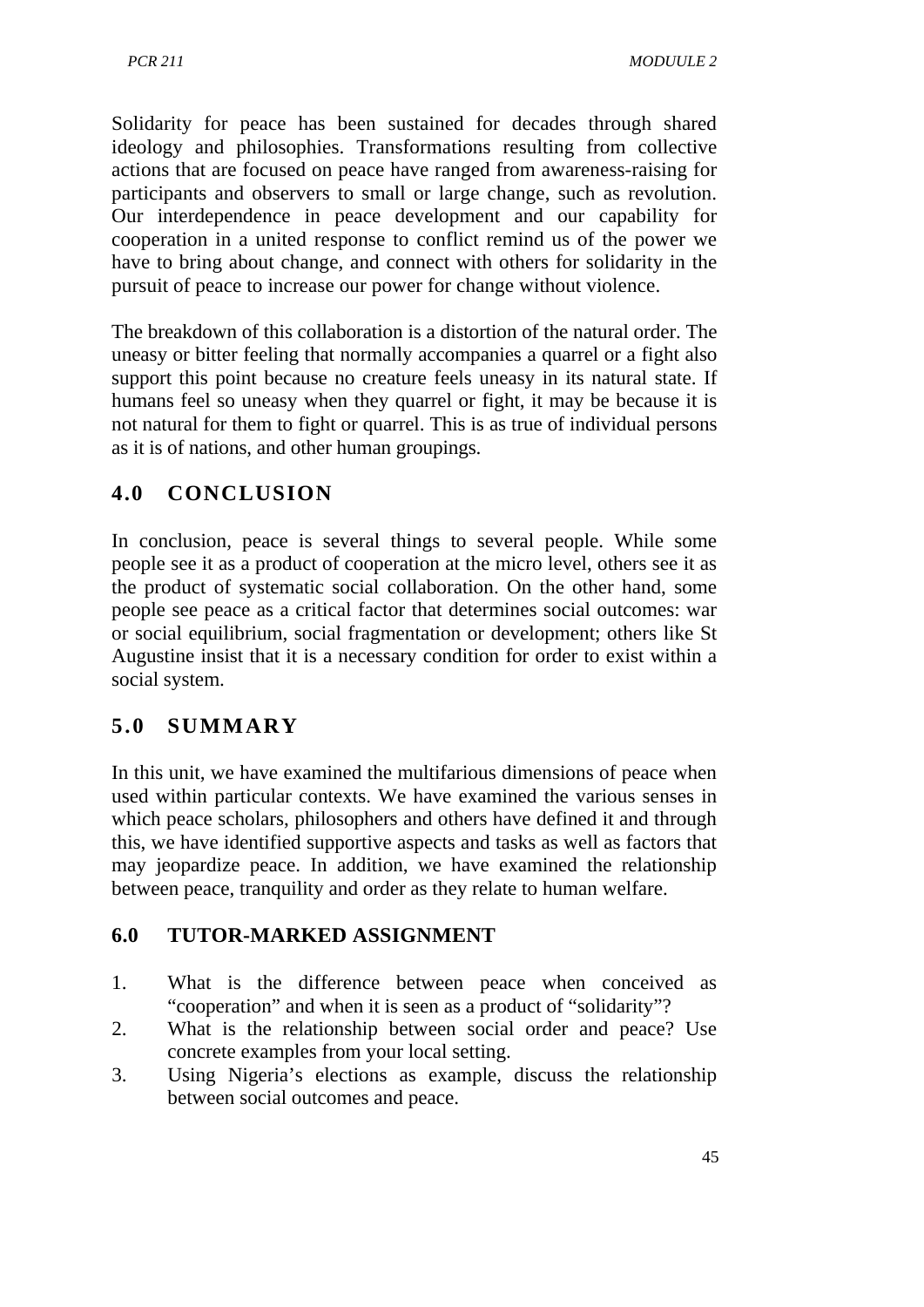Solidarity for peace has been sustained for decades through shared ideology and philosophies. Transformations resulting from collective actions that are focused on peace have ranged from awareness-raising for participants and observers to small or large change, such as revolution. Our interdependence in peace development and our capability for cooperation in a united response to conflict remind us of the power we have to bring about change, and connect with others for solidarity in the pursuit of peace to increase our power for change without violence.

The breakdown of this collaboration is a distortion of the natural order. The uneasy or bitter feeling that normally accompanies a quarrel or a fight also support this point because no creature feels uneasy in its natural state. If humans feel so uneasy when they quarrel or fight, it may be because it is not natural for them to fight or quarrel. This is as true of individual persons as it is of nations, and other human groupings.

## 4.0 CONCLUSION

In conclusion, peace is several things to several people. While some people see it as a product of cooperation at the micro level, others see it as the product of systematic social collaboration. On the other hand, some people see peace as a critical factor that determines social outcomes: war or social equilibrium, social fragmentation or development; others like St Augustine insist that it is a necessary condition for order to exist within a social system.

## 5.0 SUMMARY

In this unit, we have examined the multifarious dimensions of peace when used within particular contexts. We have examined the various senses in which peace scholars, philosophers and others have defined it and through this, we have identified supportive aspects and tasks as well as factors that may jeopardize peace. In addition, we have examined the relationship between peace, tranquility and order as they relate to human welfare.

## 6.0 TUTOR-MARKED ASSIGNMENT

1. What is the difference between peace when conceived as "cooperation" and when it is seen as a product of "solidarity"?
2. What is the relationship between social order and peace? Use concrete examples from your local setting.
3. Using Nigeria's elections as example, discuss the relationship between social outcomes and peace.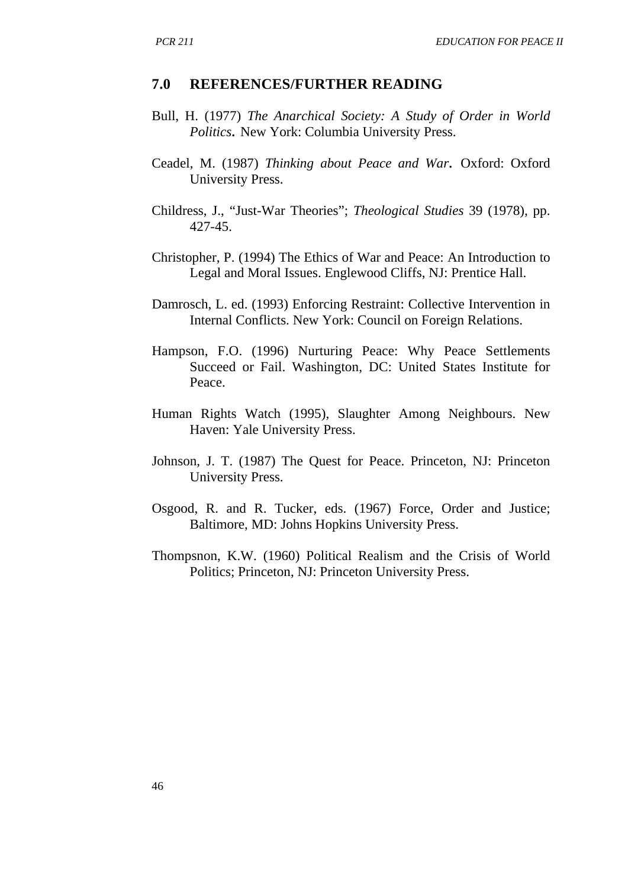## 7.0 REFERENCES/FURTHER READING

Bull, H. (1977) *The Anarchical Society: A Study of Order in World Politics***.** New York: Columbia University Press.

Ceadel, M. (1987) *Thinking about Peace and War***.** Oxford: Oxford University Press.

Childress, J., "Just-War Theories"; *Theological Studies* 39 (1978), pp. 427-45.

Christopher, P. (1994) The Ethics of War and Peace: An Introduction to Legal and Moral Issues. Englewood Cliffs, NJ: Prentice Hall.

Damrosch, L. ed. (1993) Enforcing Restraint: Collective Intervention in Internal Conflicts. New York: Council on Foreign Relations.

Hampson, F.O. (1996) Nurturing Peace: Why Peace Settlements Succeed or Fail. Washington, DC: United States Institute for Peace.

Human Rights Watch (1995), Slaughter Among Neighbours. New Haven: Yale University Press.

Johnson, J. T. (1987) The Quest for Peace. Princeton, NJ: Princeton University Press.

Osgood, R. and R. Tucker, eds. (1967) Force, Order and Justice; Baltimore, MD: Johns Hopkins University Press.

Thompsnon, K.W. (1960) Political Realism and the Crisis of World Politics; Princeton, NJ: Princeton University Press.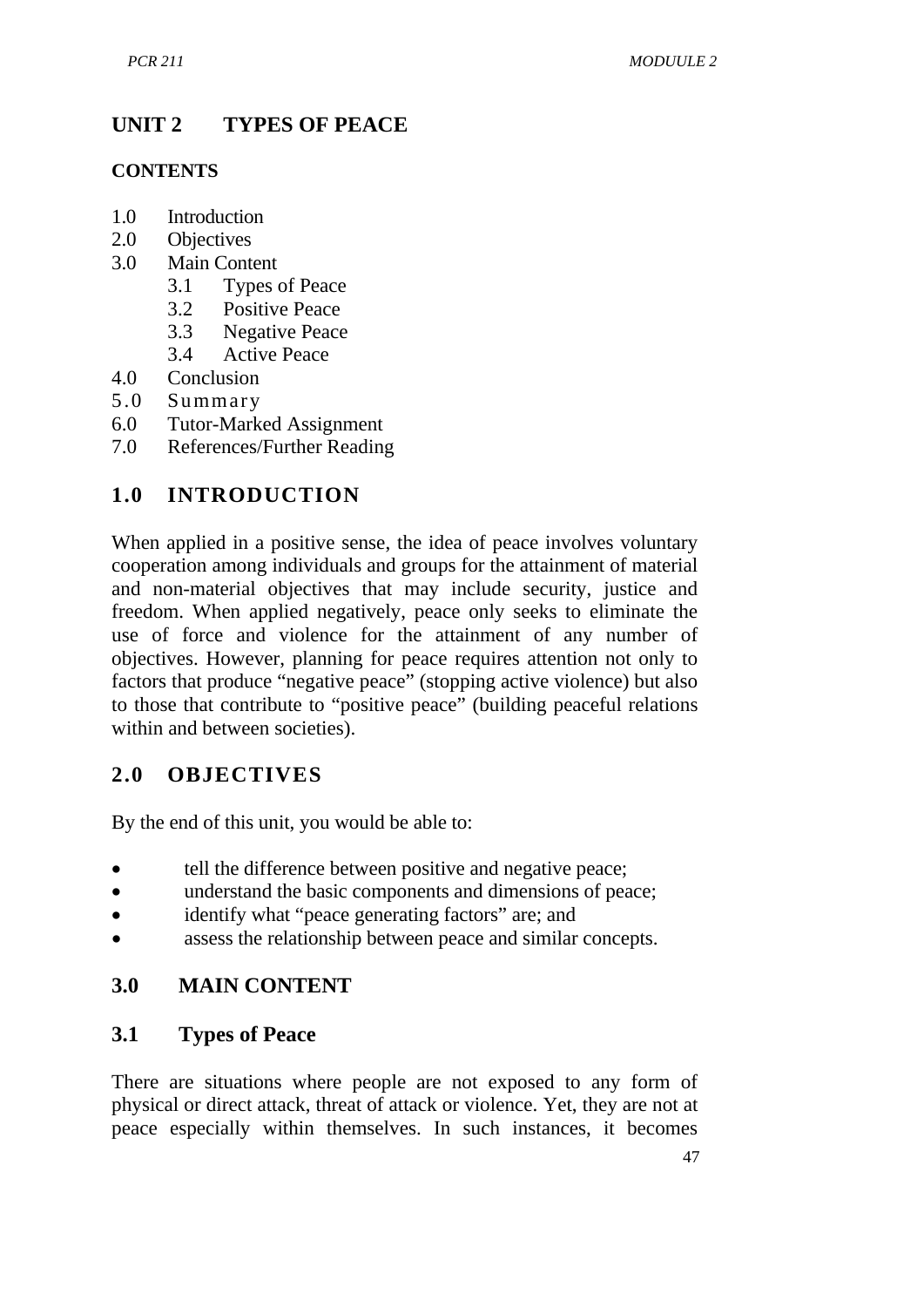# UNIT 2 TYPES OF PEACE

**CONTENTS**

1.0 Introduction
2.0 Objectives
3.0 Main Content
   3.1 Types of Peace
   3.2 Positive Peace
   3.3 Negative Peace
   3.4 Active Peace
4.0 Conclusion
5.0 Summary
6.0 Tutor-Marked Assignment
7.0 References/Further Reading

## 1.0 INTRODUCTION

When applied in a positive sense, the idea of peace involves voluntary cooperation among individuals and groups for the attainment of material and non-material objectives that may include security, justice and freedom. When applied negatively, peace only seeks to eliminate the use of force and violence for the attainment of any number of objectives. However, planning for peace requires attention not only to factors that produce "negative peace" (stopping active violence) but also to those that contribute to "positive peace" (building peaceful relations within and between societies).

## 2.0 OBJECTIVES

By the end of this unit, you would be able to:

- tell the difference between positive and negative peace;
- understand the basic components and dimensions of peace;
- identify what "peace generating factors" are; and
- assess the relationship between peace and similar concepts.

## 3.0 MAIN CONTENT

### 3.1 Types of Peace

There are situations where people are not exposed to any form of physical or direct attack, threat of attack or violence. Yet, they are not at peace especially within themselves. In such instances, it becomes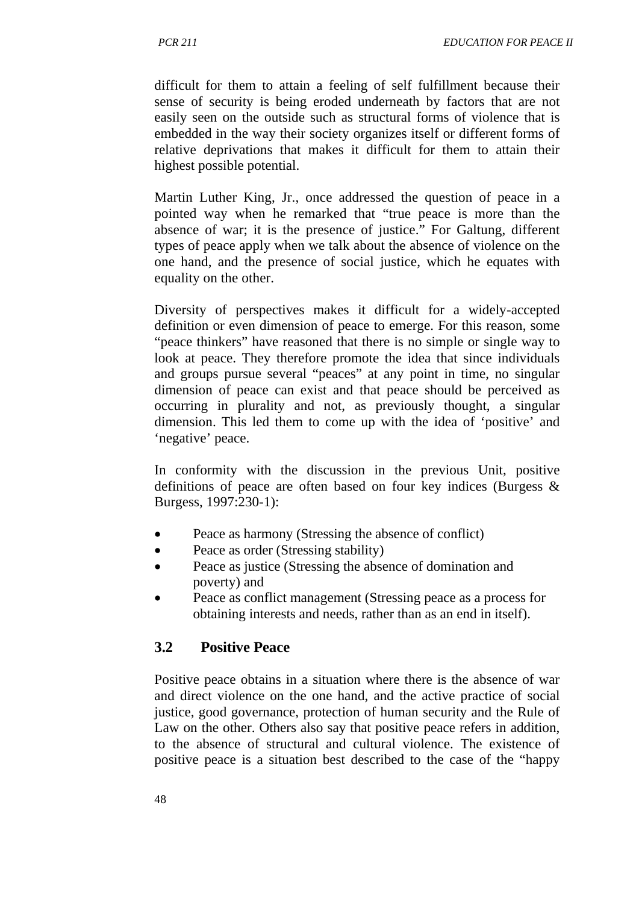difficult for them to attain a feeling of self fulfillment because their sense of security is being eroded underneath by factors that are not easily seen on the outside such as structural forms of violence that is embedded in the way their society organizes itself or different forms of relative deprivations that makes it difficult for them to attain their highest possible potential.

Martin Luther King, Jr., once addressed the question of peace in a pointed way when he remarked that "true peace is more than the absence of war; it is the presence of justice." For Galtung, different types of peace apply when we talk about the absence of violence on the one hand, and the presence of social justice, which he equates with equality on the other.

Diversity of perspectives makes it difficult for a widely-accepted definition or even dimension of peace to emerge. For this reason, some "peace thinkers" have reasoned that there is no simple or single way to look at peace. They therefore promote the idea that since individuals and groups pursue several "peaces" at any point in time, no singular dimension of peace can exist and that peace should be perceived as occurring in plurality and not, as previously thought, a singular dimension. This led them to come up with the idea of 'positive' and 'negative' peace.

In conformity with the discussion in the previous Unit, positive definitions of peace are often based on four key indices (Burgess & Burgess, 1997:230-1):

- Peace as harmony (Stressing the absence of conflict)
- Peace as order (Stressing stability)
- Peace as justice (Stressing the absence of domination and poverty) and
- Peace as conflict management (Stressing peace as a process for obtaining interests and needs, rather than as an end in itself).

## 3.2 Positive Peace

Positive peace obtains in a situation where there is the absence of war and direct violence on the one hand, and the active practice of social justice, good governance, protection of human security and the Rule of Law on the other. Others also say that positive peace refers in addition, to the absence of structural and cultural violence. The existence of positive peace is a situation best described to the case of the "happy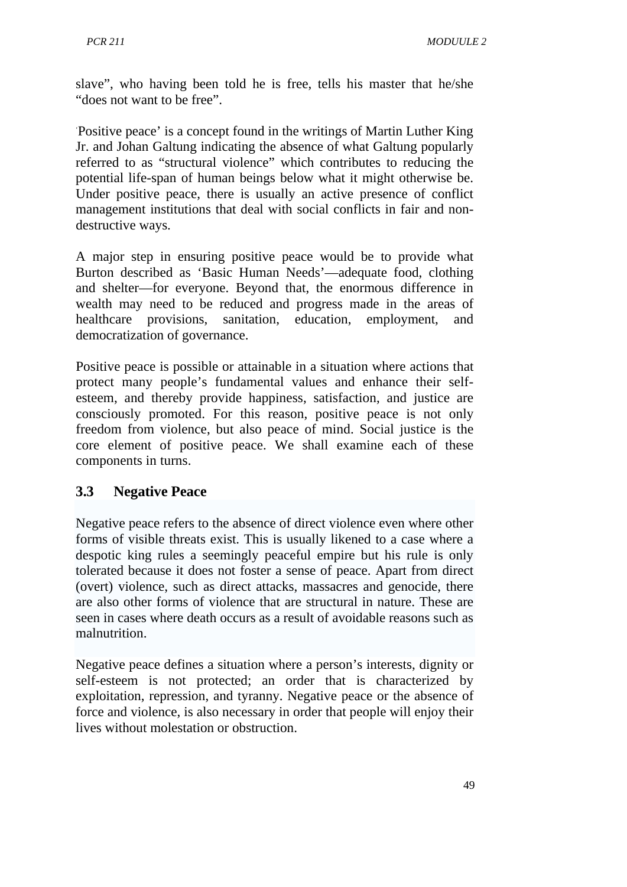slave", who having been told he is free, tells his master that he/she "does not want to be free".

'Positive peace' is a concept found in the writings of Martin Luther King Jr. and Johan Galtung indicating the absence of what Galtung popularly referred to as "structural violence" which contributes to reducing the potential life-span of human beings below what it might otherwise be. Under positive peace, there is usually an active presence of conflict management institutions that deal with social conflicts in fair and non-destructive ways.

A major step in ensuring positive peace would be to provide what Burton described as 'Basic Human Needs'—adequate food, clothing and shelter—for everyone. Beyond that, the enormous difference in wealth may need to be reduced and progress made in the areas of healthcare provisions, sanitation, education, employment, and democratization of governance.

Positive peace is possible or attainable in a situation where actions that protect many people's fundamental values and enhance their self-esteem, and thereby provide happiness, satisfaction, and justice are consciously promoted. For this reason, positive peace is not only freedom from violence, but also peace of mind. Social justice is the core element of positive peace. We shall examine each of these components in turns.

## 3.3 Negative Peace

Negative peace refers to the absence of direct violence even where other forms of visible threats exist. This is usually likened to a case where a despotic king rules a seemingly peaceful empire but his rule is only tolerated because it does not foster a sense of peace. Apart from direct (overt) violence, such as direct attacks, massacres and genocide, there are also other forms of violence that are structural in nature. These are seen in cases where death occurs as a result of avoidable reasons such as malnutrition.

Negative peace defines a situation where a person's interests, dignity or self-esteem is not protected; an order that is characterized by exploitation, repression, and tyranny. Negative peace or the absence of force and violence, is also necessary in order that people will enjoy their lives without molestation or obstruction.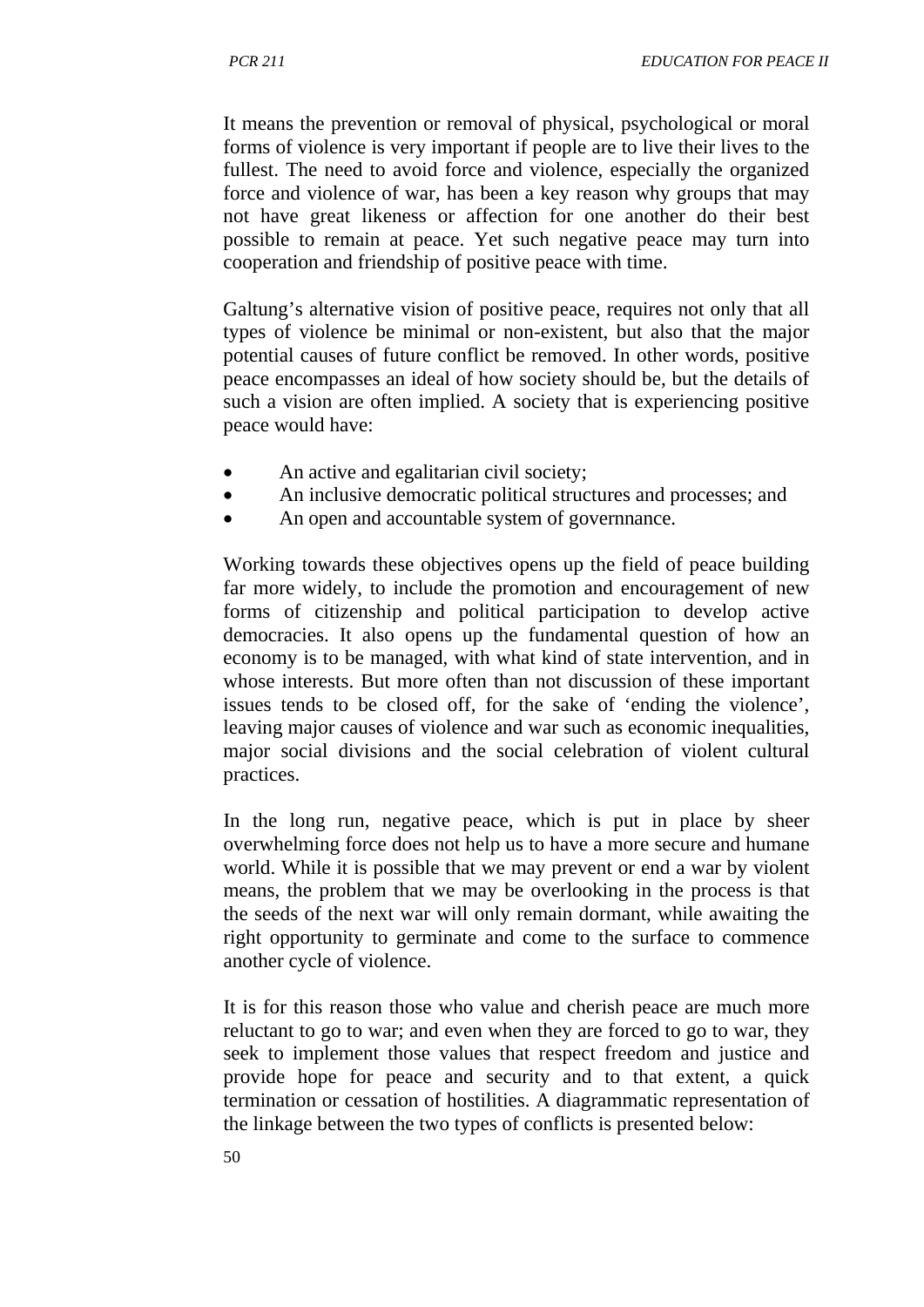It means the prevention or removal of physical, psychological or moral forms of violence is very important if people are to live their lives to the fullest. The need to avoid force and violence, especially the organized force and violence of war, has been a key reason why groups that may not have great likeness or affection for one another do their best possible to remain at peace. Yet such negative peace may turn into cooperation and friendship of positive peace with time.

Galtung's alternative vision of positive peace, requires not only that all types of violence be minimal or non-existent, but also that the major potential causes of future conflict be removed. In other words, positive peace encompasses an ideal of how society should be, but the details of such a vision are often implied. A society that is experiencing positive peace would have:

- An active and egalitarian civil society;
- An inclusive democratic political structures and processes; and
- An open and accountable system of governnance.

Working towards these objectives opens up the field of peace building far more widely, to include the promotion and encouragement of new forms of citizenship and political participation to develop active democracies. It also opens up the fundamental question of how an economy is to be managed, with what kind of state intervention, and in whose interests. But more often than not discussion of these important issues tends to be closed off, for the sake of 'ending the violence', leaving major causes of violence and war such as economic inequalities, major social divisions and the social celebration of violent cultural practices.

In the long run, negative peace, which is put in place by sheer overwhelming force does not help us to have a more secure and humane world. While it is possible that we may prevent or end a war by violent means, the problem that we may be overlooking in the process is that the seeds of the next war will only remain dormant, while awaiting the right opportunity to germinate and come to the surface to commence another cycle of violence.

It is for this reason those who value and cherish peace are much more reluctant to go to war; and even when they are forced to go to war, they seek to implement those values that respect freedom and justice and provide hope for peace and security and to that extent, a quick termination or cessation of hostilities. A diagrammatic representation of the linkage between the two types of conflicts is presented below: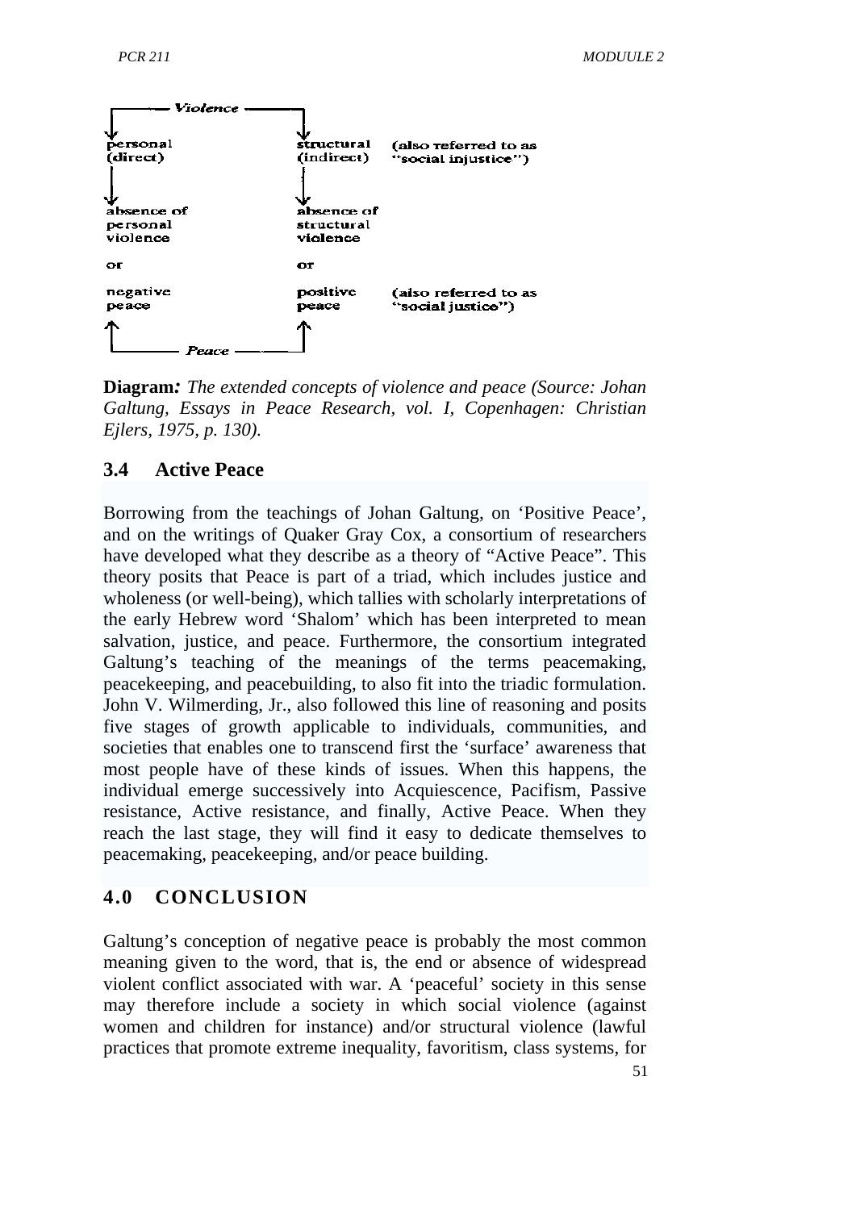| Violence | | |
|---|---|---|
| personal (direct) | structural (indirect) | (also referred to as "social injustice") |
| absence of personal violence | absence of structural violence | |
| or | or | |
| negative peace | positive peace | (also referred to as "social justice") |
| Peace | | |

**Diagram***: The extended concepts of violence and peace (Source: Johan Galtung, Essays in Peace Research, vol. I, Copenhagen: Christian Ejlers, 1975, p. 130).*

### 3.4 Active Peace

Borrowing from the teachings of Johan Galtung, on 'Positive Peace', and on the writings of Quaker Gray Cox, a consortium of researchers have developed what they describe as a theory of "Active Peace". This theory posits that Peace is part of a triad, which includes justice and wholeness (or well-being), which tallies with scholarly interpretations of the early Hebrew word 'Shalom' which has been interpreted to mean salvation, justice, and peace. Furthermore, the consortium integrated Galtung's teaching of the meanings of the terms peacemaking, peacekeeping, and peacebuilding, to also fit into the triadic formulation. John V. Wilmerding, Jr., also followed this line of reasoning and posits five stages of growth applicable to individuals, communities, and societies that enables one to transcend first the 'surface' awareness that most people have of these kinds of issues. When this happens, the individual emerge successively into Acquiescence, Pacifism, Passive resistance, Active resistance, and finally, Active Peace. When they reach the last stage, they will find it easy to dedicate themselves to peacemaking, peacekeeping, and/or peace building.

## 4.0 CONCLUSION

Galtung's conception of negative peace is probably the most common meaning given to the word, that is, the end or absence of widespread violent conflict associated with war. A 'peaceful' society in this sense may therefore include a society in which social violence (against women and children for instance) and/or structural violence (lawful practices that promote extreme inequality, favoritism, class systems, for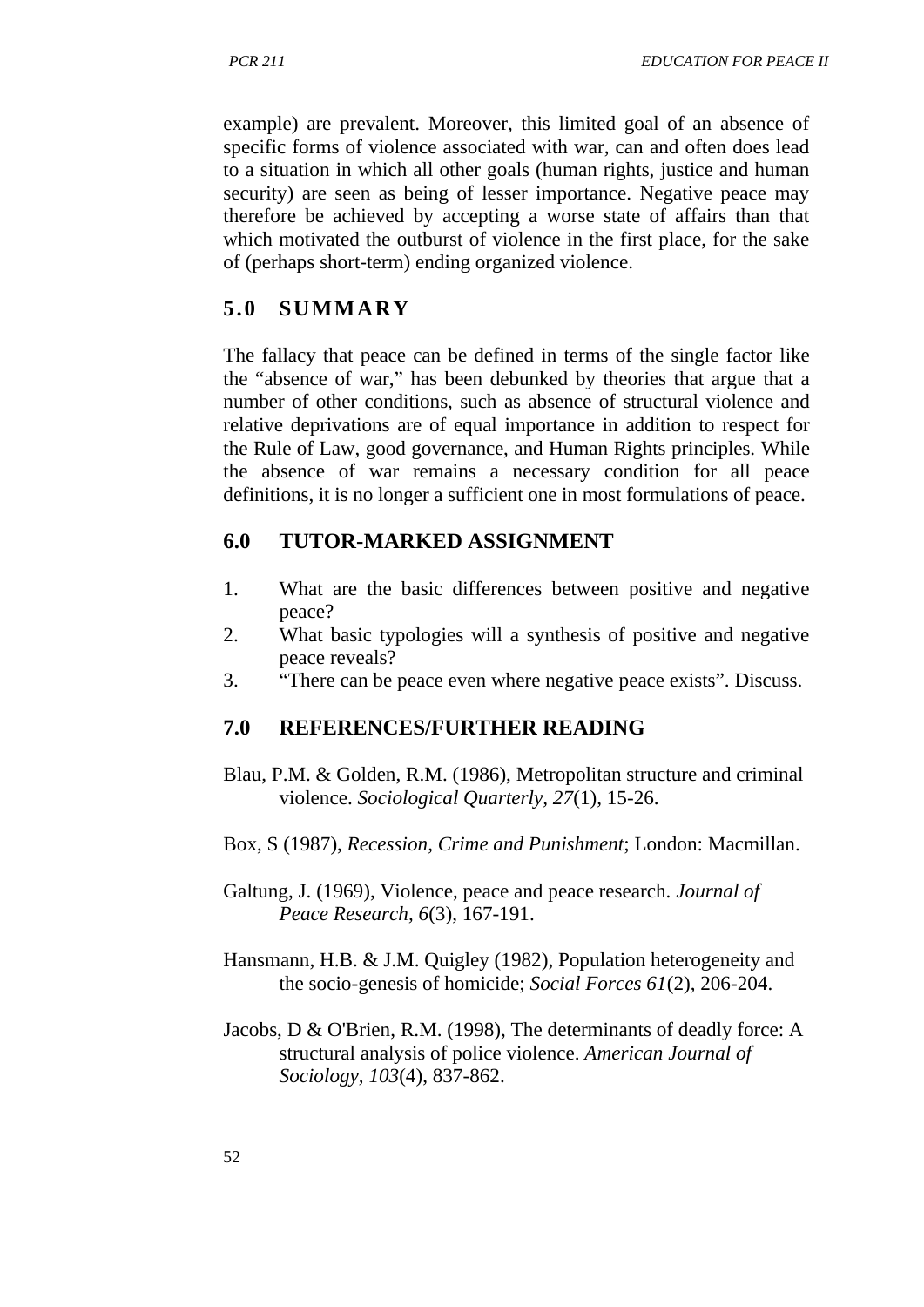example) are prevalent. Moreover, this limited goal of an absence of specific forms of violence associated with war, can and often does lead to a situation in which all other goals (human rights, justice and human security) are seen as being of lesser importance. Negative peace may therefore be achieved by accepting a worse state of affairs than that which motivated the outburst of violence in the first place, for the sake of (perhaps short-term) ending organized violence.

## 5.0 SUMMARY

The fallacy that peace can be defined in terms of the single factor like the "absence of war," has been debunked by theories that argue that a number of other conditions, such as absence of structural violence and relative deprivations are of equal importance in addition to respect for the Rule of Law, good governance, and Human Rights principles. While the absence of war remains a necessary condition for all peace definitions, it is no longer a sufficient one in most formulations of peace.

## 6.0 TUTOR-MARKED ASSIGNMENT

1. What are the basic differences between positive and negative peace?
2. What basic typologies will a synthesis of positive and negative peace reveals?
3. "There can be peace even where negative peace exists". Discuss.

## 7.0 REFERENCES/FURTHER READING

Blau, P.M. & Golden, R.M. (1986), Metropolitan structure and criminal violence. *Sociological Quarterly, 27*(1), 15-26.

Box, S (1987), *Recession, Crime and Punishment*; London: Macmillan.

Galtung, J. (1969), Violence, peace and peace research. *Journal of Peace Research, 6*(3), 167-191.

Hansmann, H.B. & J.M. Quigley (1982), Population heterogeneity and the socio-genesis of homicide; *Social Forces 61*(2), 206-204.

Jacobs, D & O'Brien, R.M. (1998), The determinants of deadly force: A structural analysis of police violence. *American Journal of Sociology, 103*(4), 837-862.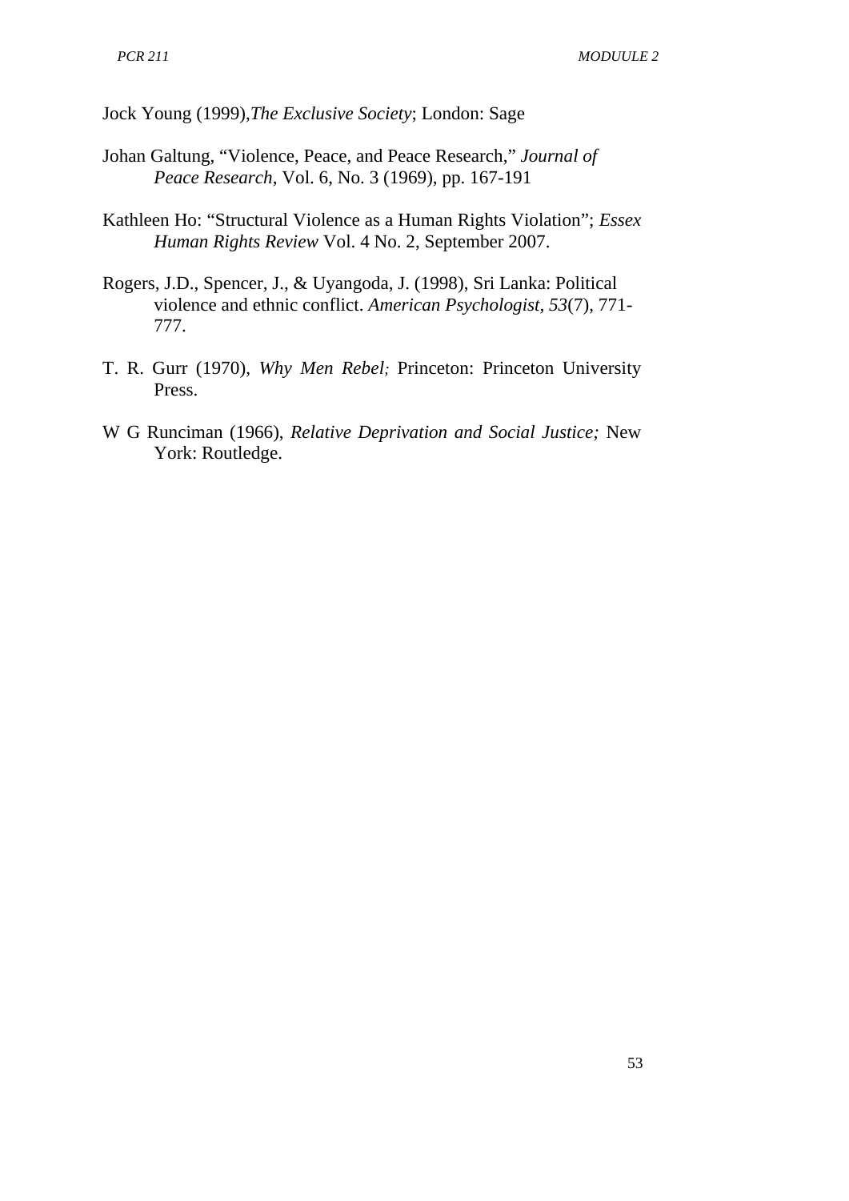Jock Young (1999),*The Exclusive Society*; London: Sage

Johan Galtung, "Violence, Peace, and Peace Research," *Journal of Peace Research*, Vol. 6, No. 3 (1969), pp. 167-191

Kathleen Ho: "Structural Violence as a Human Rights Violation"; *Essex Human Rights Review* Vol. 4 No. 2, September 2007.

Rogers, J.D., Spencer, J., & Uyangoda, J. (1998), Sri Lanka: Political violence and ethnic conflict. *American Psychologist*, *53*(7), 771-777.

T. R. Gurr (1970), *Why Men Rebel;* Princeton: Princeton University Press.

W G Runciman (1966), *Relative Deprivation and Social Justice;* New York: Routledge.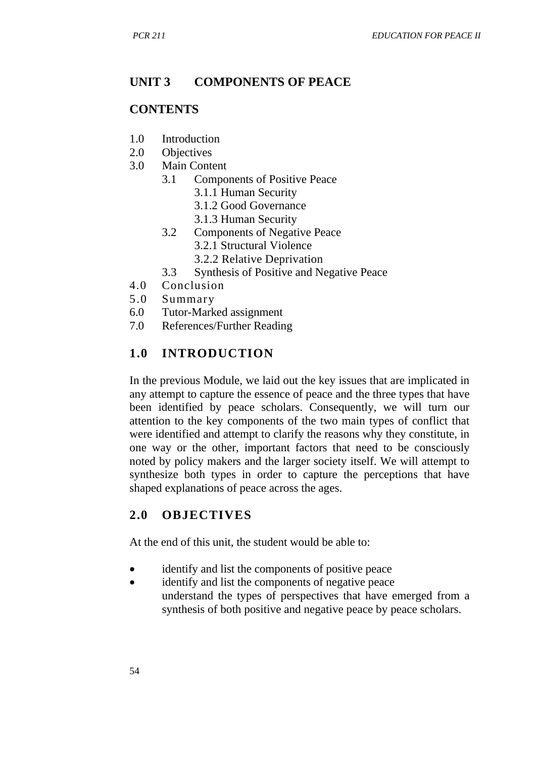## UNIT 3 COMPONENTS OF PEACE

### CONTENTS

1.0 Introduction
2.0 Objectives
3.0 Main Content
  - 3.1 Components of Positive Peace
    - 3.1.1 Human Security
    - 3.1.2 Good Governance
    - 3.1.3 Human Security
  - 3.2 Components of Negative Peace
    - 3.2.1 Structural Violence
    - 3.2.2 Relative Deprivation
  - 3.3 Synthesis of Positive and Negative Peace

4.0 Conclusion
5.0 Summary
6.0 Tutor-Marked assignment
7.0 References/Further Reading

### 1.0 INTRODUCTION

In the previous Module, we laid out the key issues that are implicated in any attempt to capture the essence of peace and the three types that have been identified by peace scholars. Consequently, we will turn our attention to the key components of the two main types of conflict that were identified and attempt to clarify the reasons why they constitute, in one way or the other, important factors that need to be consciously noted by policy makers and the larger society itself. We will attempt to synthesize both types in order to capture the perceptions that have shaped explanations of peace across the ages.

### 2.0 OBJECTIVES

At the end of this unit, the student would be able to:

- identify and list the components of positive peace
- identify and list the components of negative peace
  understand the types of perspectives that have emerged from a synthesis of both positive and negative peace by peace scholars.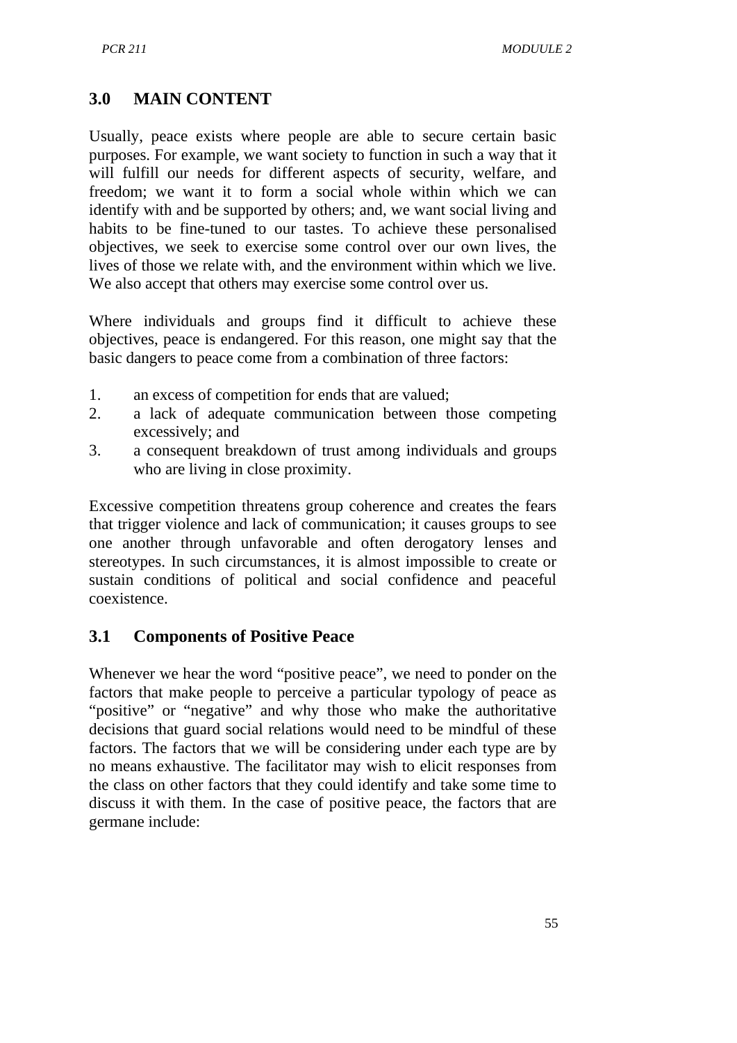## 3.0 MAIN CONTENT

Usually, peace exists where people are able to secure certain basic purposes. For example, we want society to function in such a way that it will fulfill our needs for different aspects of security, welfare, and freedom; we want it to form a social whole within which we can identify with and be supported by others; and, we want social living and habits to be fine-tuned to our tastes. To achieve these personalised objectives, we seek to exercise some control over our own lives, the lives of those we relate with, and the environment within which we live. We also accept that others may exercise some control over us.

Where individuals and groups find it difficult to achieve these objectives, peace is endangered. For this reason, one might say that the basic dangers to peace come from a combination of three factors:

1. an excess of competition for ends that are valued;
2. a lack of adequate communication between those competing excessively; and
3. a consequent breakdown of trust among individuals and groups who are living in close proximity.

Excessive competition threatens group coherence and creates the fears that trigger violence and lack of communication; it causes groups to see one another through unfavorable and often derogatory lenses and stereotypes. In such circumstances, it is almost impossible to create or sustain conditions of political and social confidence and peaceful coexistence.

### 3.1 Components of Positive Peace

Whenever we hear the word "positive peace", we need to ponder on the factors that make people to perceive a particular typology of peace as "positive" or "negative" and why those who make the authoritative decisions that guard social relations would need to be mindful of these factors. The factors that we will be considering under each type are by no means exhaustive. The facilitator may wish to elicit responses from the class on other factors that they could identify and take some time to discuss it with them. In the case of positive peace, the factors that are germane include: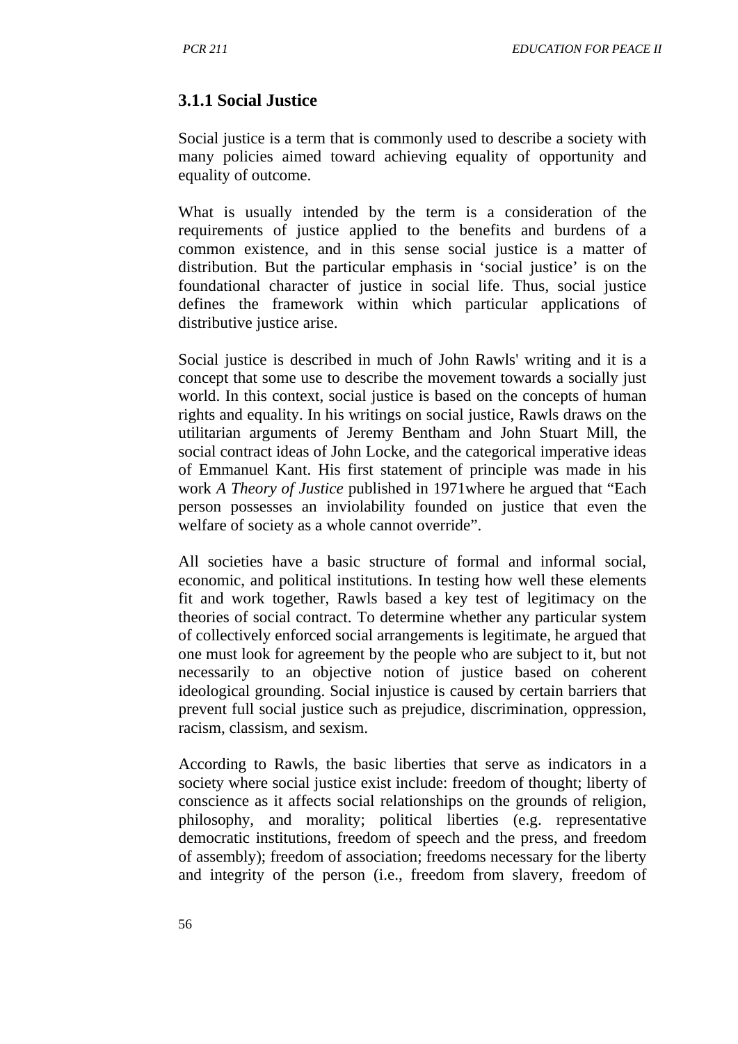### 3.1.1 Social Justice

Social justice is a term that is commonly used to describe a society with many policies aimed toward achieving equality of opportunity and equality of outcome.

What is usually intended by the term is a consideration of the requirements of justice applied to the benefits and burdens of a common existence, and in this sense social justice is a matter of distribution. But the particular emphasis in 'social justice' is on the foundational character of justice in social life. Thus, social justice defines the framework within which particular applications of distributive justice arise.

Social justice is described in much of John Rawls' writing and it is a concept that some use to describe the movement towards a socially just world. In this context, social justice is based on the concepts of human rights and equality. In his writings on social justice, Rawls draws on the utilitarian arguments of Jeremy Bentham and John Stuart Mill, the social contract ideas of John Locke, and the categorical imperative ideas of Emmanuel Kant. His first statement of principle was made in his work *A Theory of Justice* published in 1971where he argued that "Each person possesses an inviolability founded on justice that even the welfare of society as a whole cannot override".

All societies have a basic structure of formal and informal social, economic, and political institutions. In testing how well these elements fit and work together, Rawls based a key test of legitimacy on the theories of social contract. To determine whether any particular system of collectively enforced social arrangements is legitimate, he argued that one must look for agreement by the people who are subject to it, but not necessarily to an objective notion of justice based on coherent ideological grounding. Social injustice is caused by certain barriers that prevent full social justice such as prejudice, discrimination, oppression, racism, classism, and sexism.

According to Rawls, the basic liberties that serve as indicators in a society where social justice exist include: freedom of thought; liberty of conscience as it affects social relationships on the grounds of religion, philosophy, and morality; political liberties (e.g. representative democratic institutions, freedom of speech and the press, and freedom of assembly); freedom of association; freedoms necessary for the liberty and integrity of the person (i.e., freedom from slavery, freedom of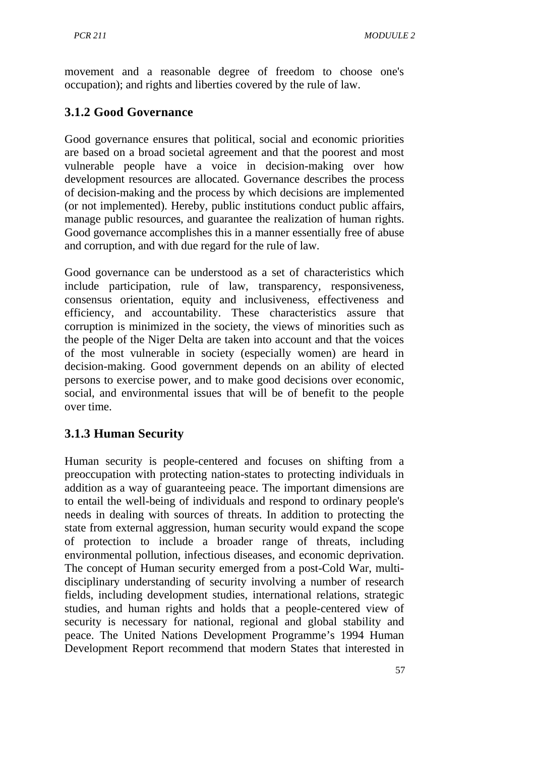movement and a reasonable degree of freedom to choose one's occupation); and rights and liberties covered by the rule of law.

### 3.1.2 Good Governance

Good governance ensures that political, social and economic priorities are based on a broad societal agreement and that the poorest and most vulnerable people have a voice in decision-making over how development resources are allocated. Governance describes the process of decision-making and the process by which decisions are implemented (or not implemented). Hereby, public institutions conduct public affairs, manage public resources, and guarantee the realization of human rights. Good governance accomplishes this in a manner essentially free of abuse and corruption, and with due regard for the rule of law.

Good governance can be understood as a set of characteristics which include participation, rule of law, transparency, responsiveness, consensus orientation, equity and inclusiveness, effectiveness and efficiency, and accountability. These characteristics assure that corruption is minimized in the society, the views of minorities such as the people of the Niger Delta are taken into account and that the voices of the most vulnerable in society (especially women) are heard in decision-making. Good government depends on an ability of elected persons to exercise power, and to make good decisions over economic, social, and environmental issues that will be of benefit to the people over time.

### 3.1.3 Human Security

Human security is people-centered and focuses on shifting from a preoccupation with protecting nation-states to protecting individuals in addition as a way of guaranteeing peace. The important dimensions are to entail the well-being of individuals and respond to ordinary people's needs in dealing with sources of threats. In addition to protecting the state from external aggression, human security would expand the scope of protection to include a broader range of threats, including environmental pollution, infectious diseases, and economic deprivation. The concept of Human security emerged from a post-Cold War, multi-disciplinary understanding of security involving a number of research fields, including development studies, international relations, strategic studies, and human rights and holds that a people-centered view of security is necessary for national, regional and global stability and peace. The United Nations Development Programme's 1994 Human Development Report recommend that modern States that interested in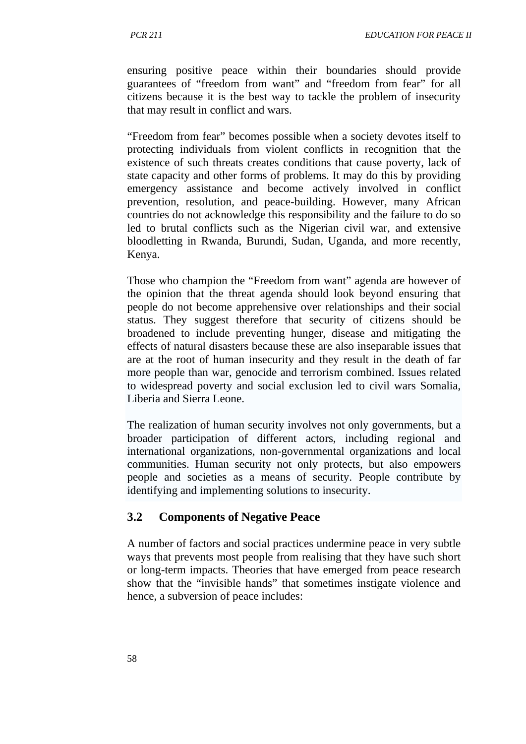ensuring positive peace within their boundaries should provide guarantees of "freedom from want" and "freedom from fear" for all citizens because it is the best way to tackle the problem of insecurity that may result in conflict and wars.

"Freedom from fear" becomes possible when a society devotes itself to protecting individuals from violent conflicts in recognition that the existence of such threats creates conditions that cause poverty, lack of state capacity and other forms of problems. It may do this by providing emergency assistance and become actively involved in conflict prevention, resolution, and peace-building. However, many African countries do not acknowledge this responsibility and the failure to do so led to brutal conflicts such as the Nigerian civil war, and extensive bloodletting in Rwanda, Burundi, Sudan, Uganda, and more recently, Kenya.

Those who champion the "Freedom from want" agenda are however of the opinion that the threat agenda should look beyond ensuring that people do not become apprehensive over relationships and their social status. They suggest therefore that security of citizens should be broadened to include preventing hunger, disease and mitigating the effects of natural disasters because these are also inseparable issues that are at the root of human insecurity and they result in the death of far more people than war, genocide and terrorism combined. Issues related to widespread poverty and social exclusion led to civil wars Somalia, Liberia and Sierra Leone.

The realization of human security involves not only governments, but a broader participation of different actors, including regional and international organizations, non-governmental organizations and local communities. Human security not only protects, but also empowers people and societies as a means of security. People contribute by identifying and implementing solutions to insecurity.

## 3.2 Components of Negative Peace

A number of factors and social practices undermine peace in very subtle ways that prevents most people from realising that they have such short or long-term impacts. Theories that have emerged from peace research show that the "invisible hands" that sometimes instigate violence and hence, a subversion of peace includes: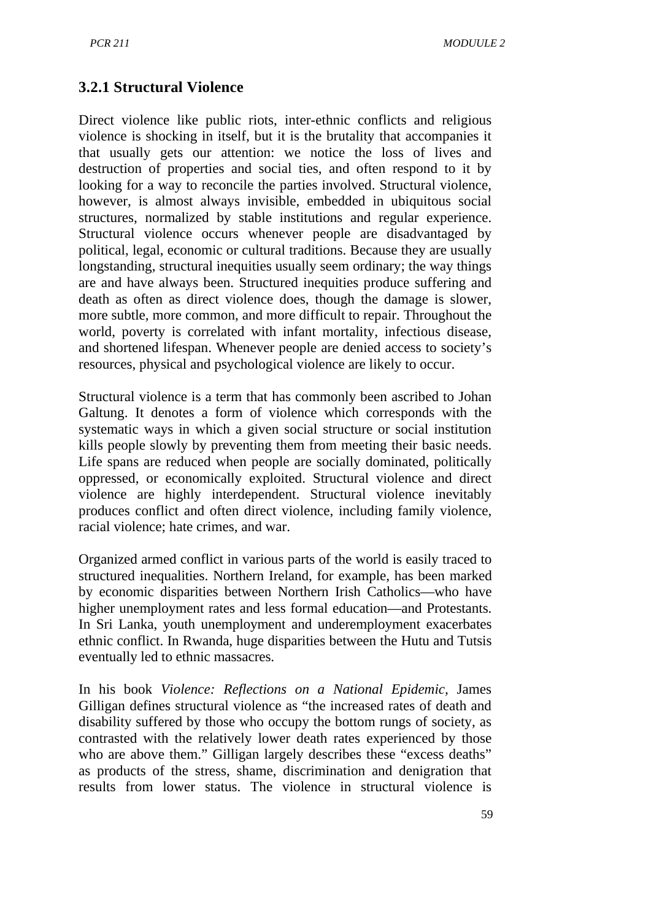### 3.2.1 Structural Violence

Direct violence like public riots, inter-ethnic conflicts and religious violence is shocking in itself, but it is the brutality that accompanies it that usually gets our attention: we notice the loss of lives and destruction of properties and social ties, and often respond to it by looking for a way to reconcile the parties involved. Structural violence, however, is almost always invisible, embedded in ubiquitous social structures, normalized by stable institutions and regular experience. Structural violence occurs whenever people are disadvantaged by political, legal, economic or cultural traditions. Because they are usually longstanding, structural inequities usually seem ordinary; the way things are and have always been. Structured inequities produce suffering and death as often as direct violence does, though the damage is slower, more subtle, more common, and more difficult to repair. Throughout the world, poverty is correlated with infant mortality, infectious disease, and shortened lifespan. Whenever people are denied access to society's resources, physical and psychological violence are likely to occur.

Structural violence is a term that has commonly been ascribed to Johan Galtung. It denotes a form of violence which corresponds with the systematic ways in which a given social structure or social institution kills people slowly by preventing them from meeting their basic needs. Life spans are reduced when people are socially dominated, politically oppressed, or economically exploited. Structural violence and direct violence are highly interdependent. Structural violence inevitably produces conflict and often direct violence, including family violence, racial violence; hate crimes, and war.

Organized armed conflict in various parts of the world is easily traced to structured inequalities. Northern Ireland, for example, has been marked by economic disparities between Northern Irish Catholics—who have higher unemployment rates and less formal education—and Protestants. In Sri Lanka, youth unemployment and underemployment exacerbates ethnic conflict. In Rwanda, huge disparities between the Hutu and Tutsis eventually led to ethnic massacres.

In his book *Violence: Reflections on a National Epidemic*, James Gilligan defines structural violence as "the increased rates of death and disability suffered by those who occupy the bottom rungs of society, as contrasted with the relatively lower death rates experienced by those who are above them." Gilligan largely describes these "excess deaths" as products of the stress, shame, discrimination and denigration that results from lower status. The violence in structural violence is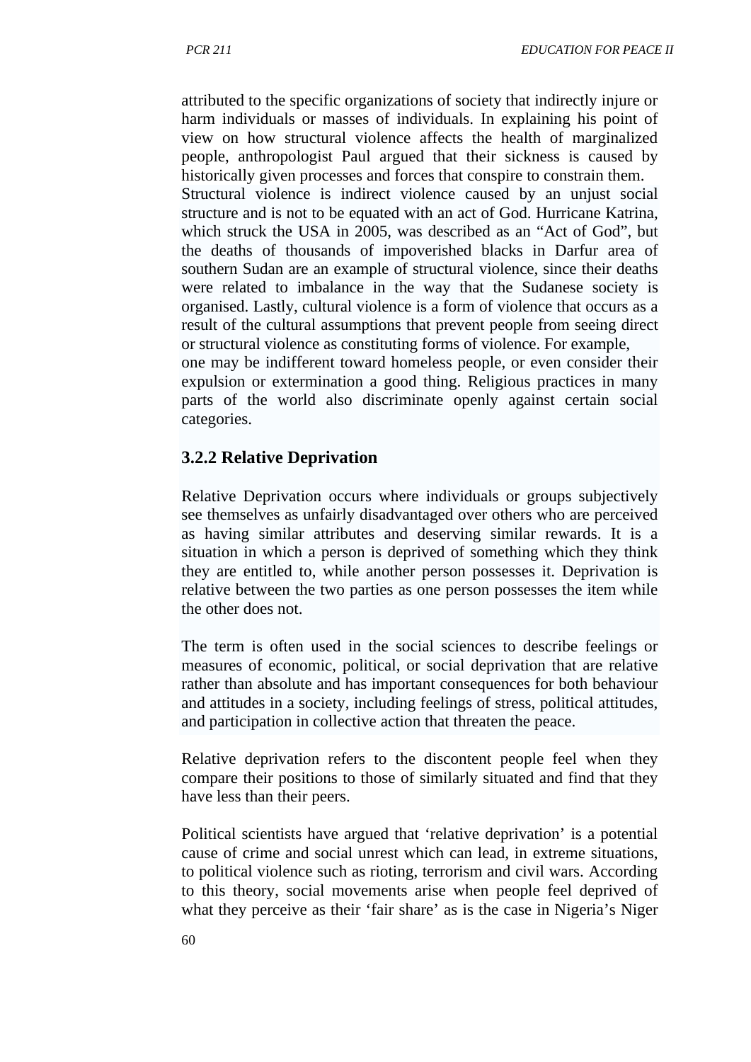attributed to the specific organizations of society that indirectly injure or harm individuals or masses of individuals. In explaining his point of view on how structural violence affects the health of marginalized people, anthropologist Paul argued that their sickness is caused by historically given processes and forces that conspire to constrain them. Structural violence is indirect violence caused by an unjust social structure and is not to be equated with an act of God. Hurricane Katrina, which struck the USA in 2005, was described as an "Act of God", but the deaths of thousands of impoverished blacks in Darfur area of southern Sudan are an example of structural violence, since their deaths were related to imbalance in the way that the Sudanese society is organised. Lastly, cultural violence is a form of violence that occurs as a result of the cultural assumptions that prevent people from seeing direct or structural violence as constituting forms of violence. For example, one may be indifferent toward homeless people, or even consider their expulsion or extermination a good thing. Religious practices in many parts of the world also discriminate openly against certain social categories.

### 3.2.2 Relative Deprivation

Relative Deprivation occurs where individuals or groups subjectively see themselves as unfairly disadvantaged over others who are perceived as having similar attributes and deserving similar rewards. It is a situation in which a person is deprived of something which they think they are entitled to, while another person possesses it. Deprivation is relative between the two parties as one person possesses the item while the other does not.

The term is often used in the social sciences to describe feelings or measures of economic, political, or social deprivation that are relative rather than absolute and has important consequences for both behaviour and attitudes in a society, including feelings of stress, political attitudes, and participation in collective action that threaten the peace.

Relative deprivation refers to the discontent people feel when they compare their positions to those of similarly situated and find that they have less than their peers.

Political scientists have argued that 'relative deprivation' is a potential cause of crime and social unrest which can lead, in extreme situations, to political violence such as rioting, terrorism and civil wars. According to this theory, social movements arise when people feel deprived of what they perceive as their 'fair share' as is the case in Nigeria's Niger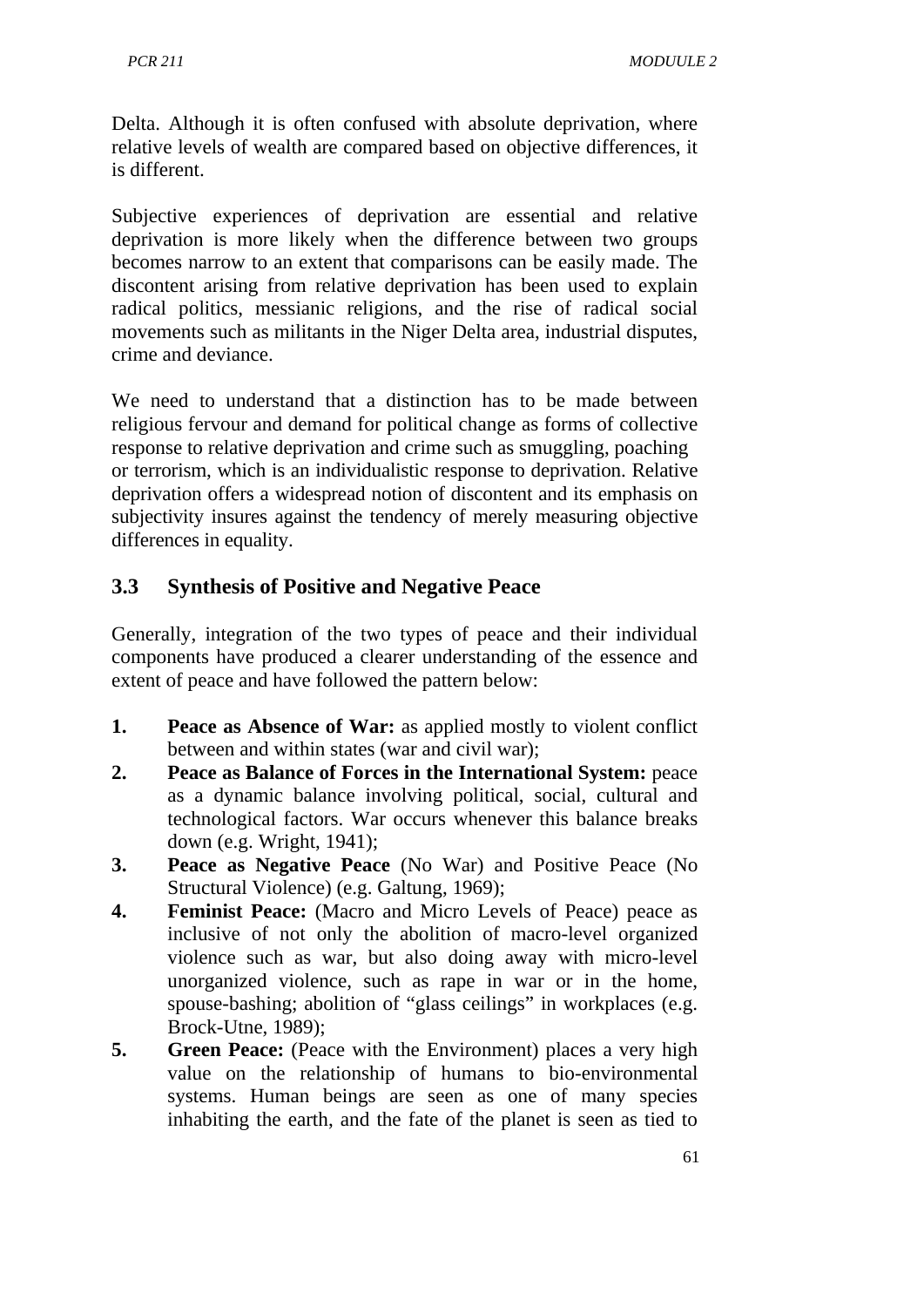Delta. Although it is often confused with absolute deprivation, where relative levels of wealth are compared based on objective differences, it is different.

Subjective experiences of deprivation are essential and relative deprivation is more likely when the difference between two groups becomes narrow to an extent that comparisons can be easily made. The discontent arising from relative deprivation has been used to explain radical politics, messianic religions, and the rise of radical social movements such as militants in the Niger Delta area, industrial disputes, crime and deviance.

We need to understand that a distinction has to be made between religious fervour and demand for political change as forms of collective response to relative deprivation and crime such as smuggling, poaching or terrorism, which is an individualistic response to deprivation. Relative deprivation offers a widespread notion of discontent and its emphasis on subjectivity insures against the tendency of merely measuring objective differences in equality.

## 3.3 Synthesis of Positive and Negative Peace

Generally, integration of the two types of peace and their individual components have produced a clearer understanding of the essence and extent of peace and have followed the pattern below:

1. **Peace as Absence of War:** as applied mostly to violent conflict between and within states (war and civil war);
2. **Peace as Balance of Forces in the International System:** peace as a dynamic balance involving political, social, cultural and technological factors. War occurs whenever this balance breaks down (e.g. Wright, 1941);
3. **Peace as Negative Peace** (No War) and Positive Peace (No Structural Violence) (e.g. Galtung, 1969);
4. **Feminist Peace:** (Macro and Micro Levels of Peace) peace as inclusive of not only the abolition of macro-level organized violence such as war, but also doing away with micro-level unorganized violence, such as rape in war or in the home, spouse-bashing; abolition of "glass ceilings" in workplaces (e.g. Brock-Utne, 1989);
5. **Green Peace:** (Peace with the Environment) places a very high value on the relationship of humans to bio-environmental systems. Human beings are seen as one of many species inhabiting the earth, and the fate of the planet is seen as tied to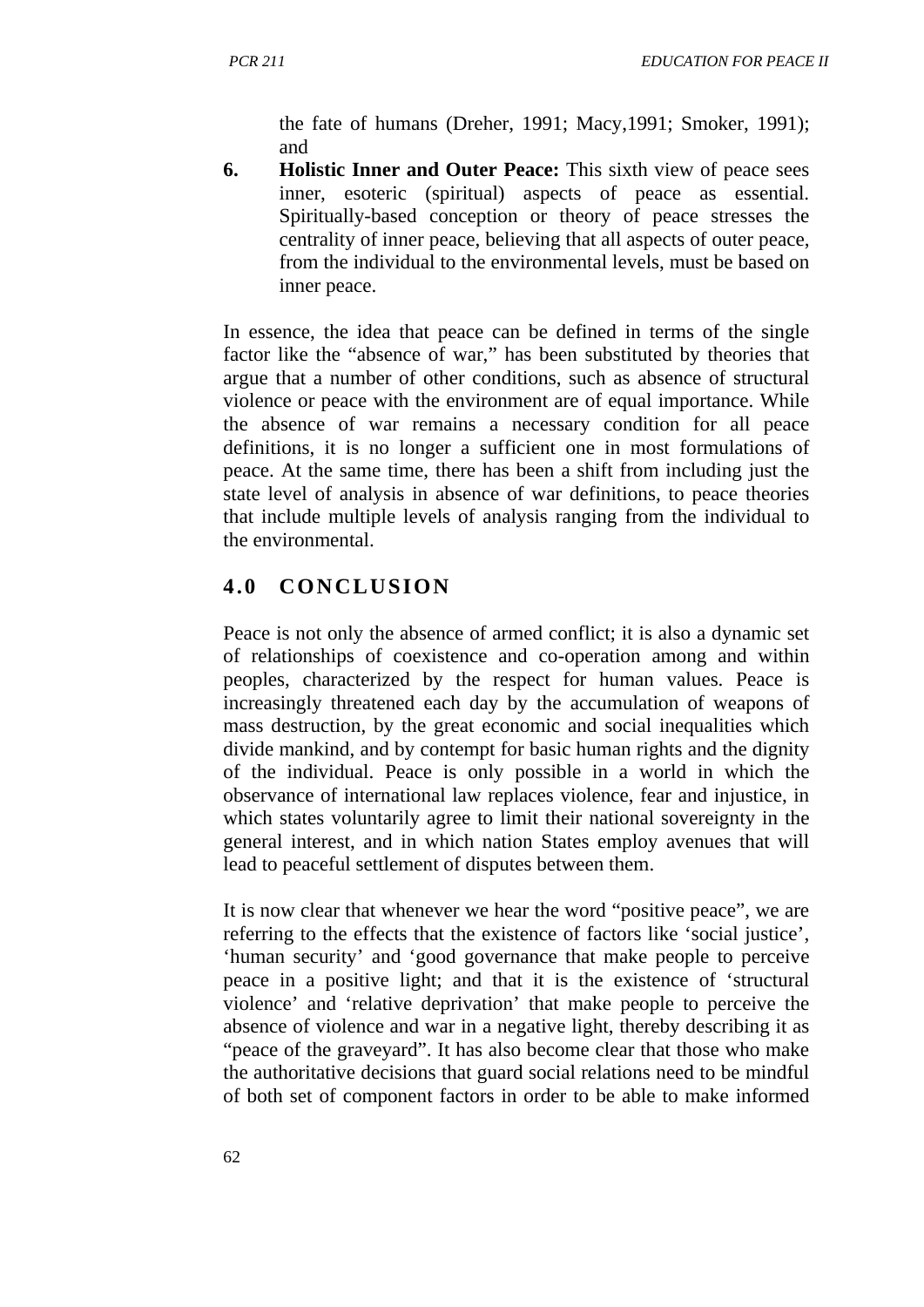the fate of humans (Dreher, 1991; Macy,1991; Smoker, 1991); and

6. **Holistic Inner and Outer Peace:** This sixth view of peace sees inner, esoteric (spiritual) aspects of peace as essential. Spiritually-based conception or theory of peace stresses the centrality of inner peace, believing that all aspects of outer peace, from the individual to the environmental levels, must be based on inner peace.

In essence, the idea that peace can be defined in terms of the single factor like the "absence of war," has been substituted by theories that argue that a number of other conditions, such as absence of structural violence or peace with the environment are of equal importance. While the absence of war remains a necessary condition for all peace definitions, it is no longer a sufficient one in most formulations of peace. At the same time, there has been a shift from including just the state level of analysis in absence of war definitions, to peace theories that include multiple levels of analysis ranging from the individual to the environmental.

## 4.0 CONCLUSION

Peace is not only the absence of armed conflict; it is also a dynamic set of relationships of coexistence and co-operation among and within peoples, characterized by the respect for human values. Peace is increasingly threatened each day by the accumulation of weapons of mass destruction, by the great economic and social inequalities which divide mankind, and by contempt for basic human rights and the dignity of the individual. Peace is only possible in a world in which the observance of international law replaces violence, fear and injustice, in which states voluntarily agree to limit their national sovereignty in the general interest, and in which nation States employ avenues that will lead to peaceful settlement of disputes between them.

It is now clear that whenever we hear the word "positive peace", we are referring to the effects that the existence of factors like 'social justice', 'human security' and 'good governance that make people to perceive peace in a positive light; and that it is the existence of 'structural violence' and 'relative deprivation' that make people to perceive the absence of violence and war in a negative light, thereby describing it as "peace of the graveyard". It has also become clear that those who make the authoritative decisions that guard social relations need to be mindful of both set of component factors in order to be able to make informed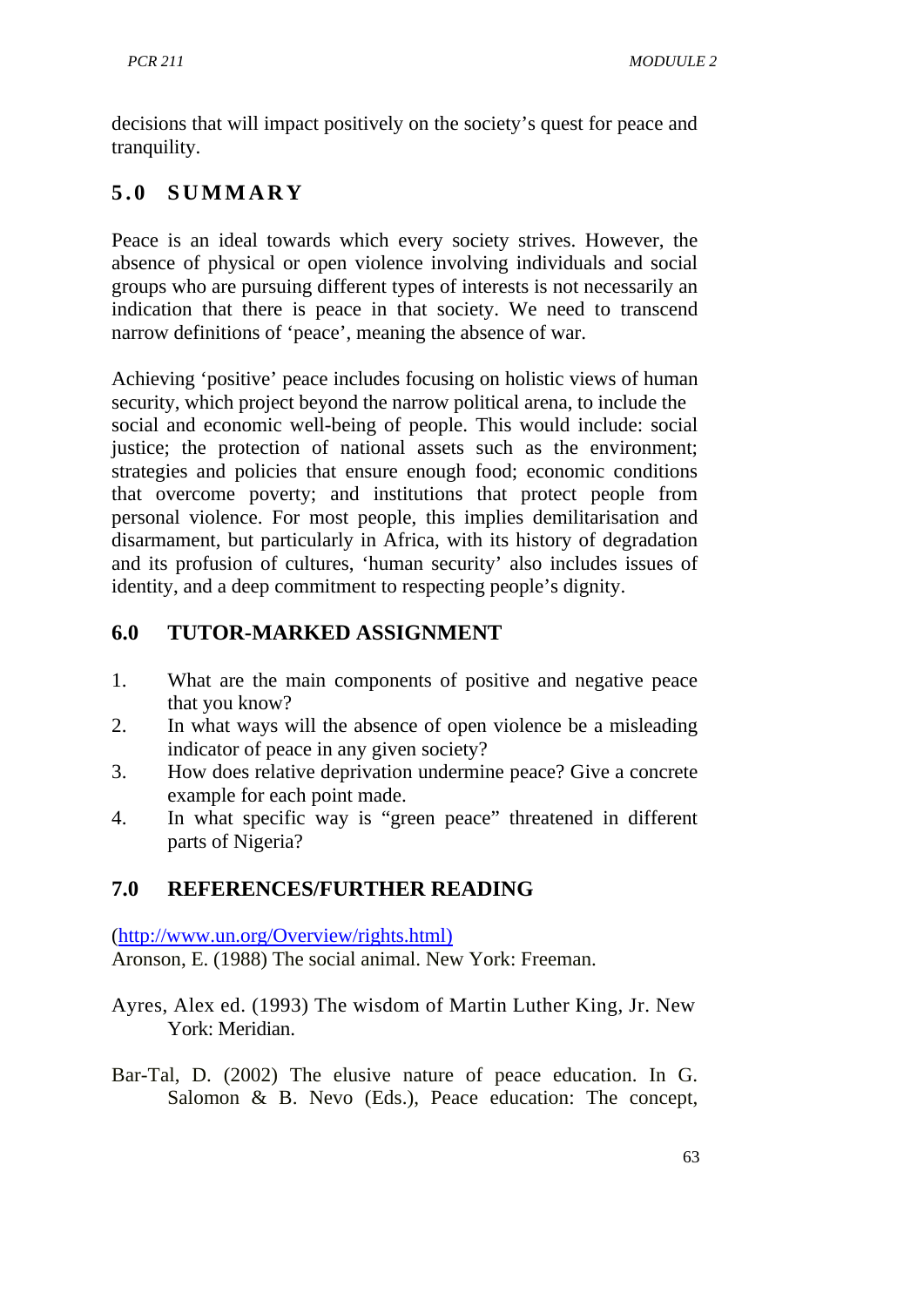decisions that will impact positively on the society's quest for peace and tranquility.

## 5.0 SUMMARY

Peace is an ideal towards which every society strives. However, the absence of physical or open violence involving individuals and social groups who are pursuing different types of interests is not necessarily an indication that there is peace in that society. We need to transcend narrow definitions of 'peace', meaning the absence of war.

Achieving 'positive' peace includes focusing on holistic views of human security, which project beyond the narrow political arena, to include the social and economic well-being of people. This would include: social justice; the protection of national assets such as the environment; strategies and policies that ensure enough food; economic conditions that overcome poverty; and institutions that protect people from personal violence. For most people, this implies demilitarisation and disarmament, but particularly in Africa, with its history of degradation and its profusion of cultures, 'human security' also includes issues of identity, and a deep commitment to respecting people's dignity.

## 6.0 TUTOR-MARKED ASSIGNMENT

1. What are the main components of positive and negative peace that you know?
2. In what ways will the absence of open violence be a misleading indicator of peace in any given society?
3. How does relative deprivation undermine peace? Give a concrete example for each point made.
4. In what specific way is "green peace" threatened in different parts of Nigeria?

## 7.0 REFERENCES/FURTHER READING

(http://www.un.org/Overview/rights.html)

Aronson, E. (1988) The social animal. New York: Freeman.

Ayres, Alex ed. (1993) The wisdom of Martin Luther King, Jr. New York: Meridian.

Bar-Tal, D. (2002) The elusive nature of peace education. In G. Salomon & B. Nevo (Eds.), Peace education: The concept,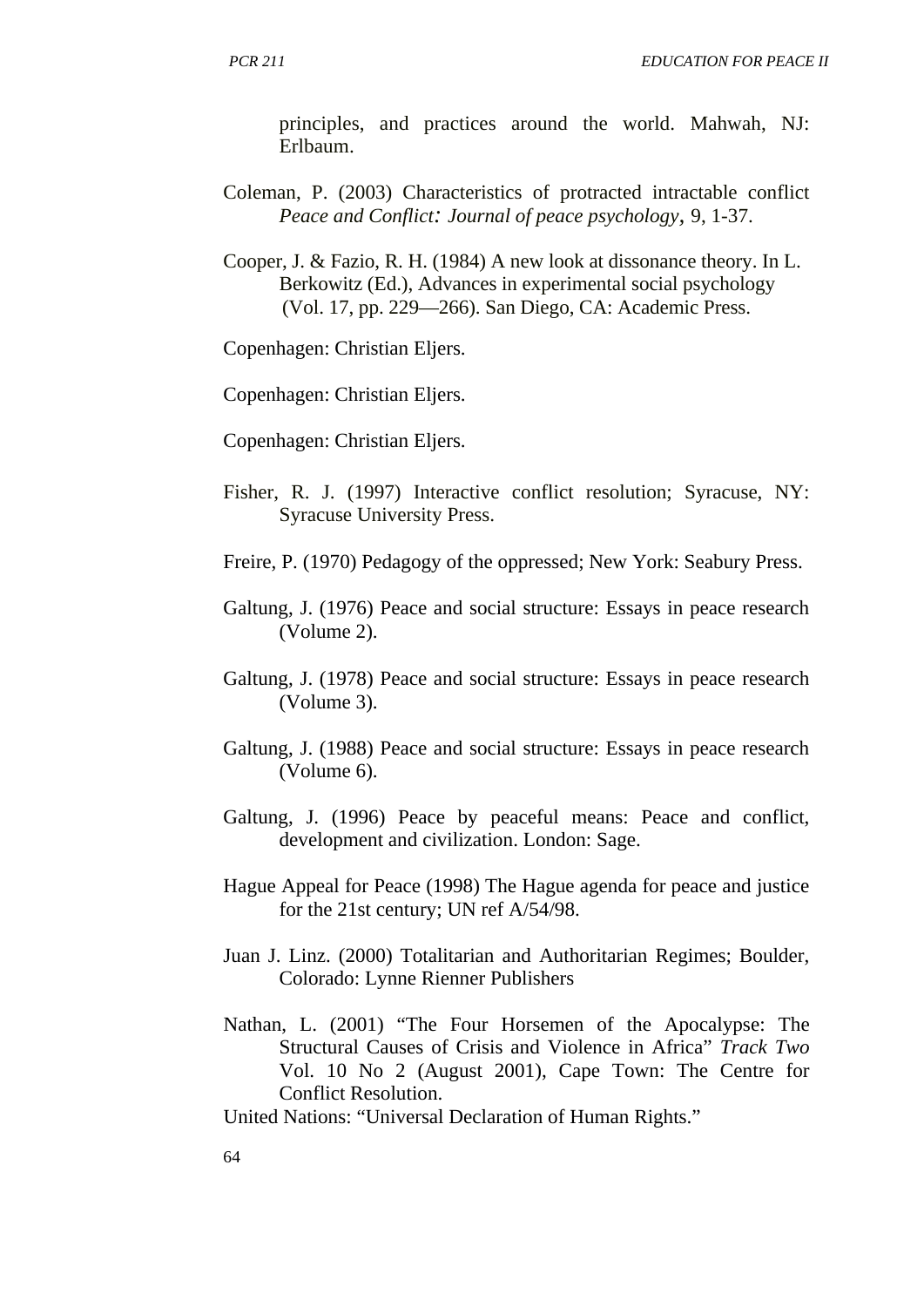principles, and practices around the world. Mahwah, NJ: Erlbaum.

Coleman, P. (2003) Characteristics of protracted intractable conflict *Peace and Conflict: Journal of peace psychology*, 9, 1-37.

Cooper, J. & Fazio, R. H. (1984) A new look at dissonance theory. In L. Berkowitz (Ed.), Advances in experimental social psychology (Vol. 17, pp. 229—266). San Diego, CA: Academic Press.

Copenhagen: Christian Eljers.

Copenhagen: Christian Eljers.

Copenhagen: Christian Eljers.

Fisher, R. J. (1997) Interactive conflict resolution; Syracuse, NY: Syracuse University Press.

Freire, P. (1970) Pedagogy of the oppressed; New York: Seabury Press.

Galtung, J. (1976) Peace and social structure: Essays in peace research (Volume 2).

Galtung, J. (1978) Peace and social structure: Essays in peace research (Volume 3).

Galtung, J. (1988) Peace and social structure: Essays in peace research (Volume 6).

Galtung, J. (1996) Peace by peaceful means: Peace and conflict, development and civilization. London: Sage.

Hague Appeal for Peace (1998) The Hague agenda for peace and justice for the 21st century; UN ref A/54/98.

Juan J. Linz. (2000) Totalitarian and Authoritarian Regimes; Boulder, Colorado: Lynne Rienner Publishers

Nathan, L. (2001) "The Four Horsemen of the Apocalypse: The Structural Causes of Crisis and Violence in Africa" *Track Two* Vol. 10 No 2 (August 2001), Cape Town: The Centre for Conflict Resolution.

United Nations: "Universal Declaration of Human Rights."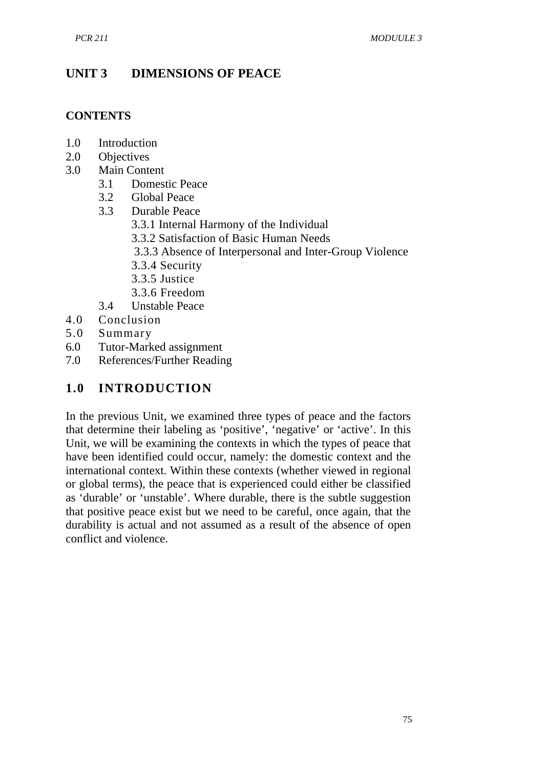# UNIT 3 DIMENSIONS OF PEACE

## CONTENTS

1.0 Introduction
2.0 Objectives
3.0 Main Content
  3.1 Domestic Peace
  3.2 Global Peace
  3.3 Durable Peace
    3.3.1 Internal Harmony of the Individual
    3.3.2 Satisfaction of Basic Human Needs
    3.3.3 Absence of Interpersonal and Inter-Group Violence
    3.3.4 Security
    3.3.5 Justice
    3.3.6 Freedom
  3.4 Unstable Peace
4.0 Conclusion
5.0 Summary
6.0 Tutor-Marked assignment
7.0 References/Further Reading

## 1.0 INTRODUCTION

In the previous Unit, we examined three types of peace and the factors that determine their labeling as ‘positive’, ‘negative’ or ‘active’. In this Unit, we will be examining the contexts in which the types of peace that have been identified could occur, namely: the domestic context and the international context. Within these contexts (whether viewed in regional or global terms), the peace that is experienced could either be classified as ‘durable’ or ‘unstable’. Where durable, there is the subtle suggestion that positive peace exist but we need to be careful, once again, that the durability is actual and not assumed as a result of the absence of open conflict and violence.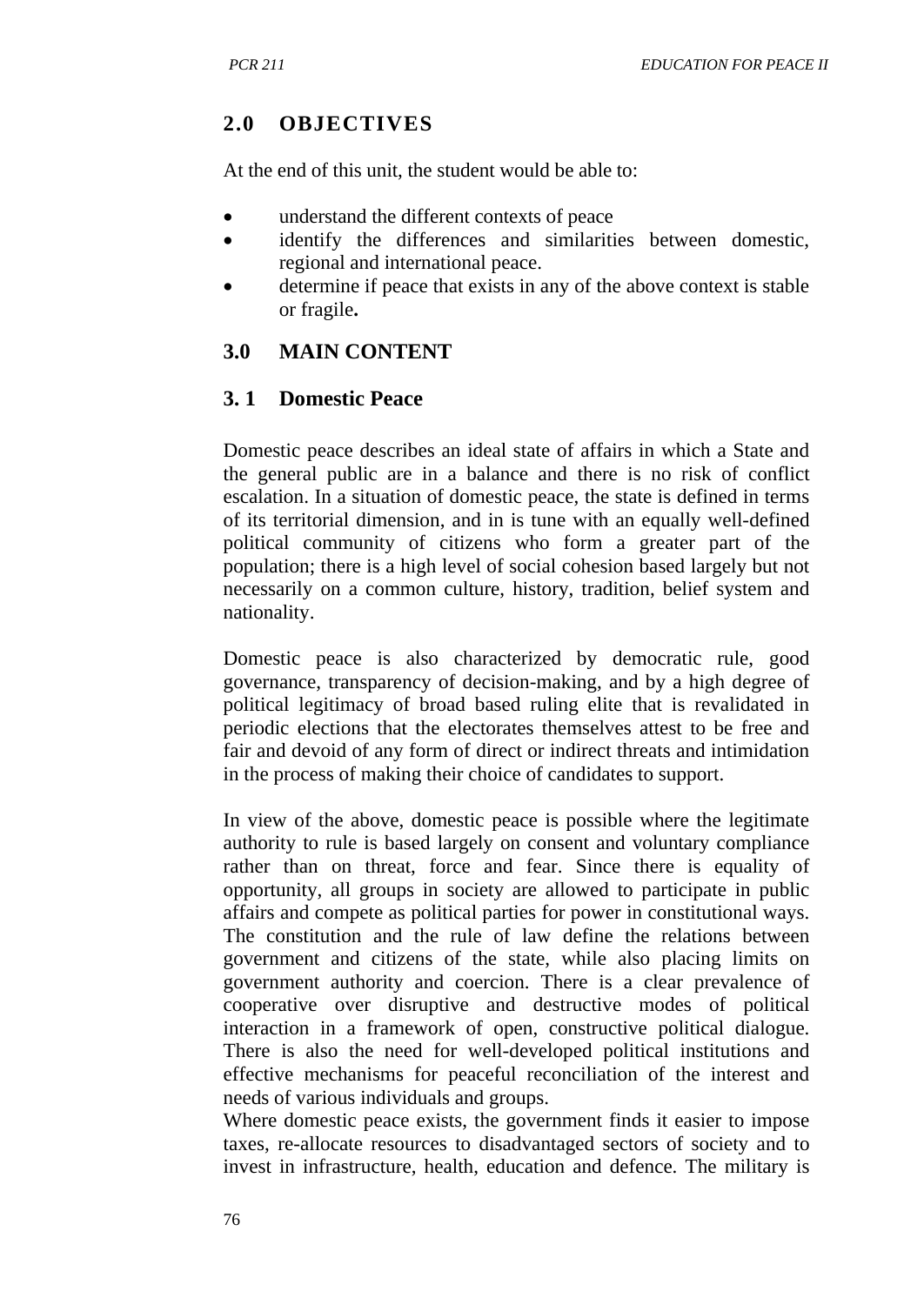## 2.0 OBJECTIVES

At the end of this unit, the student would be able to:

- understand the different contexts of peace
- identify the differences and similarities between domestic, regional and international peace.
- determine if peace that exists in any of the above context is stable or fragile**.**

## 3.0 MAIN CONTENT

### 3. 1 Domestic Peace

Domestic peace describes an ideal state of affairs in which a State and the general public are in a balance and there is no risk of conflict escalation. In a situation of domestic peace, the state is defined in terms of its territorial dimension, and in is tune with an equally well-defined political community of citizens who form a greater part of the population; there is a high level of social cohesion based largely but not necessarily on a common culture, history, tradition, belief system and nationality.

Domestic peace is also characterized by democratic rule, good governance, transparency of decision-making, and by a high degree of political legitimacy of broad based ruling elite that is revalidated in periodic elections that the electorates themselves attest to be free and fair and devoid of any form of direct or indirect threats and intimidation in the process of making their choice of candidates to support.

In view of the above, domestic peace is possible where the legitimate authority to rule is based largely on consent and voluntary compliance rather than on threat, force and fear. Since there is equality of opportunity, all groups in society are allowed to participate in public affairs and compete as political parties for power in constitutional ways. The constitution and the rule of law define the relations between government and citizens of the state, while also placing limits on government authority and coercion. There is a clear prevalence of cooperative over disruptive and destructive modes of political interaction in a framework of open, constructive political dialogue. There is also the need for well-developed political institutions and effective mechanisms for peaceful reconciliation of the interest and needs of various individuals and groups.

Where domestic peace exists, the government finds it easier to impose taxes, re-allocate resources to disadvantaged sectors of society and to invest in infrastructure, health, education and defence. The military is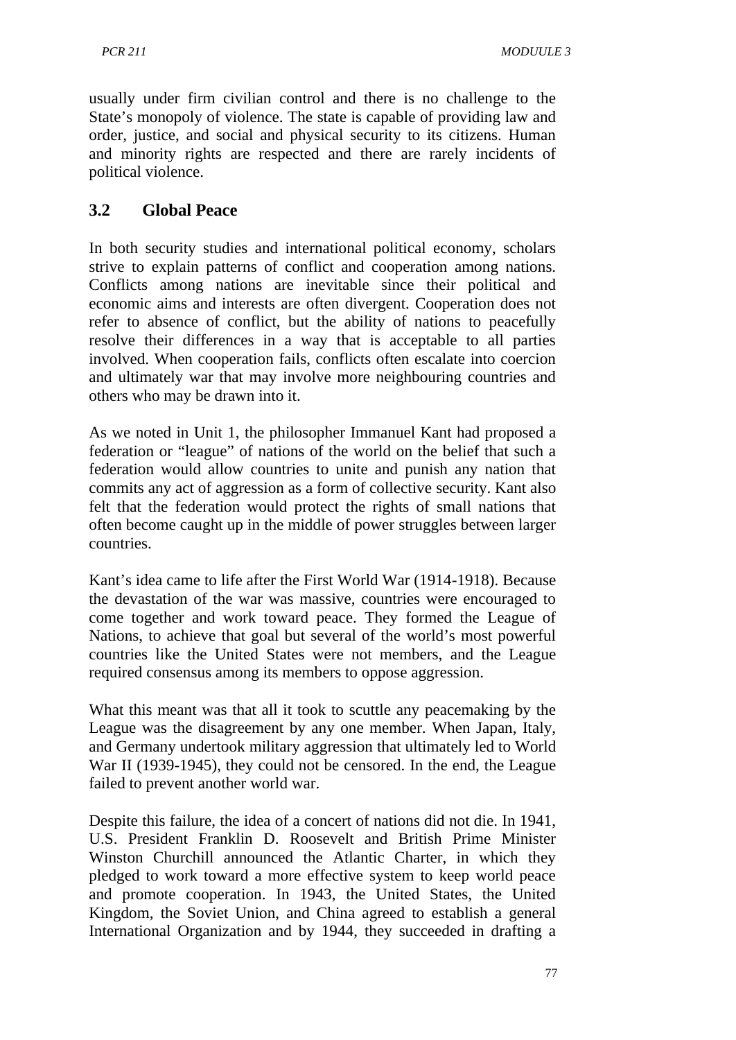usually under firm civilian control and there is no challenge to the State's monopoly of violence. The state is capable of providing law and order, justice, and social and physical security to its citizens. Human and minority rights are respected and there are rarely incidents of political violence.

### 3.2 Global Peace

In both security studies and international political economy, scholars strive to explain patterns of conflict and cooperation among nations. Conflicts among nations are inevitable since their political and economic aims and interests are often divergent. Cooperation does not refer to absence of conflict, but the ability of nations to peacefully resolve their differences in a way that is acceptable to all parties involved. When cooperation fails, conflicts often escalate into coercion and ultimately war that may involve more neighbouring countries and others who may be drawn into it.

As we noted in Unit 1, the philosopher Immanuel Kant had proposed a federation or "league" of nations of the world on the belief that such a federation would allow countries to unite and punish any nation that commits any act of aggression as a form of collective security. Kant also felt that the federation would protect the rights of small nations that often become caught up in the middle of power struggles between larger countries.

Kant's idea came to life after the First World War (1914-1918). Because the devastation of the war was massive, countries were encouraged to come together and work toward peace. They formed the League of Nations, to achieve that goal but several of the world's most powerful countries like the United States were not members, and the League required consensus among its members to oppose aggression.

What this meant was that all it took to scuttle any peacemaking by the League was the disagreement by any one member. When Japan, Italy, and Germany undertook military aggression that ultimately led to World War II (1939-1945), they could not be censored. In the end, the League failed to prevent another world war.

Despite this failure, the idea of a concert of nations did not die. In 1941, U.S. President Franklin D. Roosevelt and British Prime Minister Winston Churchill announced the Atlantic Charter, in which they pledged to work toward a more effective system to keep world peace and promote cooperation. In 1943, the United States, the United Kingdom, the Soviet Union, and China agreed to establish a general International Organization and by 1944, they succeeded in drafting a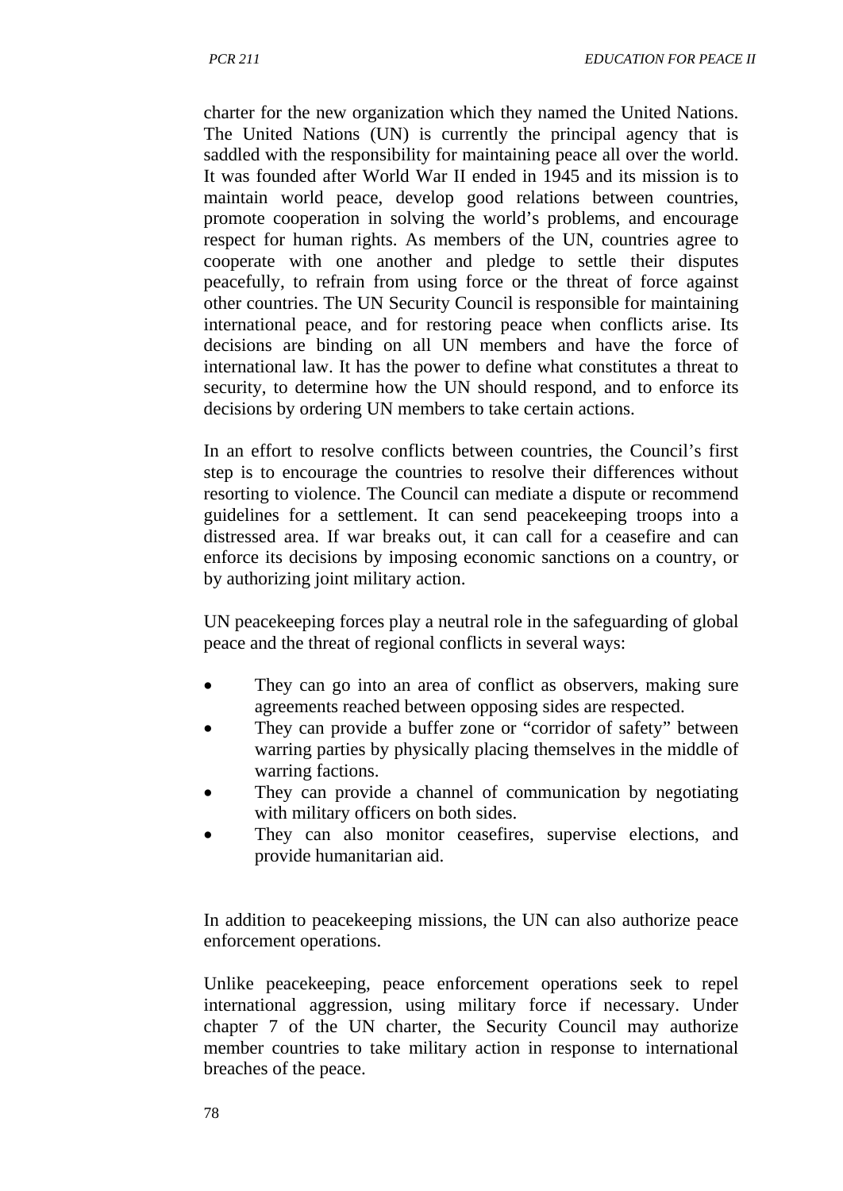charter for the new organization which they named the United Nations. The United Nations (UN) is currently the principal agency that is saddled with the responsibility for maintaining peace all over the world. It was founded after World War II ended in 1945 and its mission is to maintain world peace, develop good relations between countries, promote cooperation in solving the world's problems, and encourage respect for human rights. As members of the UN, countries agree to cooperate with one another and pledge to settle their disputes peacefully, to refrain from using force or the threat of force against other countries. The UN Security Council is responsible for maintaining international peace, and for restoring peace when conflicts arise. Its decisions are binding on all UN members and have the force of international law. It has the power to define what constitutes a threat to security, to determine how the UN should respond, and to enforce its decisions by ordering UN members to take certain actions.

In an effort to resolve conflicts between countries, the Council's first step is to encourage the countries to resolve their differences without resorting to violence. The Council can mediate a dispute or recommend guidelines for a settlement. It can send peacekeeping troops into a distressed area. If war breaks out, it can call for a ceasefire and can enforce its decisions by imposing economic sanctions on a country, or by authorizing joint military action.

UN peacekeeping forces play a neutral role in the safeguarding of global peace and the threat of regional conflicts in several ways:

- They can go into an area of conflict as observers, making sure agreements reached between opposing sides are respected.
- They can provide a buffer zone or "corridor of safety" between warring parties by physically placing themselves in the middle of warring factions.
- They can provide a channel of communication by negotiating with military officers on both sides.
- They can also monitor ceasefires, supervise elections, and provide humanitarian aid.

In addition to peacekeeping missions, the UN can also authorize peace enforcement operations.

Unlike peacekeeping, peace enforcement operations seek to repel international aggression, using military force if necessary. Under chapter 7 of the UN charter, the Security Council may authorize member countries to take military action in response to international breaches of the peace.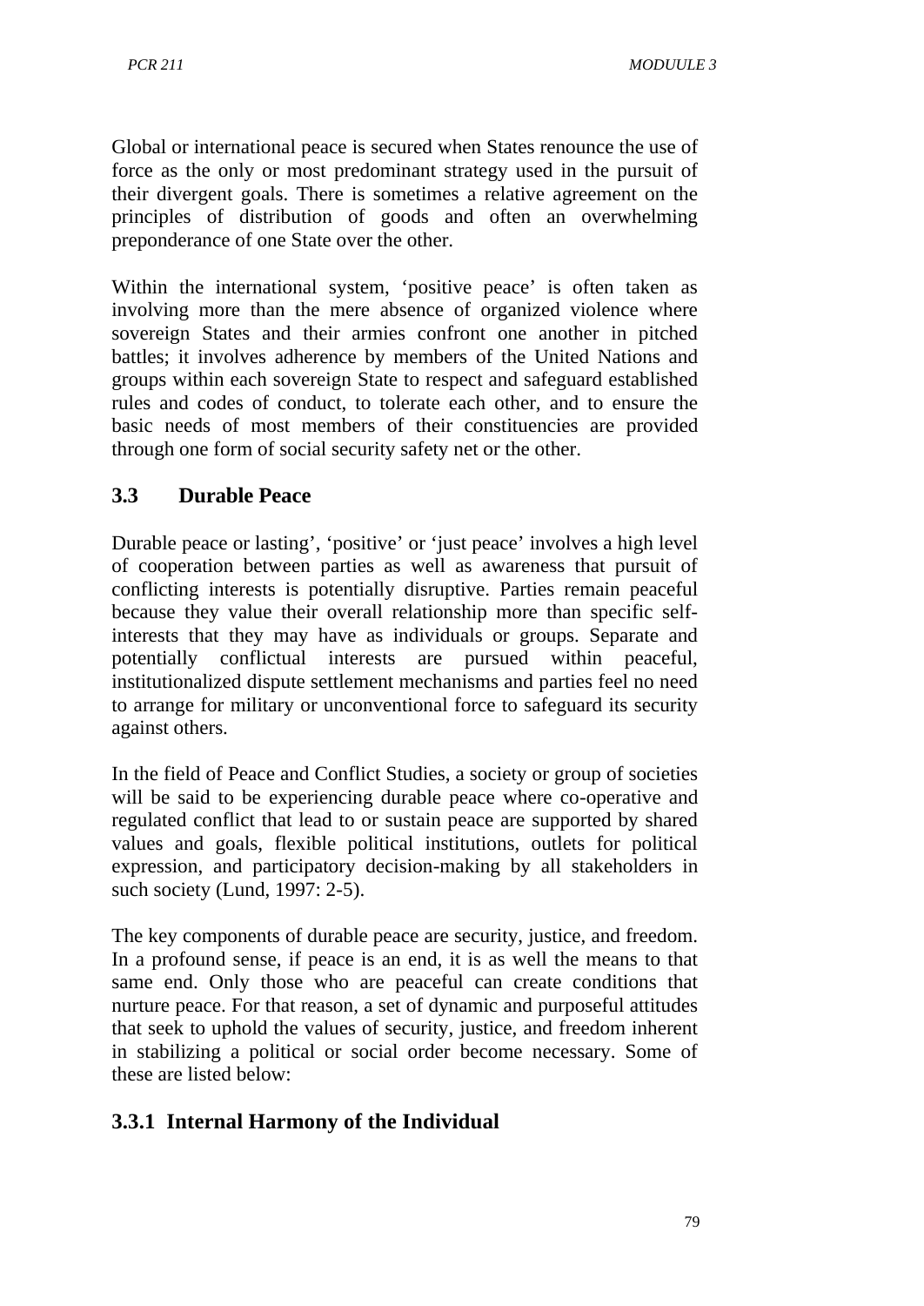Global or international peace is secured when States renounce the use of force as the only or most predominant strategy used in the pursuit of their divergent goals. There is sometimes a relative agreement on the principles of distribution of goods and often an overwhelming preponderance of one State over the other.

Within the international system, 'positive peace' is often taken as involving more than the mere absence of organized violence where sovereign States and their armies confront one another in pitched battles; it involves adherence by members of the United Nations and groups within each sovereign State to respect and safeguard established rules and codes of conduct, to tolerate each other, and to ensure the basic needs of most members of their constituencies are provided through one form of social security safety net or the other.

## 3.3 Durable Peace

Durable peace or lasting', 'positive' or 'just peace' involves a high level of cooperation between parties as well as awareness that pursuit of conflicting interests is potentially disruptive. Parties remain peaceful because they value their overall relationship more than specific self-interests that they may have as individuals or groups. Separate and potentially conflictual interests are pursued within peaceful, institutionalized dispute settlement mechanisms and parties feel no need to arrange for military or unconventional force to safeguard its security against others.

In the field of Peace and Conflict Studies, a society or group of societies will be said to be experiencing durable peace where co-operative and regulated conflict that lead to or sustain peace are supported by shared values and goals, flexible political institutions, outlets for political expression, and participatory decision-making by all stakeholders in such society (Lund, 1997: 2-5).

The key components of durable peace are security, justice, and freedom. In a profound sense, if peace is an end, it is as well the means to that same end. Only those who are peaceful can create conditions that nurture peace. For that reason, a set of dynamic and purposeful attitudes that seek to uphold the values of security, justice, and freedom inherent in stabilizing a political or social order become necessary. Some of these are listed below:

### 3.3.1 Internal Harmony of the Individual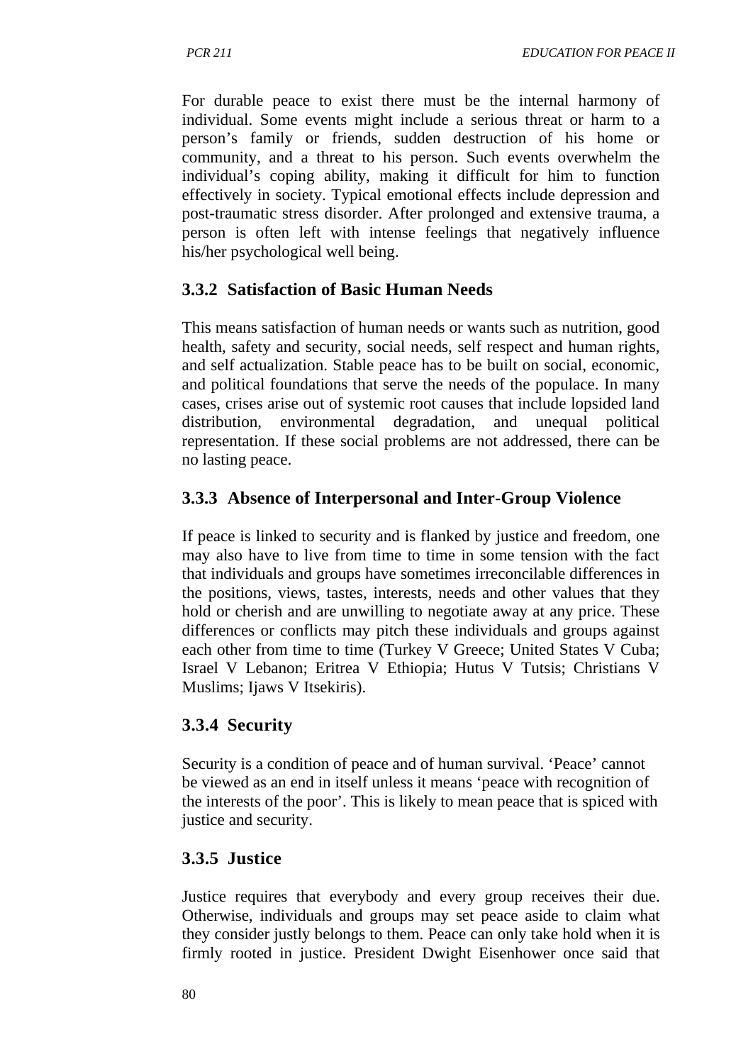For durable peace to exist there must be the internal harmony of individual. Some events might include a serious threat or harm to a person's family or friends, sudden destruction of his home or community, and a threat to his person. Such events overwhelm the individual's coping ability, making it difficult for him to function effectively in society. Typical emotional effects include depression and post-traumatic stress disorder. After prolonged and extensive trauma, a person is often left with intense feelings that negatively influence his/her psychological well being.

### 3.3.2 Satisfaction of Basic Human Needs

This means satisfaction of human needs or wants such as nutrition, good health, safety and security, social needs, self respect and human rights, and self actualization. Stable peace has to be built on social, economic, and political foundations that serve the needs of the populace. In many cases, crises arise out of systemic root causes that include lopsided land distribution, environmental degradation, and unequal political representation. If these social problems are not addressed, there can be no lasting peace.

### 3.3.3 Absence of Interpersonal and Inter-Group Violence

If peace is linked to security and is flanked by justice and freedom, one may also have to live from time to time in some tension with the fact that individuals and groups have sometimes irreconcilable differences in the positions, views, tastes, interests, needs and other values that they hold or cherish and are unwilling to negotiate away at any price. These differences or conflicts may pitch these individuals and groups against each other from time to time (Turkey V Greece; United States V Cuba; Israel V Lebanon; Eritrea V Ethiopia; Hutus V Tutsis; Christians V Muslims; Ijaws V Itsekiris).

### 3.3.4 Security

Security is a condition of peace and of human survival. 'Peace' cannot be viewed as an end in itself unless it means 'peace with recognition of the interests of the poor'. This is likely to mean peace that is spiced with justice and security.

### 3.3.5 Justice

Justice requires that everybody and every group receives their due. Otherwise, individuals and groups may set peace aside to claim what they consider justly belongs to them. Peace can only take hold when it is firmly rooted in justice. President Dwight Eisenhower once said that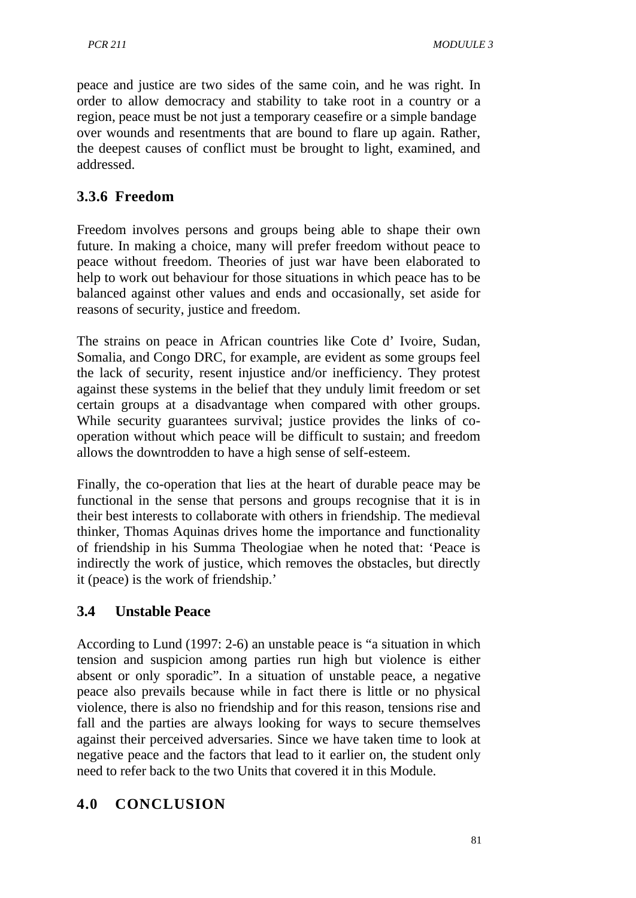peace and justice are two sides of the same coin, and he was right. In order to allow democracy and stability to take root in a country or a region, peace must be not just a temporary ceasefire or a simple bandage over wounds and resentments that are bound to flare up again. Rather, the deepest causes of conflict must be brought to light, examined, and addressed.

### 3.3.6 Freedom

Freedom involves persons and groups being able to shape their own future. In making a choice, many will prefer freedom without peace to peace without freedom. Theories of just war have been elaborated to help to work out behaviour for those situations in which peace has to be balanced against other values and ends and occasionally, set aside for reasons of security, justice and freedom.

The strains on peace in African countries like Cote d' Ivoire, Sudan, Somalia, and Congo DRC, for example, are evident as some groups feel the lack of security, resent injustice and/or inefficiency. They protest against these systems in the belief that they unduly limit freedom or set certain groups at a disadvantage when compared with other groups. While security guarantees survival; justice provides the links of co-operation without which peace will be difficult to sustain; and freedom allows the downtrodden to have a high sense of self-esteem.

Finally, the co-operation that lies at the heart of durable peace may be functional in the sense that persons and groups recognise that it is in their best interests to collaborate with others in friendship. The medieval thinker, Thomas Aquinas drives home the importance and functionality of friendship in his Summa Theologiae when he noted that: 'Peace is indirectly the work of justice, which removes the obstacles, but directly it (peace) is the work of friendship.'

## 3.4 Unstable Peace

According to Lund (1997: 2-6) an unstable peace is "a situation in which tension and suspicion among parties run high but violence is either absent or only sporadic". In a situation of unstable peace, a negative peace also prevails because while in fact there is little or no physical violence, there is also no friendship and for this reason, tensions rise and fall and the parties are always looking for ways to secure themselves against their perceived adversaries. Since we have taken time to look at negative peace and the factors that lead to it earlier on, the student only need to refer back to the two Units that covered it in this Module.

# 4.0 CONCLUSION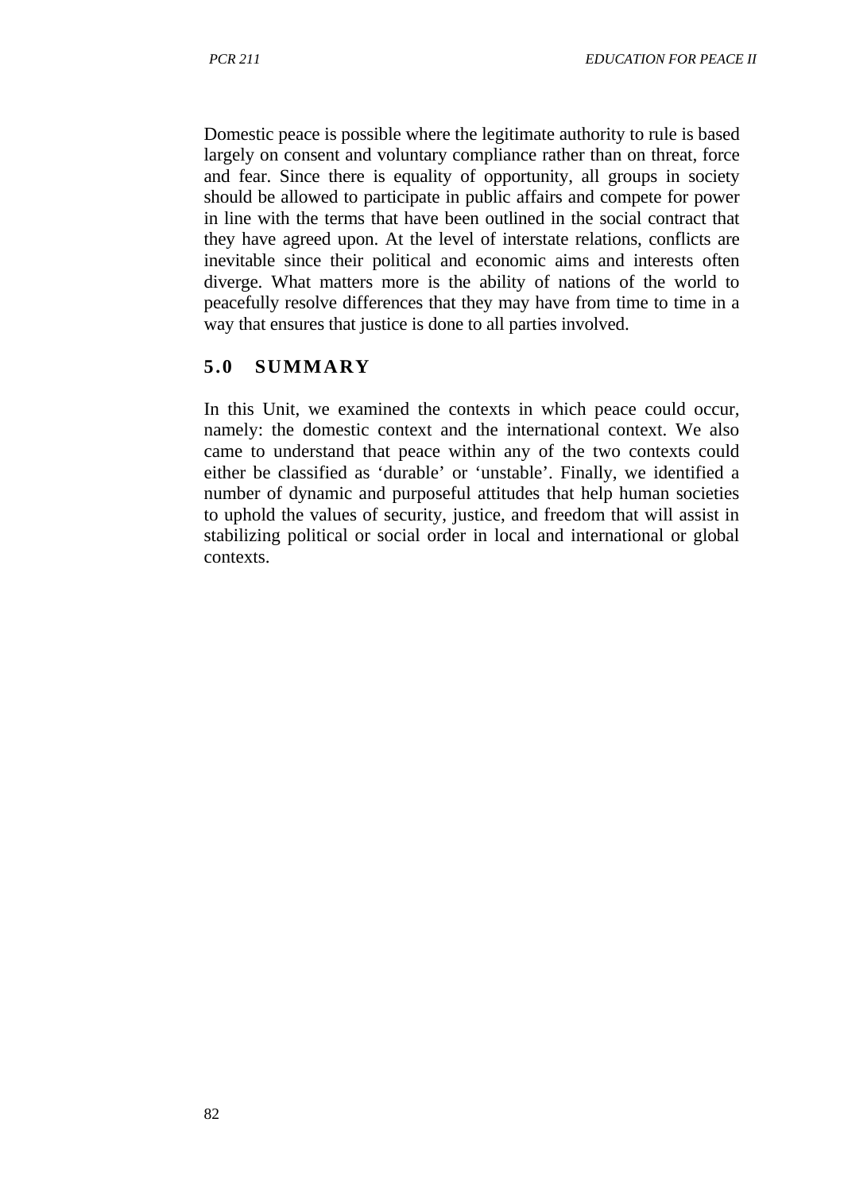Domestic peace is possible where the legitimate authority to rule is based largely on consent and voluntary compliance rather than on threat, force and fear. Since there is equality of opportunity, all groups in society should be allowed to participate in public affairs and compete for power in line with the terms that have been outlined in the social contract that they have agreed upon. At the level of interstate relations, conflicts are inevitable since their political and economic aims and interests often diverge. What matters more is the ability of nations of the world to peacefully resolve differences that they may have from time to time in a way that ensures that justice is done to all parties involved.

## 5.0 SUMMARY

In this Unit, we examined the contexts in which peace could occur, namely: the domestic context and the international context. We also came to understand that peace within any of the two contexts could either be classified as 'durable' or 'unstable'. Finally, we identified a number of dynamic and purposeful attitudes that help human societies to uphold the values of security, justice, and freedom that will assist in stabilizing political or social order in local and international or global contexts.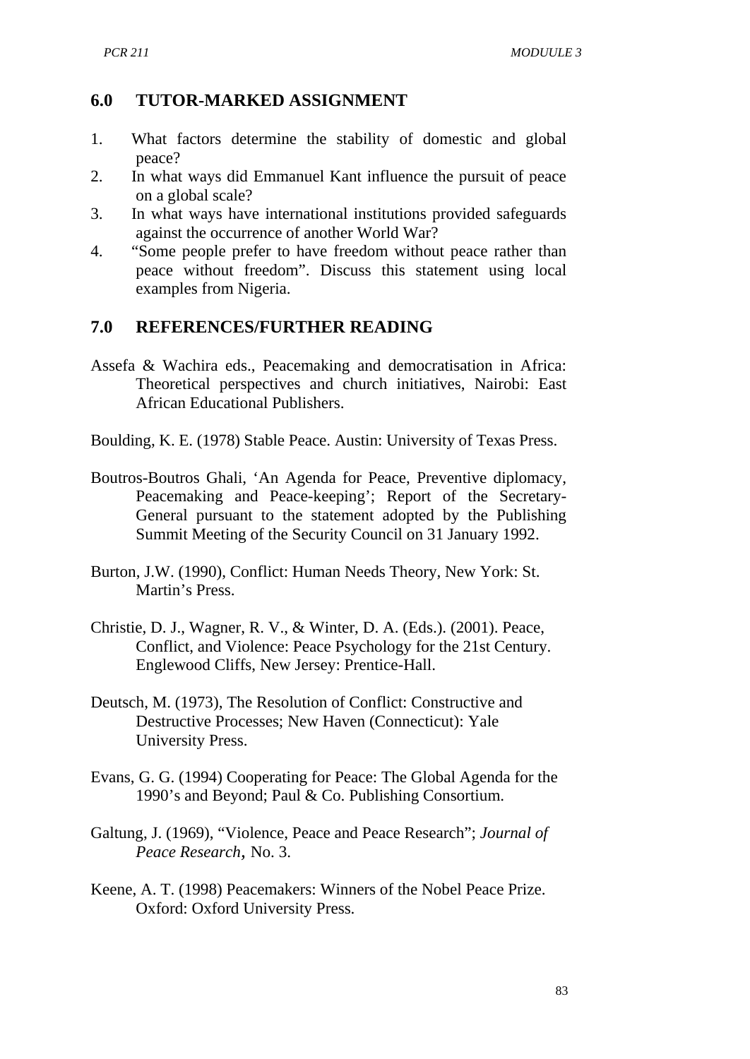## 6.0 TUTOR-MARKED ASSIGNMENT

1. What factors determine the stability of domestic and global peace?
2. In what ways did Emmanuel Kant influence the pursuit of peace on a global scale?
3. In what ways have international institutions provided safeguards against the occurrence of another World War?
4. "Some people prefer to have freedom without peace rather than peace without freedom". Discuss this statement using local examples from Nigeria.

## 7.0 REFERENCES/FURTHER READING

Assefa & Wachira eds., Peacemaking and democratisation in Africa: Theoretical perspectives and church initiatives, Nairobi: East African Educational Publishers.

Boulding, K. E. (1978) Stable Peace. Austin: University of Texas Press.

Boutros-Boutros Ghali, 'An Agenda for Peace, Preventive diplomacy, Peacemaking and Peace-keeping'; Report of the Secretary-General pursuant to the statement adopted by the Publishing Summit Meeting of the Security Council on 31 January 1992.

Burton, J.W. (1990), Conflict: Human Needs Theory, New York: St. Martin's Press.

Christie, D. J., Wagner, R. V., & Winter, D. A. (Eds.). (2001). Peace, Conflict, and Violence: Peace Psychology for the 21st Century. Englewood Cliffs, New Jersey: Prentice-Hall.

Deutsch, M. (1973), The Resolution of Conflict: Constructive and Destructive Processes; New Haven (Connecticut): Yale University Press.

Evans, G. G. (1994) Cooperating for Peace: The Global Agenda for the 1990's and Beyond; Paul & Co. Publishing Consortium.

Galtung, J. (1969), "Violence, Peace and Peace Research"; *Journal of Peace Research*, No. 3.

Keene, A. T. (1998) Peacemakers: Winners of the Nobel Peace Prize. Oxford: Oxford University Press.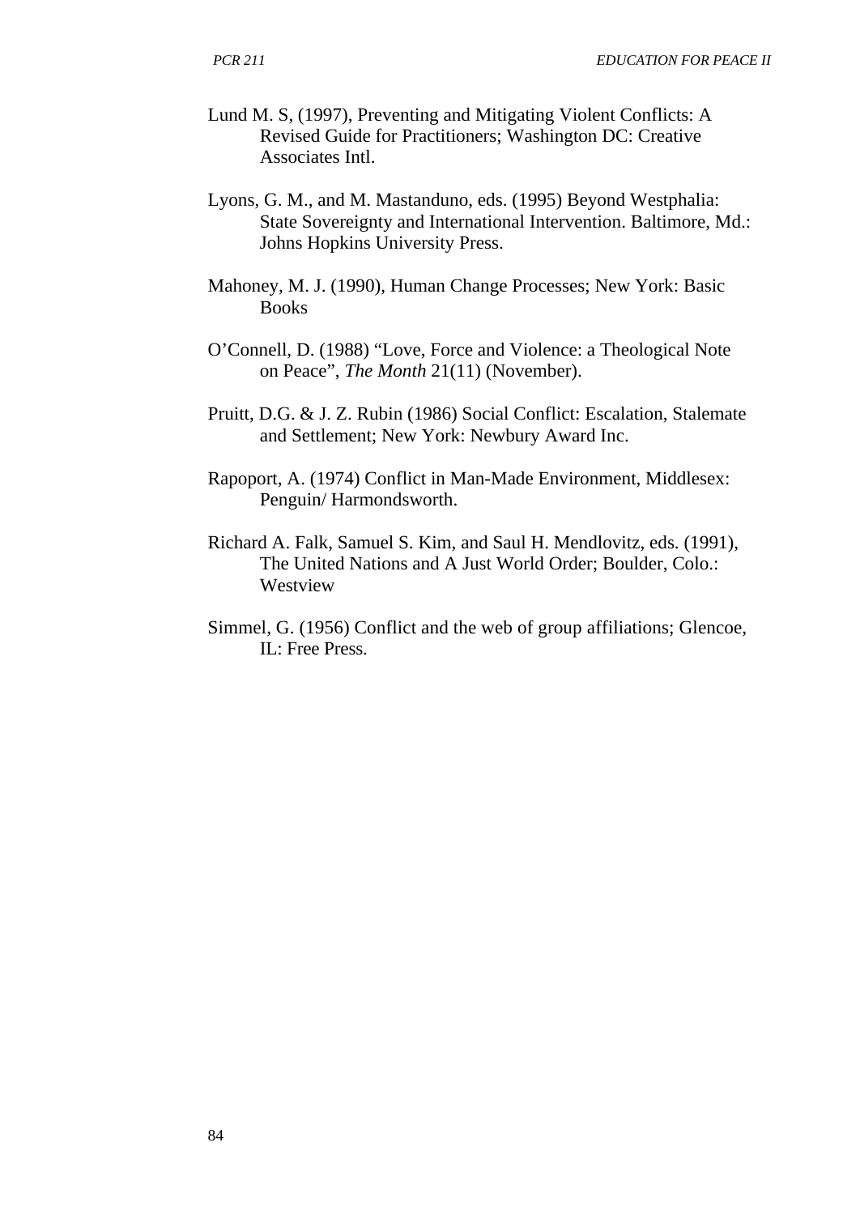Lund M. S, (1997), Preventing and Mitigating Violent Conflicts: A Revised Guide for Practitioners; Washington DC: Creative Associates Intl.

Lyons, G. M., and M. Mastanduno, eds. (1995) Beyond Westphalia: State Sovereignty and International Intervention. Baltimore, Md.: Johns Hopkins University Press.

Mahoney, M. J. (1990), Human Change Processes; New York: Basic Books

O'Connell, D. (1988) "Love, Force and Violence: a Theological Note on Peace", *The Month* 21(11) (November).

Pruitt, D.G. & J. Z. Rubin (1986) Social Conflict: Escalation, Stalemate and Settlement; New York: Newbury Award Inc.

Rapoport, A. (1974) Conflict in Man-Made Environment, Middlesex: Penguin/ Harmondsworth.

Richard A. Falk, Samuel S. Kim, and Saul H. Mendlovitz, eds. (1991), The United Nations and A Just World Order; Boulder, Colo.: Westview

Simmel, G. (1956) Conflict and the web of group affiliations; Glencoe, IL: Free Press.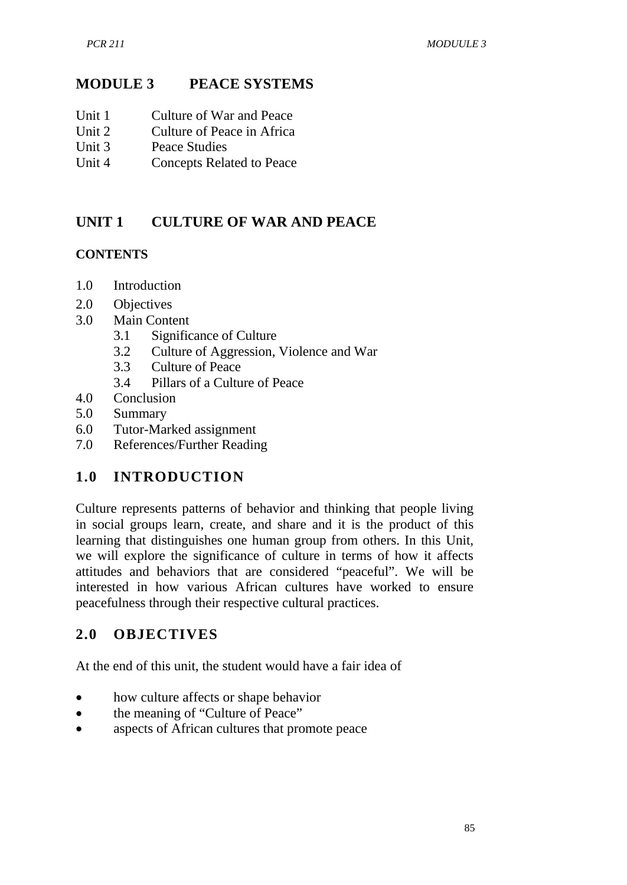# MODULE 3 PEACE SYSTEMS

Unit 1 Culture of War and Peace
Unit 2 Culture of Peace in Africa
Unit 3 Peace Studies
Unit 4 Concepts Related to Peace

## UNIT 1 CULTURE OF WAR AND PEACE

### CONTENTS

1.0 Introduction
2.0 Objectives
3.0 Main Content
 3.1 Significance of Culture
 3.2 Culture of Aggression, Violence and War
 3.3 Culture of Peace
 3.4 Pillars of a Culture of Peace
4.0 Conclusion
5.0 Summary
6.0 Tutor-Marked assignment
7.0 References/Further Reading

## 1.0 INTRODUCTION

Culture represents patterns of behavior and thinking that people living in social groups learn, create, and share and it is the product of this learning that distinguishes one human group from others. In this Unit, we will explore the significance of culture in terms of how it affects attitudes and behaviors that are considered "peaceful". We will be interested in how various African cultures have worked to ensure peacefulness through their respective cultural practices.

## 2.0 OBJECTIVES

At the end of this unit, the student would have a fair idea of

- how culture affects or shape behavior
- the meaning of "Culture of Peace"
- aspects of African cultures that promote peace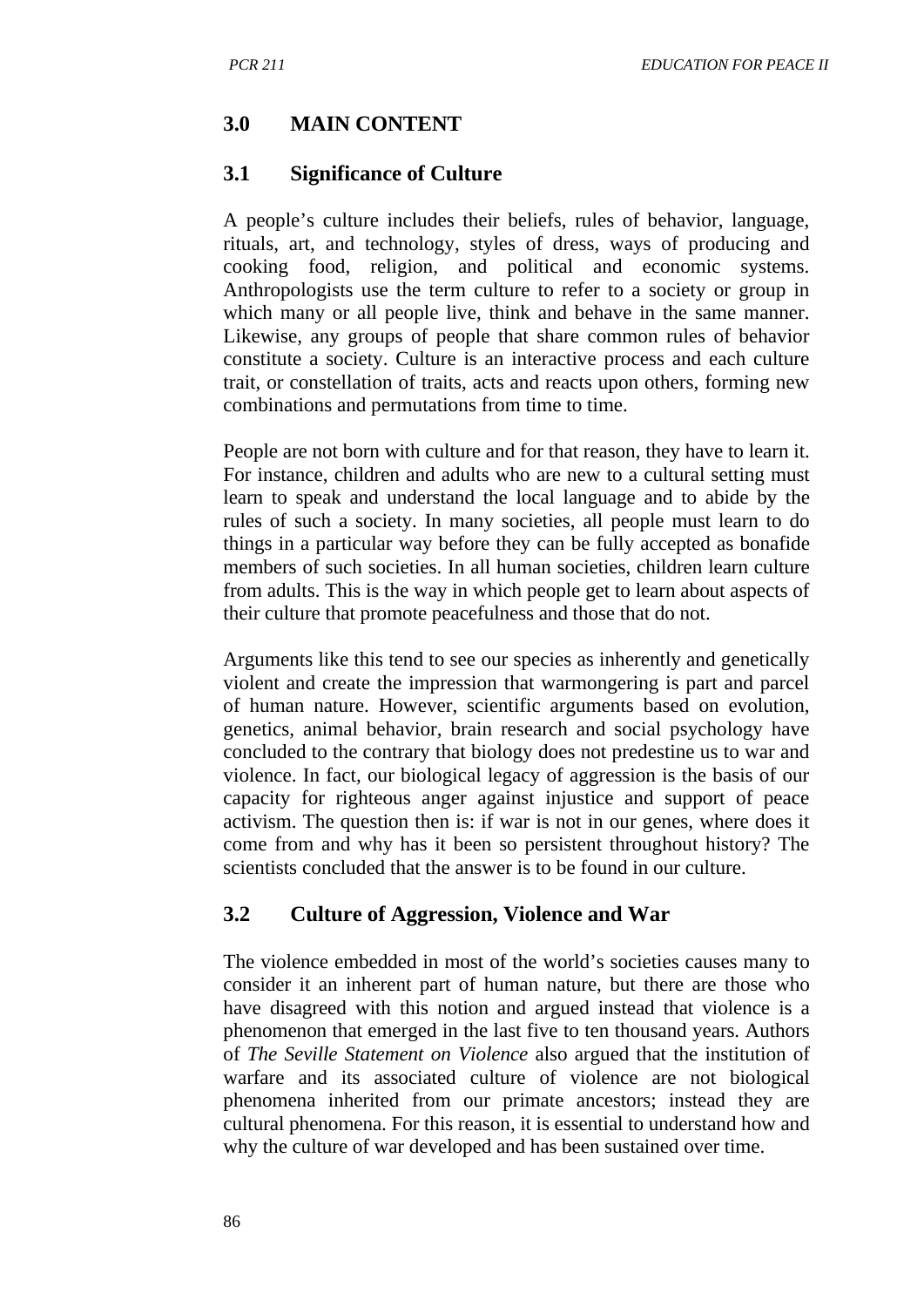## 3.0 MAIN CONTENT

### 3.1 Significance of Culture

A people's culture includes their beliefs, rules of behavior, language, rituals, art, and technology, styles of dress, ways of producing and cooking food, religion, and political and economic systems. Anthropologists use the term culture to refer to a society or group in which many or all people live, think and behave in the same manner. Likewise, any groups of people that share common rules of behavior constitute a society. Culture is an interactive process and each culture trait, or constellation of traits, acts and reacts upon others, forming new combinations and permutations from time to time.

People are not born with culture and for that reason, they have to learn it. For instance, children and adults who are new to a cultural setting must learn to speak and understand the local language and to abide by the rules of such a society. In many societies, all people must learn to do things in a particular way before they can be fully accepted as bonafide members of such societies. In all human societies, children learn culture from adults. This is the way in which people get to learn about aspects of their culture that promote peacefulness and those that do not.

Arguments like this tend to see our species as inherently and genetically violent and create the impression that warmongering is part and parcel of human nature. However, scientific arguments based on evolution, genetics, animal behavior, brain research and social psychology have concluded to the contrary that biology does not predestine us to war and violence. In fact, our biological legacy of aggression is the basis of our capacity for righteous anger against injustice and support of peace activism. The question then is: if war is not in our genes, where does it come from and why has it been so persistent throughout history? The scientists concluded that the answer is to be found in our culture.

### 3.2 Culture of Aggression, Violence and War

The violence embedded in most of the world's societies causes many to consider it an inherent part of human nature, but there are those who have disagreed with this notion and argued instead that violence is a phenomenon that emerged in the last five to ten thousand years. Authors of *The Seville Statement on Violence* also argued that the institution of warfare and its associated culture of violence are not biological phenomena inherited from our primate ancestors; instead they are cultural phenomena. For this reason, it is essential to understand how and why the culture of war developed and has been sustained over time.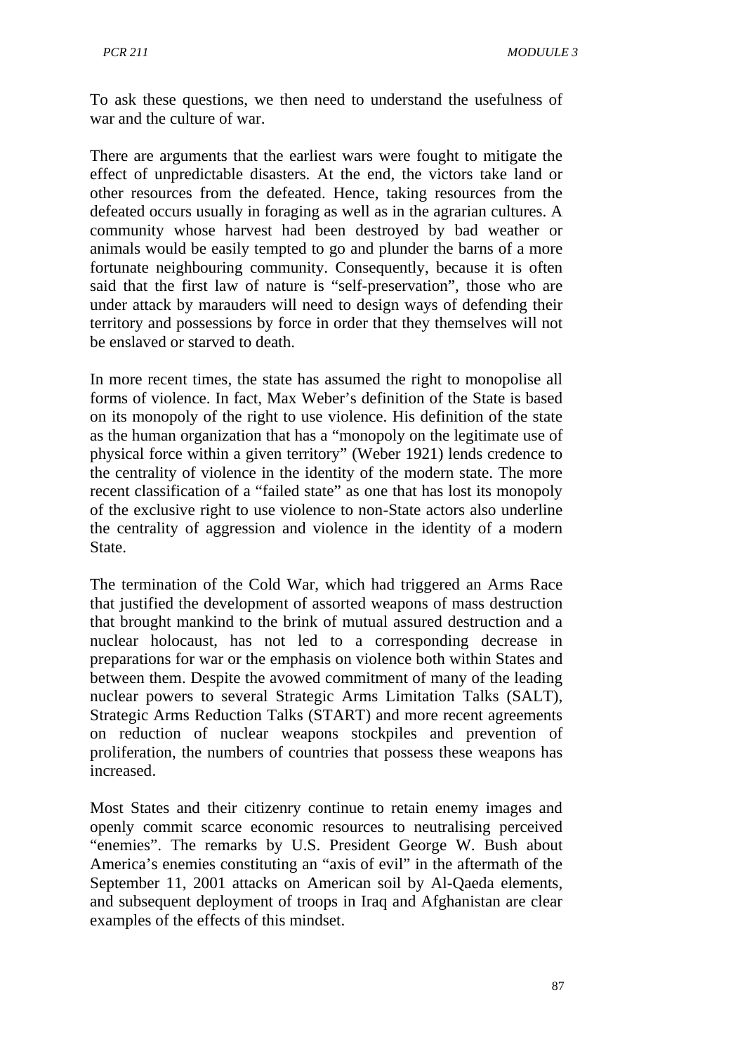To ask these questions, we then need to understand the usefulness of war and the culture of war.

There are arguments that the earliest wars were fought to mitigate the effect of unpredictable disasters. At the end, the victors take land or other resources from the defeated. Hence, taking resources from the defeated occurs usually in foraging as well as in the agrarian cultures. A community whose harvest had been destroyed by bad weather or animals would be easily tempted to go and plunder the barns of a more fortunate neighbouring community. Consequently, because it is often said that the first law of nature is "self-preservation", those who are under attack by marauders will need to design ways of defending their territory and possessions by force in order that they themselves will not be enslaved or starved to death.

In more recent times, the state has assumed the right to monopolise all forms of violence. In fact, Max Weber's definition of the State is based on its monopoly of the right to use violence. His definition of the state as the human organization that has a "monopoly on the legitimate use of physical force within a given territory" (Weber 1921) lends credence to the centrality of violence in the identity of the modern state. The more recent classification of a "failed state" as one that has lost its monopoly of the exclusive right to use violence to non-State actors also underline the centrality of aggression and violence in the identity of a modern State.

The termination of the Cold War, which had triggered an Arms Race that justified the development of assorted weapons of mass destruction that brought mankind to the brink of mutual assured destruction and a nuclear holocaust, has not led to a corresponding decrease in preparations for war or the emphasis on violence both within States and between them. Despite the avowed commitment of many of the leading nuclear powers to several Strategic Arms Limitation Talks (SALT), Strategic Arms Reduction Talks (START) and more recent agreements on reduction of nuclear weapons stockpiles and prevention of proliferation, the numbers of countries that possess these weapons has increased.

Most States and their citizenry continue to retain enemy images and openly commit scarce economic resources to neutralising perceived "enemies". The remarks by U.S. President George W. Bush about America's enemies constituting an "axis of evil" in the aftermath of the September 11, 2001 attacks on American soil by Al-Qaeda elements, and subsequent deployment of troops in Iraq and Afghanistan are clear examples of the effects of this mindset.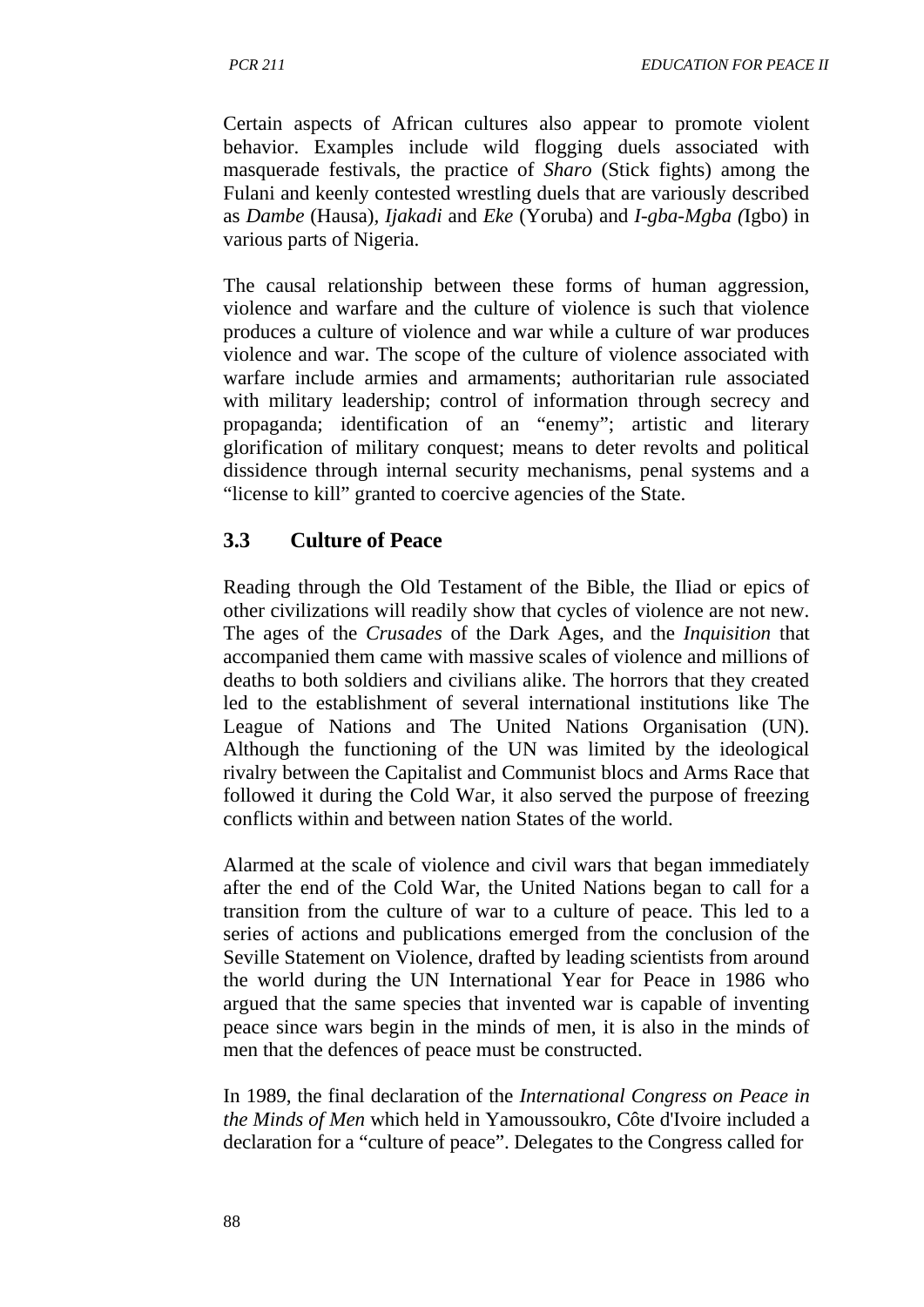Certain aspects of African cultures also appear to promote violent behavior. Examples include wild flogging duels associated with masquerade festivals, the practice of *Sharo* (Stick fights) among the Fulani and keenly contested wrestling duels that are variously described as *Dambe* (Hausa), *Ijakadi* and *Eke* (Yoruba) and *I-gba-Mgba (*Igbo) in various parts of Nigeria.

The causal relationship between these forms of human aggression, violence and warfare and the culture of violence is such that violence produces a culture of violence and war while a culture of war produces violence and war. The scope of the culture of violence associated with warfare include armies and armaments; authoritarian rule associated with military leadership; control of information through secrecy and propaganda; identification of an "enemy"; artistic and literary glorification of military conquest; means to deter revolts and political dissidence through internal security mechanisms, penal systems and a "license to kill" granted to coercive agencies of the State.

## 3.3 Culture of Peace

Reading through the Old Testament of the Bible, the Iliad or epics of other civilizations will readily show that cycles of violence are not new. The ages of the *Crusades* of the Dark Ages, and the *Inquisition* that accompanied them came with massive scales of violence and millions of deaths to both soldiers and civilians alike. The horrors that they created led to the establishment of several international institutions like The League of Nations and The United Nations Organisation (UN). Although the functioning of the UN was limited by the ideological rivalry between the Capitalist and Communist blocs and Arms Race that followed it during the Cold War, it also served the purpose of freezing conflicts within and between nation States of the world.

Alarmed at the scale of violence and civil wars that began immediately after the end of the Cold War, the United Nations began to call for a transition from the culture of war to a culture of peace. This led to a series of actions and publications emerged from the conclusion of the Seville Statement on Violence, drafted by leading scientists from around the world during the UN International Year for Peace in 1986 who argued that the same species that invented war is capable of inventing peace since wars begin in the minds of men, it is also in the minds of men that the defences of peace must be constructed.

In 1989, the final declaration of the *International Congress on Peace in the Minds of Men* which held in Yamoussoukro, Côte d'Ivoire included a declaration for a "culture of peace". Delegates to the Congress called for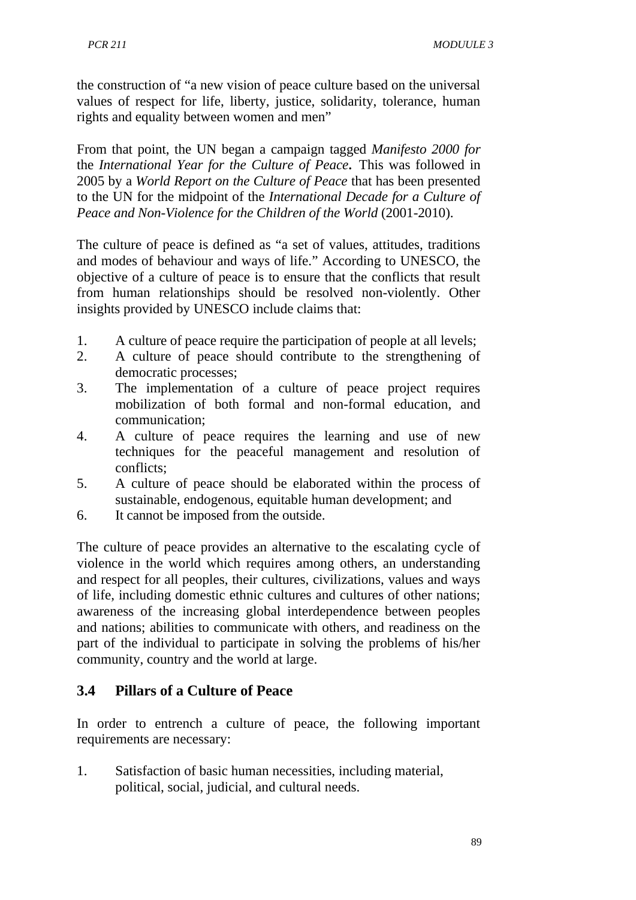the construction of "a new vision of peace culture based on the universal values of respect for life, liberty, justice, solidarity, tolerance, human rights and equality between women and men"

From that point, the UN began a campaign tagged *Manifesto 2000 for* the *International Year for the Culture of Peace***.** This was followed in 2005 by a *World Report on the Culture of Peace* that has been presented to the UN for the midpoint of the *International Decade for a Culture of Peace and Non-Violence for the Children of the World* (2001-2010).

The culture of peace is defined as "a set of values, attitudes, traditions and modes of behaviour and ways of life." According to UNESCO, the objective of a culture of peace is to ensure that the conflicts that result from human relationships should be resolved non-violently. Other insights provided by UNESCO include claims that:

1. A culture of peace require the participation of people at all levels;
2. A culture of peace should contribute to the strengthening of democratic processes;
3. The implementation of a culture of peace project requires mobilization of both formal and non-formal education, and communication;
4. A culture of peace requires the learning and use of new techniques for the peaceful management and resolution of conflicts;
5. A culture of peace should be elaborated within the process of sustainable, endogenous, equitable human development; and
6. It cannot be imposed from the outside.

The culture of peace provides an alternative to the escalating cycle of violence in the world which requires among others, an understanding and respect for all peoples, their cultures, civilizations, values and ways of life, including domestic ethnic cultures and cultures of other nations; awareness of the increasing global interdependence between peoples and nations; abilities to communicate with others, and readiness on the part of the individual to participate in solving the problems of his/her community, country and the world at large.

## 3.4 Pillars of a Culture of Peace

In order to entrench a culture of peace, the following important requirements are necessary:

1. Satisfaction of basic human necessities, including material, political, social, judicial, and cultural needs.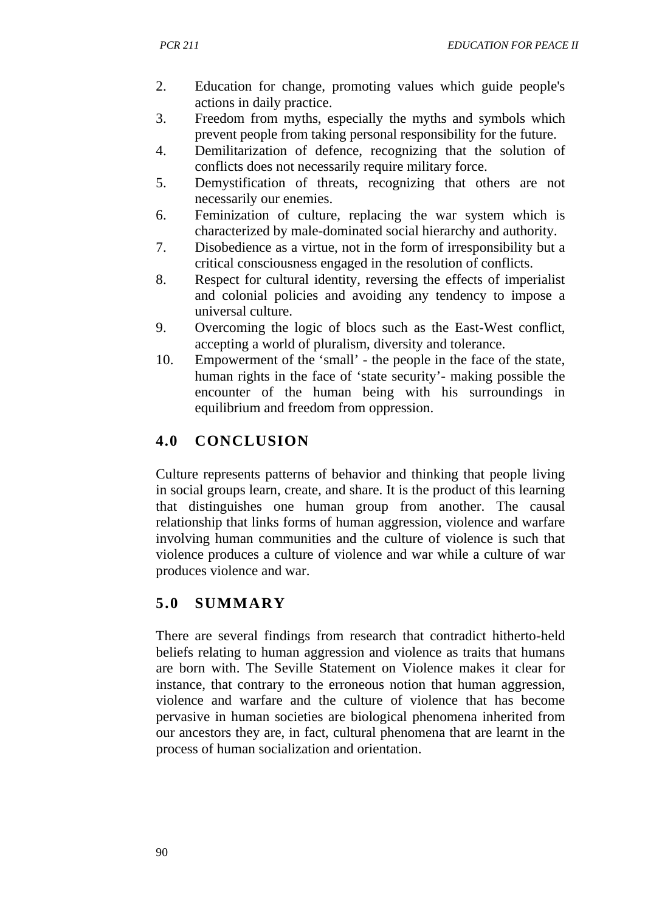2. Education for change, promoting values which guide people's actions in daily practice.
3. Freedom from myths, especially the myths and symbols which prevent people from taking personal responsibility for the future.
4. Demilitarization of defence, recognizing that the solution of conflicts does not necessarily require military force.
5. Demystification of threats, recognizing that others are not necessarily our enemies.
6. Feminization of culture, replacing the war system which is characterized by male-dominated social hierarchy and authority.
7. Disobedience as a virtue, not in the form of irresponsibility but a critical consciousness engaged in the resolution of conflicts.
8. Respect for cultural identity, reversing the effects of imperialist and colonial policies and avoiding any tendency to impose a universal culture.
9. Overcoming the logic of blocs such as the East-West conflict, accepting a world of pluralism, diversity and tolerance.
10. Empowerment of the ‘small’ - the people in the face of the state, human rights in the face of ‘state security’- making possible the encounter of the human being with his surroundings in equilibrium and freedom from oppression.

## 4.0 CONCLUSION

Culture represents patterns of behavior and thinking that people living in social groups learn, create, and share. It is the product of this learning that distinguishes one human group from another. The causal relationship that links forms of human aggression, violence and warfare involving human communities and the culture of violence is such that violence produces a culture of violence and war while a culture of war produces violence and war.

## 5.0 SUMMARY

There are several findings from research that contradict hitherto-held beliefs relating to human aggression and violence as traits that humans are born with. The Seville Statement on Violence makes it clear for instance, that contrary to the erroneous notion that human aggression, violence and warfare and the culture of violence that has become pervasive in human societies are biological phenomena inherited from our ancestors they are, in fact, cultural phenomena that are learnt in the process of human socialization and orientation.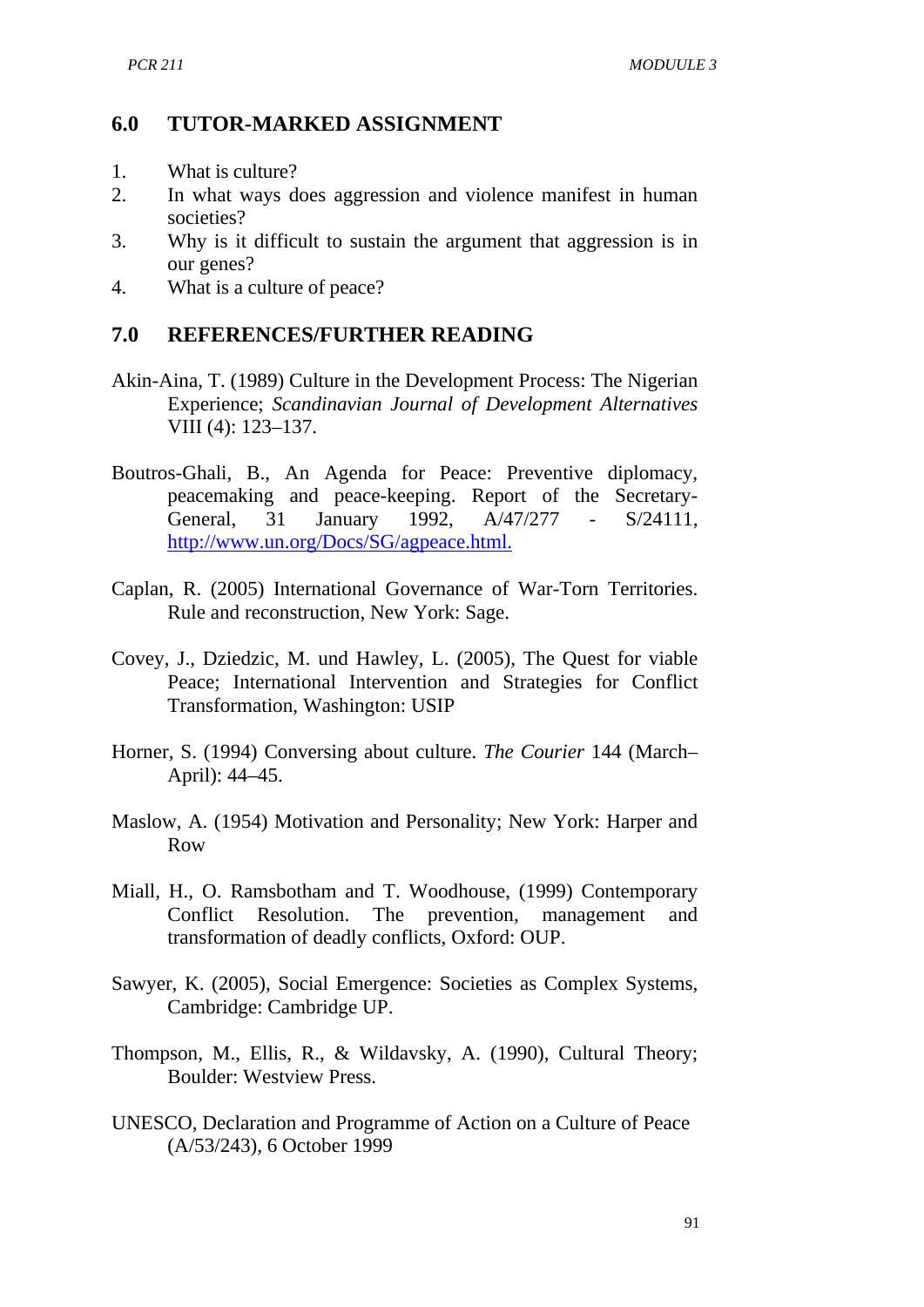## 6.0 TUTOR-MARKED ASSIGNMENT

1. What is culture?
2. In what ways does aggression and violence manifest in human societies?
3. Why is it difficult to sustain the argument that aggression is in our genes?
4. What is a culture of peace?

## 7.0 REFERENCES/FURTHER READING

Akin-Aina, T. (1989) Culture in the Development Process: The Nigerian Experience; *Scandinavian Journal of Development Alternatives* VIII (4): 123–137.

Boutros-Ghali, B., An Agenda for Peace: Preventive diplomacy, peacemaking and peace-keeping. Report of the Secretary-General, 31 January 1992, A/47/277 - S/24111, http://www.un.org/Docs/SG/agpeace.html.

Caplan, R. (2005) International Governance of War-Torn Territories. Rule and reconstruction, New York: Sage.

Covey, J., Dziedzic, M. und Hawley, L. (2005), The Quest for viable Peace; International Intervention and Strategies for Conflict Transformation, Washington: USIP

Horner, S. (1994) Conversing about culture. *The Courier* 144 (March–April): 44–45.

Maslow, A. (1954) Motivation and Personality; New York: Harper and Row

Miall, H., O. Ramsbotham and T. Woodhouse, (1999) Contemporary Conflict Resolution. The prevention, management and transformation of deadly conflicts, Oxford: OUP.

Sawyer, K. (2005), Social Emergence: Societies as Complex Systems, Cambridge: Cambridge UP.

Thompson, M., Ellis, R., & Wildavsky, A. (1990), Cultural Theory; Boulder: Westview Press.

UNESCO, Declaration and Programme of Action on a Culture of Peace (A/53/243), 6 October 1999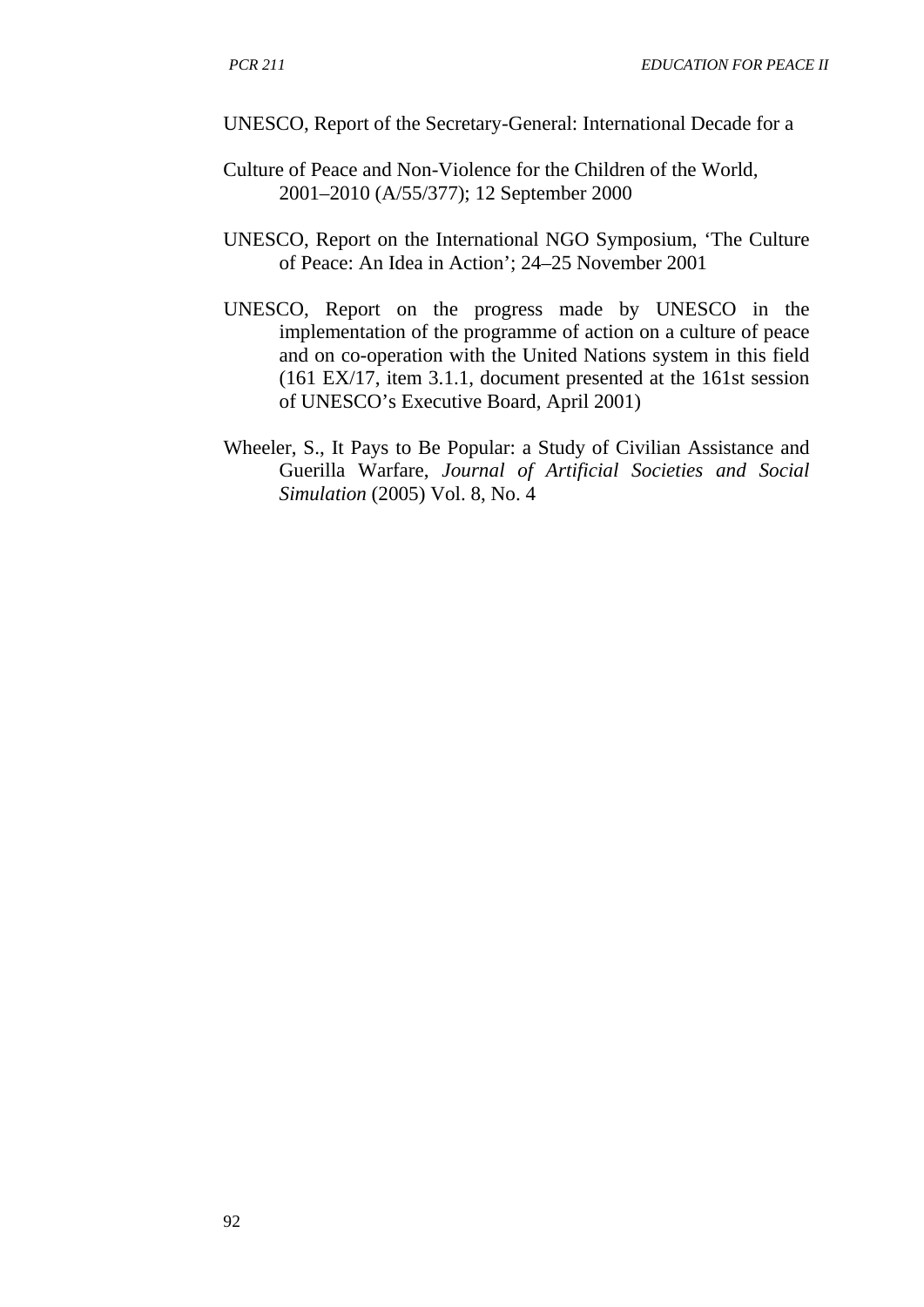UNESCO, Report of the Secretary-General: International Decade for a

Culture of Peace and Non-Violence for the Children of the World, 2001–2010 (A/55/377); 12 September 2000

UNESCO, Report on the International NGO Symposium, ‘The Culture of Peace: An Idea in Action’; 24–25 November 2001

UNESCO, Report on the progress made by UNESCO in the implementation of the programme of action on a culture of peace and on co-operation with the United Nations system in this field (161 EX/17, item 3.1.1, document presented at the 161st session of UNESCO’s Executive Board, April 2001)

Wheeler, S., It Pays to Be Popular: a Study of Civilian Assistance and Guerilla Warfare, *Journal of Artificial Societies and Social Simulation* (2005) Vol. 8, No. 4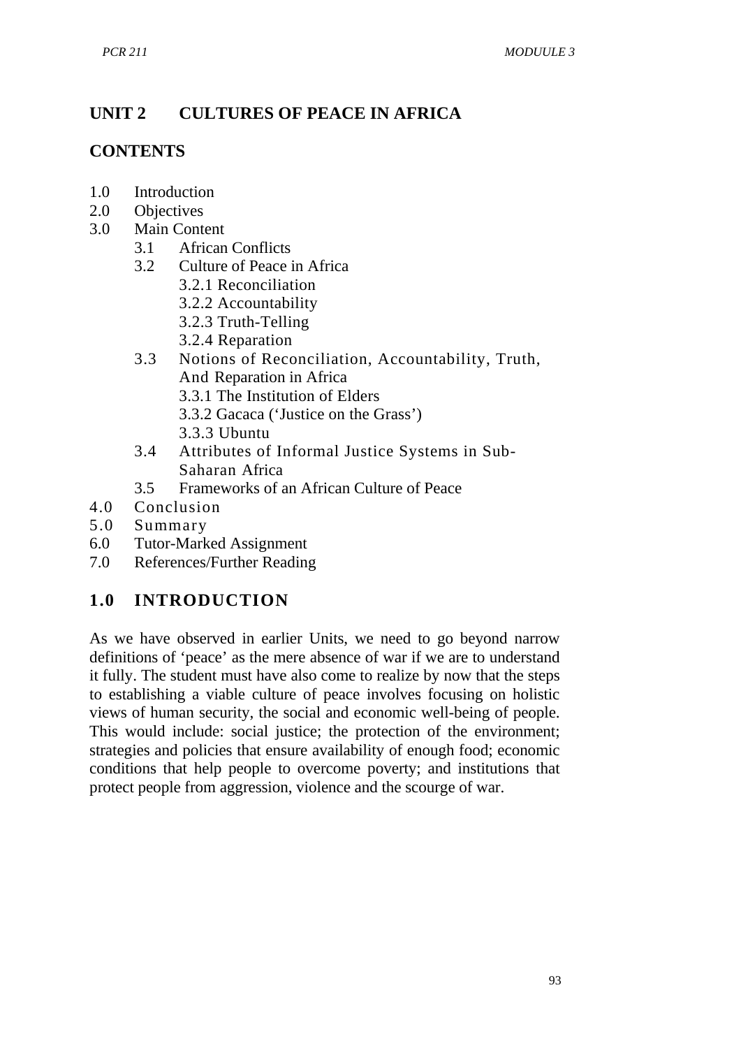# UNIT 2 CULTURES OF PEACE IN AFRICA

## CONTENTS

1.0 Introduction
2.0 Objectives
3.0 Main Content
    3.1 African Conflicts
    3.2 Culture of Peace in Africa
        3.2.1 Reconciliation
        3.2.2 Accountability
        3.2.3 Truth-Telling
        3.2.4 Reparation
    3.3 Notions of Reconciliation, Accountability, Truth, And Reparation in Africa
        3.3.1 The Institution of Elders
        3.3.2 Gacaca ('Justice on the Grass')
        3.3.3 Ubuntu
    3.4 Attributes of Informal Justice Systems in Sub-Saharan Africa
    3.5 Frameworks of an African Culture of Peace
4.0 Conclusion
5.0 Summary
6.0 Tutor-Marked Assignment
7.0 References/Further Reading

## 1.0 INTRODUCTION

As we have observed in earlier Units, we need to go beyond narrow definitions of 'peace' as the mere absence of war if we are to understand it fully. The student must have also come to realize by now that the steps to establishing a viable culture of peace involves focusing on holistic views of human security, the social and economic well-being of people. This would include: social justice; the protection of the environment; strategies and policies that ensure availability of enough food; economic conditions that help people to overcome poverty; and institutions that protect people from aggression, violence and the scourge of war.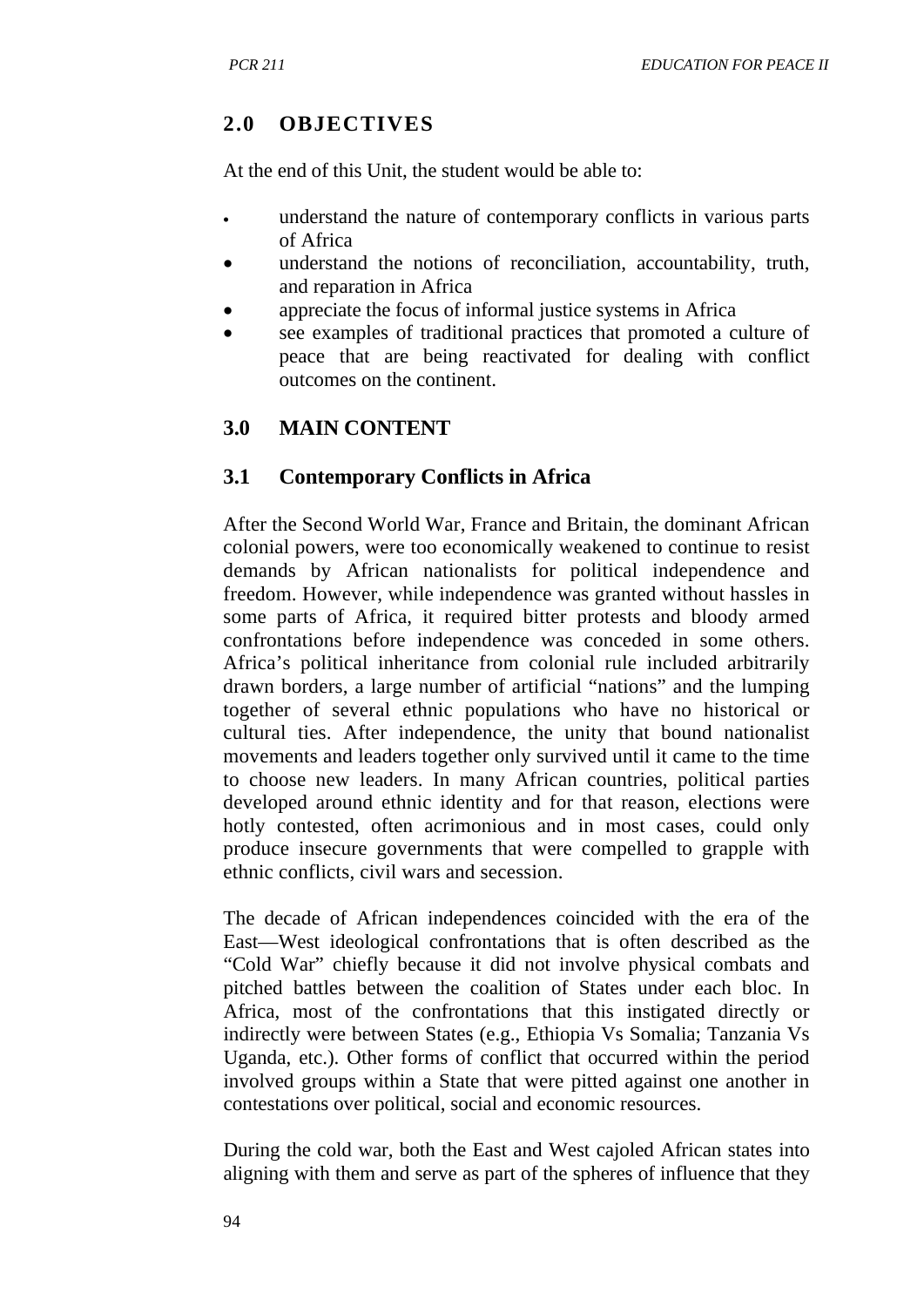## 2.0 OBJECTIVES

At the end of this Unit, the student would be able to:

- understand the nature of contemporary conflicts in various parts of Africa
- understand the notions of reconciliation, accountability, truth, and reparation in Africa
- appreciate the focus of informal justice systems in Africa
- see examples of traditional practices that promoted a culture of peace that are being reactivated for dealing with conflict outcomes on the continent.

## 3.0 MAIN CONTENT

### 3.1 Contemporary Conflicts in Africa

After the Second World War, France and Britain, the dominant African colonial powers, were too economically weakened to continue to resist demands by African nationalists for political independence and freedom. However, while independence was granted without hassles in some parts of Africa, it required bitter protests and bloody armed confrontations before independence was conceded in some others. Africa's political inheritance from colonial rule included arbitrarily drawn borders, a large number of artificial "nations" and the lumping together of several ethnic populations who have no historical or cultural ties. After independence, the unity that bound nationalist movements and leaders together only survived until it came to the time to choose new leaders. In many African countries, political parties developed around ethnic identity and for that reason, elections were hotly contested, often acrimonious and in most cases, could only produce insecure governments that were compelled to grapple with ethnic conflicts, civil wars and secession.

The decade of African independences coincided with the era of the East—West ideological confrontations that is often described as the "Cold War" chiefly because it did not involve physical combats and pitched battles between the coalition of States under each bloc. In Africa, most of the confrontations that this instigated directly or indirectly were between States (e.g., Ethiopia Vs Somalia; Tanzania Vs Uganda, etc.). Other forms of conflict that occurred within the period involved groups within a State that were pitted against one another in contestations over political, social and economic resources.

During the cold war, both the East and West cajoled African states into aligning with them and serve as part of the spheres of influence that they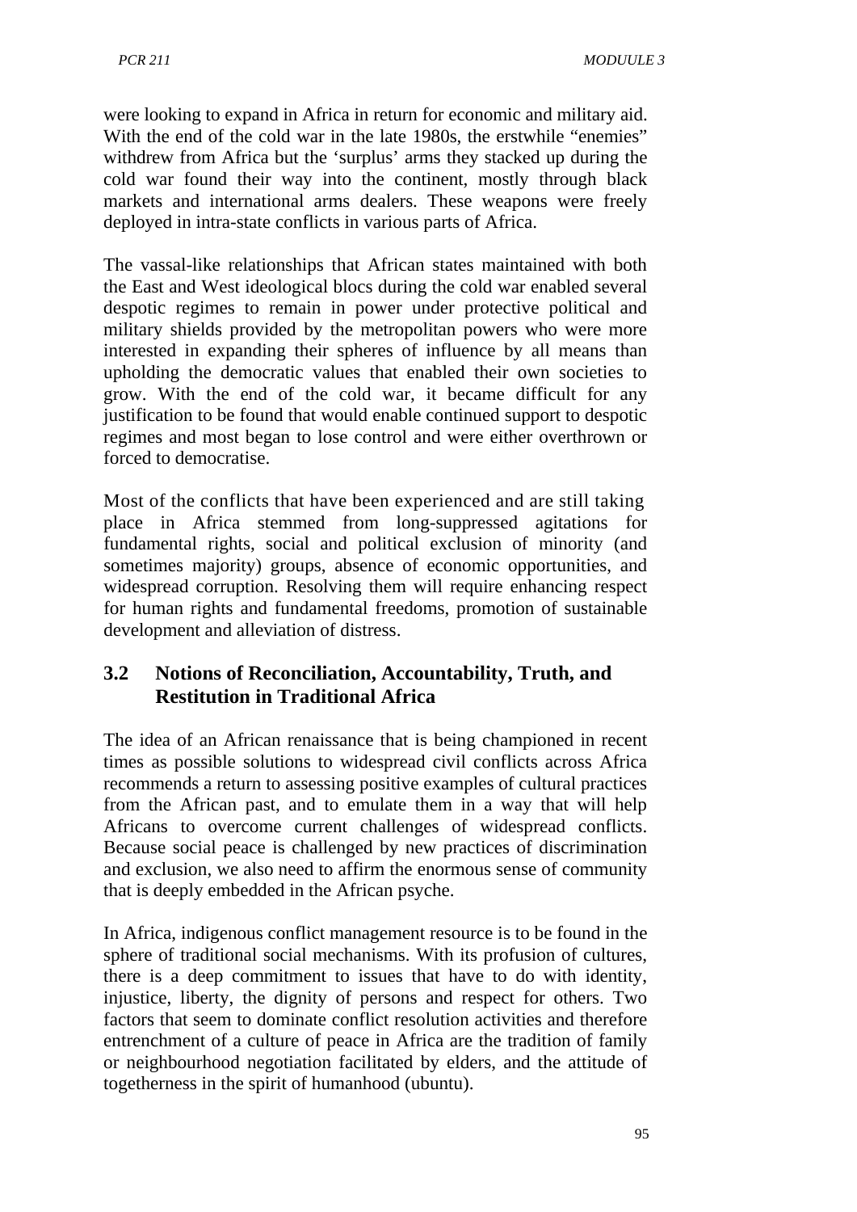were looking to expand in Africa in return for economic and military aid. With the end of the cold war in the late 1980s, the erstwhile "enemies" withdrew from Africa but the 'surplus' arms they stacked up during the cold war found their way into the continent, mostly through black markets and international arms dealers. These weapons were freely deployed in intra-state conflicts in various parts of Africa.

The vassal-like relationships that African states maintained with both the East and West ideological blocs during the cold war enabled several despotic regimes to remain in power under protective political and military shields provided by the metropolitan powers who were more interested in expanding their spheres of influence by all means than upholding the democratic values that enabled their own societies to grow. With the end of the cold war, it became difficult for any justification to be found that would enable continued support to despotic regimes and most began to lose control and were either overthrown or forced to democratise.

Most of the conflicts that have been experienced and are still taking place in Africa stemmed from long-suppressed agitations for fundamental rights, social and political exclusion of minority (and sometimes majority) groups, absence of economic opportunities, and widespread corruption. Resolving them will require enhancing respect for human rights and fundamental freedoms, promotion of sustainable development and alleviation of distress.

## 3.2 Notions of Reconciliation, Accountability, Truth, and Restitution in Traditional Africa

The idea of an African renaissance that is being championed in recent times as possible solutions to widespread civil conflicts across Africa recommends a return to assessing positive examples of cultural practices from the African past, and to emulate them in a way that will help Africans to overcome current challenges of widespread conflicts. Because social peace is challenged by new practices of discrimination and exclusion, we also need to affirm the enormous sense of community that is deeply embedded in the African psyche.

In Africa, indigenous conflict management resource is to be found in the sphere of traditional social mechanisms. With its profusion of cultures, there is a deep commitment to issues that have to do with identity, injustice, liberty, the dignity of persons and respect for others. Two factors that seem to dominate conflict resolution activities and therefore entrenchment of a culture of peace in Africa are the tradition of family or neighbourhood negotiation facilitated by elders, and the attitude of togetherness in the spirit of humanhood (ubuntu).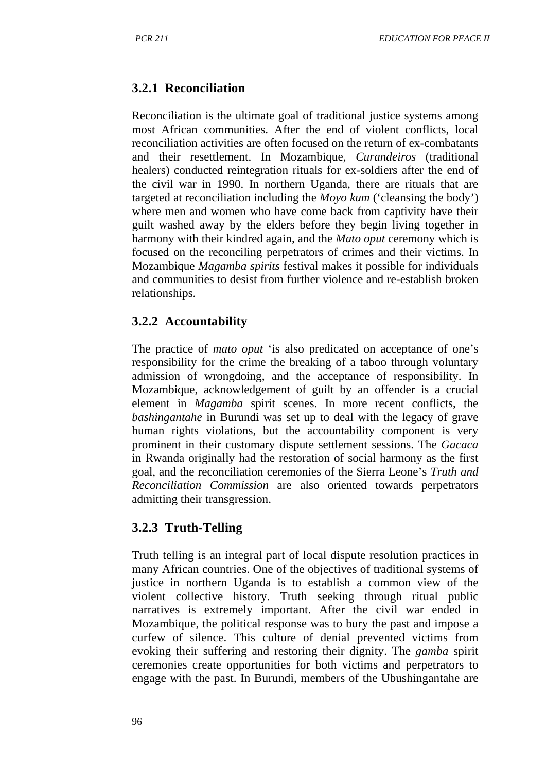### 3.2.1 Reconciliation

Reconciliation is the ultimate goal of traditional justice systems among most African communities. After the end of violent conflicts, local reconciliation activities are often focused on the return of ex-combatants and their resettlement. In Mozambique, *Curandeiros* (traditional healers) conducted reintegration rituals for ex-soldiers after the end of the civil war in 1990. In northern Uganda, there are rituals that are targeted at reconciliation including the *Moyo kum* ('cleansing the body') where men and women who have come back from captivity have their guilt washed away by the elders before they begin living together in harmony with their kindred again, and the *Mato oput* ceremony which is focused on the reconciling perpetrators of crimes and their victims. In Mozambique *Magamba spirits* festival makes it possible for individuals and communities to desist from further violence and re-establish broken relationships.

### 3.2.2 Accountability

The practice of *mato oput* 'is also predicated on acceptance of one's responsibility for the crime the breaking of a taboo through voluntary admission of wrongdoing, and the acceptance of responsibility. In Mozambique, acknowledgement of guilt by an offender is a crucial element in *Magamba* spirit scenes. In more recent conflicts, the *bashingantahe* in Burundi was set up to deal with the legacy of grave human rights violations, but the accountability component is very prominent in their customary dispute settlement sessions. The *Gacaca* in Rwanda originally had the restoration of social harmony as the first goal, and the reconciliation ceremonies of the Sierra Leone's *Truth and Reconciliation Commission* are also oriented towards perpetrators admitting their transgression.

### 3.2.3 Truth-Telling

Truth telling is an integral part of local dispute resolution practices in many African countries. One of the objectives of traditional systems of justice in northern Uganda is to establish a common view of the violent collective history. Truth seeking through ritual public narratives is extremely important. After the civil war ended in Mozambique, the political response was to bury the past and impose a curfew of silence. This culture of denial prevented victims from evoking their suffering and restoring their dignity. The *gamba* spirit ceremonies create opportunities for both victims and perpetrators to engage with the past. In Burundi, members of the Ubushingantahe are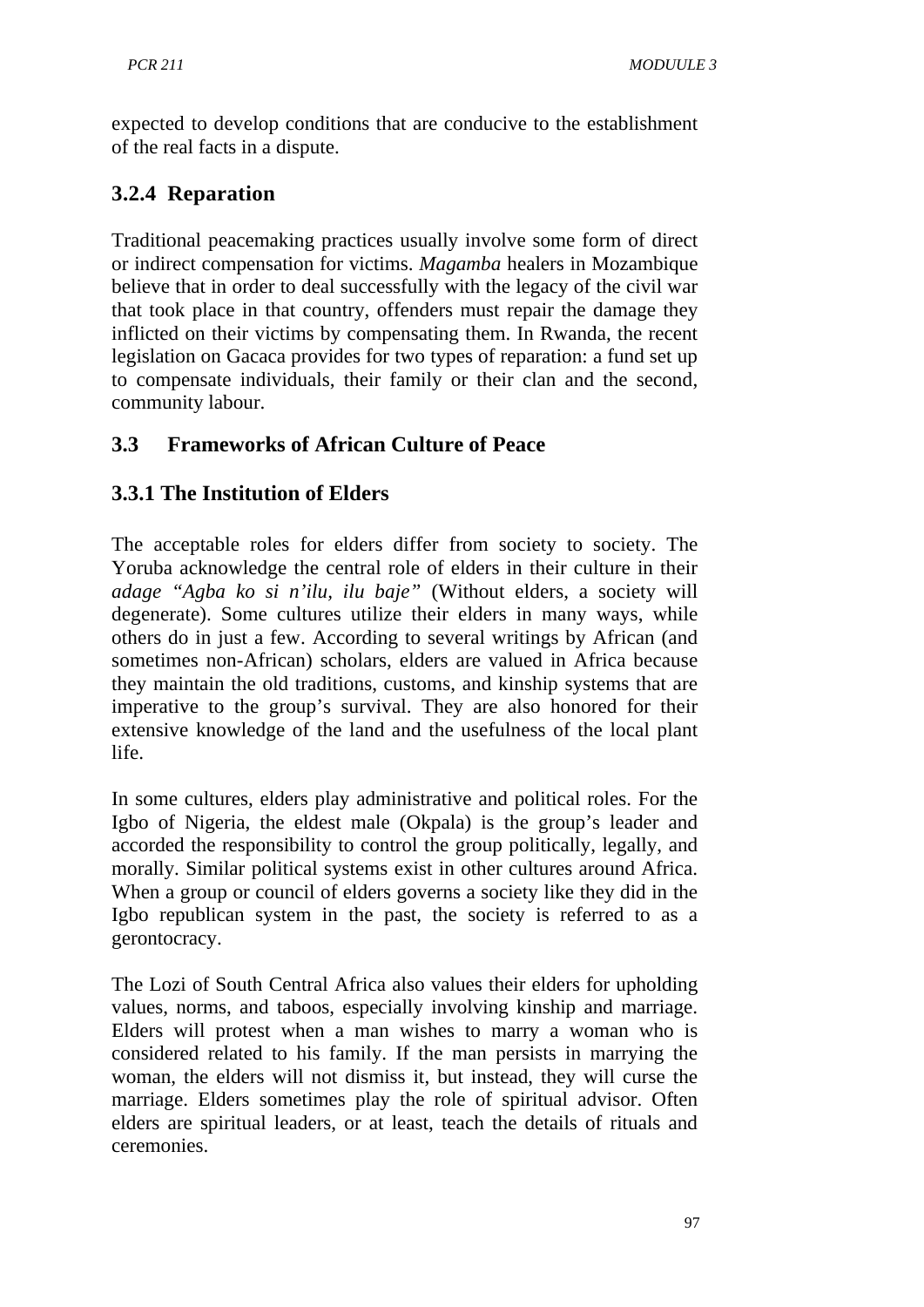expected to develop conditions that are conducive to the establishment of the real facts in a dispute.

### 3.2.4 Reparation

Traditional peacemaking practices usually involve some form of direct or indirect compensation for victims. *Magamba* healers in Mozambique believe that in order to deal successfully with the legacy of the civil war that took place in that country, offenders must repair the damage they inflicted on their victims by compensating them. In Rwanda, the recent legislation on Gacaca provides for two types of reparation: a fund set up to compensate individuals, their family or their clan and the second, community labour.

## 3.3 Frameworks of African Culture of Peace

### 3.3.1 The Institution of Elders

The acceptable roles for elders differ from society to society. The Yoruba acknowledge the central role of elders in their culture in their *adage "Agba ko si n'ilu, ilu baje"* (Without elders, a society will degenerate). Some cultures utilize their elders in many ways, while others do in just a few. According to several writings by African (and sometimes non-African) scholars, elders are valued in Africa because they maintain the old traditions, customs, and kinship systems that are imperative to the group's survival. They are also honored for their extensive knowledge of the land and the usefulness of the local plant life.

In some cultures, elders play administrative and political roles. For the Igbo of Nigeria, the eldest male (Okpala) is the group's leader and accorded the responsibility to control the group politically, legally, and morally. Similar political systems exist in other cultures around Africa. When a group or council of elders governs a society like they did in the Igbo republican system in the past, the society is referred to as a gerontocracy.

The Lozi of South Central Africa also values their elders for upholding values, norms, and taboos, especially involving kinship and marriage. Elders will protest when a man wishes to marry a woman who is considered related to his family. If the man persists in marrying the woman, the elders will not dismiss it, but instead, they will curse the marriage. Elders sometimes play the role of spiritual advisor. Often elders are spiritual leaders, or at least, teach the details of rituals and ceremonies.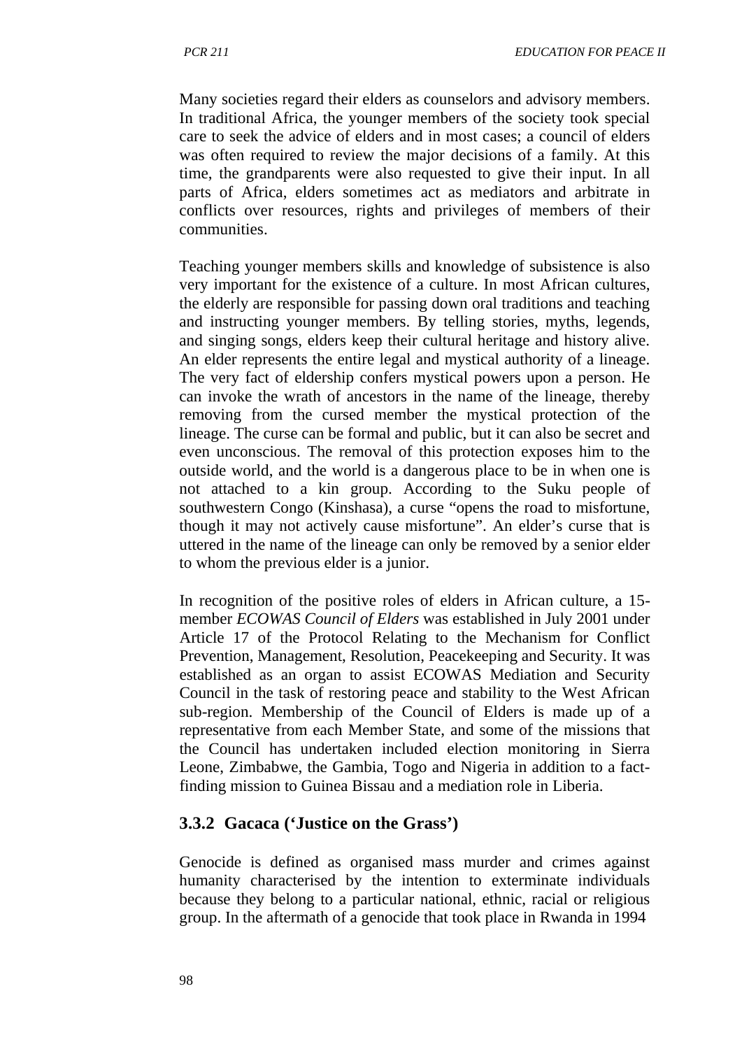Many societies regard their elders as counselors and advisory members. In traditional Africa, the younger members of the society took special care to seek the advice of elders and in most cases; a council of elders was often required to review the major decisions of a family. At this time, the grandparents were also requested to give their input. In all parts of Africa, elders sometimes act as mediators and arbitrate in conflicts over resources, rights and privileges of members of their communities.

Teaching younger members skills and knowledge of subsistence is also very important for the existence of a culture. In most African cultures, the elderly are responsible for passing down oral traditions and teaching and instructing younger members. By telling stories, myths, legends, and singing songs, elders keep their cultural heritage and history alive. An elder represents the entire legal and mystical authority of a lineage. The very fact of eldership confers mystical powers upon a person. He can invoke the wrath of ancestors in the name of the lineage, thereby removing from the cursed member the mystical protection of the lineage. The curse can be formal and public, but it can also be secret and even unconscious. The removal of this protection exposes him to the outside world, and the world is a dangerous place to be in when one is not attached to a kin group. According to the Suku people of southwestern Congo (Kinshasa), a curse "opens the road to misfortune, though it may not actively cause misfortune". An elder's curse that is uttered in the name of the lineage can only be removed by a senior elder to whom the previous elder is a junior.

In recognition of the positive roles of elders in African culture, a 15-member *ECOWAS Council of Elders* was established in July 2001 under Article 17 of the Protocol Relating to the Mechanism for Conflict Prevention, Management, Resolution, Peacekeeping and Security. It was established as an organ to assist ECOWAS Mediation and Security Council in the task of restoring peace and stability to the West African sub-region. Membership of the Council of Elders is made up of a representative from each Member State, and some of the missions that the Council has undertaken included election monitoring in Sierra Leone, Zimbabwe, the Gambia, Togo and Nigeria in addition to a fact-finding mission to Guinea Bissau and a mediation role in Liberia.

### 3.3.2 Gacaca ('Justice on the Grass')

Genocide is defined as organised mass murder and crimes against humanity characterised by the intention to exterminate individuals because they belong to a particular national, ethnic, racial or religious group. In the aftermath of a genocide that took place in Rwanda in 1994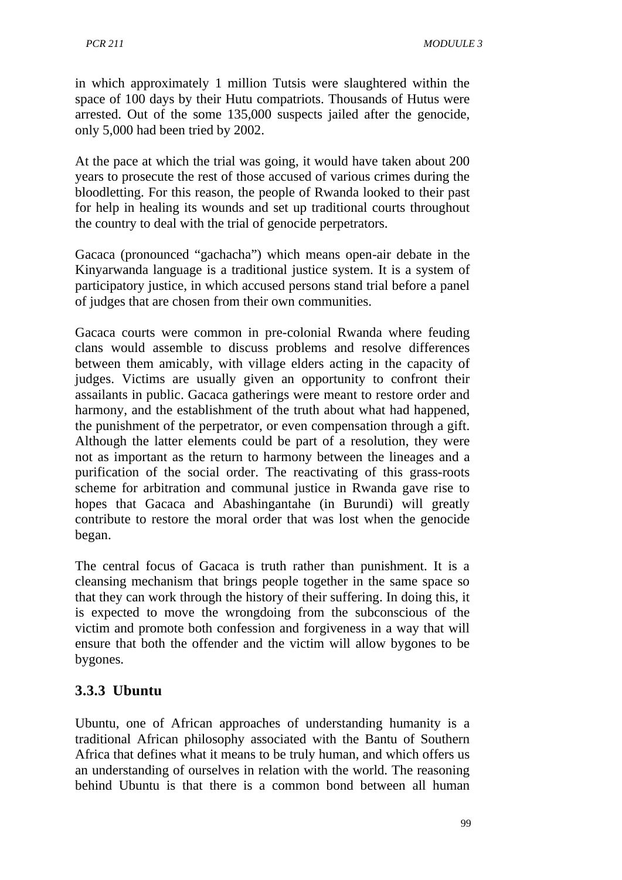in which approximately 1 million Tutsis were slaughtered within the space of 100 days by their Hutu compatriots. Thousands of Hutus were arrested. Out of the some 135,000 suspects jailed after the genocide, only 5,000 had been tried by 2002.

At the pace at which the trial was going, it would have taken about 200 years to prosecute the rest of those accused of various crimes during the bloodletting. For this reason, the people of Rwanda looked to their past for help in healing its wounds and set up traditional courts throughout the country to deal with the trial of genocide perpetrators.

Gacaca (pronounced "gachacha") which means open-air debate in the Kinyarwanda language is a traditional justice system. It is a system of participatory justice, in which accused persons stand trial before a panel of judges that are chosen from their own communities.

Gacaca courts were common in pre-colonial Rwanda where feuding clans would assemble to discuss problems and resolve differences between them amicably, with village elders acting in the capacity of judges. Victims are usually given an opportunity to confront their assailants in public. Gacaca gatherings were meant to restore order and harmony, and the establishment of the truth about what had happened, the punishment of the perpetrator, or even compensation through a gift. Although the latter elements could be part of a resolution, they were not as important as the return to harmony between the lineages and a purification of the social order. The reactivating of this grass-roots scheme for arbitration and communal justice in Rwanda gave rise to hopes that Gacaca and Abashingantahe (in Burundi) will greatly contribute to restore the moral order that was lost when the genocide began.

The central focus of Gacaca is truth rather than punishment. It is a cleansing mechanism that brings people together in the same space so that they can work through the history of their suffering. In doing this, it is expected to move the wrongdoing from the subconscious of the victim and promote both confession and forgiveness in a way that will ensure that both the offender and the victim will allow bygones to be bygones.

### 3.3.3 Ubuntu

Ubuntu, one of African approaches of understanding humanity is a traditional African philosophy associated with the Bantu of Southern Africa that defines what it means to be truly human, and which offers us an understanding of ourselves in relation with the world. The reasoning behind Ubuntu is that there is a common bond between all human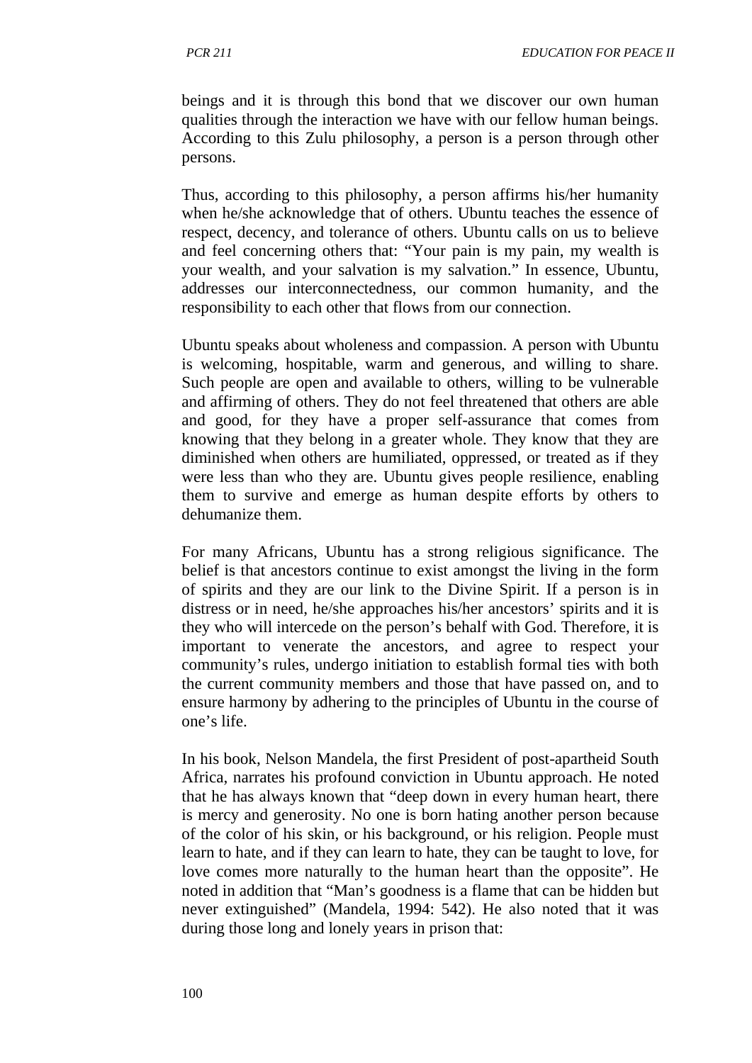beings and it is through this bond that we discover our own human qualities through the interaction we have with our fellow human beings. According to this Zulu philosophy, a person is a person through other persons.

Thus, according to this philosophy, a person affirms his/her humanity when he/she acknowledge that of others. Ubuntu teaches the essence of respect, decency, and tolerance of others. Ubuntu calls on us to believe and feel concerning others that: "Your pain is my pain, my wealth is your wealth, and your salvation is my salvation." In essence, Ubuntu, addresses our interconnectedness, our common humanity, and the responsibility to each other that flows from our connection.

Ubuntu speaks about wholeness and compassion. A person with Ubuntu is welcoming, hospitable, warm and generous, and willing to share. Such people are open and available to others, willing to be vulnerable and affirming of others. They do not feel threatened that others are able and good, for they have a proper self-assurance that comes from knowing that they belong in a greater whole. They know that they are diminished when others are humiliated, oppressed, or treated as if they were less than who they are. Ubuntu gives people resilience, enabling them to survive and emerge as human despite efforts by others to dehumanize them.

For many Africans, Ubuntu has a strong religious significance. The belief is that ancestors continue to exist amongst the living in the form of spirits and they are our link to the Divine Spirit. If a person is in distress or in need, he/she approaches his/her ancestors' spirits and it is they who will intercede on the person's behalf with God. Therefore, it is important to venerate the ancestors, and agree to respect your community's rules, undergo initiation to establish formal ties with both the current community members and those that have passed on, and to ensure harmony by adhering to the principles of Ubuntu in the course of one's life.

In his book, Nelson Mandela, the first President of post-apartheid South Africa, narrates his profound conviction in Ubuntu approach. He noted that he has always known that "deep down in every human heart, there is mercy and generosity. No one is born hating another person because of the color of his skin, or his background, or his religion. People must learn to hate, and if they can learn to hate, they can be taught to love, for love comes more naturally to the human heart than the opposite". He noted in addition that "Man's goodness is a flame that can be hidden but never extinguished" (Mandela, 1994: 542). He also noted that it was during those long and lonely years in prison that: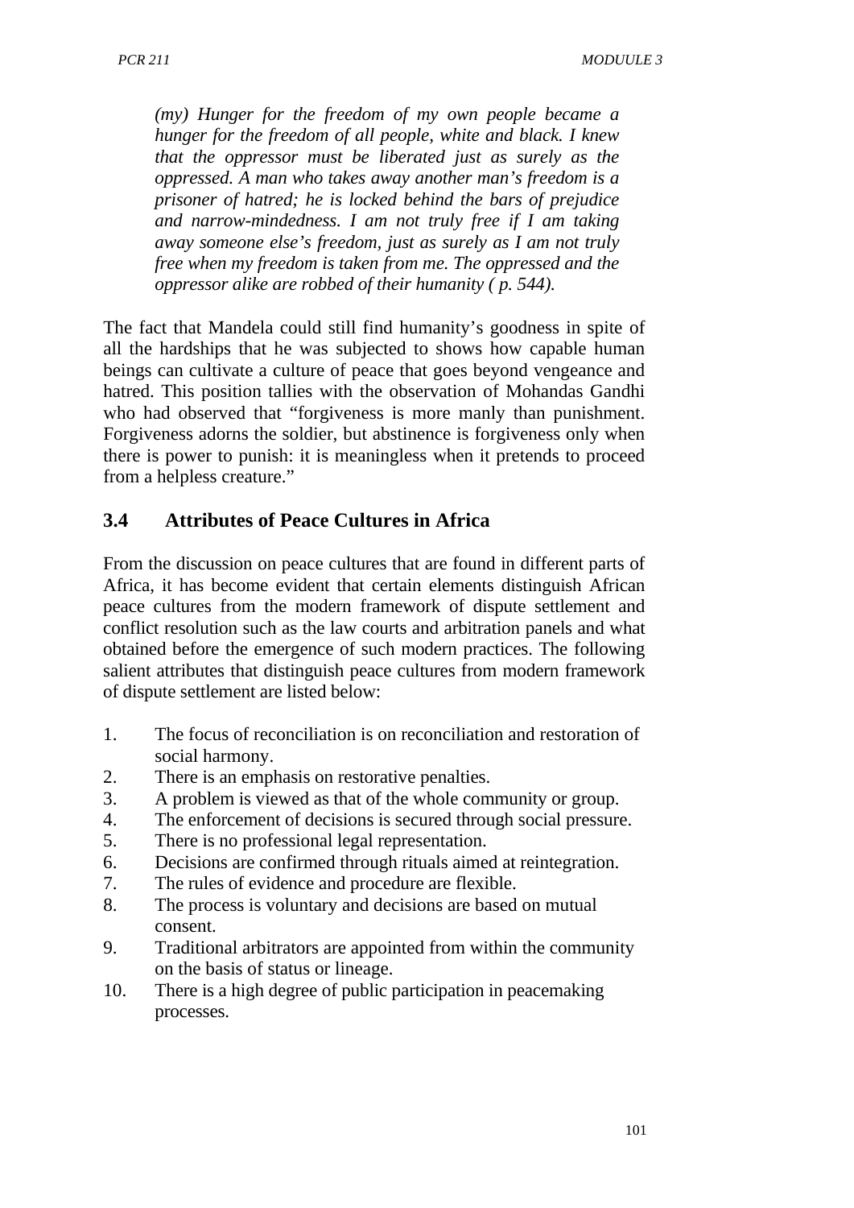> *(my) Hunger for the freedom of my own people became a hunger for the freedom of all people, white and black. I knew that the oppressor must be liberated just as surely as the oppressed. A man who takes away another man's freedom is a prisoner of hatred; he is locked behind the bars of prejudice and narrow-mindedness. I am not truly free if I am taking away someone else's freedom, just as surely as I am not truly free when my freedom is taken from me. The oppressed and the oppressor alike are robbed of their humanity ( p. 544).*

The fact that Mandela could still find humanity's goodness in spite of all the hardships that he was subjected to shows how capable human beings can cultivate a culture of peace that goes beyond vengeance and hatred. This position tallies with the observation of Mohandas Gandhi who had observed that "forgiveness is more manly than punishment. Forgiveness adorns the soldier, but abstinence is forgiveness only when there is power to punish: it is meaningless when it pretends to proceed from a helpless creature."

## 3.4 Attributes of Peace Cultures in Africa

From the discussion on peace cultures that are found in different parts of Africa, it has become evident that certain elements distinguish African peace cultures from the modern framework of dispute settlement and conflict resolution such as the law courts and arbitration panels and what obtained before the emergence of such modern practices. The following salient attributes that distinguish peace cultures from modern framework of dispute settlement are listed below:

1. The focus of reconciliation is on reconciliation and restoration of social harmony.
2. There is an emphasis on restorative penalties.
3. A problem is viewed as that of the whole community or group.
4. The enforcement of decisions is secured through social pressure.
5. There is no professional legal representation.
6. Decisions are confirmed through rituals aimed at reintegration.
7. The rules of evidence and procedure are flexible.
8. The process is voluntary and decisions are based on mutual consent.
9. Traditional arbitrators are appointed from within the community on the basis of status or lineage.
10. There is a high degree of public participation in peacemaking processes.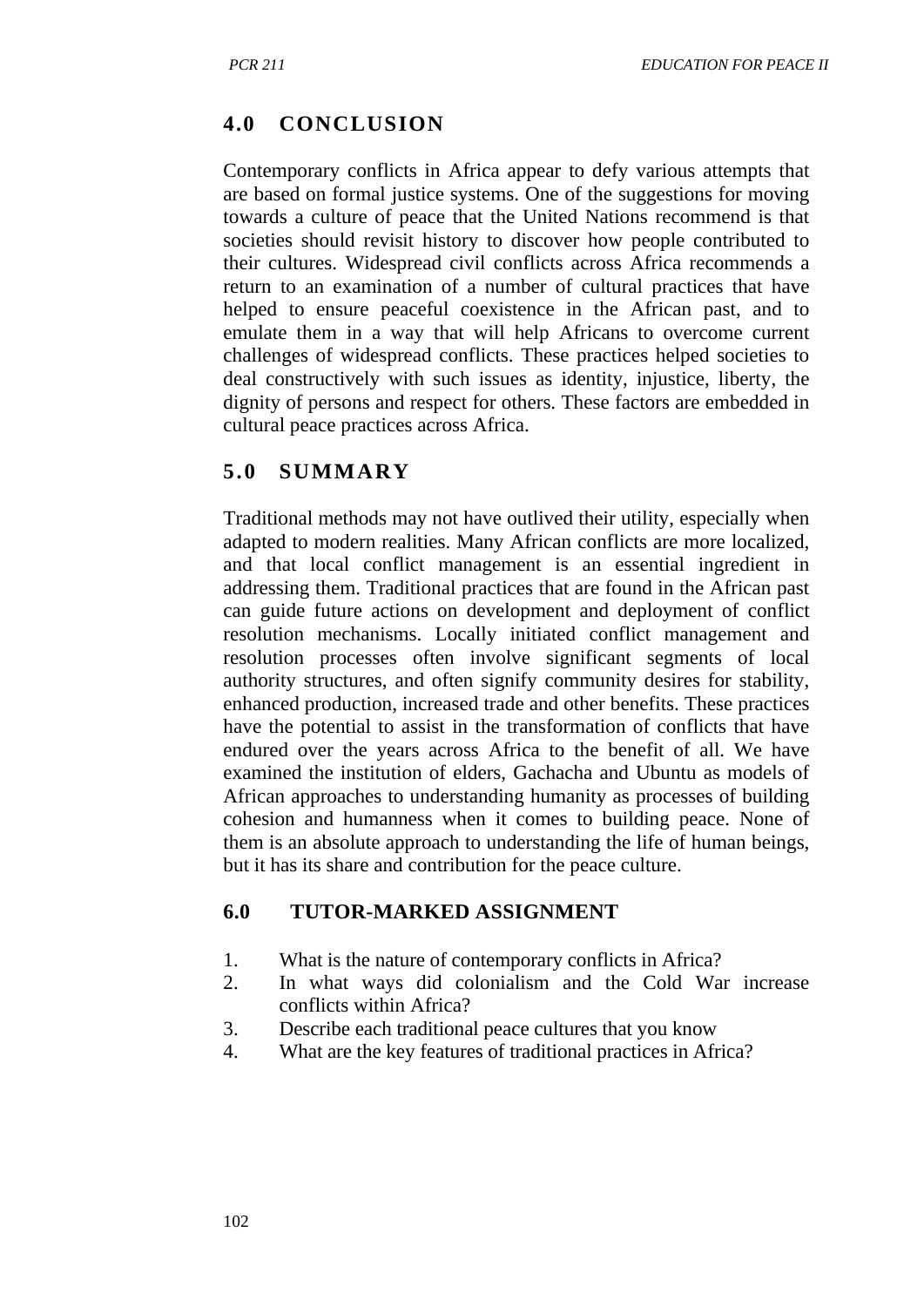## 4.0 CONCLUSION

Contemporary conflicts in Africa appear to defy various attempts that are based on formal justice systems. One of the suggestions for moving towards a culture of peace that the United Nations recommend is that societies should revisit history to discover how people contributed to their cultures. Widespread civil conflicts across Africa recommends a return to an examination of a number of cultural practices that have helped to ensure peaceful coexistence in the African past, and to emulate them in a way that will help Africans to overcome current challenges of widespread conflicts. These practices helped societies to deal constructively with such issues as identity, injustice, liberty, the dignity of persons and respect for others. These factors are embedded in cultural peace practices across Africa.

## 5.0 SUMMARY

Traditional methods may not have outlived their utility, especially when adapted to modern realities. Many African conflicts are more localized, and that local conflict management is an essential ingredient in addressing them. Traditional practices that are found in the African past can guide future actions on development and deployment of conflict resolution mechanisms. Locally initiated conflict management and resolution processes often involve significant segments of local authority structures, and often signify community desires for stability, enhanced production, increased trade and other benefits. These practices have the potential to assist in the transformation of conflicts that have endured over the years across Africa to the benefit of all. We have examined the institution of elders, Gachacha and Ubuntu as models of African approaches to understanding humanity as processes of building cohesion and humanness when it comes to building peace. None of them is an absolute approach to understanding the life of human beings, but it has its share and contribution for the peace culture.

## 6.0 TUTOR-MARKED ASSIGNMENT

1. What is the nature of contemporary conflicts in Africa?
2. In what ways did colonialism and the Cold War increase conflicts within Africa?
3. Describe each traditional peace cultures that you know
4. What are the key features of traditional practices in Africa?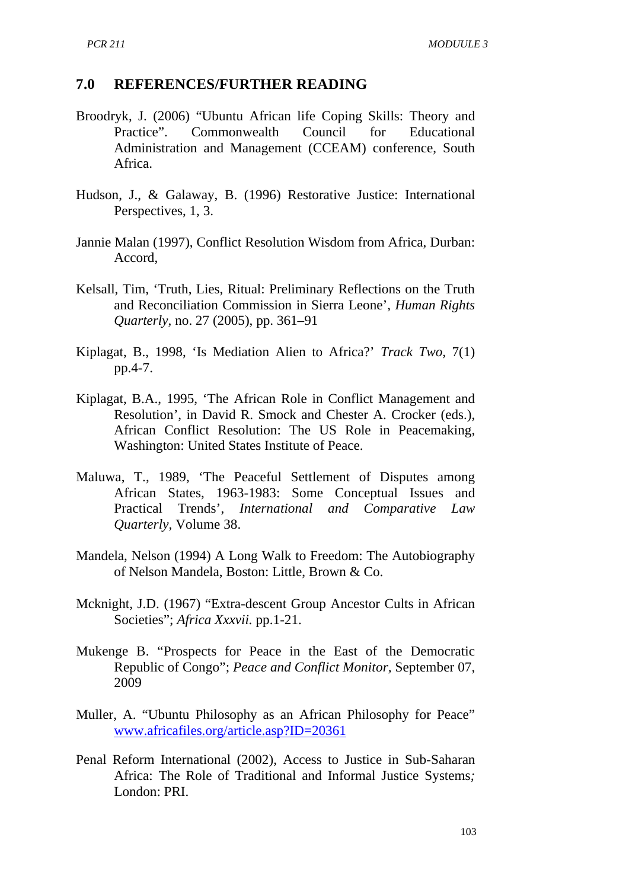## 7.0 REFERENCES/FURTHER READING

Broodryk, J. (2006) "Ubuntu African life Coping Skills: Theory and Practice". Commonwealth Council for Educational Administration and Management (CCEAM) conference, South Africa.

Hudson, J., & Galaway, B. (1996) Restorative Justice: International Perspectives, 1, 3.

Jannie Malan (1997), Conflict Resolution Wisdom from Africa, Durban: Accord,

Kelsall, Tim, 'Truth, Lies, Ritual: Preliminary Reflections on the Truth and Reconciliation Commission in Sierra Leone', *Human Rights Quarterly*, no. 27 (2005), pp. 361–91

Kiplagat, B., 1998, 'Is Mediation Alien to Africa?' *Track Two*, 7(1) pp.4-7.

Kiplagat, B.A., 1995, 'The African Role in Conflict Management and Resolution', in David R. Smock and Chester A. Crocker (eds.), African Conflict Resolution: The US Role in Peacemaking, Washington: United States Institute of Peace.

Maluwa, T., 1989, 'The Peaceful Settlement of Disputes among African States, 1963-1983: Some Conceptual Issues and Practical Trends', *International and Comparative Law Quarterly*, Volume 38.

Mandela, Nelson (1994) A Long Walk to Freedom: The Autobiography of Nelson Mandela, Boston: Little, Brown & Co.

Mcknight, J.D. (1967) "Extra-descent Group Ancestor Cults in African Societies"; *Africa Xxxvii.* pp.1-21.

Mukenge B. "Prospects for Peace in the East of the Democratic Republic of Congo"; *Peace and Conflict Monitor*, September 07, 2009

Muller, A. "Ubuntu Philosophy as an African Philosophy for Peace" www.africafiles.org/article.asp?ID=20361

Penal Reform International (2002), Access to Justice in Sub-Saharan Africa: The Role of Traditional and Informal Justice Systems*;* London: PRI.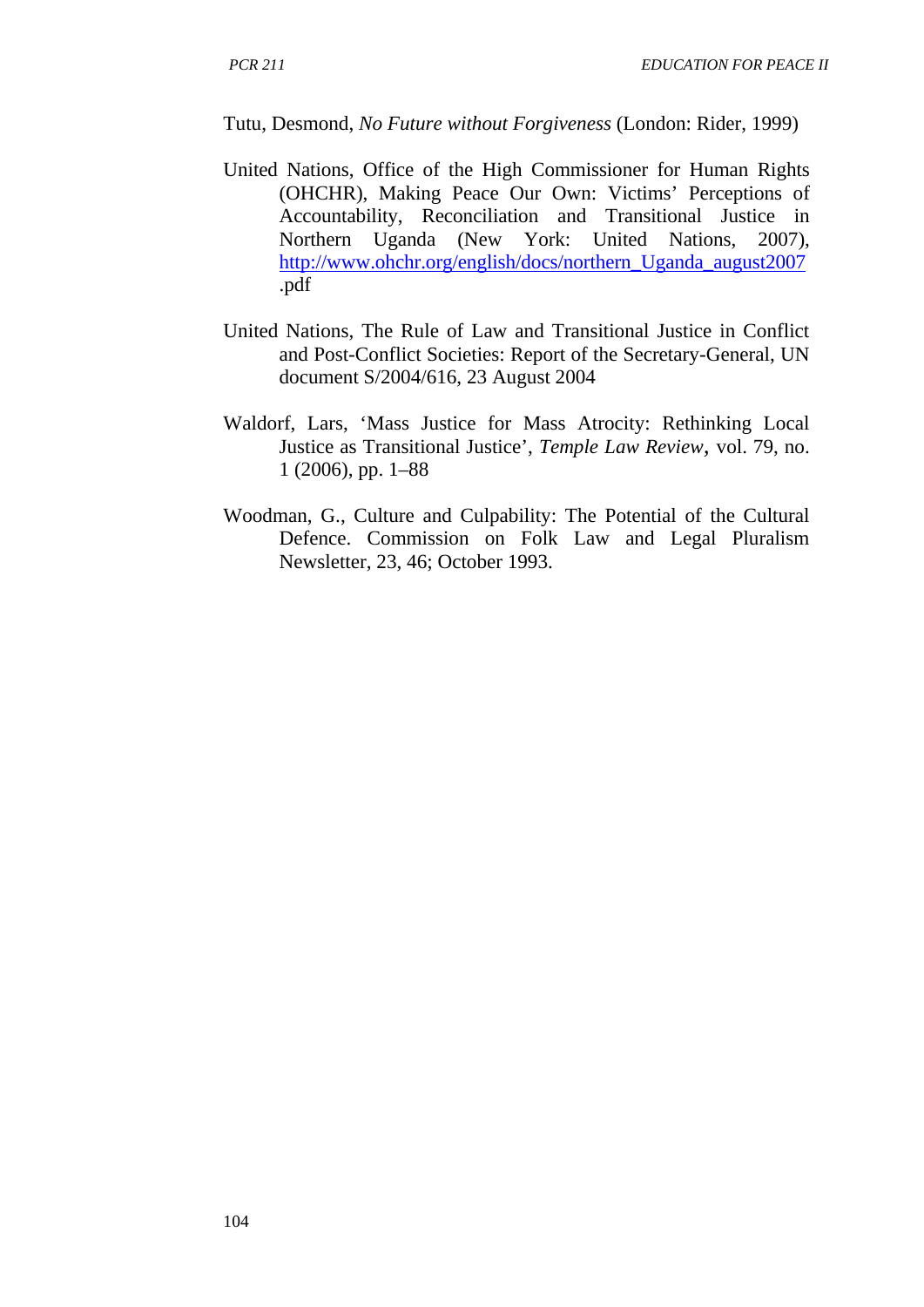Tutu, Desmond, *No Future without Forgiveness* (London: Rider, 1999)

United Nations, Office of the High Commissioner for Human Rights (OHCHR), Making Peace Our Own: Victims' Perceptions of Accountability, Reconciliation and Transitional Justice in Northern Uganda (New York: United Nations, 2007), http://www.ohchr.org/english/docs/northern_Uganda_august2007.pdf

United Nations, The Rule of Law and Transitional Justice in Conflict and Post-Conflict Societies: Report of the Secretary-General, UN document S/2004/616, 23 August 2004

Waldorf, Lars, 'Mass Justice for Mass Atrocity: Rethinking Local Justice as Transitional Justice', *Temple Law Review*, vol. 79, no. 1 (2006), pp. 1–88

Woodman, G., Culture and Culpability: The Potential of the Cultural Defence. Commission on Folk Law and Legal Pluralism Newsletter, 23, 46; October 1993.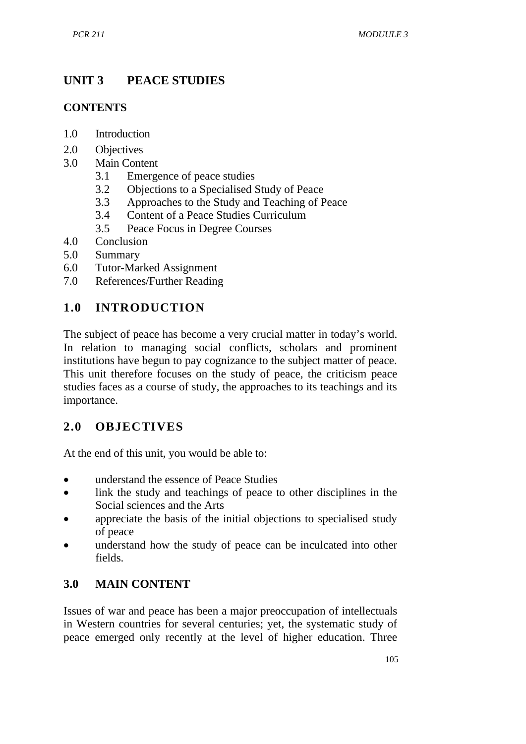# UNIT 3 PEACE STUDIES

## CONTENTS

1.0 Introduction
2.0 Objectives
3.0 Main Content
    3.1 Emergence of peace studies
    3.2 Objections to a Specialised Study of Peace
    3.3 Approaches to the Study and Teaching of Peace
    3.4 Content of a Peace Studies Curriculum
    3.5 Peace Focus in Degree Courses
4.0 Conclusion
5.0 Summary
6.0 Tutor-Marked Assignment
7.0 References/Further Reading

## 1.0 INTRODUCTION

The subject of peace has become a very crucial matter in today's world. In relation to managing social conflicts, scholars and prominent institutions have begun to pay cognizance to the subject matter of peace. This unit therefore focuses on the study of peace, the criticism peace studies faces as a course of study, the approaches to its teachings and its importance.

## 2.0 OBJECTIVES

At the end of this unit, you would be able to:

- understand the essence of Peace Studies
- link the study and teachings of peace to other disciplines in the Social sciences and the Arts
- appreciate the basis of the initial objections to specialised study of peace
- understand how the study of peace can be inculcated into other fields.

## 3.0 MAIN CONTENT

Issues of war and peace has been a major preoccupation of intellectuals in Western countries for several centuries; yet, the systematic study of peace emerged only recently at the level of higher education. Three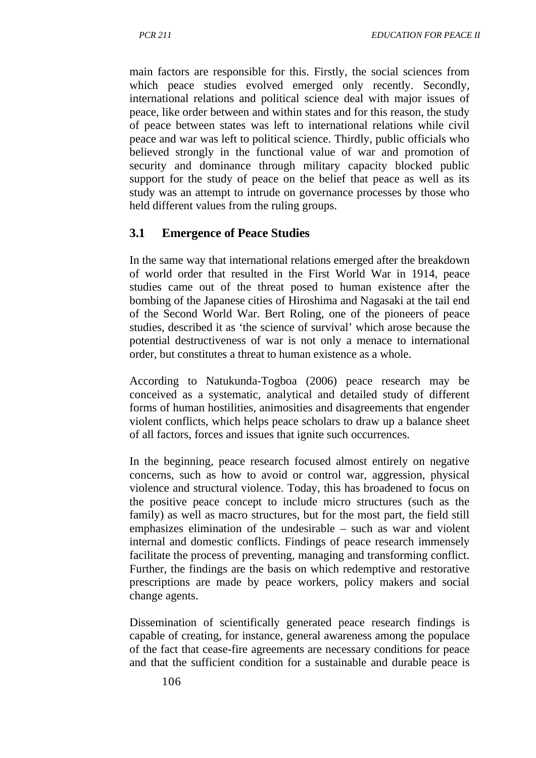main factors are responsible for this. Firstly, the social sciences from which peace studies evolved emerged only recently. Secondly, international relations and political science deal with major issues of peace, like order between and within states and for this reason, the study of peace between states was left to international relations while civil peace and war was left to political science. Thirdly, public officials who believed strongly in the functional value of war and promotion of security and dominance through military capacity blocked public support for the study of peace on the belief that peace as well as its study was an attempt to intrude on governance processes by those who held different values from the ruling groups.

## 3.1 Emergence of Peace Studies

In the same way that international relations emerged after the breakdown of world order that resulted in the First World War in 1914, peace studies came out of the threat posed to human existence after the bombing of the Japanese cities of Hiroshima and Nagasaki at the tail end of the Second World War. Bert Roling, one of the pioneers of peace studies, described it as 'the science of survival' which arose because the potential destructiveness of war is not only a menace to international order, but constitutes a threat to human existence as a whole.

According to Natukunda-Togboa (2006) peace research may be conceived as a systematic, analytical and detailed study of different forms of human hostilities, animosities and disagreements that engender violent conflicts, which helps peace scholars to draw up a balance sheet of all factors, forces and issues that ignite such occurrences.

In the beginning, peace research focused almost entirely on negative concerns, such as how to avoid or control war, aggression, physical violence and structural violence. Today, this has broadened to focus on the positive peace concept to include micro structures (such as the family) as well as macro structures, but for the most part, the field still emphasizes elimination of the undesirable – such as war and violent internal and domestic conflicts. Findings of peace research immensely facilitate the process of preventing, managing and transforming conflict. Further, the findings are the basis on which redemptive and restorative prescriptions are made by peace workers, policy makers and social change agents.

Dissemination of scientifically generated peace research findings is capable of creating, for instance, general awareness among the populace of the fact that cease-fire agreements are necessary conditions for peace and that the sufficient condition for a sustainable and durable peace is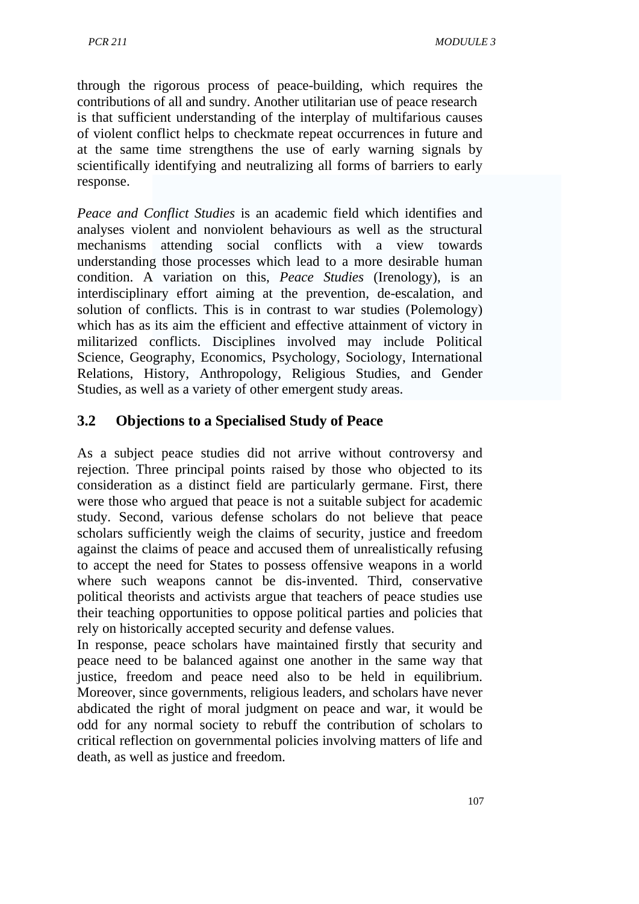through the rigorous process of peace-building, which requires the contributions of all and sundry. Another utilitarian use of peace research is that sufficient understanding of the interplay of multifarious causes of violent conflict helps to checkmate repeat occurrences in future and at the same time strengthens the use of early warning signals by scientifically identifying and neutralizing all forms of barriers to early response.

*Peace and Conflict Studies* is an academic field which identifies and analyses violent and nonviolent behaviours as well as the structural mechanisms attending social conflicts with a view towards understanding those processes which lead to a more desirable human condition. A variation on this, *Peace Studies* (Irenology), is an interdisciplinary effort aiming at the prevention, de-escalation, and solution of conflicts. This is in contrast to war studies (Polemology) which has as its aim the efficient and effective attainment of victory in militarized conflicts. Disciplines involved may include Political Science, Geography, Economics, Psychology, Sociology, International Relations, History, Anthropology, Religious Studies, and Gender Studies, as well as a variety of other emergent study areas.

## 3.2 Objections to a Specialised Study of Peace

As a subject peace studies did not arrive without controversy and rejection. Three principal points raised by those who objected to its consideration as a distinct field are particularly germane. First, there were those who argued that peace is not a suitable subject for academic study. Second, various defense scholars do not believe that peace scholars sufficiently weigh the claims of security, justice and freedom against the claims of peace and accused them of unrealistically refusing to accept the need for States to possess offensive weapons in a world where such weapons cannot be dis-invented. Third, conservative political theorists and activists argue that teachers of peace studies use their teaching opportunities to oppose political parties and policies that rely on historically accepted security and defense values.

In response, peace scholars have maintained firstly that security and peace need to be balanced against one another in the same way that justice, freedom and peace need also to be held in equilibrium. Moreover, since governments, religious leaders, and scholars have never abdicated the right of moral judgment on peace and war, it would be odd for any normal society to rebuff the contribution of scholars to critical reflection on governmental policies involving matters of life and death, as well as justice and freedom.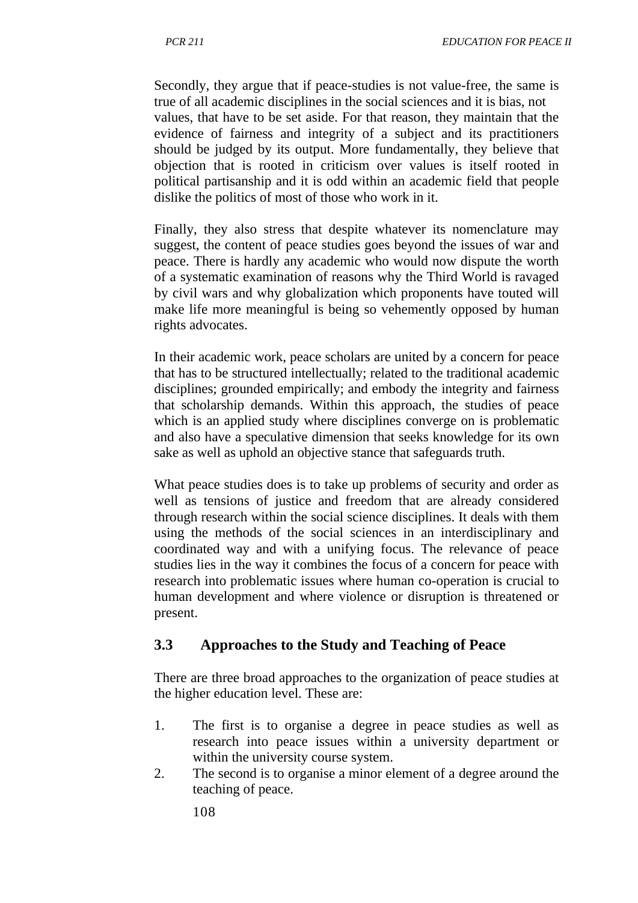Secondly, they argue that if peace-studies is not value-free, the same is true of all academic disciplines in the social sciences and it is bias, not values, that have to be set aside. For that reason, they maintain that the evidence of fairness and integrity of a subject and its practitioners should be judged by its output. More fundamentally, they believe that objection that is rooted in criticism over values is itself rooted in political partisanship and it is odd within an academic field that people dislike the politics of most of those who work in it.

Finally, they also stress that despite whatever its nomenclature may suggest, the content of peace studies goes beyond the issues of war and peace. There is hardly any academic who would now dispute the worth of a systematic examination of reasons why the Third World is ravaged by civil wars and why globalization which proponents have touted will make life more meaningful is being so vehemently opposed by human rights advocates.

In their academic work, peace scholars are united by a concern for peace that has to be structured intellectually; related to the traditional academic disciplines; grounded empirically; and embody the integrity and fairness that scholarship demands. Within this approach, the studies of peace which is an applied study where disciplines converge on is problematic and also have a speculative dimension that seeks knowledge for its own sake as well as uphold an objective stance that safeguards truth.

What peace studies does is to take up problems of security and order as well as tensions of justice and freedom that are already considered through research within the social science disciplines. It deals with them using the methods of the social sciences in an interdisciplinary and coordinated way and with a unifying focus. The relevance of peace studies lies in the way it combines the focus of a concern for peace with research into problematic issues where human co-operation is crucial to human development and where violence or disruption is threatened or present.

## 3.3 Approaches to the Study and Teaching of Peace

There are three broad approaches to the organization of peace studies at the higher education level. These are:

1. The first is to organise a degree in peace studies as well as research into peace issues within a university department or within the university course system.
2. The second is to organise a minor element of a degree around the teaching of peace.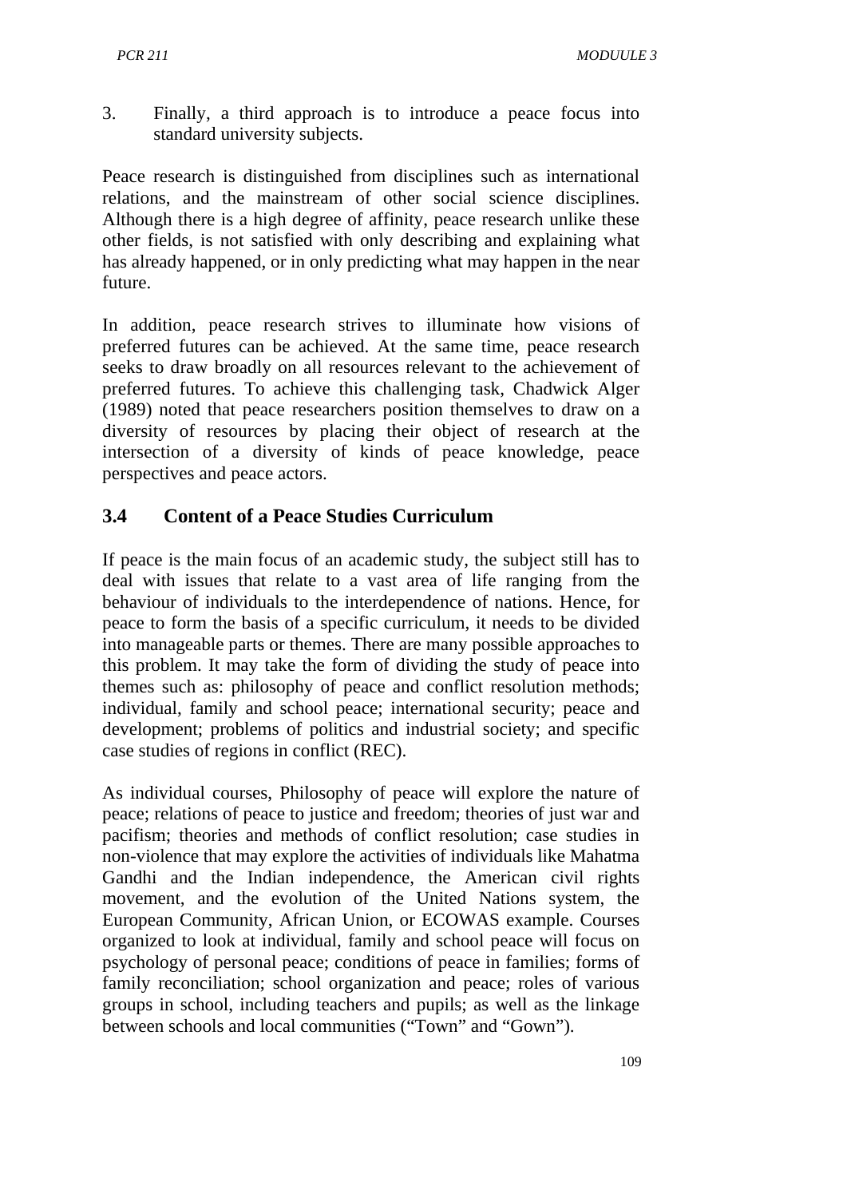3. Finally, a third approach is to introduce a peace focus into standard university subjects.

Peace research is distinguished from disciplines such as international relations, and the mainstream of other social science disciplines. Although there is a high degree of affinity, peace research unlike these other fields, is not satisfied with only describing and explaining what has already happened, or in only predicting what may happen in the near future.

In addition, peace research strives to illuminate how visions of preferred futures can be achieved. At the same time, peace research seeks to draw broadly on all resources relevant to the achievement of preferred futures. To achieve this challenging task, Chadwick Alger (1989) noted that peace researchers position themselves to draw on a diversity of resources by placing their object of research at the intersection of a diversity of kinds of peace knowledge, peace perspectives and peace actors.

## 3.4 Content of a Peace Studies Curriculum

If peace is the main focus of an academic study, the subject still has to deal with issues that relate to a vast area of life ranging from the behaviour of individuals to the interdependence of nations. Hence, for peace to form the basis of a specific curriculum, it needs to be divided into manageable parts or themes. There are many possible approaches to this problem. It may take the form of dividing the study of peace into themes such as: philosophy of peace and conflict resolution methods; individual, family and school peace; international security; peace and development; problems of politics and industrial society; and specific case studies of regions in conflict (REC).

As individual courses, Philosophy of peace will explore the nature of peace; relations of peace to justice and freedom; theories of just war and pacifism; theories and methods of conflict resolution; case studies in non-violence that may explore the activities of individuals like Mahatma Gandhi and the Indian independence, the American civil rights movement, and the evolution of the United Nations system, the European Community, African Union, or ECOWAS example. Courses organized to look at individual, family and school peace will focus on psychology of personal peace; conditions of peace in families; forms of family reconciliation; school organization and peace; roles of various groups in school, including teachers and pupils; as well as the linkage between schools and local communities ("Town" and "Gown").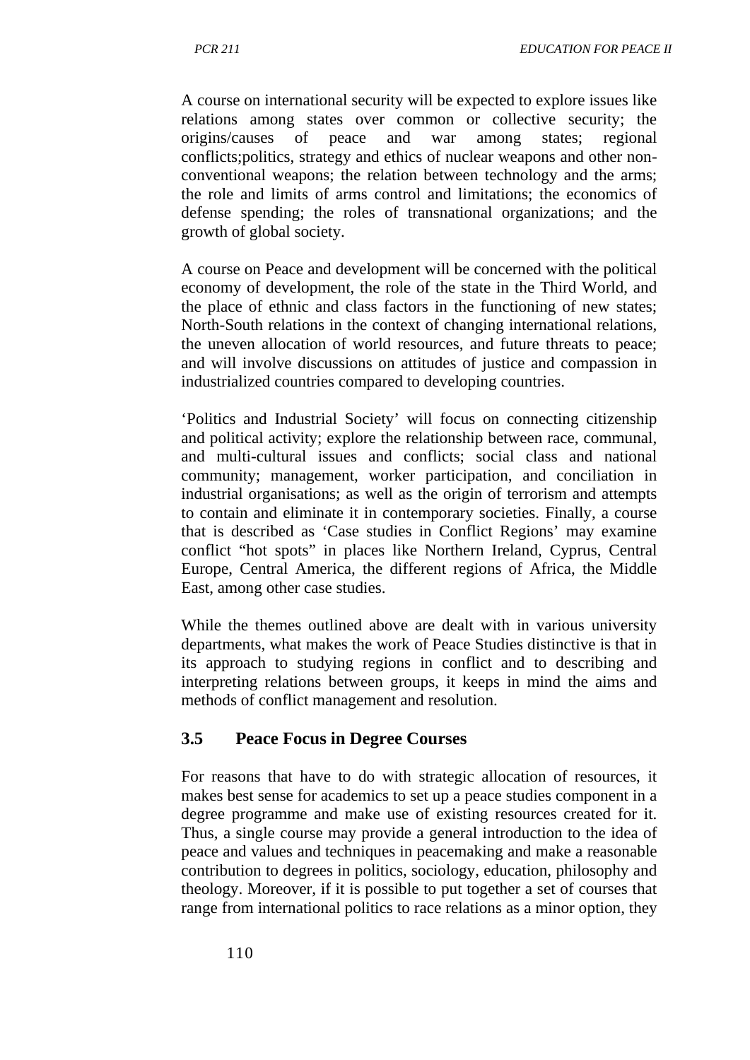A course on international security will be expected to explore issues like relations among states over common or collective security; the origins/causes of peace and war among states; regional conflicts;politics, strategy and ethics of nuclear weapons and other non-conventional weapons; the relation between technology and the arms; the role and limits of arms control and limitations; the economics of defense spending; the roles of transnational organizations; and the growth of global society.

A course on Peace and development will be concerned with the political economy of development, the role of the state in the Third World, and the place of ethnic and class factors in the functioning of new states; North-South relations in the context of changing international relations, the uneven allocation of world resources, and future threats to peace; and will involve discussions on attitudes of justice and compassion in industrialized countries compared to developing countries.

'Politics and Industrial Society' will focus on connecting citizenship and political activity; explore the relationship between race, communal, and multi-cultural issues and conflicts; social class and national community; management, worker participation, and conciliation in industrial organisations; as well as the origin of terrorism and attempts to contain and eliminate it in contemporary societies. Finally, a course that is described as 'Case studies in Conflict Regions' may examine conflict "hot spots" in places like Northern Ireland, Cyprus, Central Europe, Central America, the different regions of Africa, the Middle East, among other case studies.

While the themes outlined above are dealt with in various university departments, what makes the work of Peace Studies distinctive is that in its approach to studying regions in conflict and to describing and interpreting relations between groups, it keeps in mind the aims and methods of conflict management and resolution.

## 3.5 Peace Focus in Degree Courses

For reasons that have to do with strategic allocation of resources, it makes best sense for academics to set up a peace studies component in a degree programme and make use of existing resources created for it. Thus, a single course may provide a general introduction to the idea of peace and values and techniques in peacemaking and make a reasonable contribution to degrees in politics, sociology, education, philosophy and theology. Moreover, if it is possible to put together a set of courses that range from international politics to race relations as a minor option, they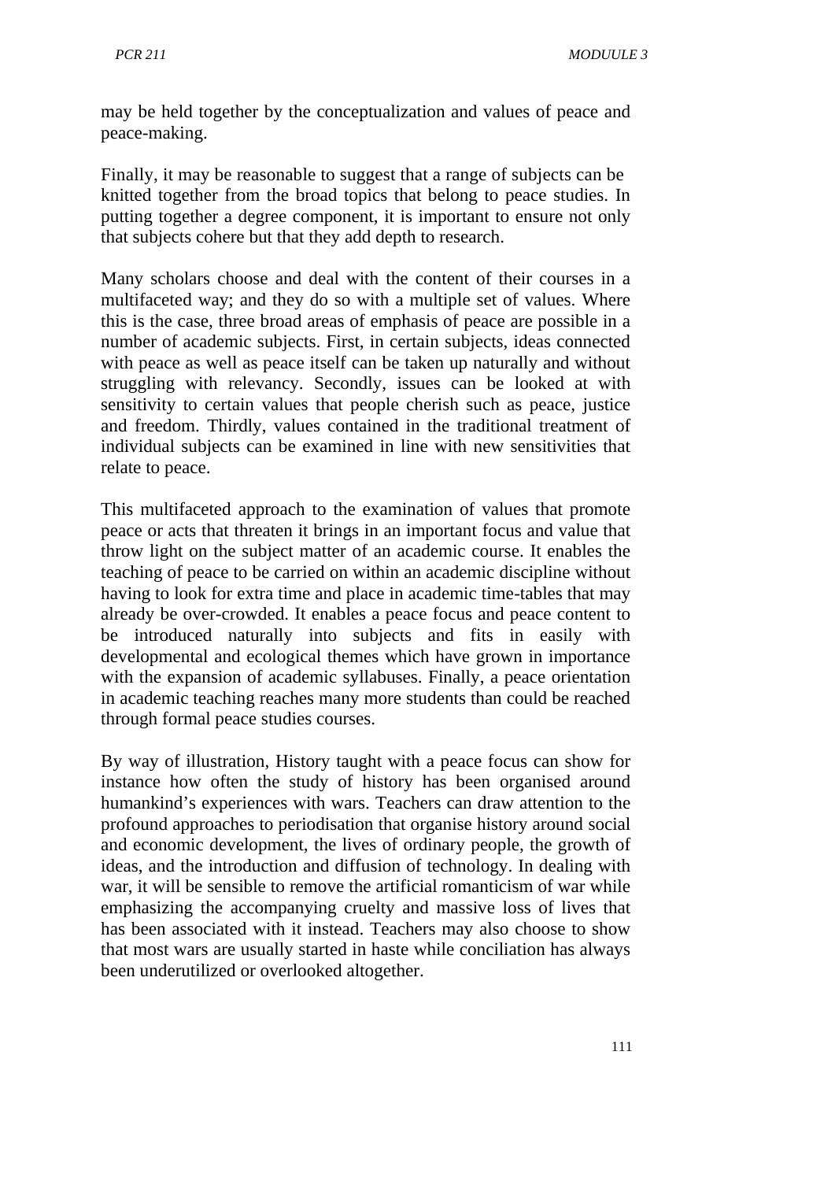may be held together by the conceptualization and values of peace and peace-making.

Finally, it may be reasonable to suggest that a range of subjects can be knitted together from the broad topics that belong to peace studies. In putting together a degree component, it is important to ensure not only that subjects cohere but that they add depth to research.

Many scholars choose and deal with the content of their courses in a multifaceted way; and they do so with a multiple set of values. Where this is the case, three broad areas of emphasis of peace are possible in a number of academic subjects. First, in certain subjects, ideas connected with peace as well as peace itself can be taken up naturally and without struggling with relevancy. Secondly, issues can be looked at with sensitivity to certain values that people cherish such as peace, justice and freedom. Thirdly, values contained in the traditional treatment of individual subjects can be examined in line with new sensitivities that relate to peace.

This multifaceted approach to the examination of values that promote peace or acts that threaten it brings in an important focus and value that throw light on the subject matter of an academic course. It enables the teaching of peace to be carried on within an academic discipline without having to look for extra time and place in academic time-tables that may already be over-crowded. It enables a peace focus and peace content to be introduced naturally into subjects and fits in easily with developmental and ecological themes which have grown in importance with the expansion of academic syllabuses. Finally, a peace orientation in academic teaching reaches many more students than could be reached through formal peace studies courses.

By way of illustration, History taught with a peace focus can show for instance how often the study of history has been organised around humankind's experiences with wars. Teachers can draw attention to the profound approaches to periodisation that organise history around social and economic development, the lives of ordinary people, the growth of ideas, and the introduction and diffusion of technology. In dealing with war, it will be sensible to remove the artificial romanticism of war while emphasizing the accompanying cruelty and massive loss of lives that has been associated with it instead. Teachers may also choose to show that most wars are usually started in haste while conciliation has always been underutilized or overlooked altogether.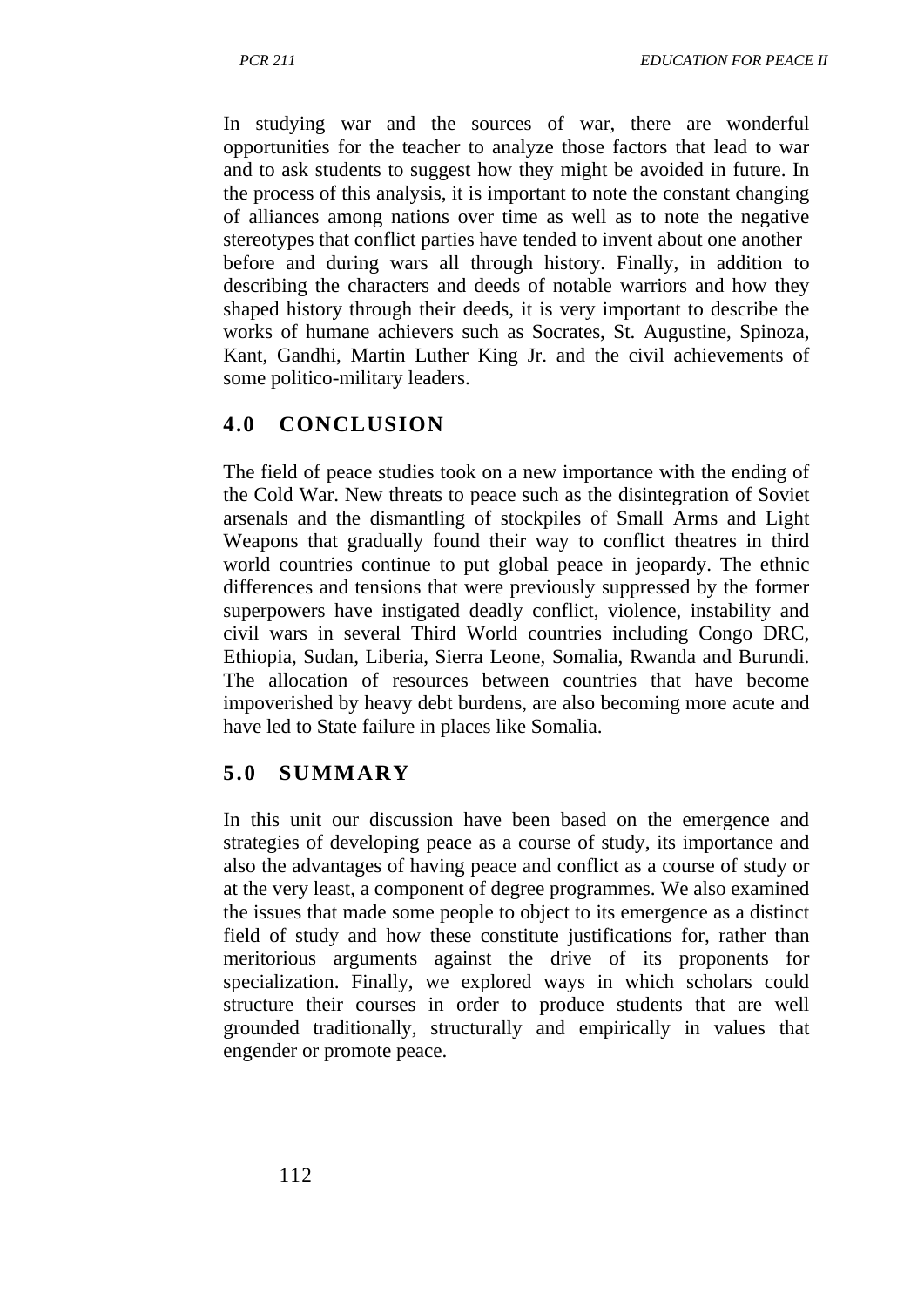In studying war and the sources of war, there are wonderful opportunities for the teacher to analyze those factors that lead to war and to ask students to suggest how they might be avoided in future. In the process of this analysis, it is important to note the constant changing of alliances among nations over time as well as to note the negative stereotypes that conflict parties have tended to invent about one another before and during wars all through history. Finally, in addition to describing the characters and deeds of notable warriors and how they shaped history through their deeds, it is very important to describe the works of humane achievers such as Socrates, St. Augustine, Spinoza, Kant, Gandhi, Martin Luther King Jr. and the civil achievements of some politico-military leaders.

## 4.0 CONCLUSION

The field of peace studies took on a new importance with the ending of the Cold War. New threats to peace such as the disintegration of Soviet arsenals and the dismantling of stockpiles of Small Arms and Light Weapons that gradually found their way to conflict theatres in third world countries continue to put global peace in jeopardy. The ethnic differences and tensions that were previously suppressed by the former superpowers have instigated deadly conflict, violence, instability and civil wars in several Third World countries including Congo DRC, Ethiopia, Sudan, Liberia, Sierra Leone, Somalia, Rwanda and Burundi. The allocation of resources between countries that have become impoverished by heavy debt burdens, are also becoming more acute and have led to State failure in places like Somalia.

## 5.0 SUMMARY

In this unit our discussion have been based on the emergence and strategies of developing peace as a course of study, its importance and also the advantages of having peace and conflict as a course of study or at the very least, a component of degree programmes. We also examined the issues that made some people to object to its emergence as a distinct field of study and how these constitute justifications for, rather than meritorious arguments against the drive of its proponents for specialization. Finally, we explored ways in which scholars could structure their courses in order to produce students that are well grounded traditionally, structurally and empirically in values that engender or promote peace.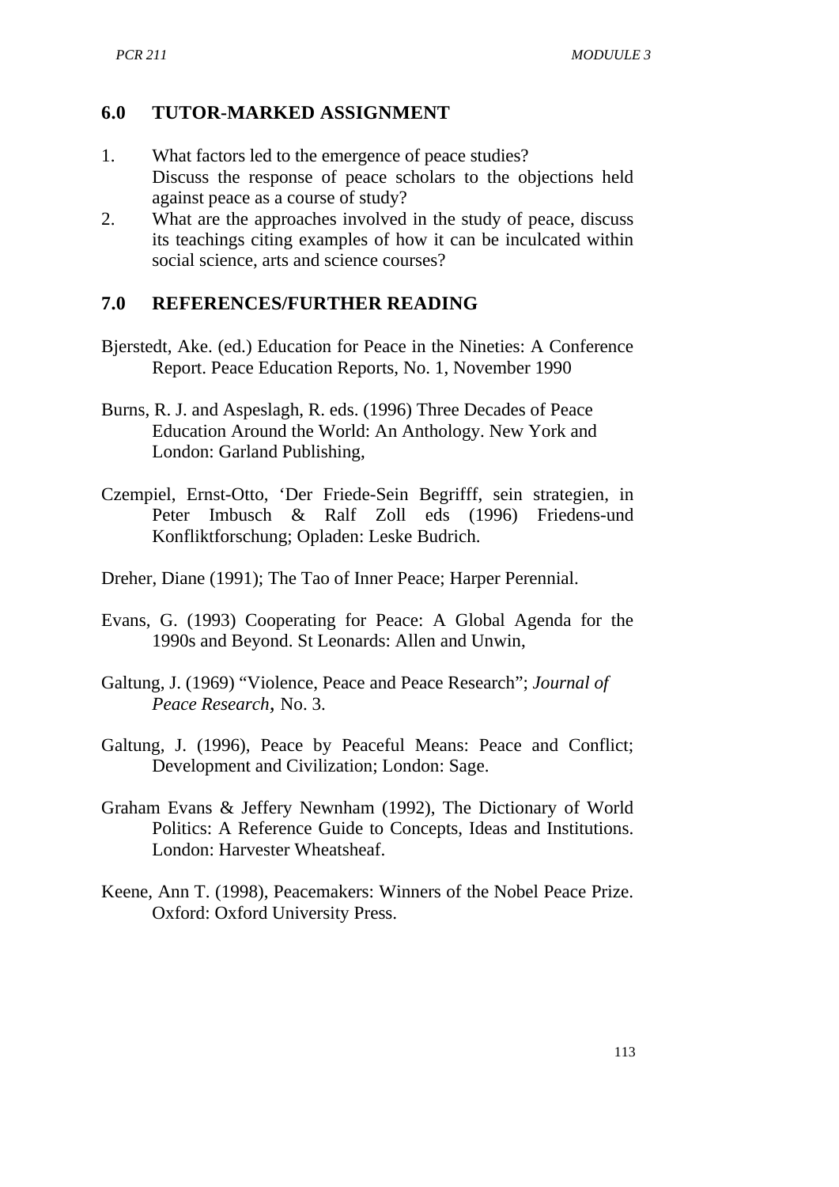## 6.0 TUTOR-MARKED ASSIGNMENT

1. What factors led to the emergence of peace studies? Discuss the response of peace scholars to the objections held against peace as a course of study?
2. What are the approaches involved in the study of peace, discuss its teachings citing examples of how it can be inculcated within social science, arts and science courses?

## 7.0 REFERENCES/FURTHER READING

Bjerstedt, Ake. (ed.) Education for Peace in the Nineties: A Conference Report. Peace Education Reports, No. 1, November 1990

Burns, R. J. and Aspeslagh, R. eds. (1996) Three Decades of Peace Education Around the World: An Anthology. New York and London: Garland Publishing,

Czempiel, Ernst-Otto, 'Der Friede-Sein Begrifff, sein strategien, in Peter Imbusch & Ralf Zoll eds (1996) Friedens-und Konfliktforschung; Opladen: Leske Budrich.

Dreher, Diane (1991); The Tao of Inner Peace; Harper Perennial.

Evans, G. (1993) Cooperating for Peace: A Global Agenda for the 1990s and Beyond. St Leonards: Allen and Unwin,

Galtung, J. (1969) "Violence, Peace and Peace Research"; *Journal of Peace Research*, No. 3.

Galtung, J. (1996), Peace by Peaceful Means: Peace and Conflict; Development and Civilization; London: Sage.

Graham Evans & Jeffery Newnham (1992), The Dictionary of World Politics: A Reference Guide to Concepts, Ideas and Institutions. London: Harvester Wheatsheaf.

Keene, Ann T. (1998), Peacemakers: Winners of the Nobel Peace Prize. Oxford: Oxford University Press.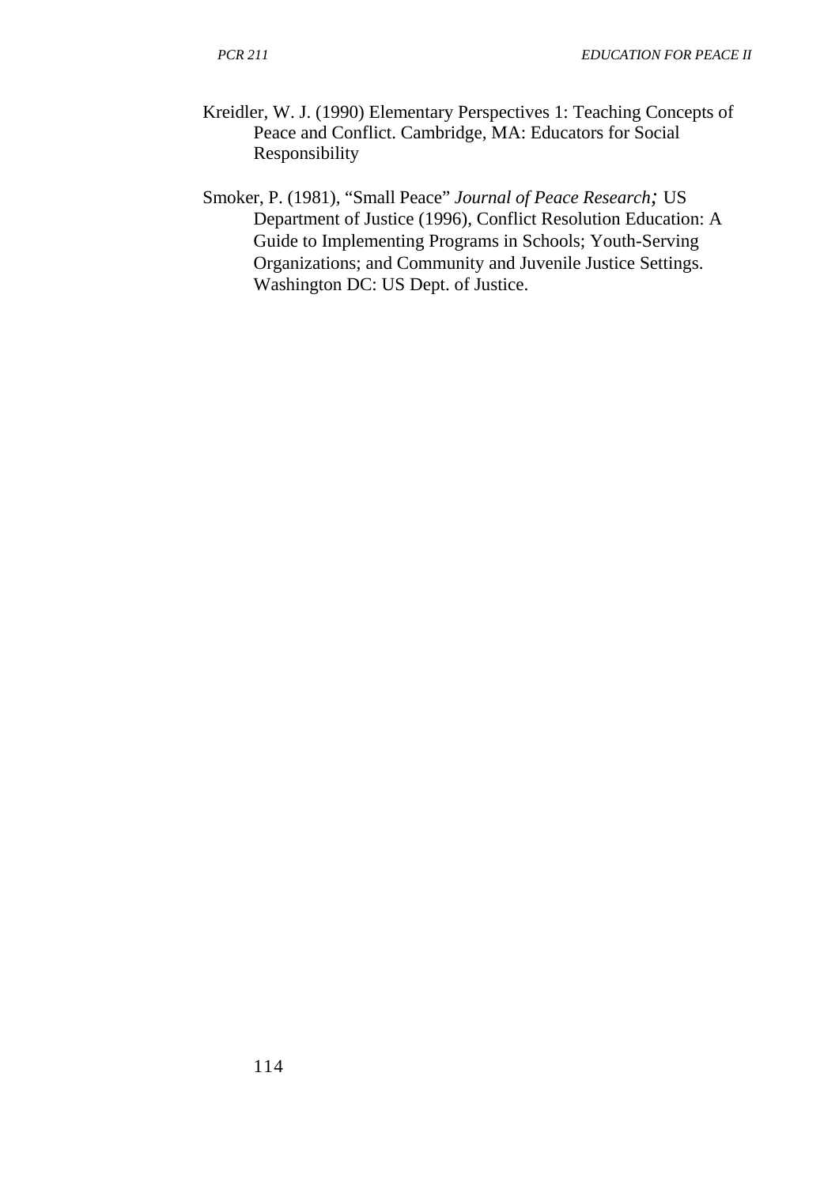Kreidler, W. J. (1990) Elementary Perspectives 1: Teaching Concepts of Peace and Conflict. Cambridge, MA: Educators for Social Responsibility

Smoker, P. (1981), "Small Peace" *Journal of Peace Research;* US Department of Justice (1996), Conflict Resolution Education: A Guide to Implementing Programs in Schools; Youth-Serving Organizations; and Community and Juvenile Justice Settings. Washington DC: US Dept. of Justice.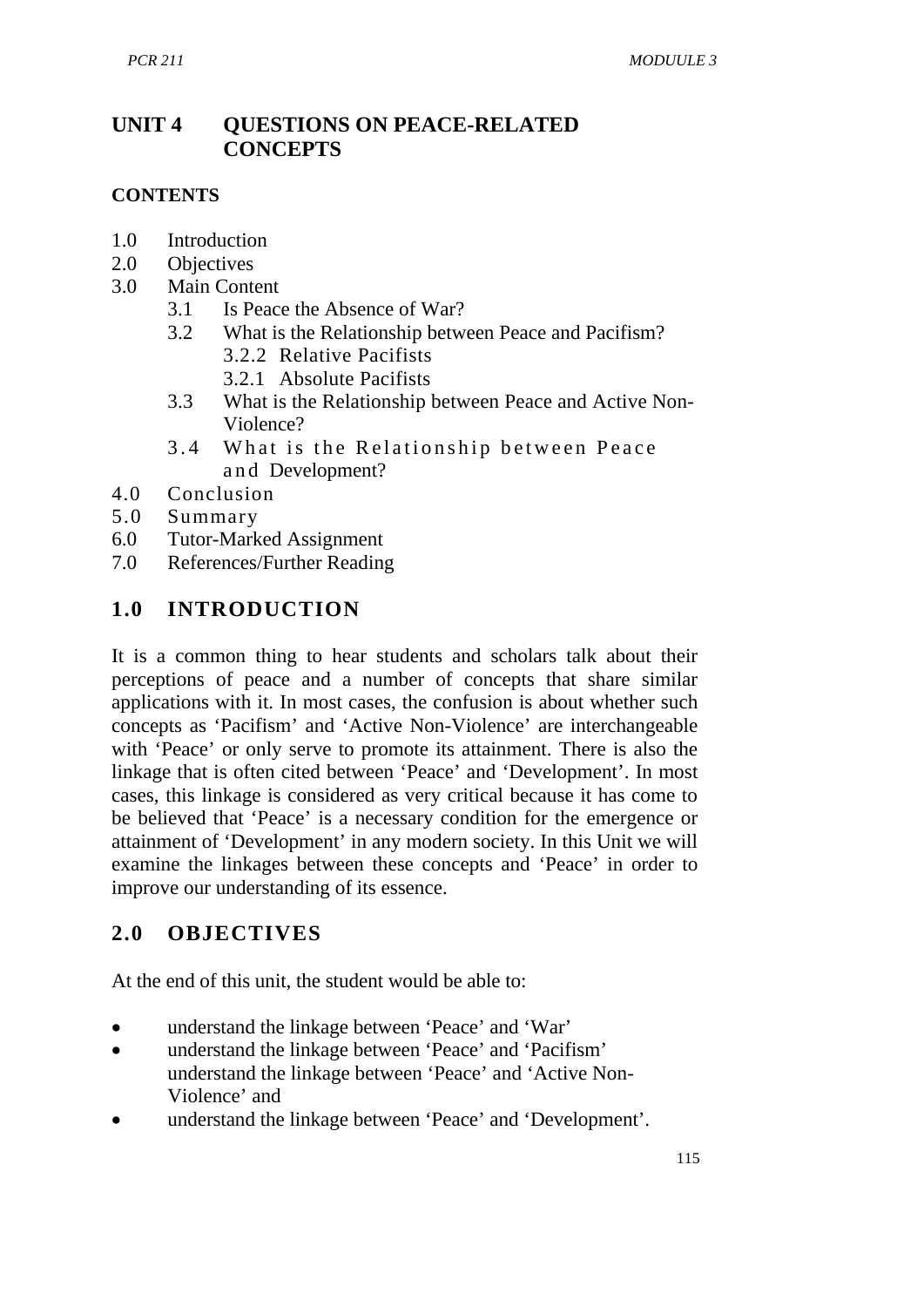# UNIT 4 QUESTIONS ON PEACE-RELATED CONCEPTS

**CONTENTS**

- 1.0 Introduction
- 2.0 Objectives
- 3.0 Main Content
  - 3.1 Is Peace the Absence of War?
  - 3.2 What is the Relationship between Peace and Pacifism?
    - 3.2.2 Relative Pacifists
    - 3.2.1 Absolute Pacifists
  - 3.3 What is the Relationship between Peace and Active Non-Violence?
  - 3.4 What is the Relationship between Peace and Development?
- 4.0 Conclusion
- 5.0 Summary
- 6.0 Tutor-Marked Assignment
- 7.0 References/Further Reading

## 1.0 INTRODUCTION

It is a common thing to hear students and scholars talk about their perceptions of peace and a number of concepts that share similar applications with it. In most cases, the confusion is about whether such concepts as 'Pacifism' and 'Active Non-Violence' are interchangeable with 'Peace' or only serve to promote its attainment. There is also the linkage that is often cited between 'Peace' and 'Development'. In most cases, this linkage is considered as very critical because it has come to be believed that 'Peace' is a necessary condition for the emergence or attainment of 'Development' in any modern society. In this Unit we will examine the linkages between these concepts and 'Peace' in order to improve our understanding of its essence.

## 2.0 OBJECTIVES

At the end of this unit, the student would be able to:

- understand the linkage between 'Peace' and 'War'
- understand the linkage between 'Peace' and 'Pacifism'
  understand the linkage between 'Peace' and 'Active Non-Violence' and
- understand the linkage between 'Peace' and 'Development'.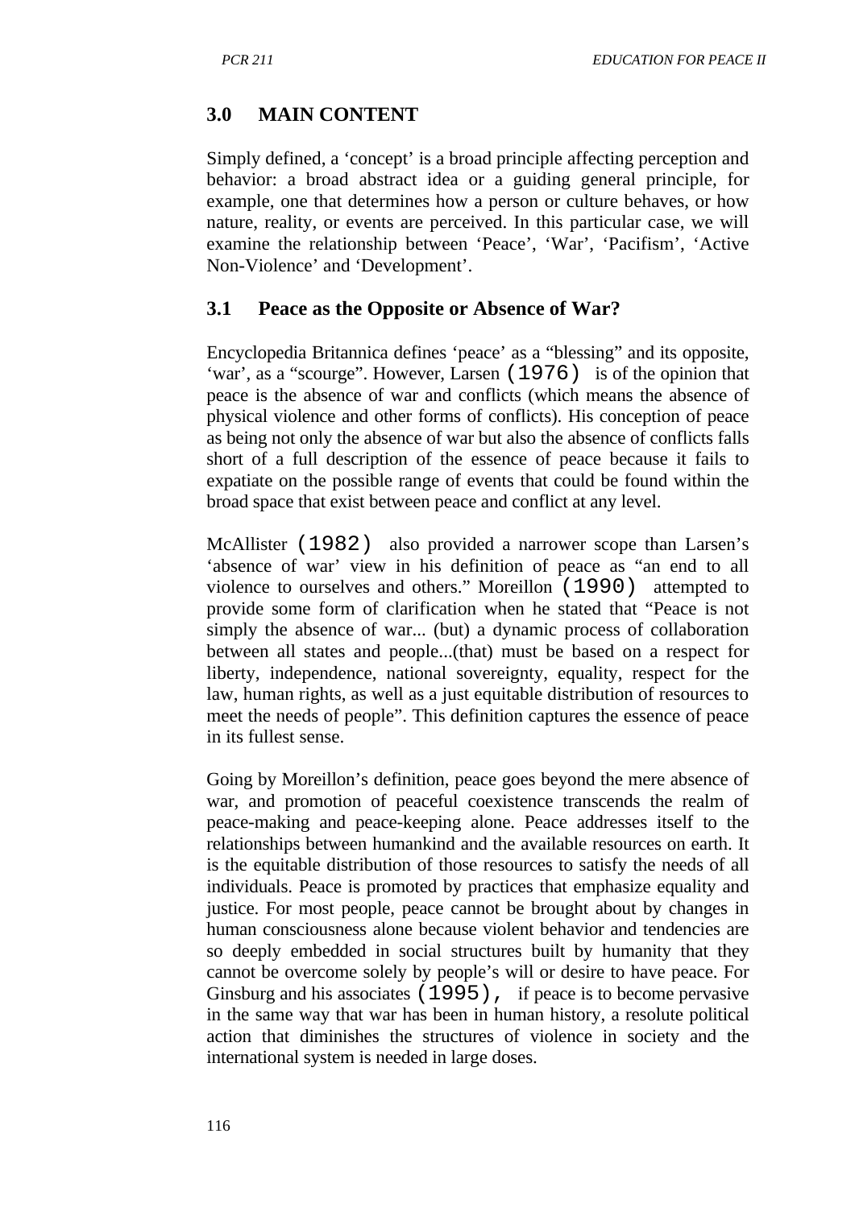## 3.0 MAIN CONTENT

Simply defined, a 'concept' is a broad principle affecting perception and behavior: a broad abstract idea or a guiding general principle, for example, one that determines how a person or culture behaves, or how nature, reality, or events are perceived. In this particular case, we will examine the relationship between 'Peace', 'War', 'Pacifism', 'Active Non-Violence' and 'Development'.

### 3.1 Peace as the Opposite or Absence of War?

Encyclopedia Britannica defines 'peace' as a "blessing" and its opposite, 'war', as a "scourge". However, Larsen (1976) is of the opinion that peace is the absence of war and conflicts (which means the absence of physical violence and other forms of conflicts). His conception of peace as being not only the absence of war but also the absence of conflicts falls short of a full description of the essence of peace because it fails to expatiate on the possible range of events that could be found within the broad space that exist between peace and conflict at any level.

McAllister (1982) also provided a narrower scope than Larsen's 'absence of war' view in his definition of peace as "an end to all violence to ourselves and others." Moreillon (1990) attempted to provide some form of clarification when he stated that "Peace is not simply the absence of war... (but) a dynamic process of collaboration between all states and people...(that) must be based on a respect for liberty, independence, national sovereignty, equality, respect for the law, human rights, as well as a just equitable distribution of resources to meet the needs of people". This definition captures the essence of peace in its fullest sense.

Going by Moreillon's definition, peace goes beyond the mere absence of war, and promotion of peaceful coexistence transcends the realm of peace-making and peace-keeping alone. Peace addresses itself to the relationships between humankind and the available resources on earth. It is the equitable distribution of those resources to satisfy the needs of all individuals. Peace is promoted by practices that emphasize equality and justice. For most people, peace cannot be brought about by changes in human consciousness alone because violent behavior and tendencies are so deeply embedded in social structures built by humanity that they cannot be overcome solely by people's will or desire to have peace. For Ginsburg and his associates (1995), if peace is to become pervasive in the same way that war has been in human history, a resolute political action that diminishes the structures of violence in society and the international system is needed in large doses.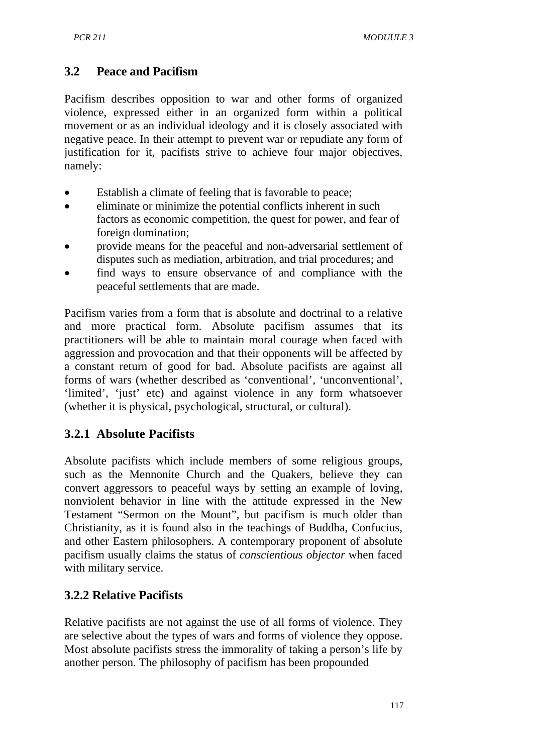## 3.2 Peace and Pacifism

Pacifism describes opposition to war and other forms of organized violence, expressed either in an organized form within a political movement or as an individual ideology and it is closely associated with negative peace. In their attempt to prevent war or repudiate any form of justification for it, pacifists strive to achieve four major objectives, namely:

- Establish a climate of feeling that is favorable to peace;
- eliminate or minimize the potential conflicts inherent in such factors as economic competition, the quest for power, and fear of foreign domination;
- provide means for the peaceful and non-adversarial settlement of disputes such as mediation, arbitration, and trial procedures; and
- find ways to ensure observance of and compliance with the peaceful settlements that are made.

Pacifism varies from a form that is absolute and doctrinal to a relative and more practical form. Absolute pacifism assumes that its practitioners will be able to maintain moral courage when faced with aggression and provocation and that their opponents will be affected by a constant return of good for bad. Absolute pacifists are against all forms of wars (whether described as 'conventional', 'unconventional', 'limited', 'just' etc) and against violence in any form whatsoever (whether it is physical, psychological, structural, or cultural).

### 3.2.1 Absolute Pacifists

Absolute pacifists which include members of some religious groups, such as the Mennonite Church and the Quakers, believe they can convert aggressors to peaceful ways by setting an example of loving, nonviolent behavior in line with the attitude expressed in the New Testament "Sermon on the Mount", but pacifism is much older than Christianity, as it is found also in the teachings of Buddha, Confucius, and other Eastern philosophers. A contemporary proponent of absolute pacifism usually claims the status of *conscientious objector* when faced with military service.

### 3.2.2 Relative Pacifists

Relative pacifists are not against the use of all forms of violence. They are selective about the types of wars and forms of violence they oppose. Most absolute pacifists stress the immorality of taking a person's life by another person. The philosophy of pacifism has been propounded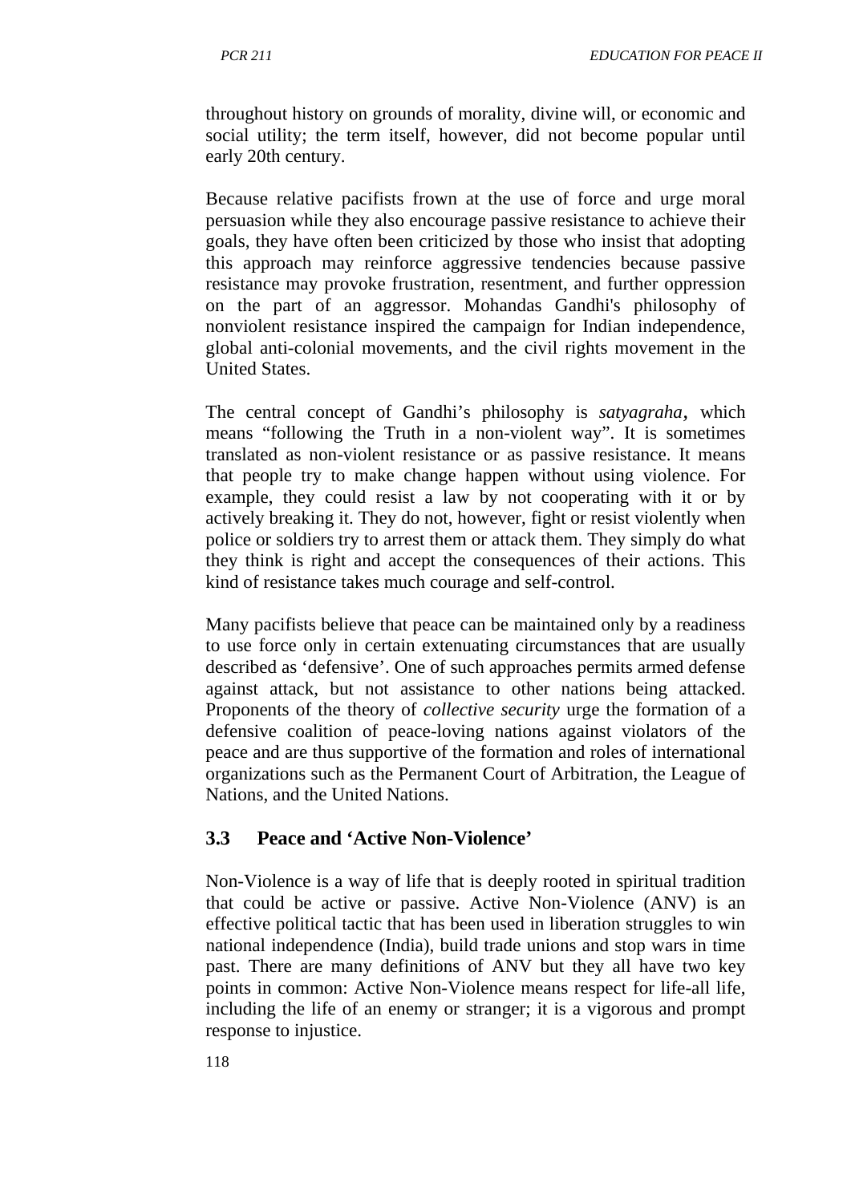throughout history on grounds of morality, divine will, or economic and social utility; the term itself, however, did not become popular until early 20th century.

Because relative pacifists frown at the use of force and urge moral persuasion while they also encourage passive resistance to achieve their goals, they have often been criticized by those who insist that adopting this approach may reinforce aggressive tendencies because passive resistance may provoke frustration, resentment, and further oppression on the part of an aggressor. Mohandas Gandhi's philosophy of nonviolent resistance inspired the campaign for Indian independence, global anti-colonial movements, and the civil rights movement in the United States.

The central concept of Gandhi's philosophy is *satyagraha*, which means "following the Truth in a non-violent way". It is sometimes translated as non-violent resistance or as passive resistance. It means that people try to make change happen without using violence. For example, they could resist a law by not cooperating with it or by actively breaking it. They do not, however, fight or resist violently when police or soldiers try to arrest them or attack them. They simply do what they think is right and accept the consequences of their actions. This kind of resistance takes much courage and self-control.

Many pacifists believe that peace can be maintained only by a readiness to use force only in certain extenuating circumstances that are usually described as 'defensive'. One of such approaches permits armed defense against attack, but not assistance to other nations being attacked. Proponents of the theory of *collective security* urge the formation of a defensive coalition of peace-loving nations against violators of the peace and are thus supportive of the formation and roles of international organizations such as the Permanent Court of Arbitration, the League of Nations, and the United Nations.

## 3.3 Peace and 'Active Non-Violence'

Non-Violence is a way of life that is deeply rooted in spiritual tradition that could be active or passive. Active Non-Violence (ANV) is an effective political tactic that has been used in liberation struggles to win national independence (India), build trade unions and stop wars in time past. There are many definitions of ANV but they all have two key points in common: Active Non-Violence means respect for life-all life, including the life of an enemy or stranger; it is a vigorous and prompt response to injustice.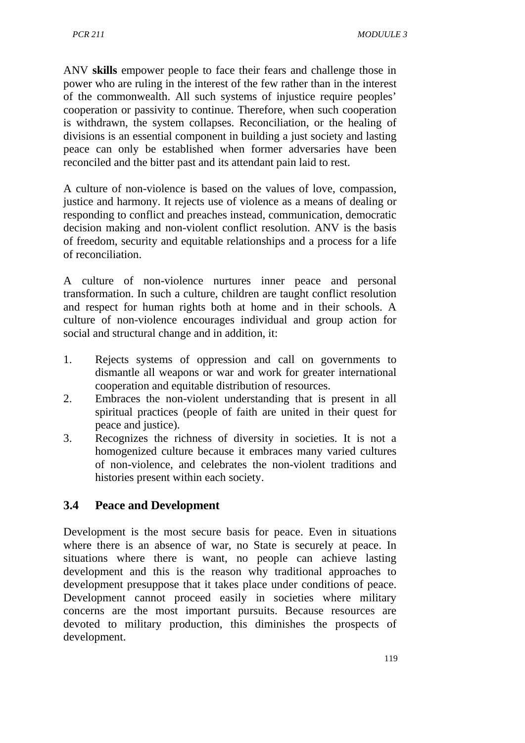ANV **skills** empower people to face their fears and challenge those in power who are ruling in the interest of the few rather than in the interest of the commonwealth. All such systems of injustice require peoples' cooperation or passivity to continue. Therefore, when such cooperation is withdrawn, the system collapses. Reconciliation, or the healing of divisions is an essential component in building a just society and lasting peace can only be established when former adversaries have been reconciled and the bitter past and its attendant pain laid to rest.

A culture of non-violence is based on the values of love, compassion, justice and harmony. It rejects use of violence as a means of dealing or responding to conflict and preaches instead, communication, democratic decision making and non-violent conflict resolution. ANV is the basis of freedom, security and equitable relationships and a process for a life of reconciliation.

A culture of non-violence nurtures inner peace and personal transformation. In such a culture, children are taught conflict resolution and respect for human rights both at home and in their schools. A culture of non-violence encourages individual and group action for social and structural change and in addition, it:

1. Rejects systems of oppression and call on governments to dismantle all weapons or war and work for greater international cooperation and equitable distribution of resources.
2. Embraces the non-violent understanding that is present in all spiritual practices (people of faith are united in their quest for peace and justice).
3. Recognizes the richness of diversity in societies. It is not a homogenized culture because it embraces many varied cultures of non-violence, and celebrates the non-violent traditions and histories present within each society.

## 3.4 Peace and Development

Development is the most secure basis for peace. Even in situations where there is an absence of war, no State is securely at peace. In situations where there is want, no people can achieve lasting development and this is the reason why traditional approaches to development presuppose that it takes place under conditions of peace. Development cannot proceed easily in societies where military concerns are the most important pursuits. Because resources are devoted to military production, this diminishes the prospects of development.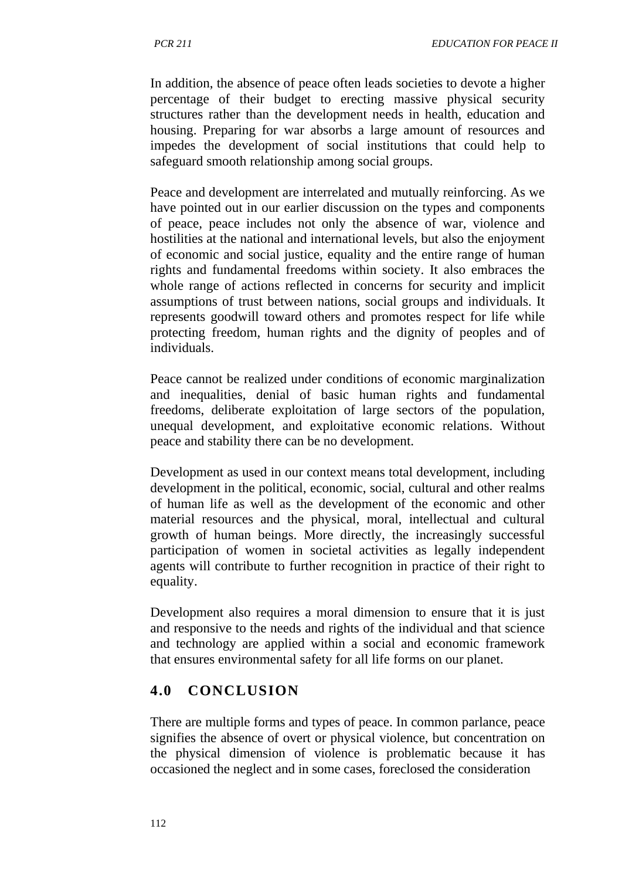In addition, the absence of peace often leads societies to devote a higher percentage of their budget to erecting massive physical security structures rather than the development needs in health, education and housing. Preparing for war absorbs a large amount of resources and impedes the development of social institutions that could help to safeguard smooth relationship among social groups.

Peace and development are interrelated and mutually reinforcing. As we have pointed out in our earlier discussion on the types and components of peace, peace includes not only the absence of war, violence and hostilities at the national and international levels, but also the enjoyment of economic and social justice, equality and the entire range of human rights and fundamental freedoms within society. It also embraces the whole range of actions reflected in concerns for security and implicit assumptions of trust between nations, social groups and individuals. It represents goodwill toward others and promotes respect for life while protecting freedom, human rights and the dignity of peoples and of individuals.

Peace cannot be realized under conditions of economic marginalization and inequalities, denial of basic human rights and fundamental freedoms, deliberate exploitation of large sectors of the population, unequal development, and exploitative economic relations. Without peace and stability there can be no development.

Development as used in our context means total development, including development in the political, economic, social, cultural and other realms of human life as well as the development of the economic and other material resources and the physical, moral, intellectual and cultural growth of human beings. More directly, the increasingly successful participation of women in societal activities as legally independent agents will contribute to further recognition in practice of their right to equality.

Development also requires a moral dimension to ensure that it is just and responsive to the needs and rights of the individual and that science and technology are applied within a social and economic framework that ensures environmental safety for all life forms on our planet.

## 4.0 CONCLUSION

There are multiple forms and types of peace. In common parlance, peace signifies the absence of overt or physical violence, but concentration on the physical dimension of violence is problematic because it has occasioned the neglect and in some cases, foreclosed the consideration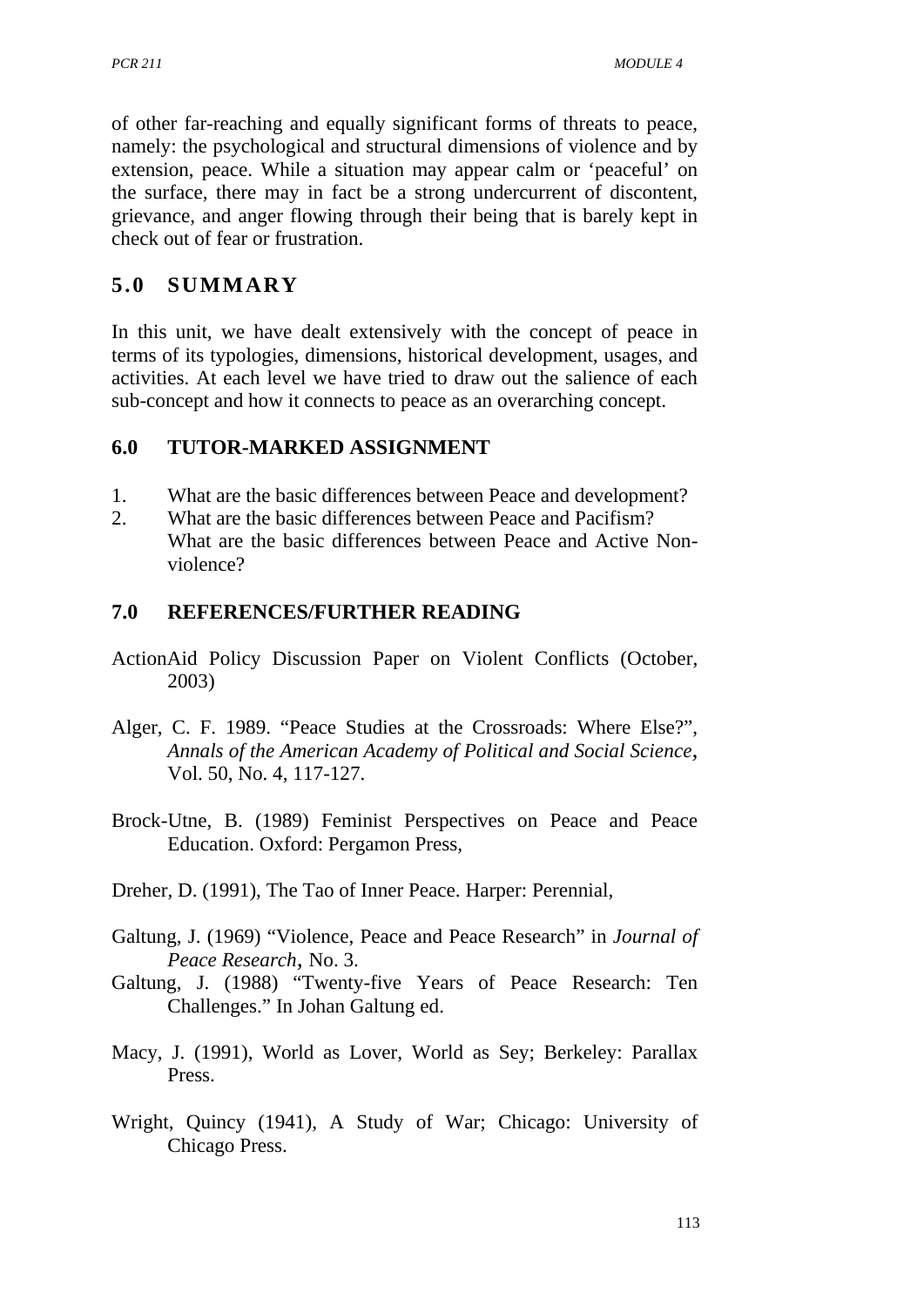of other far-reaching and equally significant forms of threats to peace, namely: the psychological and structural dimensions of violence and by extension, peace. While a situation may appear calm or 'peaceful' on the surface, there may in fact be a strong undercurrent of discontent, grievance, and anger flowing through their being that is barely kept in check out of fear or frustration.

## 5.0 SUMMARY

In this unit, we have dealt extensively with the concept of peace in terms of its typologies, dimensions, historical development, usages, and activities. At each level we have tried to draw out the salience of each sub-concept and how it connects to peace as an overarching concept.

## 6.0 TUTOR-MARKED ASSIGNMENT

1. What are the basic differences between Peace and development?
2. What are the basic differences between Peace and Pacifism?
   What are the basic differences between Peace and Active Non-violence?

## 7.0 REFERENCES/FURTHER READING

ActionAid Policy Discussion Paper on Violent Conflicts (October, 2003)

Alger, C. F. 1989. "Peace Studies at the Crossroads: Where Else?", *Annals of the American Academy of Political and Social Science*, Vol. 50, No. 4, 117-127.

Brock-Utne, B. (1989) Feminist Perspectives on Peace and Peace Education. Oxford: Pergamon Press,

Dreher, D. (1991), The Tao of Inner Peace. Harper: Perennial,

Galtung, J. (1969) "Violence, Peace and Peace Research" in *Journal of Peace Research*, No. 3.

Galtung, J. (1988) "Twenty-five Years of Peace Research: Ten Challenges." In Johan Galtung ed.

Macy, J. (1991), World as Lover, World as Sey; Berkeley: Parallax Press.

Wright, Quincy (1941), A Study of War; Chicago: University of Chicago Press.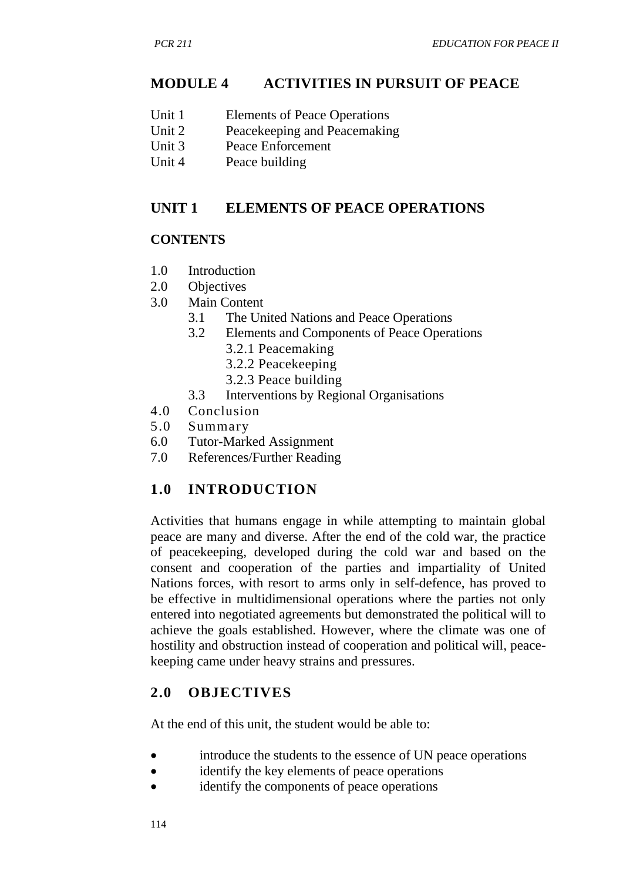# MODULE 4 ACTIVITIES IN PURSUIT OF PEACE

Unit 1 Elements of Peace Operations
Unit 2 Peacekeeping and Peacemaking
Unit 3 Peace Enforcement
Unit 4 Peace building

## UNIT 1 ELEMENTS OF PEACE OPERATIONS

### CONTENTS

1.0 Introduction
2.0 Objectives
3.0 Main Content
  3.1 The United Nations and Peace Operations
  3.2 Elements and Components of Peace Operations
    3.2.1 Peacemaking
    3.2.2 Peacekeeping
    3.2.3 Peace building
  3.3 Interventions by Regional Organisations
4.0 Conclusion
5.0 Summary
6.0 Tutor-Marked Assignment
7.0 References/Further Reading

## 1.0 INTRODUCTION

Activities that humans engage in while attempting to maintain global peace are many and diverse. After the end of the cold war, the practice of peacekeeping, developed during the cold war and based on the consent and cooperation of the parties and impartiality of United Nations forces, with resort to arms only in self-defence, has proved to be effective in multidimensional operations where the parties not only entered into negotiated agreements but demonstrated the political will to achieve the goals established. However, where the climate was one of hostility and obstruction instead of cooperation and political will, peace-keeping came under heavy strains and pressures.

## 2.0 OBJECTIVES

At the end of this unit, the student would be able to:

- introduce the students to the essence of UN peace operations
- identify the key elements of peace operations
- identify the components of peace operations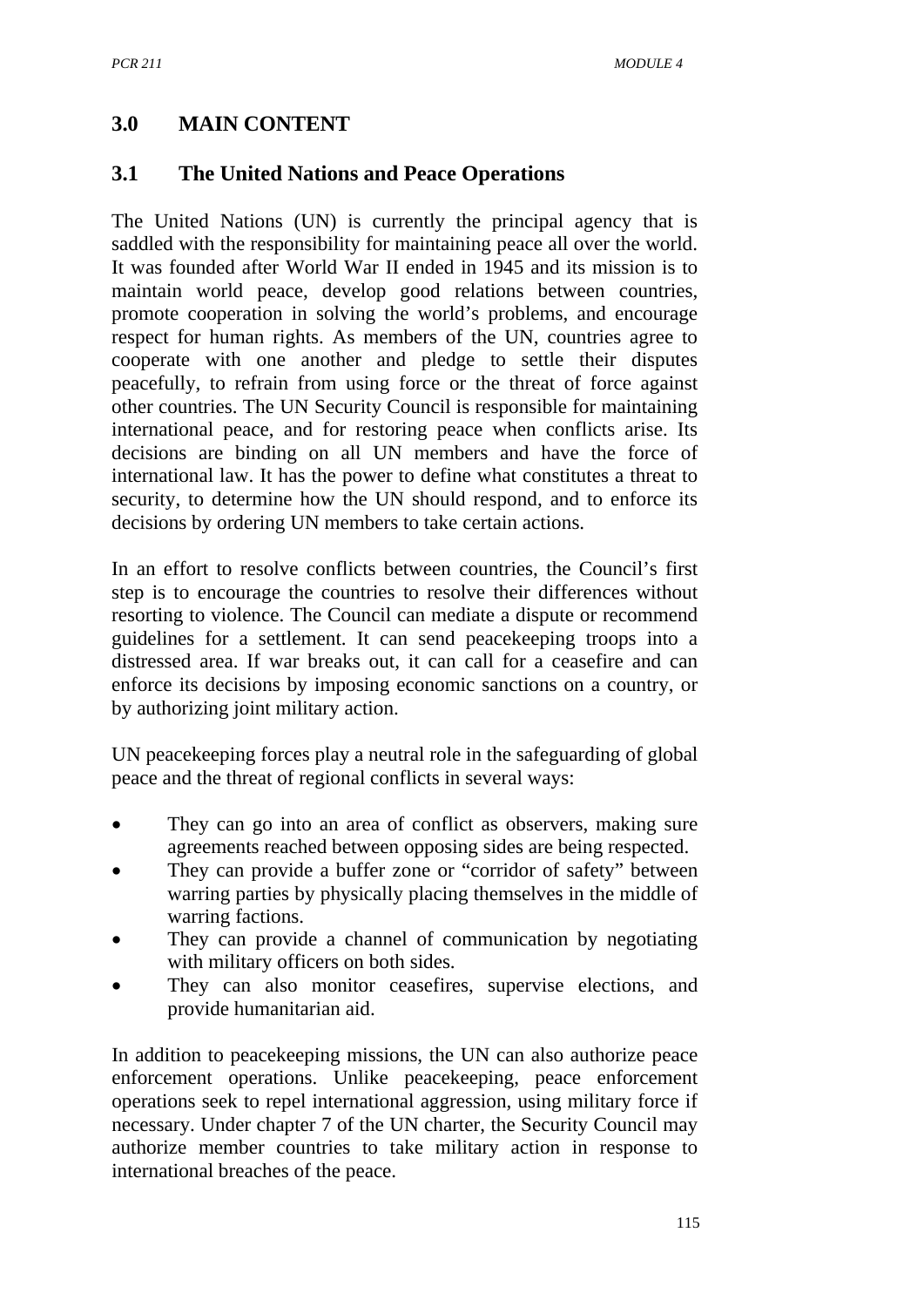## 3.0 MAIN CONTENT

### 3.1 The United Nations and Peace Operations

The United Nations (UN) is currently the principal agency that is saddled with the responsibility for maintaining peace all over the world. It was founded after World War II ended in 1945 and its mission is to maintain world peace, develop good relations between countries, promote cooperation in solving the world's problems, and encourage respect for human rights. As members of the UN, countries agree to cooperate with one another and pledge to settle their disputes peacefully, to refrain from using force or the threat of force against other countries. The UN Security Council is responsible for maintaining international peace, and for restoring peace when conflicts arise. Its decisions are binding on all UN members and have the force of international law. It has the power to define what constitutes a threat to security, to determine how the UN should respond, and to enforce its decisions by ordering UN members to take certain actions.

In an effort to resolve conflicts between countries, the Council's first step is to encourage the countries to resolve their differences without resorting to violence. The Council can mediate a dispute or recommend guidelines for a settlement. It can send peacekeeping troops into a distressed area. If war breaks out, it can call for a ceasefire and can enforce its decisions by imposing economic sanctions on a country, or by authorizing joint military action.

UN peacekeeping forces play a neutral role in the safeguarding of global peace and the threat of regional conflicts in several ways:

- They can go into an area of conflict as observers, making sure agreements reached between opposing sides are being respected.
- They can provide a buffer zone or "corridor of safety" between warring parties by physically placing themselves in the middle of warring factions.
- They can provide a channel of communication by negotiating with military officers on both sides.
- They can also monitor ceasefires, supervise elections, and provide humanitarian aid.

In addition to peacekeeping missions, the UN can also authorize peace enforcement operations. Unlike peacekeeping, peace enforcement operations seek to repel international aggression, using military force if necessary. Under chapter 7 of the UN charter, the Security Council may authorize member countries to take military action in response to international breaches of the peace.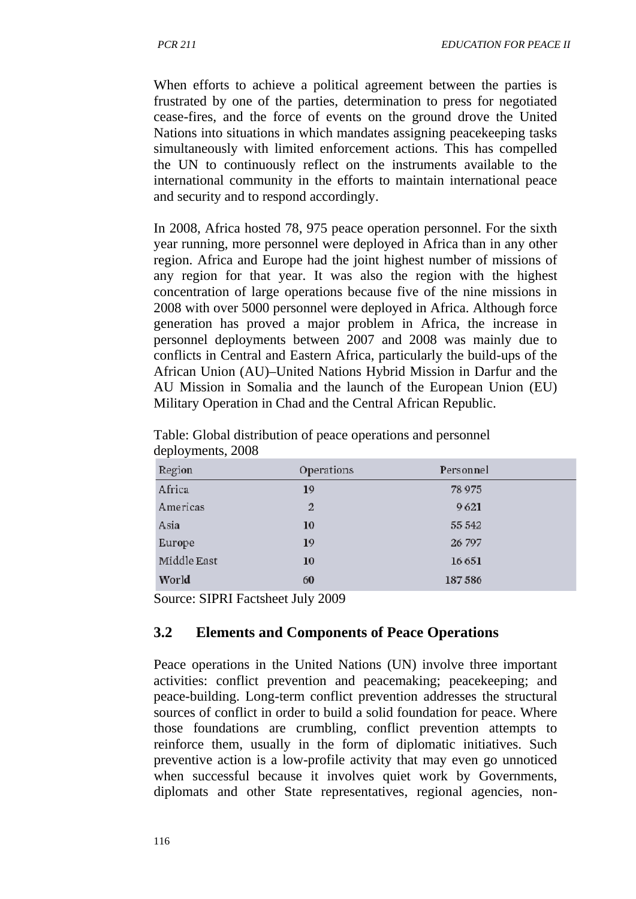When efforts to achieve a political agreement between the parties is frustrated by one of the parties, determination to press for negotiated cease-fires, and the force of events on the ground drove the United Nations into situations in which mandates assigning peacekeeping tasks simultaneously with limited enforcement actions. This has compelled the UN to continuously reflect on the instruments available to the international community in the efforts to maintain international peace and security and to respond accordingly.

In 2008, Africa hosted 78, 975 peace operation personnel. For the sixth year running, more personnel were deployed in Africa than in any other region. Africa and Europe had the joint highest number of missions of any region for that year. It was also the region with the highest concentration of large operations because five of the nine missions in 2008 with over 5000 personnel were deployed in Africa. Although force generation has proved a major problem in Africa, the increase in personnel deployments between 2007 and 2008 was mainly due to conflicts in Central and Eastern Africa, particularly the build-ups of the African Union (AU)–United Nations Hybrid Mission in Darfur and the AU Mission in Somalia and the launch of the European Union (EU) Military Operation in Chad and the Central African Republic.

Table: Global distribution of peace operations and personnel deployments, 2008

| Region | Operations | Personnel |
|---|---|---|
| Africa | 19 | 78 975 |
| Americas | 2 | 9 621 |
| Asia | 10 | 55 542 |
| Europe | 19 | 26 797 |
| Middle East | 10 | 16 651 |
| **World** | 60 | 187 586 |

Source: SIPRI Factsheet July 2009

## 3.2 Elements and Components of Peace Operations

Peace operations in the United Nations (UN) involve three important activities: conflict prevention and peacemaking; peacekeeping; and peace-building. Long-term conflict prevention addresses the structural sources of conflict in order to build a solid foundation for peace. Where those foundations are crumbling, conflict prevention attempts to reinforce them, usually in the form of diplomatic initiatives. Such preventive action is a low-profile activity that may even go unnoticed when successful because it involves quiet work by Governments, diplomats and other State representatives, regional agencies, non-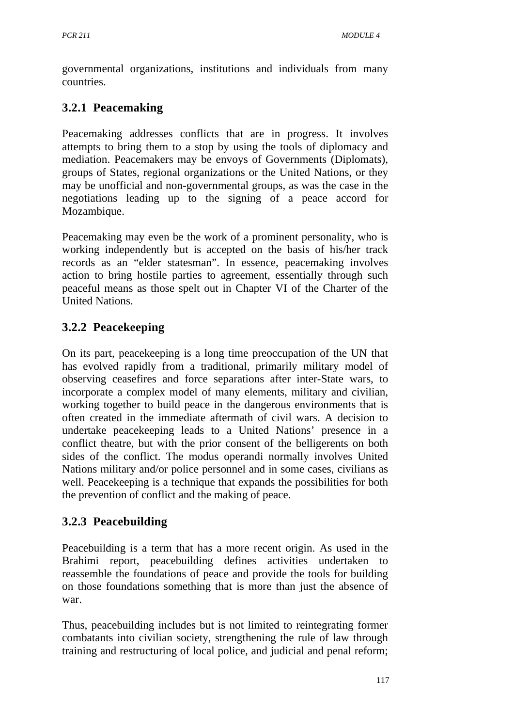governmental organizations, institutions and individuals from many countries.

### 3.2.1 Peacemaking

Peacemaking addresses conflicts that are in progress. It involves attempts to bring them to a stop by using the tools of diplomacy and mediation. Peacemakers may be envoys of Governments (Diplomats), groups of States, regional organizations or the United Nations, or they may be unofficial and non-governmental groups, as was the case in the negotiations leading up to the signing of a peace accord for Mozambique.

Peacemaking may even be the work of a prominent personality, who is working independently but is accepted on the basis of his/her track records as an "elder statesman". In essence, peacemaking involves action to bring hostile parties to agreement, essentially through such peaceful means as those spelt out in Chapter VI of the Charter of the United Nations.

### 3.2.2 Peacekeeping

On its part, peacekeeping is a long time preoccupation of the UN that has evolved rapidly from a traditional, primarily military model of observing ceasefires and force separations after inter-State wars, to incorporate a complex model of many elements, military and civilian, working together to build peace in the dangerous environments that is often created in the immediate aftermath of civil wars. A decision to undertake peacekeeping leads to a United Nations' presence in a conflict theatre, but with the prior consent of the belligerents on both sides of the conflict. The modus operandi normally involves United Nations military and/or police personnel and in some cases, civilians as well. Peacekeeping is a technique that expands the possibilities for both the prevention of conflict and the making of peace.

### 3.2.3 Peacebuilding

Peacebuilding is a term that has a more recent origin. As used in the Brahimi report, peacebuilding defines activities undertaken to reassemble the foundations of peace and provide the tools for building on those foundations something that is more than just the absence of war.

Thus, peacebuilding includes but is not limited to reintegrating former combatants into civilian society, strengthening the rule of law through training and restructuring of local police, and judicial and penal reform;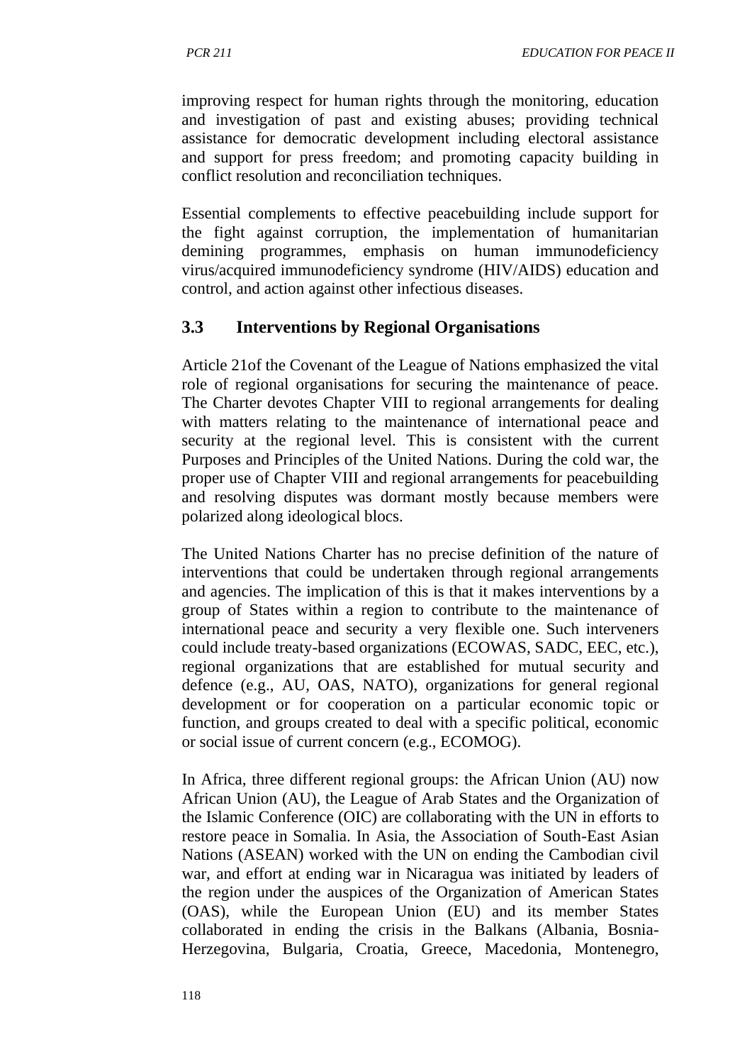improving respect for human rights through the monitoring, education and investigation of past and existing abuses; providing technical assistance for democratic development including electoral assistance and support for press freedom; and promoting capacity building in conflict resolution and reconciliation techniques.

Essential complements to effective peacebuilding include support for the fight against corruption, the implementation of humanitarian demining programmes, emphasis on human immunodeficiency virus/acquired immunodeficiency syndrome (HIV/AIDS) education and control, and action against other infectious diseases.

## 3.3 Interventions by Regional Organisations

Article 21of the Covenant of the League of Nations emphasized the vital role of regional organisations for securing the maintenance of peace. The Charter devotes Chapter VIII to regional arrangements for dealing with matters relating to the maintenance of international peace and security at the regional level. This is consistent with the current Purposes and Principles of the United Nations. During the cold war, the proper use of Chapter VIII and regional arrangements for peacebuilding and resolving disputes was dormant mostly because members were polarized along ideological blocs.

The United Nations Charter has no precise definition of the nature of interventions that could be undertaken through regional arrangements and agencies. The implication of this is that it makes interventions by a group of States within a region to contribute to the maintenance of international peace and security a very flexible one. Such interveners could include treaty-based organizations (ECOWAS, SADC, EEC, etc.), regional organizations that are established for mutual security and defence (e.g., AU, OAS, NATO), organizations for general regional development or for cooperation on a particular economic topic or function, and groups created to deal with a specific political, economic or social issue of current concern (e.g., ECOMOG).

In Africa, three different regional groups: the African Union (AU) now African Union (AU), the League of Arab States and the Organization of the Islamic Conference (OIC) are collaborating with the UN in efforts to restore peace in Somalia. In Asia, the Association of South-East Asian Nations (ASEAN) worked with the UN on ending the Cambodian civil war, and effort at ending war in Nicaragua was initiated by leaders of the region under the auspices of the Organization of American States (OAS), while the European Union (EU) and its member States collaborated in ending the crisis in the Balkans (Albania, Bosnia-Herzegovina, Bulgaria, Croatia, Greece, Macedonia, Montenegro,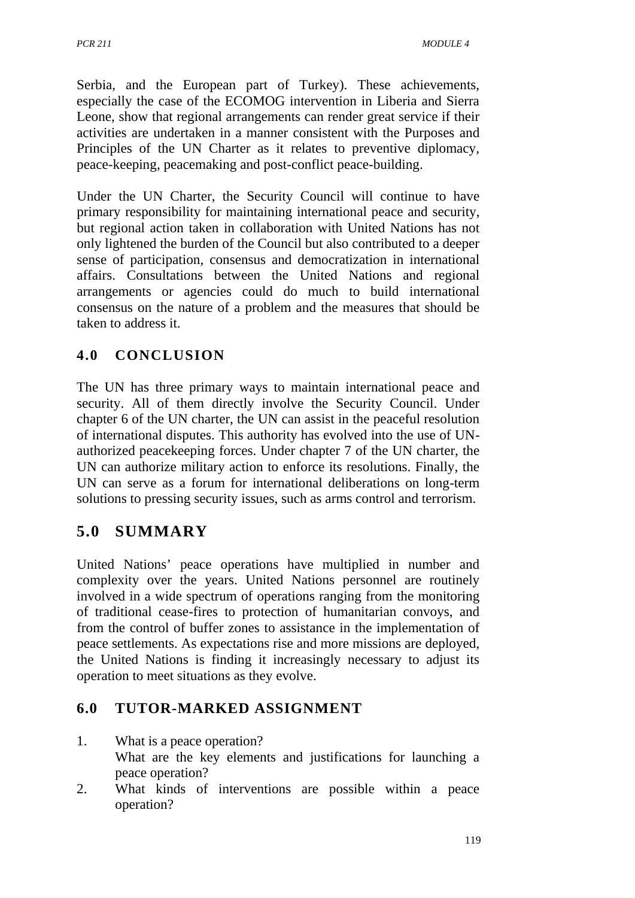Serbia, and the European part of Turkey). These achievements, especially the case of the ECOMOG intervention in Liberia and Sierra Leone, show that regional arrangements can render great service if their activities are undertaken in a manner consistent with the Purposes and Principles of the UN Charter as it relates to preventive diplomacy, peace-keeping, peacemaking and post-conflict peace-building.

Under the UN Charter, the Security Council will continue to have primary responsibility for maintaining international peace and security, but regional action taken in collaboration with United Nations has not only lightened the burden of the Council but also contributed to a deeper sense of participation, consensus and democratization in international affairs. Consultations between the United Nations and regional arrangements or agencies could do much to build international consensus on the nature of a problem and the measures that should be taken to address it.

## 4.0 CONCLUSION

The UN has three primary ways to maintain international peace and security. All of them directly involve the Security Council. Under chapter 6 of the UN charter, the UN can assist in the peaceful resolution of international disputes. This authority has evolved into the use of UN-authorized peacekeeping forces. Under chapter 7 of the UN charter, the UN can authorize military action to enforce its resolutions. Finally, the UN can serve as a forum for international deliberations on long-term solutions to pressing security issues, such as arms control and terrorism.

## 5.0 SUMMARY

United Nations' peace operations have multiplied in number and complexity over the years. United Nations personnel are routinely involved in a wide spectrum of operations ranging from the monitoring of traditional cease-fires to protection of humanitarian convoys, and from the control of buffer zones to assistance in the implementation of peace settlements. As expectations rise and more missions are deployed, the United Nations is finding it increasingly necessary to adjust its operation to meet situations as they evolve.

## 6.0 TUTOR-MARKED ASSIGNMENT

1. What is a peace operation?
   What are the key elements and justifications for launching a peace operation?
2. What kinds of interventions are possible within a peace operation?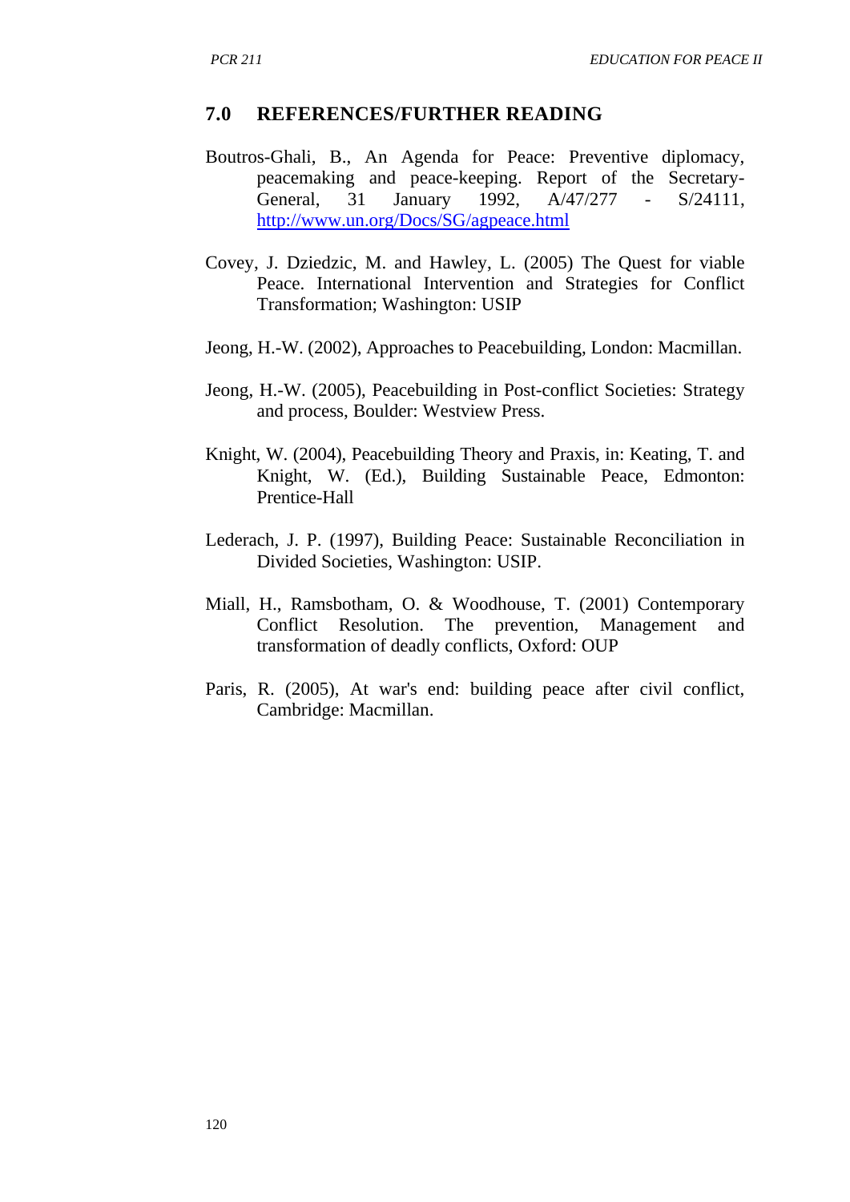## 7.0 REFERENCES/FURTHER READING

Boutros-Ghali, B., An Agenda for Peace: Preventive diplomacy, peacemaking and peace-keeping. Report of the Secretary-General, 31 January 1992, A/47/277 - S/24111, http://www.un.org/Docs/SG/agpeace.html

Covey, J. Dziedzic, M. and Hawley, L. (2005) The Quest for viable Peace. International Intervention and Strategies for Conflict Transformation; Washington: USIP

Jeong, H.-W. (2002), Approaches to Peacebuilding, London: Macmillan.

Jeong, H.-W. (2005), Peacebuilding in Post-conflict Societies: Strategy and process, Boulder: Westview Press.

Knight, W. (2004), Peacebuilding Theory and Praxis, in: Keating, T. and Knight, W. (Ed.), Building Sustainable Peace, Edmonton: Prentice-Hall

Lederach, J. P. (1997), Building Peace: Sustainable Reconciliation in Divided Societies, Washington: USIP.

Miall, H., Ramsbotham, O. & Woodhouse, T. (2001) Contemporary Conflict Resolution. The prevention, Management and transformation of deadly conflicts, Oxford: OUP

Paris, R. (2005), At war's end: building peace after civil conflict, Cambridge: Macmillan.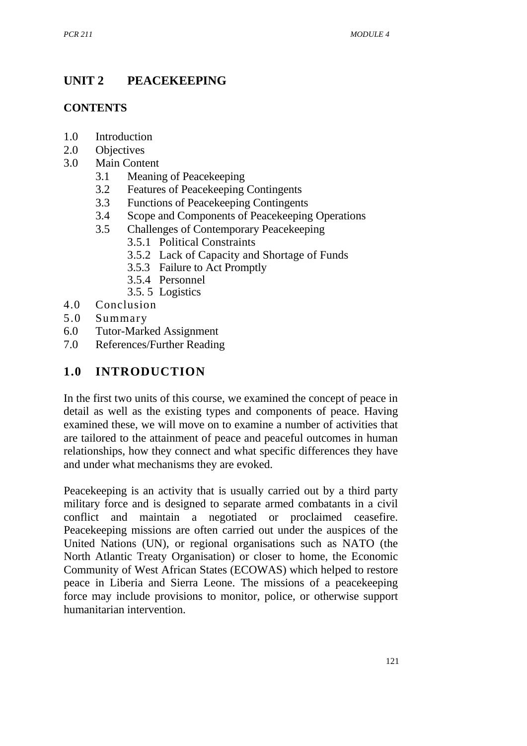# UNIT 2 PEACEKEEPING

## CONTENTS

- 1.0 Introduction
- 2.0 Objectives
- 3.0 Main Content
  - 3.1 Meaning of Peacekeeping
  - 3.2 Features of Peacekeeping Contingents
  - 3.3 Functions of Peacekeeping Contingents
  - 3.4 Scope and Components of Peacekeeping Operations
  - 3.5 Challenges of Contemporary Peacekeeping
    - 3.5.1 Political Constraints
    - 3.5.2 Lack of Capacity and Shortage of Funds
    - 3.5.3 Failure to Act Promptly
    - 3.5.4 Personnel
    - 3.5. 5 Logistics
- 4.0 Conclusion
- 5.0 Summary
- 6.0 Tutor-Marked Assignment
- 7.0 References/Further Reading

## 1.0 INTRODUCTION

In the first two units of this course, we examined the concept of peace in detail as well as the existing types and components of peace. Having examined these, we will move on to examine a number of activities that are tailored to the attainment of peace and peaceful outcomes in human relationships, how they connect and what specific differences they have and under what mechanisms they are evoked.

Peacekeeping is an activity that is usually carried out by a third party military force and is designed to separate armed combatants in a civil conflict and maintain a negotiated or proclaimed ceasefire. Peacekeeping missions are often carried out under the auspices of the United Nations (UN), or regional organisations such as NATO (the North Atlantic Treaty Organisation) or closer to home, the Economic Community of West African States (ECOWAS) which helped to restore peace in Liberia and Sierra Leone. The missions of a peacekeeping force may include provisions to monitor, police, or otherwise support humanitarian intervention.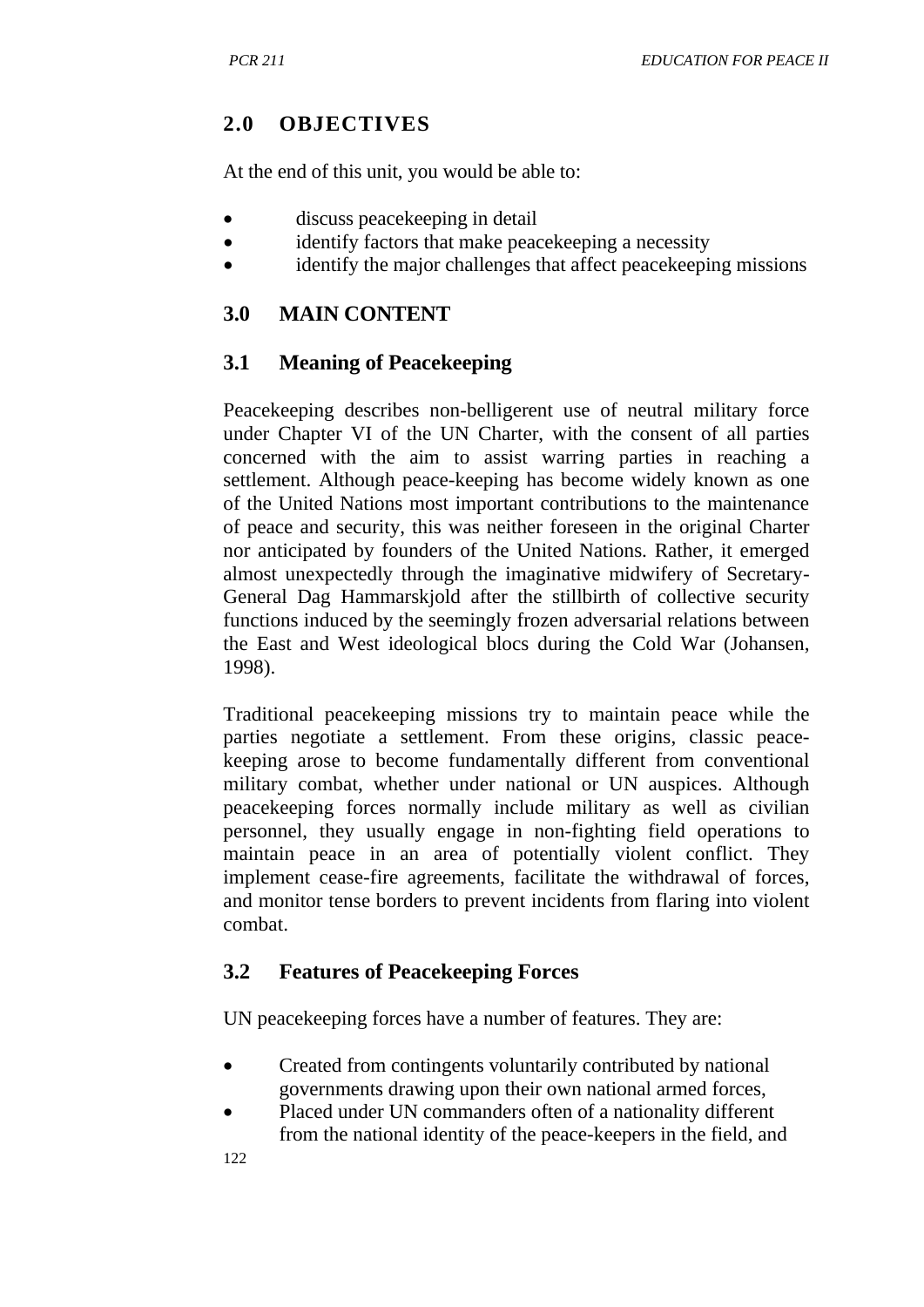## 2.0 OBJECTIVES

At the end of this unit, you would be able to:

- discuss peacekeeping in detail
- identify factors that make peacekeeping a necessity
- identify the major challenges that affect peacekeeping missions

## 3.0 MAIN CONTENT

### 3.1 Meaning of Peacekeeping

Peacekeeping describes non-belligerent use of neutral military force under Chapter VI of the UN Charter, with the consent of all parties concerned with the aim to assist warring parties in reaching a settlement. Although peace-keeping has become widely known as one of the United Nations most important contributions to the maintenance of peace and security, this was neither foreseen in the original Charter nor anticipated by founders of the United Nations. Rather, it emerged almost unexpectedly through the imaginative midwifery of Secretary-General Dag Hammarskjold after the stillbirth of collective security functions induced by the seemingly frozen adversarial relations between the East and West ideological blocs during the Cold War (Johansen, 1998).

Traditional peacekeeping missions try to maintain peace while the parties negotiate a settlement. From these origins, classic peace-keeping arose to become fundamentally different from conventional military combat, whether under national or UN auspices. Although peacekeeping forces normally include military as well as civilian personnel, they usually engage in non-fighting field operations to maintain peace in an area of potentially violent conflict. They implement cease-fire agreements, facilitate the withdrawal of forces, and monitor tense borders to prevent incidents from flaring into violent combat.

### 3.2 Features of Peacekeeping Forces

UN peacekeeping forces have a number of features. They are:

- Created from contingents voluntarily contributed by national governments drawing upon their own national armed forces,
- Placed under UN commanders often of a nationality different from the national identity of the peace-keepers in the field, and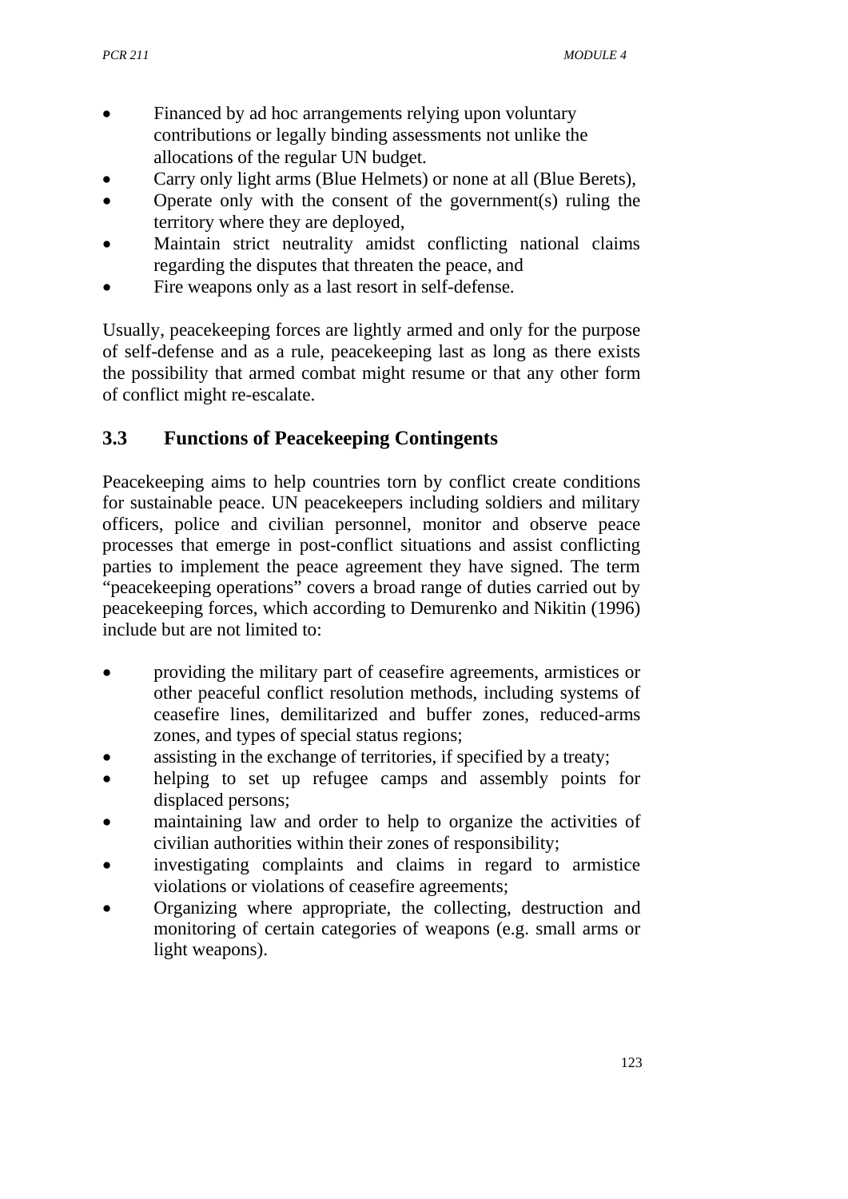- Financed by ad hoc arrangements relying upon voluntary contributions or legally binding assessments not unlike the allocations of the regular UN budget.
- Carry only light arms (Blue Helmets) or none at all (Blue Berets),
- Operate only with the consent of the government(s) ruling the territory where they are deployed,
- Maintain strict neutrality amidst conflicting national claims regarding the disputes that threaten the peace, and
- Fire weapons only as a last resort in self-defense.

Usually, peacekeeping forces are lightly armed and only for the purpose of self-defense and as a rule, peacekeeping last as long as there exists the possibility that armed combat might resume or that any other form of conflict might re-escalate.

## 3.3 Functions of Peacekeeping Contingents

Peacekeeping aims to help countries torn by conflict create conditions for sustainable peace. UN peacekeepers including soldiers and military officers, police and civilian personnel, monitor and observe peace processes that emerge in post-conflict situations and assist conflicting parties to implement the peace agreement they have signed. The term "peacekeeping operations" covers a broad range of duties carried out by peacekeeping forces, which according to Demurenko and Nikitin (1996) include but are not limited to:

- providing the military part of ceasefire agreements, armistices or other peaceful conflict resolution methods, including systems of ceasefire lines, demilitarized and buffer zones, reduced-arms zones, and types of special status regions;
- assisting in the exchange of territories, if specified by a treaty;
- helping to set up refugee camps and assembly points for displaced persons;
- maintaining law and order to help to organize the activities of civilian authorities within their zones of responsibility;
- investigating complaints and claims in regard to armistice violations or violations of ceasefire agreements;
- Organizing where appropriate, the collecting, destruction and monitoring of certain categories of weapons (e.g. small arms or light weapons).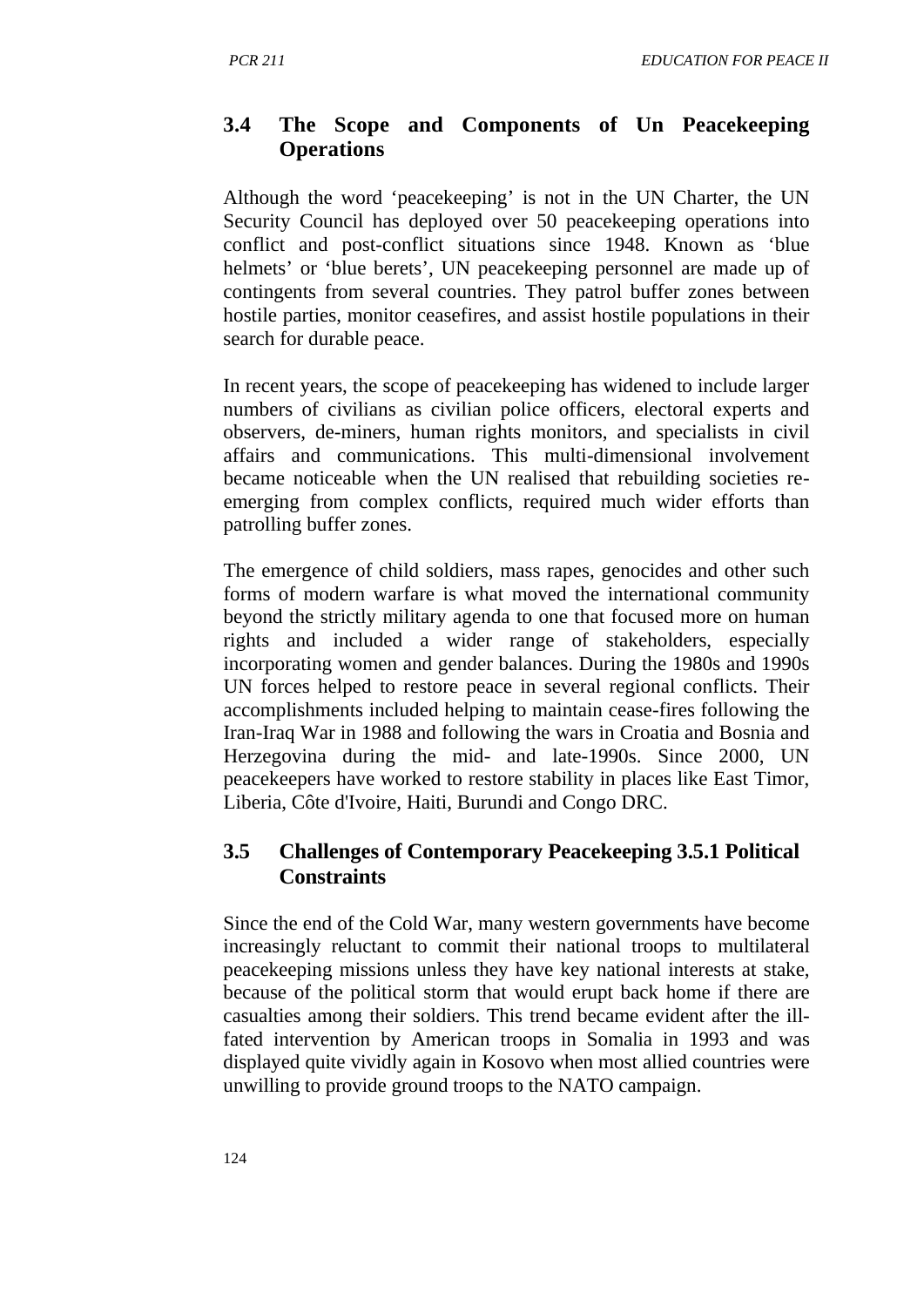## 3.4 The Scope and Components of Un Peacekeeping Operations

Although the word 'peacekeeping' is not in the UN Charter, the UN Security Council has deployed over 50 peacekeeping operations into conflict and post-conflict situations since 1948. Known as 'blue helmets' or 'blue berets', UN peacekeeping personnel are made up of contingents from several countries. They patrol buffer zones between hostile parties, monitor ceasefires, and assist hostile populations in their search for durable peace.

In recent years, the scope of peacekeeping has widened to include larger numbers of civilians as civilian police officers, electoral experts and observers, de-miners, human rights monitors, and specialists in civil affairs and communications. This multi-dimensional involvement became noticeable when the UN realised that rebuilding societies re-emerging from complex conflicts, required much wider efforts than patrolling buffer zones.

The emergence of child soldiers, mass rapes, genocides and other such forms of modern warfare is what moved the international community beyond the strictly military agenda to one that focused more on human rights and included a wider range of stakeholders, especially incorporating women and gender balances. During the 1980s and 1990s UN forces helped to restore peace in several regional conflicts. Their accomplishments included helping to maintain cease-fires following the Iran-Iraq War in 1988 and following the wars in Croatia and Bosnia and Herzegovina during the mid- and late-1990s. Since 2000, UN peacekeepers have worked to restore stability in places like East Timor, Liberia, Côte d'Ivoire, Haiti, Burundi and Congo DRC.

## 3.5 Challenges of Contemporary Peacekeeping 3.5.1 Political Constraints

Since the end of the Cold War, many western governments have become increasingly reluctant to commit their national troops to multilateral peacekeeping missions unless they have key national interests at stake, because of the political storm that would erupt back home if there are casualties among their soldiers. This trend became evident after the ill-fated intervention by American troops in Somalia in 1993 and was displayed quite vividly again in Kosovo when most allied countries were unwilling to provide ground troops to the NATO campaign.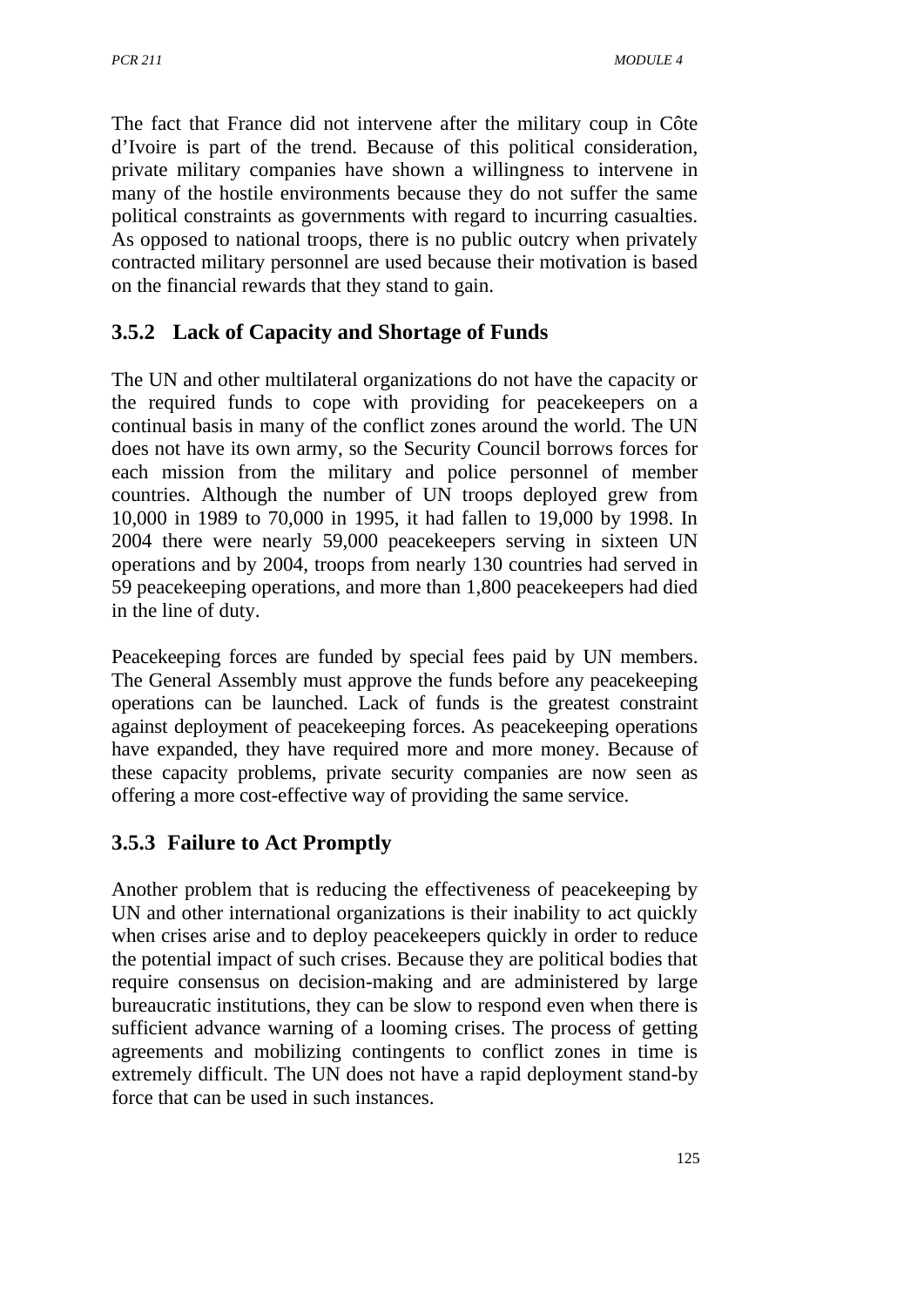The fact that France did not intervene after the military coup in Côte d'Ivoire is part of the trend. Because of this political consideration, private military companies have shown a willingness to intervene in many of the hostile environments because they do not suffer the same political constraints as governments with regard to incurring casualties. As opposed to national troops, there is no public outcry when privately contracted military personnel are used because their motivation is based on the financial rewards that they stand to gain.

### 3.5.2 Lack of Capacity and Shortage of Funds

The UN and other multilateral organizations do not have the capacity or the required funds to cope with providing for peacekeepers on a continual basis in many of the conflict zones around the world. The UN does not have its own army, so the Security Council borrows forces for each mission from the military and police personnel of member countries. Although the number of UN troops deployed grew from 10,000 in 1989 to 70,000 in 1995, it had fallen to 19,000 by 1998. In 2004 there were nearly 59,000 peacekeepers serving in sixteen UN operations and by 2004, troops from nearly 130 countries had served in 59 peacekeeping operations, and more than 1,800 peacekeepers had died in the line of duty.

Peacekeeping forces are funded by special fees paid by UN members. The General Assembly must approve the funds before any peacekeeping operations can be launched. Lack of funds is the greatest constraint against deployment of peacekeeping forces. As peacekeeping operations have expanded, they have required more and more money. Because of these capacity problems, private security companies are now seen as offering a more cost-effective way of providing the same service.

### 3.5.3 Failure to Act Promptly

Another problem that is reducing the effectiveness of peacekeeping by UN and other international organizations is their inability to act quickly when crises arise and to deploy peacekeepers quickly in order to reduce the potential impact of such crises. Because they are political bodies that require consensus on decision-making and are administered by large bureaucratic institutions, they can be slow to respond even when there is sufficient advance warning of a looming crises. The process of getting agreements and mobilizing contingents to conflict zones in time is extremely difficult. The UN does not have a rapid deployment stand-by force that can be used in such instances.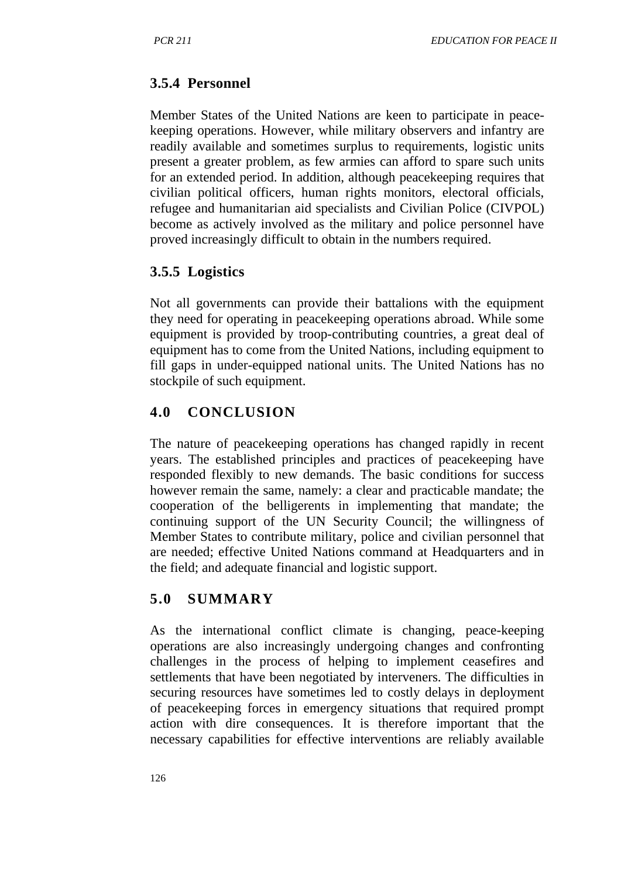### 3.5.4 Personnel

Member States of the United Nations are keen to participate in peace-keeping operations. However, while military observers and infantry are readily available and sometimes surplus to requirements, logistic units present a greater problem, as few armies can afford to spare such units for an extended period. In addition, although peacekeeping requires that civilian political officers, human rights monitors, electoral officials, refugee and humanitarian aid specialists and Civilian Police (CIVPOL) become as actively involved as the military and police personnel have proved increasingly difficult to obtain in the numbers required.

### 3.5.5 Logistics

Not all governments can provide their battalions with the equipment they need for operating in peacekeeping operations abroad. While some equipment is provided by troop-contributing countries, a great deal of equipment has to come from the United Nations, including equipment to fill gaps in under-equipped national units. The United Nations has no stockpile of such equipment.

## 4.0 CONCLUSION

The nature of peacekeeping operations has changed rapidly in recent years. The established principles and practices of peacekeeping have responded flexibly to new demands. The basic conditions for success however remain the same, namely: a clear and practicable mandate; the cooperation of the belligerents in implementing that mandate; the continuing support of the UN Security Council; the willingness of Member States to contribute military, police and civilian personnel that are needed; effective United Nations command at Headquarters and in the field; and adequate financial and logistic support.

## 5.0 SUMMARY

As the international conflict climate is changing, peace-keeping operations are also increasingly undergoing changes and confronting challenges in the process of helping to implement ceasefires and settlements that have been negotiated by interveners. The difficulties in securing resources have sometimes led to costly delays in deployment of peacekeeping forces in emergency situations that required prompt action with dire consequences. It is therefore important that the necessary capabilities for effective interventions are reliably available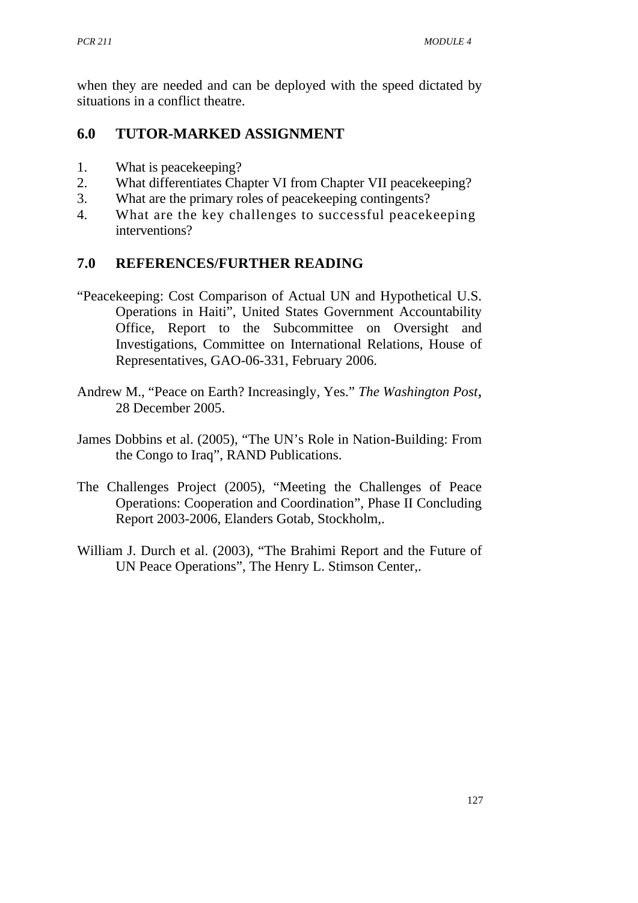when they are needed and can be deployed with the speed dictated by situations in a conflict theatre.

## 6.0 TUTOR-MARKED ASSIGNMENT

1. What is peacekeeping?
2. What differentiates Chapter VI from Chapter VII peacekeeping?
3. What are the primary roles of peacekeeping contingents?
4. What are the key challenges to successful peacekeeping interventions?

## 7.0 REFERENCES/FURTHER READING

"Peacekeeping: Cost Comparison of Actual UN and Hypothetical U.S. Operations in Haiti", United States Government Accountability Office, Report to the Subcommittee on Oversight and Investigations, Committee on International Relations, House of Representatives, GAO-06-331, February 2006.

Andrew M., "Peace on Earth? Increasingly, Yes." *The Washington Post*, 28 December 2005.

James Dobbins et al. (2005), "The UN's Role in Nation-Building: From the Congo to Iraq", RAND Publications.

The Challenges Project (2005), "Meeting the Challenges of Peace Operations: Cooperation and Coordination", Phase II Concluding Report 2003-2006, Elanders Gotab, Stockholm,.

William J. Durch et al. (2003), "The Brahimi Report and the Future of UN Peace Operations", The Henry L. Stimson Center,.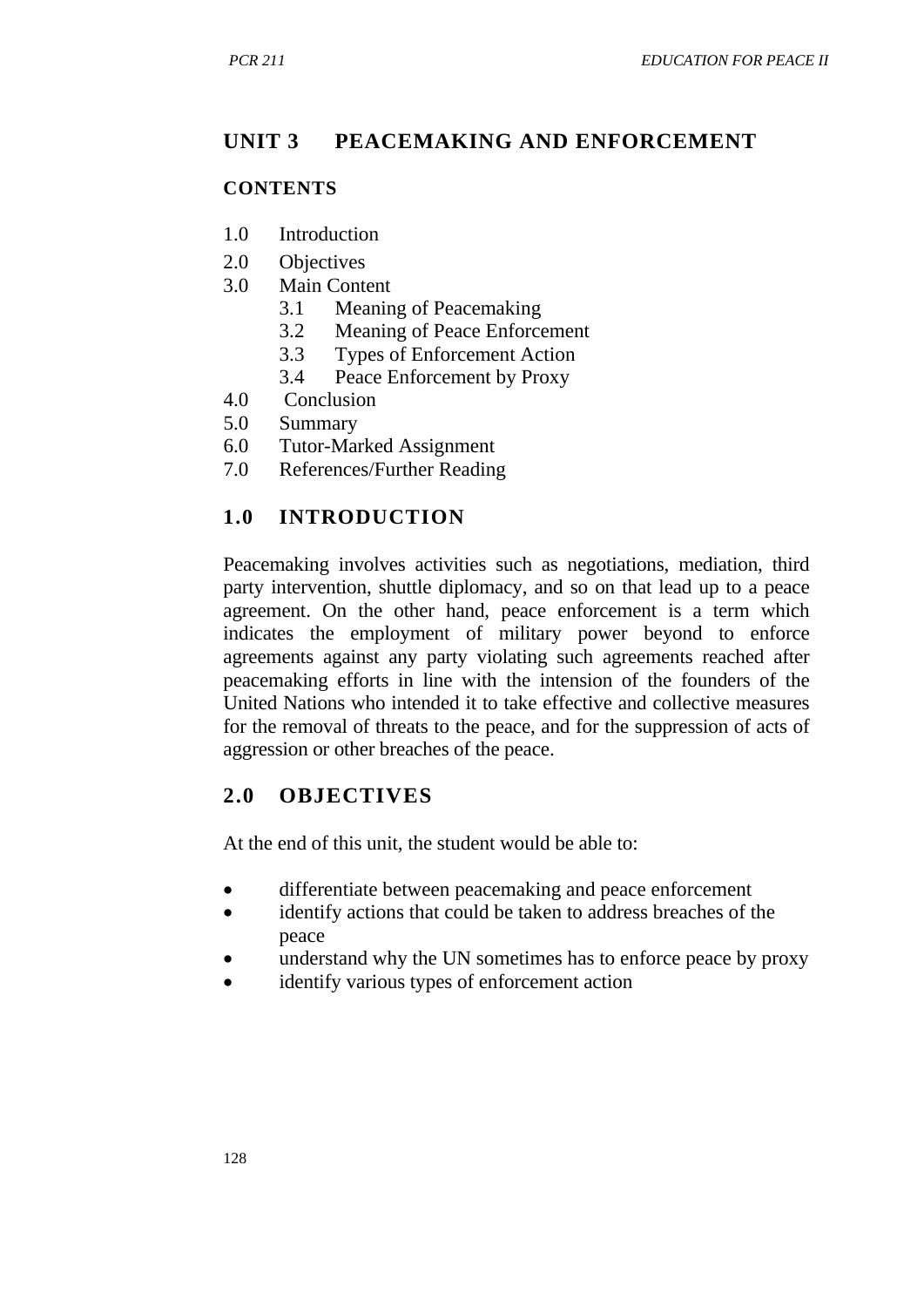## UNIT 3 PEACEMAKING AND ENFORCEMENT

### CONTENTS

1.0 Introduction
2.0 Objectives
3.0 Main Content
   3.1 Meaning of Peacemaking
   3.2 Meaning of Peace Enforcement
   3.3 Types of Enforcement Action
   3.4 Peace Enforcement by Proxy
4.0 Conclusion
5.0 Summary
6.0 Tutor-Marked Assignment
7.0 References/Further Reading

### 1.0 INTRODUCTION

Peacemaking involves activities such as negotiations, mediation, third party intervention, shuttle diplomacy, and so on that lead up to a peace agreement. On the other hand, peace enforcement is a term which indicates the employment of military power beyond to enforce agreements against any party violating such agreements reached after peacemaking efforts in line with the intension of the founders of the United Nations who intended it to take effective and collective measures for the removal of threats to the peace, and for the suppression of acts of aggression or other breaches of the peace.

### 2.0 OBJECTIVES

At the end of this unit, the student would be able to:

- differentiate between peacemaking and peace enforcement
- identify actions that could be taken to address breaches of the peace
- understand why the UN sometimes has to enforce peace by proxy
- identify various types of enforcement action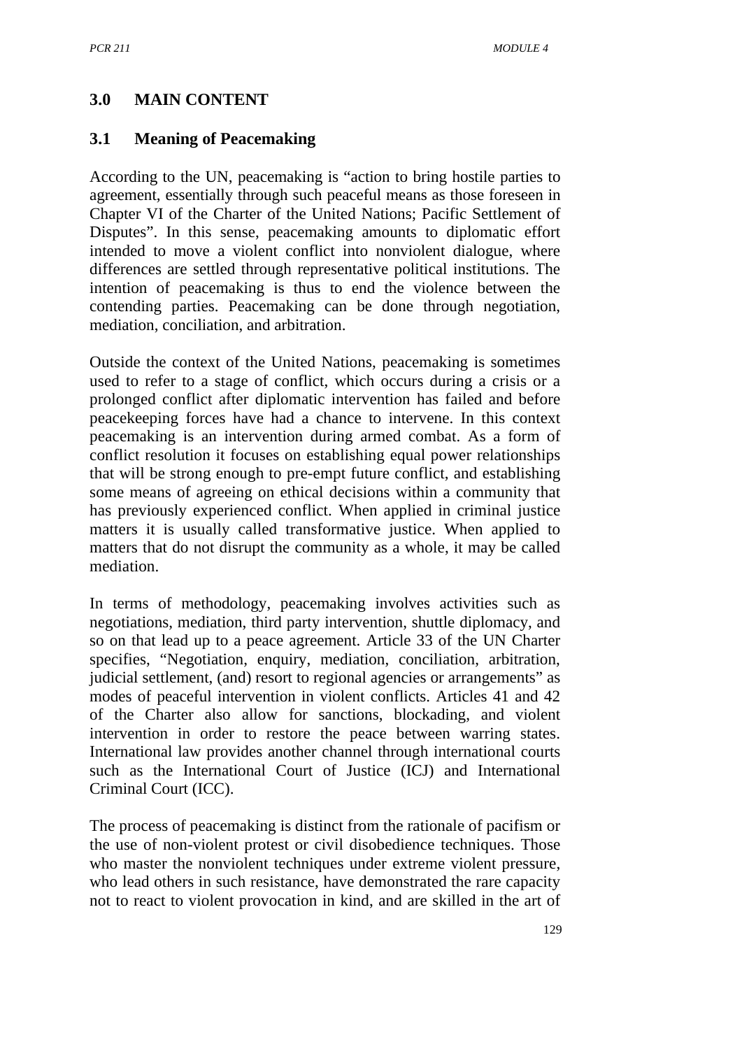## 3.0 MAIN CONTENT

### 3.1 Meaning of Peacemaking

According to the UN, peacemaking is "action to bring hostile parties to agreement, essentially through such peaceful means as those foreseen in Chapter VI of the Charter of the United Nations; Pacific Settlement of Disputes". In this sense, peacemaking amounts to diplomatic effort intended to move a violent conflict into nonviolent dialogue, where differences are settled through representative political institutions. The intention of peacemaking is thus to end the violence between the contending parties. Peacemaking can be done through negotiation, mediation, conciliation, and arbitration.

Outside the context of the United Nations, peacemaking is sometimes used to refer to a stage of conflict, which occurs during a crisis or a prolonged conflict after diplomatic intervention has failed and before peacekeeping forces have had a chance to intervene. In this context peacemaking is an intervention during armed combat. As a form of conflict resolution it focuses on establishing equal power relationships that will be strong enough to pre-empt future conflict, and establishing some means of agreeing on ethical decisions within a community that has previously experienced conflict. When applied in criminal justice matters it is usually called transformative justice. When applied to matters that do not disrupt the community as a whole, it may be called mediation.

In terms of methodology, peacemaking involves activities such as negotiations, mediation, third party intervention, shuttle diplomacy, and so on that lead up to a peace agreement. Article 33 of the UN Charter specifies, "Negotiation, enquiry, mediation, conciliation, arbitration, judicial settlement, (and) resort to regional agencies or arrangements" as modes of peaceful intervention in violent conflicts. Articles 41 and 42 of the Charter also allow for sanctions, blockading, and violent intervention in order to restore the peace between warring states. International law provides another channel through international courts such as the International Court of Justice (ICJ) and International Criminal Court (ICC).

The process of peacemaking is distinct from the rationale of pacifism or the use of non-violent protest or civil disobedience techniques. Those who master the nonviolent techniques under extreme violent pressure, who lead others in such resistance, have demonstrated the rare capacity not to react to violent provocation in kind, and are skilled in the art of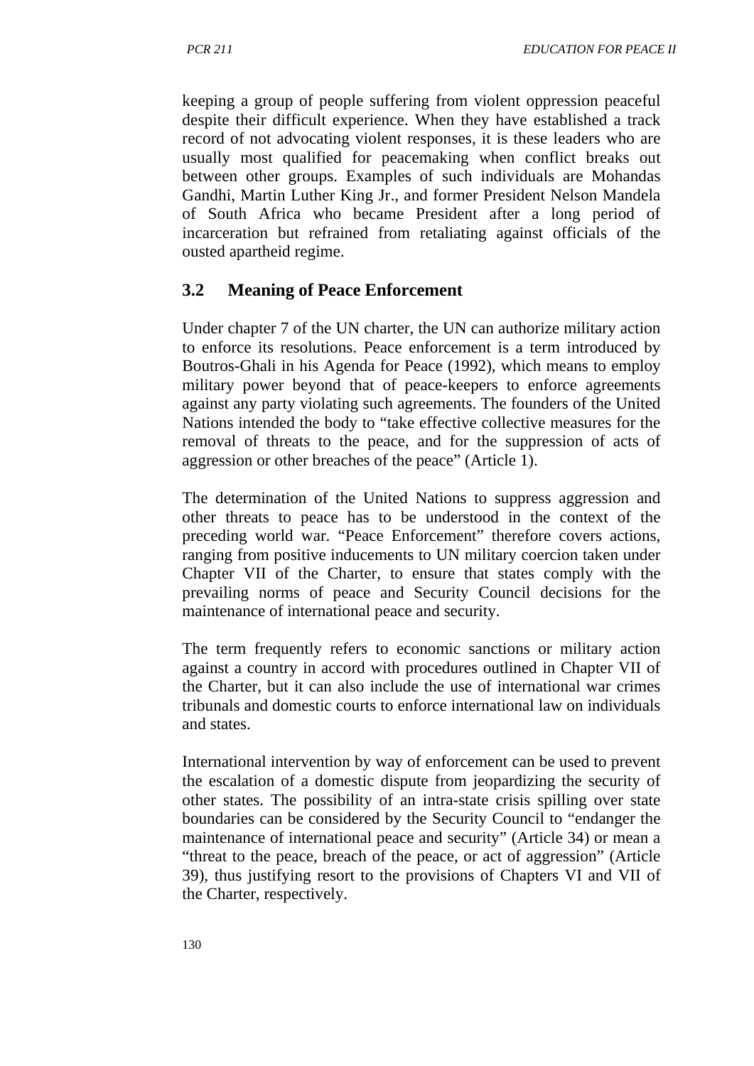keeping a group of people suffering from violent oppression peaceful despite their difficult experience. When they have established a track record of not advocating violent responses, it is these leaders who are usually most qualified for peacemaking when conflict breaks out between other groups. Examples of such individuals are Mohandas Gandhi, Martin Luther King Jr., and former President Nelson Mandela of South Africa who became President after a long period of incarceration but refrained from retaliating against officials of the ousted apartheid regime.

## 3.2 Meaning of Peace Enforcement

Under chapter 7 of the UN charter, the UN can authorize military action to enforce its resolutions. Peace enforcement is a term introduced by Boutros-Ghali in his Agenda for Peace (1992), which means to employ military power beyond that of peace-keepers to enforce agreements against any party violating such agreements. The founders of the United Nations intended the body to "take effective collective measures for the removal of threats to the peace, and for the suppression of acts of aggression or other breaches of the peace" (Article 1).

The determination of the United Nations to suppress aggression and other threats to peace has to be understood in the context of the preceding world war. "Peace Enforcement" therefore covers actions, ranging from positive inducements to UN military coercion taken under Chapter VII of the Charter, to ensure that states comply with the prevailing norms of peace and Security Council decisions for the maintenance of international peace and security.

The term frequently refers to economic sanctions or military action against a country in accord with procedures outlined in Chapter VII of the Charter, but it can also include the use of international war crimes tribunals and domestic courts to enforce international law on individuals and states.

International intervention by way of enforcement can be used to prevent the escalation of a domestic dispute from jeopardizing the security of other states. The possibility of an intra-state crisis spilling over state boundaries can be considered by the Security Council to "endanger the maintenance of international peace and security" (Article 34) or mean a "threat to the peace, breach of the peace, or act of aggression" (Article 39), thus justifying resort to the provisions of Chapters VI and VII of the Charter, respectively.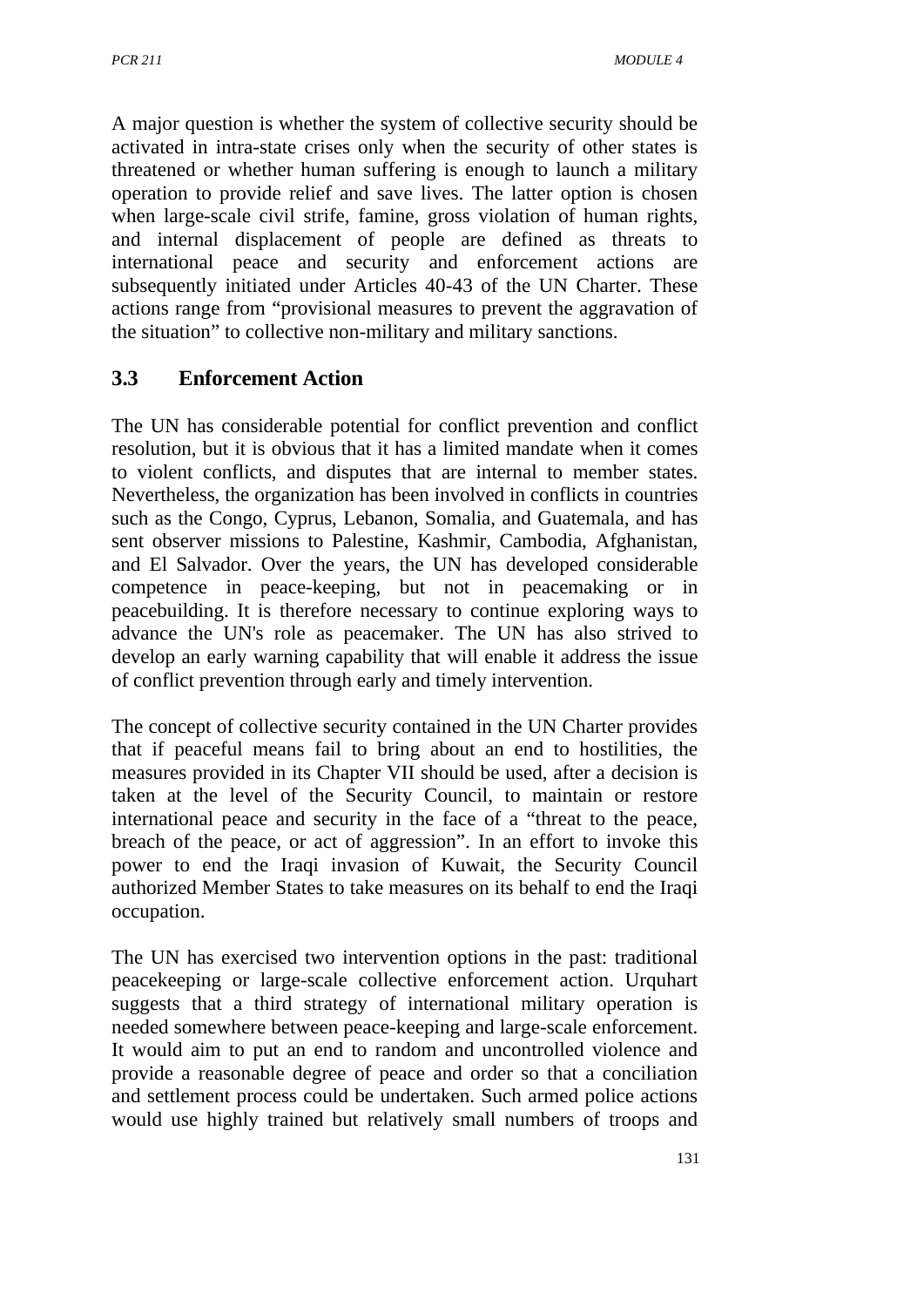A major question is whether the system of collective security should be activated in intra-state crises only when the security of other states is threatened or whether human suffering is enough to launch a military operation to provide relief and save lives. The latter option is chosen when large-scale civil strife, famine, gross violation of human rights, and internal displacement of people are defined as threats to international peace and security and enforcement actions are subsequently initiated under Articles 40-43 of the UN Charter. These actions range from "provisional measures to prevent the aggravation of the situation" to collective non-military and military sanctions.

### 3.3 Enforcement Action

The UN has considerable potential for conflict prevention and conflict resolution, but it is obvious that it has a limited mandate when it comes to violent conflicts, and disputes that are internal to member states. Nevertheless, the organization has been involved in conflicts in countries such as the Congo, Cyprus, Lebanon, Somalia, and Guatemala, and has sent observer missions to Palestine, Kashmir, Cambodia, Afghanistan, and El Salvador. Over the years, the UN has developed considerable competence in peace-keeping, but not in peacemaking or in peacebuilding. It is therefore necessary to continue exploring ways to advance the UN's role as peacemaker. The UN has also strived to develop an early warning capability that will enable it address the issue of conflict prevention through early and timely intervention.

The concept of collective security contained in the UN Charter provides that if peaceful means fail to bring about an end to hostilities, the measures provided in its Chapter VII should be used, after a decision is taken at the level of the Security Council, to maintain or restore international peace and security in the face of a "threat to the peace, breach of the peace, or act of aggression". In an effort to invoke this power to end the Iraqi invasion of Kuwait, the Security Council authorized Member States to take measures on its behalf to end the Iraqi occupation.

The UN has exercised two intervention options in the past: traditional peacekeeping or large-scale collective enforcement action. Urquhart suggests that a third strategy of international military operation is needed somewhere between peace-keeping and large-scale enforcement. It would aim to put an end to random and uncontrolled violence and provide a reasonable degree of peace and order so that a conciliation and settlement process could be undertaken. Such armed police actions would use highly trained but relatively small numbers of troops and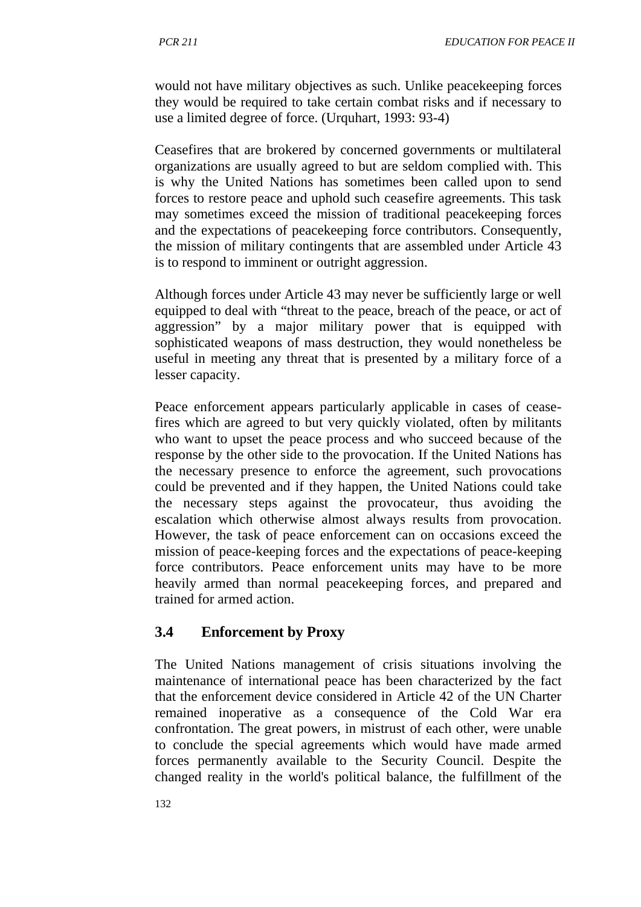would not have military objectives as such. Unlike peacekeeping forces they would be required to take certain combat risks and if necessary to use a limited degree of force. (Urquhart, 1993: 93-4)

Ceasefires that are brokered by concerned governments or multilateral organizations are usually agreed to but are seldom complied with. This is why the United Nations has sometimes been called upon to send forces to restore peace and uphold such ceasefire agreements. This task may sometimes exceed the mission of traditional peacekeeping forces and the expectations of peacekeeping force contributors. Consequently, the mission of military contingents that are assembled under Article 43 is to respond to imminent or outright aggression.

Although forces under Article 43 may never be sufficiently large or well equipped to deal with "threat to the peace, breach of the peace, or act of aggression" by a major military power that is equipped with sophisticated weapons of mass destruction, they would nonetheless be useful in meeting any threat that is presented by a military force of a lesser capacity.

Peace enforcement appears particularly applicable in cases of cease-fires which are agreed to but very quickly violated, often by militants who want to upset the peace process and who succeed because of the response by the other side to the provocation. If the United Nations has the necessary presence to enforce the agreement, such provocations could be prevented and if they happen, the United Nations could take the necessary steps against the provocateur, thus avoiding the escalation which otherwise almost always results from provocation. However, the task of peace enforcement can on occasions exceed the mission of peace-keeping forces and the expectations of peace-keeping force contributors. Peace enforcement units may have to be more heavily armed than normal peacekeeping forces, and prepared and trained for armed action.

## 3.4 Enforcement by Proxy

The United Nations management of crisis situations involving the maintenance of international peace has been characterized by the fact that the enforcement device considered in Article 42 of the UN Charter remained inoperative as a consequence of the Cold War era confrontation. The great powers, in mistrust of each other, were unable to conclude the special agreements which would have made armed forces permanently available to the Security Council. Despite the changed reality in the world's political balance, the fulfillment of the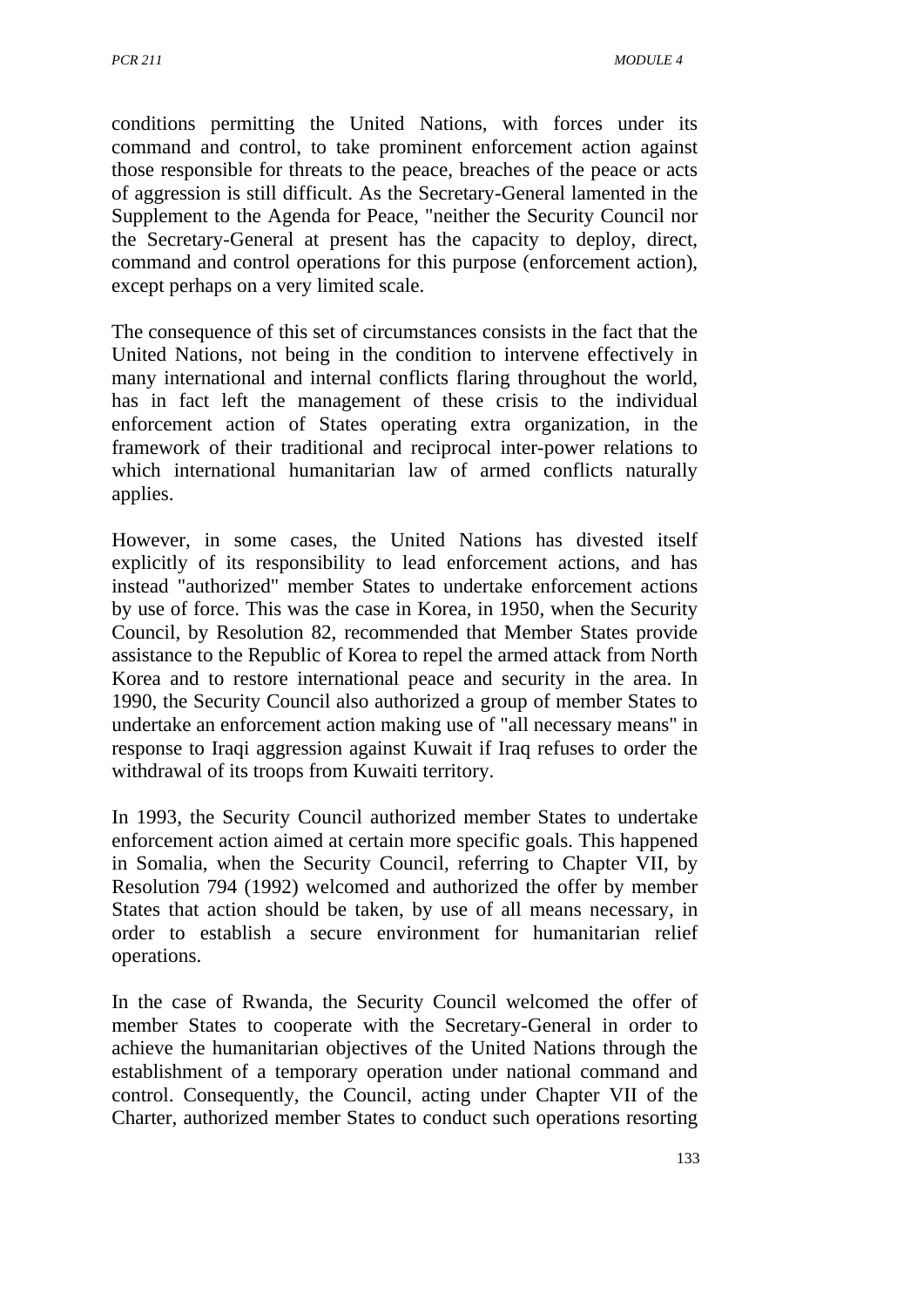conditions permitting the United Nations, with forces under its command and control, to take prominent enforcement action against those responsible for threats to the peace, breaches of the peace or acts of aggression is still difficult. As the Secretary-General lamented in the Supplement to the Agenda for Peace, "neither the Security Council nor the Secretary-General at present has the capacity to deploy, direct, command and control operations for this purpose (enforcement action), except perhaps on a very limited scale.

The consequence of this set of circumstances consists in the fact that the United Nations, not being in the condition to intervene effectively in many international and internal conflicts flaring throughout the world, has in fact left the management of these crisis to the individual enforcement action of States operating extra organization, in the framework of their traditional and reciprocal inter-power relations to which international humanitarian law of armed conflicts naturally applies.

However, in some cases, the United Nations has divested itself explicitly of its responsibility to lead enforcement actions, and has instead "authorized" member States to undertake enforcement actions by use of force. This was the case in Korea, in 1950, when the Security Council, by Resolution 82, recommended that Member States provide assistance to the Republic of Korea to repel the armed attack from North Korea and to restore international peace and security in the area. In 1990, the Security Council also authorized a group of member States to undertake an enforcement action making use of "all necessary means" in response to Iraqi aggression against Kuwait if Iraq refuses to order the withdrawal of its troops from Kuwaiti territory.

In 1993, the Security Council authorized member States to undertake enforcement action aimed at certain more specific goals. This happened in Somalia, when the Security Council, referring to Chapter VII, by Resolution 794 (1992) welcomed and authorized the offer by member States that action should be taken, by use of all means necessary, in order to establish a secure environment for humanitarian relief operations.

In the case of Rwanda, the Security Council welcomed the offer of member States to cooperate with the Secretary-General in order to achieve the humanitarian objectives of the United Nations through the establishment of a temporary operation under national command and control. Consequently, the Council, acting under Chapter VII of the Charter, authorized member States to conduct such operations resorting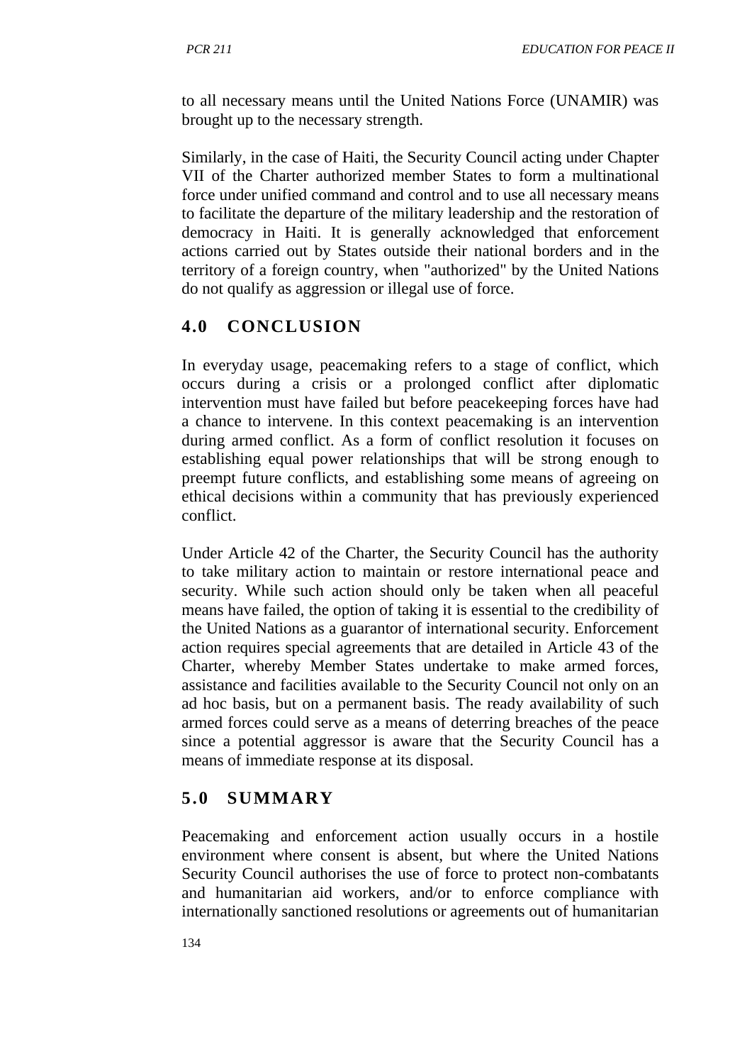to all necessary means until the United Nations Force (UNAMIR) was brought up to the necessary strength.

Similarly, in the case of Haiti, the Security Council acting under Chapter VII of the Charter authorized member States to form a multinational force under unified command and control and to use all necessary means to facilitate the departure of the military leadership and the restoration of democracy in Haiti. It is generally acknowledged that enforcement actions carried out by States outside their national borders and in the territory of a foreign country, when "authorized" by the United Nations do not qualify as aggression or illegal use of force.

## 4.0 CONCLUSION

In everyday usage, peacemaking refers to a stage of conflict, which occurs during a crisis or a prolonged conflict after diplomatic intervention must have failed but before peacekeeping forces have had a chance to intervene. In this context peacemaking is an intervention during armed conflict. As a form of conflict resolution it focuses on establishing equal power relationships that will be strong enough to preempt future conflicts, and establishing some means of agreeing on ethical decisions within a community that has previously experienced conflict.

Under Article 42 of the Charter, the Security Council has the authority to take military action to maintain or restore international peace and security. While such action should only be taken when all peaceful means have failed, the option of taking it is essential to the credibility of the United Nations as a guarantor of international security. Enforcement action requires special agreements that are detailed in Article 43 of the Charter, whereby Member States undertake to make armed forces, assistance and facilities available to the Security Council not only on an ad hoc basis, but on a permanent basis. The ready availability of such armed forces could serve as a means of deterring breaches of the peace since a potential aggressor is aware that the Security Council has a means of immediate response at its disposal.

## 5.0 SUMMARY

Peacemaking and enforcement action usually occurs in a hostile environment where consent is absent, but where the United Nations Security Council authorises the use of force to protect non-combatants and humanitarian aid workers, and/or to enforce compliance with internationally sanctioned resolutions or agreements out of humanitarian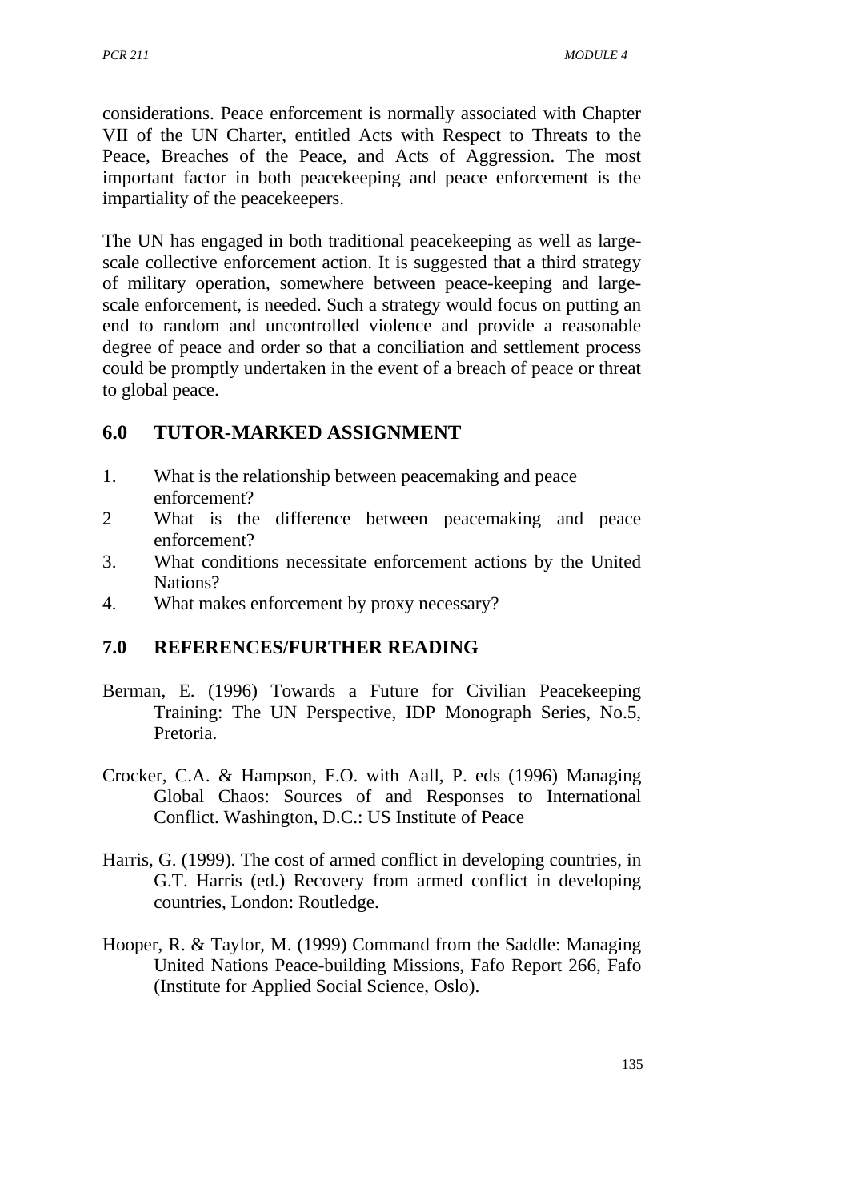considerations. Peace enforcement is normally associated with Chapter VII of the UN Charter, entitled Acts with Respect to Threats to the Peace, Breaches of the Peace, and Acts of Aggression. The most important factor in both peacekeeping and peace enforcement is the impartiality of the peacekeepers.

The UN has engaged in both traditional peacekeeping as well as large-scale collective enforcement action. It is suggested that a third strategy of military operation, somewhere between peace-keeping and large-scale enforcement, is needed. Such a strategy would focus on putting an end to random and uncontrolled violence and provide a reasonable degree of peace and order so that a conciliation and settlement process could be promptly undertaken in the event of a breach of peace or threat to global peace.

## 6.0 TUTOR-MARKED ASSIGNMENT

1. What is the relationship between peacemaking and peace enforcement?
2. What is the difference between peacemaking and peace enforcement?
3. What conditions necessitate enforcement actions by the United Nations?
4. What makes enforcement by proxy necessary?

## 7.0 REFERENCES/FURTHER READING

Berman, E. (1996) Towards a Future for Civilian Peacekeeping Training: The UN Perspective, IDP Monograph Series, No.5, Pretoria.

Crocker, C.A. & Hampson, F.O. with Aall, P. eds (1996) Managing Global Chaos: Sources of and Responses to International Conflict. Washington, D.C.: US Institute of Peace

Harris, G. (1999). The cost of armed conflict in developing countries, in G.T. Harris (ed.) Recovery from armed conflict in developing countries, London: Routledge.

Hooper, R. & Taylor, M. (1999) Command from the Saddle: Managing United Nations Peace-building Missions, Fafo Report 266, Fafo (Institute for Applied Social Science, Oslo).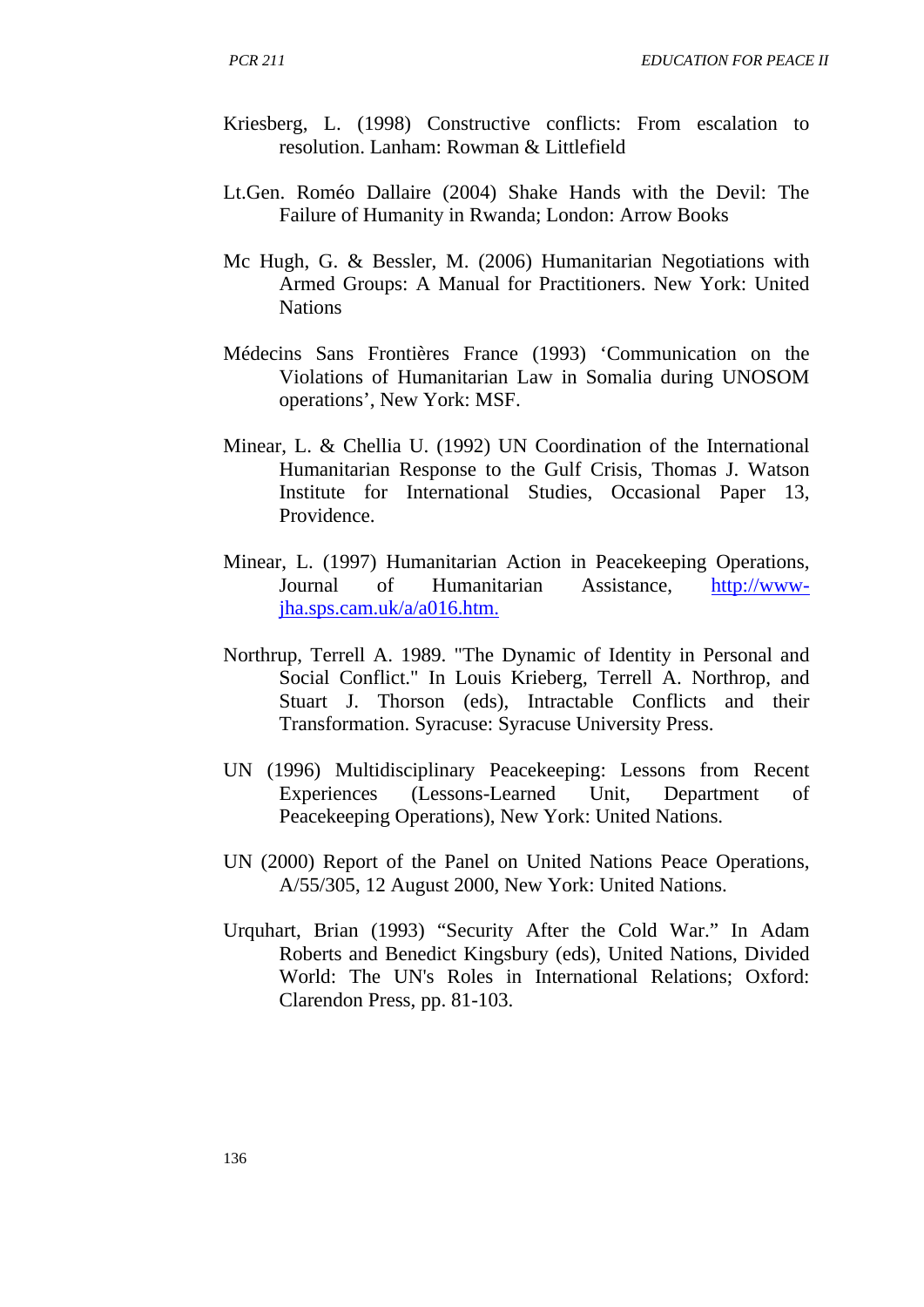Kriesberg, L. (1998) Constructive conflicts: From escalation to resolution. Lanham: Rowman & Littlefield

Lt.Gen. Roméo Dallaire (2004) Shake Hands with the Devil: The Failure of Humanity in Rwanda; London: Arrow Books

Mc Hugh, G. & Bessler, M. (2006) Humanitarian Negotiations with Armed Groups: A Manual for Practitioners. New York: United Nations

Médecins Sans Frontières France (1993) 'Communication on the Violations of Humanitarian Law in Somalia during UNOSOM operations', New York: MSF.

Minear, L. & Chellia U. (1992) UN Coordination of the International Humanitarian Response to the Gulf Crisis, Thomas J. Watson Institute for International Studies, Occasional Paper 13, Providence.

Minear, L. (1997) Humanitarian Action in Peacekeeping Operations, Journal of Humanitarian Assistance, [http://www-jha.sps.cam.uk/a/a016.htm.](http://www-jha.sps.cam.uk/a/a016.htm)

Northrup, Terrell A. 1989. "The Dynamic of Identity in Personal and Social Conflict." In Louis Krieberg, Terrell A. Northrop, and Stuart J. Thorson (eds), Intractable Conflicts and their Transformation. Syracuse: Syracuse University Press.

UN (1996) Multidisciplinary Peacekeeping: Lessons from Recent Experiences (Lessons-Learned Unit, Department of Peacekeeping Operations), New York: United Nations.

UN (2000) Report of the Panel on United Nations Peace Operations, A/55/305, 12 August 2000, New York: United Nations.

Urquhart, Brian (1993) "Security After the Cold War." In Adam Roberts and Benedict Kingsbury (eds), United Nations, Divided World: The UN's Roles in International Relations; Oxford: Clarendon Press, pp. 81-103.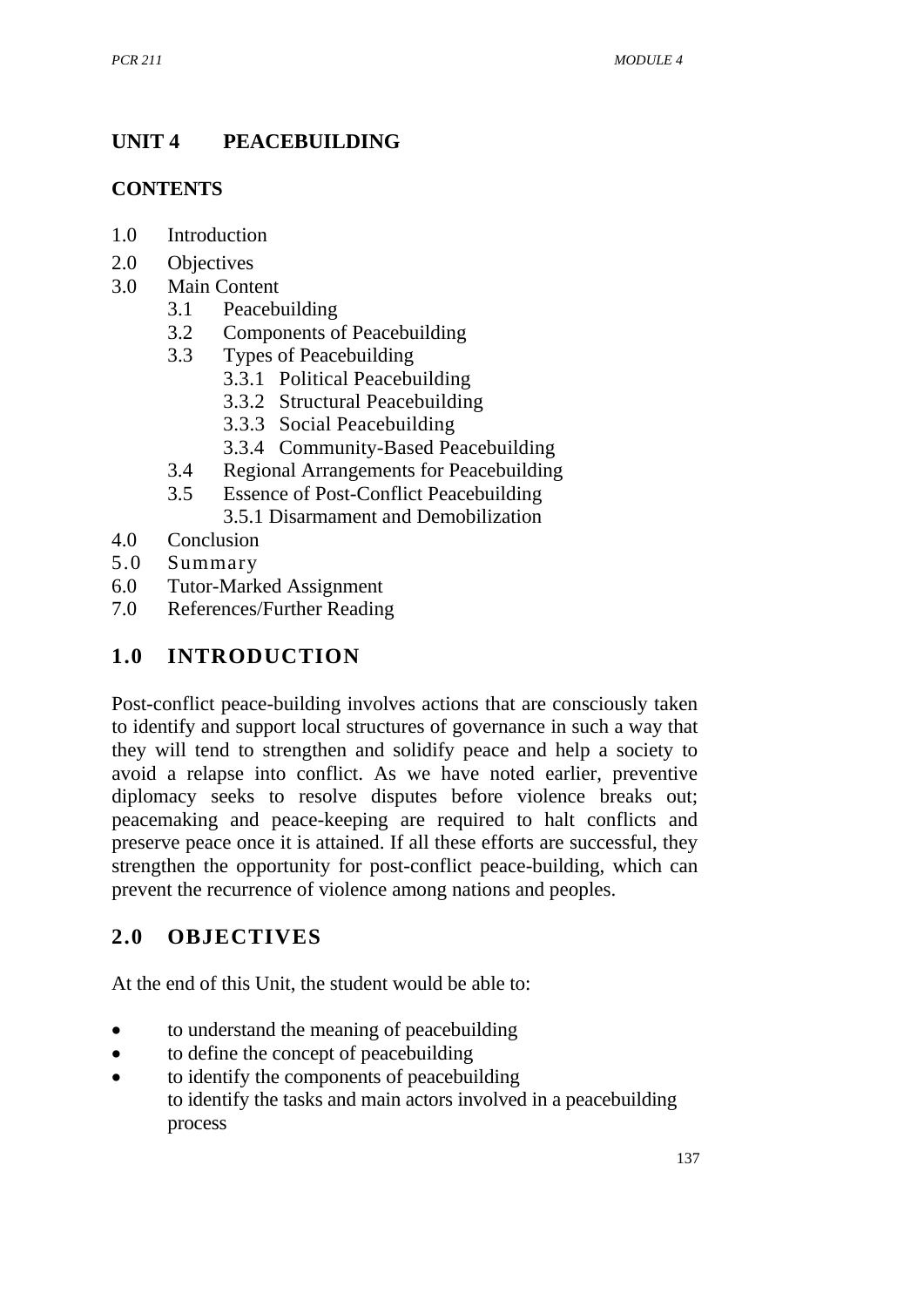## UNIT 4 PEACEBUILDING

### CONTENTS

1.0 Introduction
2.0 Objectives
3.0 Main Content
  3.1 Peacebuilding
  3.2 Components of Peacebuilding
  3.3 Types of Peacebuilding
    3.3.1 Political Peacebuilding
    3.3.2 Structural Peacebuilding
    3.3.3 Social Peacebuilding
    3.3.4 Community-Based Peacebuilding
  3.4 Regional Arrangements for Peacebuilding
  3.5 Essence of Post-Conflict Peacebuilding
    3.5.1 Disarmament and Demobilization
4.0 Conclusion
5.0 Summary
6.0 Tutor-Marked Assignment
7.0 References/Further Reading

## 1.0 INTRODUCTION

Post-conflict peace-building involves actions that are consciously taken to identify and support local structures of governance in such a way that they will tend to strengthen and solidify peace and help a society to avoid a relapse into conflict. As we have noted earlier, preventive diplomacy seeks to resolve disputes before violence breaks out; peacemaking and peace-keeping are required to halt conflicts and preserve peace once it is attained. If all these efforts are successful, they strengthen the opportunity for post-conflict peace-building, which can prevent the recurrence of violence among nations and peoples.

## 2.0 OBJECTIVES

At the end of this Unit, the student would be able to:

- to understand the meaning of peacebuilding
- to define the concept of peacebuilding
- to identify the components of peacebuilding
  to identify the tasks and main actors involved in a peacebuilding process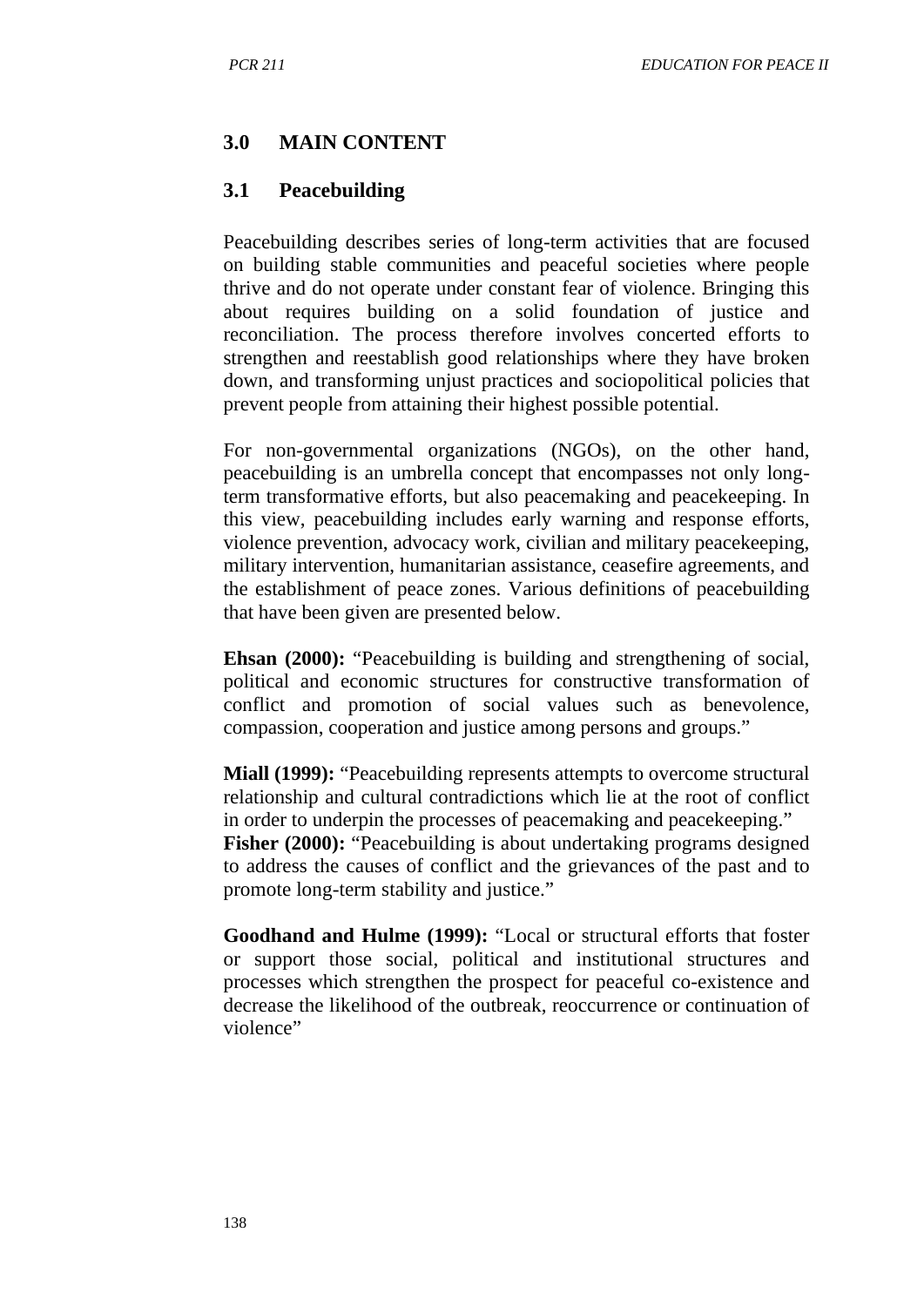## 3.0 MAIN CONTENT

### 3.1 Peacebuilding

Peacebuilding describes series of long-term activities that are focused on building stable communities and peaceful societies where people thrive and do not operate under constant fear of violence. Bringing this about requires building on a solid foundation of justice and reconciliation. The process therefore involves concerted efforts to strengthen and reestablish good relationships where they have broken down, and transforming unjust practices and sociopolitical policies that prevent people from attaining their highest possible potential.

For non-governmental organizations (NGOs), on the other hand, peacebuilding is an umbrella concept that encompasses not only long-term transformative efforts, but also peacemaking and peacekeeping. In this view, peacebuilding includes early warning and response efforts, violence prevention, advocacy work, civilian and military peacekeeping, military intervention, humanitarian assistance, ceasefire agreements, and the establishment of peace zones. Various definitions of peacebuilding that have been given are presented below.

**Ehsan (2000):** "Peacebuilding is building and strengthening of social, political and economic structures for constructive transformation of conflict and promotion of social values such as benevolence, compassion, cooperation and justice among persons and groups."

**Miall (1999):** "Peacebuilding represents attempts to overcome structural relationship and cultural contradictions which lie at the root of conflict in order to underpin the processes of peacemaking and peacekeeping."

**Fisher (2000):** "Peacebuilding is about undertaking programs designed to address the causes of conflict and the grievances of the past and to promote long-term stability and justice."

**Goodhand and Hulme (1999):** "Local or structural efforts that foster or support those social, political and institutional structures and processes which strengthen the prospect for peaceful co-existence and decrease the likelihood of the outbreak, reoccurrence or continuation of violence"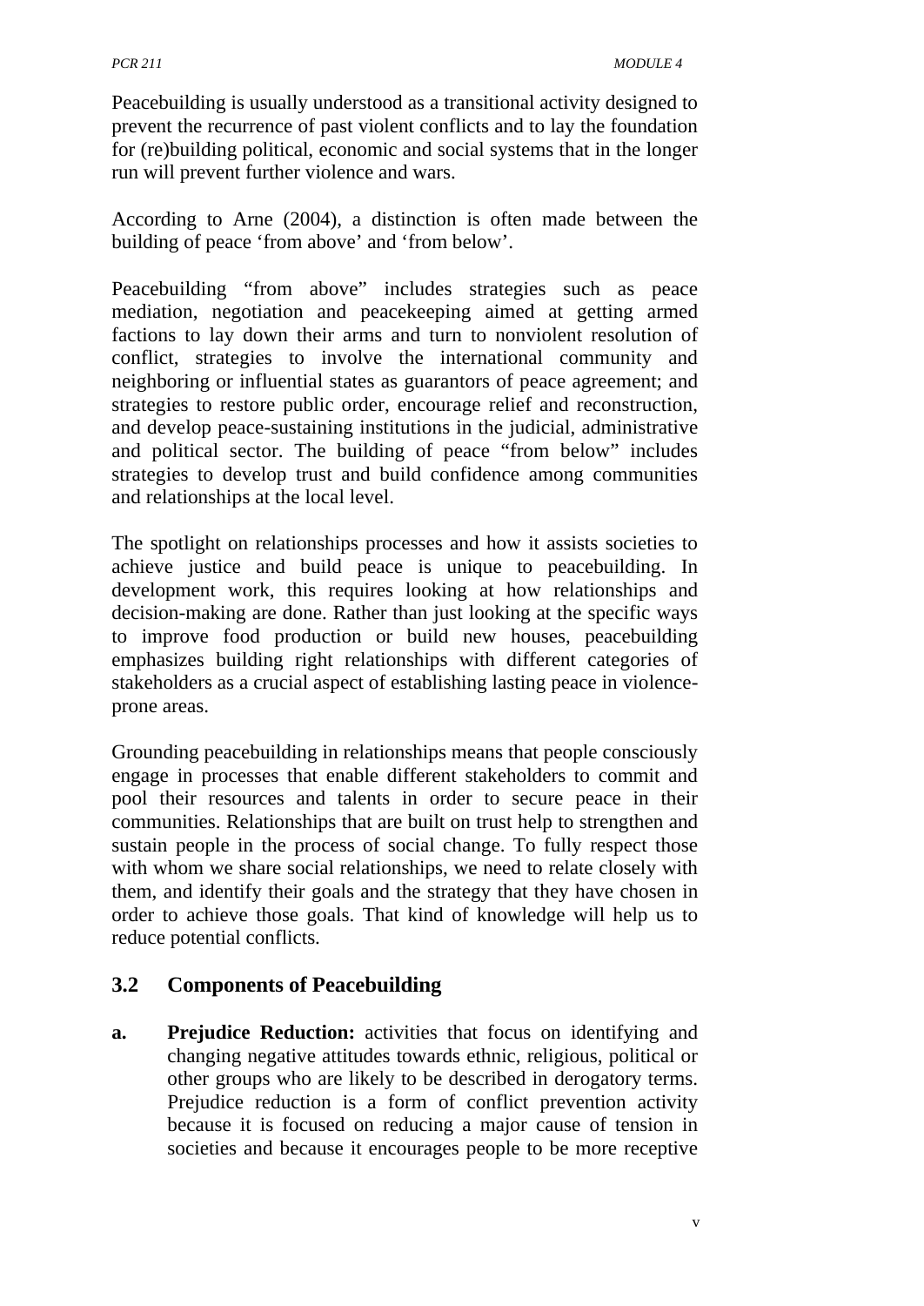Peacebuilding is usually understood as a transitional activity designed to prevent the recurrence of past violent conflicts and to lay the foundation for (re)building political, economic and social systems that in the longer run will prevent further violence and wars.

According to Arne (2004), a distinction is often made between the building of peace 'from above' and 'from below'.

Peacebuilding "from above" includes strategies such as peace mediation, negotiation and peacekeeping aimed at getting armed factions to lay down their arms and turn to nonviolent resolution of conflict, strategies to involve the international community and neighboring or influential states as guarantors of peace agreement; and strategies to restore public order, encourage relief and reconstruction, and develop peace-sustaining institutions in the judicial, administrative and political sector. The building of peace "from below" includes strategies to develop trust and build confidence among communities and relationships at the local level.

The spotlight on relationships processes and how it assists societies to achieve justice and build peace is unique to peacebuilding. In development work, this requires looking at how relationships and decision-making are done. Rather than just looking at the specific ways to improve food production or build new houses, peacebuilding emphasizes building right relationships with different categories of stakeholders as a crucial aspect of establishing lasting peace in violence-prone areas.

Grounding peacebuilding in relationships means that people consciously engage in processes that enable different stakeholders to commit and pool their resources and talents in order to secure peace in their communities. Relationships that are built on trust help to strengthen and sustain people in the process of social change. To fully respect those with whom we share social relationships, we need to relate closely with them, and identify their goals and the strategy that they have chosen in order to achieve those goals. That kind of knowledge will help us to reduce potential conflicts.

## 3.2 Components of Peacebuilding

a. **Prejudice Reduction:** activities that focus on identifying and changing negative attitudes towards ethnic, religious, political or other groups who are likely to be described in derogatory terms. Prejudice reduction is a form of conflict prevention activity because it is focused on reducing a major cause of tension in societies and because it encourages people to be more receptive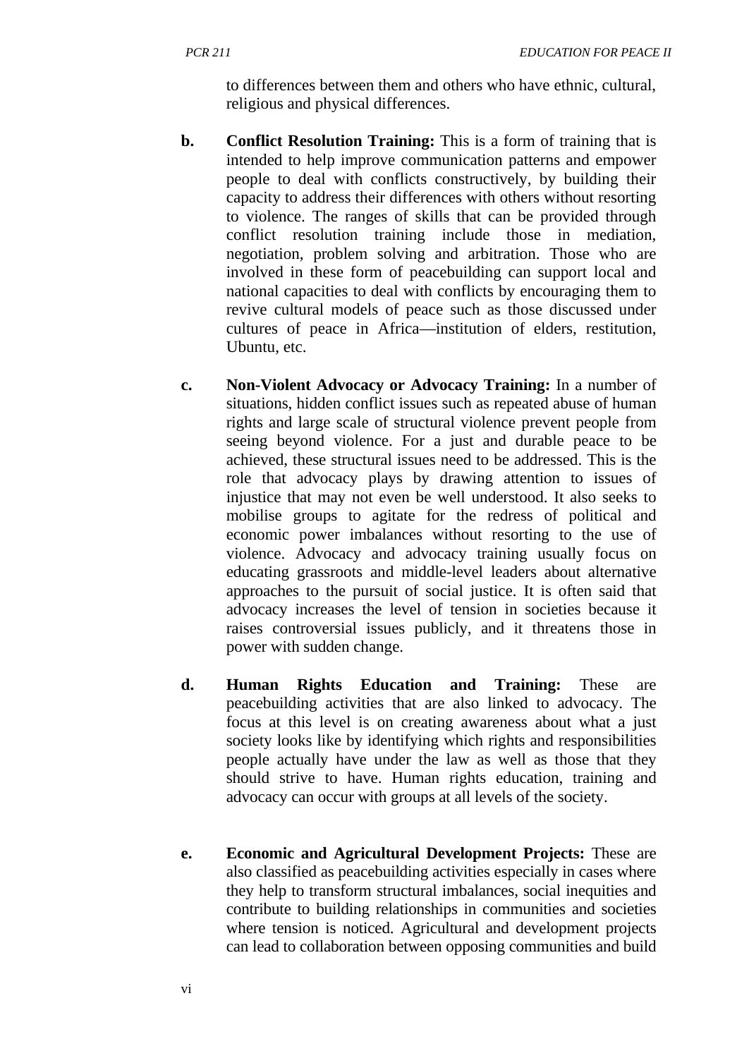to differences between them and others who have ethnic, cultural, religious and physical differences.

b. **Conflict Resolution Training:** This is a form of training that is intended to help improve communication patterns and empower people to deal with conflicts constructively, by building their capacity to address their differences with others without resorting to violence. The ranges of skills that can be provided through conflict resolution training include those in mediation, negotiation, problem solving and arbitration. Those who are involved in these form of peacebuilding can support local and national capacities to deal with conflicts by encouraging them to revive cultural models of peace such as those discussed under cultures of peace in Africa—institution of elders, restitution, Ubuntu, etc.

c. **Non-Violent Advocacy or Advocacy Training:** In a number of situations, hidden conflict issues such as repeated abuse of human rights and large scale of structural violence prevent people from seeing beyond violence. For a just and durable peace to be achieved, these structural issues need to be addressed. This is the role that advocacy plays by drawing attention to issues of injustice that may not even be well understood. It also seeks to mobilise groups to agitate for the redress of political and economic power imbalances without resorting to the use of violence. Advocacy and advocacy training usually focus on educating grassroots and middle-level leaders about alternative approaches to the pursuit of social justice. It is often said that advocacy increases the level of tension in societies because it raises controversial issues publicly, and it threatens those in power with sudden change.

d. **Human Rights Education and Training:** These are peacebuilding activities that are also linked to advocacy. The focus at this level is on creating awareness about what a just society looks like by identifying which rights and responsibilities people actually have under the law as well as those that they should strive to have. Human rights education, training and advocacy can occur with groups at all levels of the society.

e. **Economic and Agricultural Development Projects:** These are also classified as peacebuilding activities especially in cases where they help to transform structural imbalances, social inequities and contribute to building relationships in communities and societies where tension is noticed. Agricultural and development projects can lead to collaboration between opposing communities and build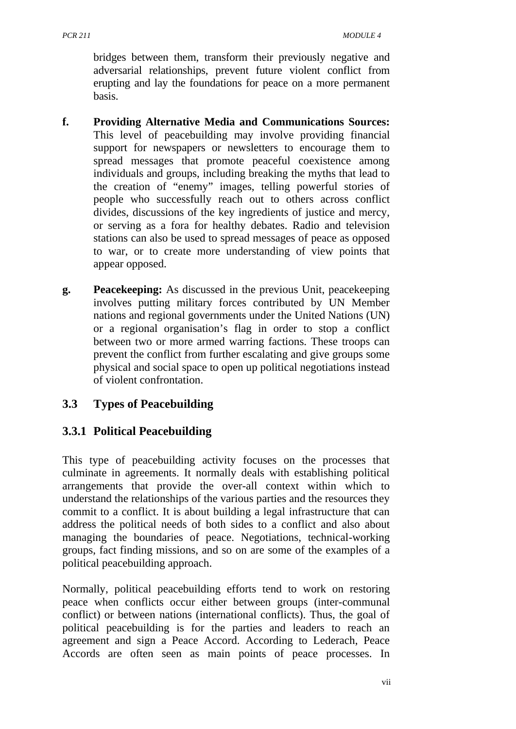bridges between them, transform their previously negative and adversarial relationships, prevent future violent conflict from erupting and lay the foundations for peace on a more permanent basis.

f. **Providing Alternative Media and Communications Sources:** This level of peacebuilding may involve providing financial support for newspapers or newsletters to encourage them to spread messages that promote peaceful coexistence among individuals and groups, including breaking the myths that lead to the creation of "enemy" images, telling powerful stories of people who successfully reach out to others across conflict divides, discussions of the key ingredients of justice and mercy, or serving as a fora for healthy debates. Radio and television stations can also be used to spread messages of peace as opposed to war, or to create more understanding of view points that appear opposed.

g. **Peacekeeping:** As discussed in the previous Unit, peacekeeping involves putting military forces contributed by UN Member nations and regional governments under the United Nations (UN) or a regional organisation's flag in order to stop a conflict between two or more armed warring factions. These troops can prevent the conflict from further escalating and give groups some physical and social space to open up political negotiations instead of violent confrontation.

## 3.3 Types of Peacebuilding

### 3.3.1 Political Peacebuilding

This type of peacebuilding activity focuses on the processes that culminate in agreements. It normally deals with establishing political arrangements that provide the over-all context within which to understand the relationships of the various parties and the resources they commit to a conflict. It is about building a legal infrastructure that can address the political needs of both sides to a conflict and also about managing the boundaries of peace. Negotiations, technical-working groups, fact finding missions, and so on are some of the examples of a political peacebuilding approach.

Normally, political peacebuilding efforts tend to work on restoring peace when conflicts occur either between groups (inter-communal conflict) or between nations (international conflicts). Thus, the goal of political peacebuilding is for the parties and leaders to reach an agreement and sign a Peace Accord. According to Lederach, Peace Accords are often seen as main points of peace processes. In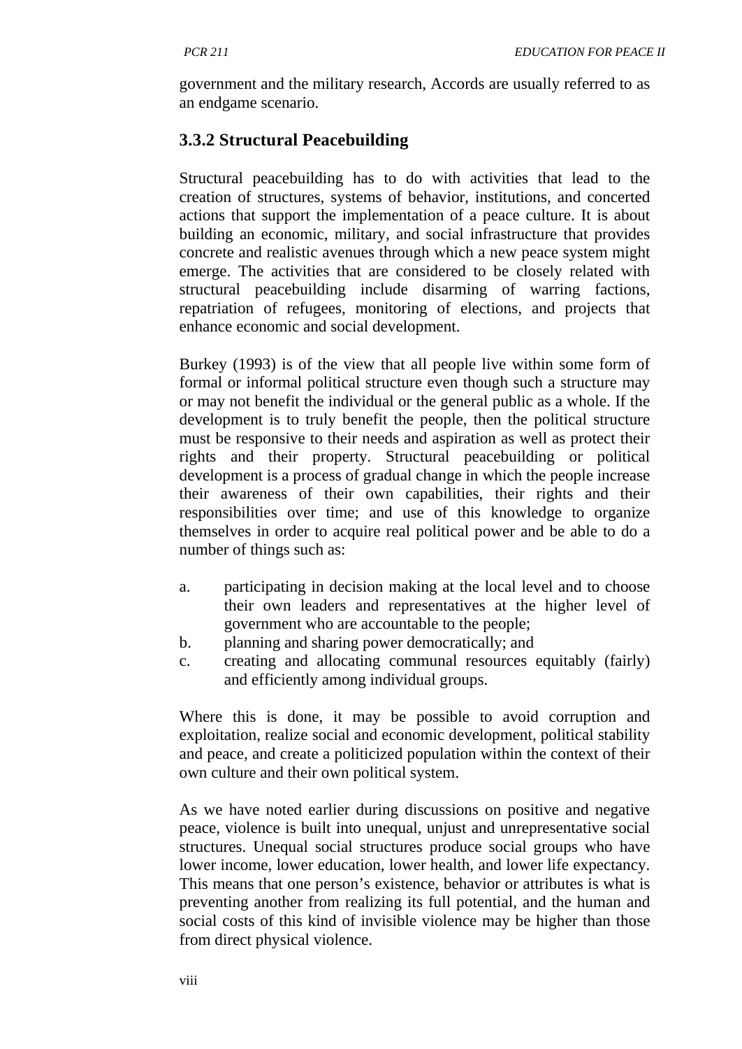government and the military research, Accords are usually referred to as an endgame scenario.

### 3.3.2 Structural Peacebuilding

Structural peacebuilding has to do with activities that lead to the creation of structures, systems of behavior, institutions, and concerted actions that support the implementation of a peace culture. It is about building an economic, military, and social infrastructure that provides concrete and realistic avenues through which a new peace system might emerge. The activities that are considered to be closely related with structural peacebuilding include disarming of warring factions, repatriation of refugees, monitoring of elections, and projects that enhance economic and social development.

Burkey (1993) is of the view that all people live within some form of formal or informal political structure even though such a structure may or may not benefit the individual or the general public as a whole. If the development is to truly benefit the people, then the political structure must be responsive to their needs and aspiration as well as protect their rights and their property. Structural peacebuilding or political development is a process of gradual change in which the people increase their awareness of their own capabilities, their rights and their responsibilities over time; and use of this knowledge to organize themselves in order to acquire real political power and be able to do a number of things such as:

a. participating in decision making at the local level and to choose their own leaders and representatives at the higher level of government who are accountable to the people;
b. planning and sharing power democratically; and
c. creating and allocating communal resources equitably (fairly) and efficiently among individual groups.

Where this is done, it may be possible to avoid corruption and exploitation, realize social and economic development, political stability and peace, and create a politicized population within the context of their own culture and their own political system.

As we have noted earlier during discussions on positive and negative peace, violence is built into unequal, unjust and unrepresentative social structures. Unequal social structures produce social groups who have lower income, lower education, lower health, and lower life expectancy. This means that one person's existence, behavior or attributes is what is preventing another from realizing its full potential, and the human and social costs of this kind of invisible violence may be higher than those from direct physical violence.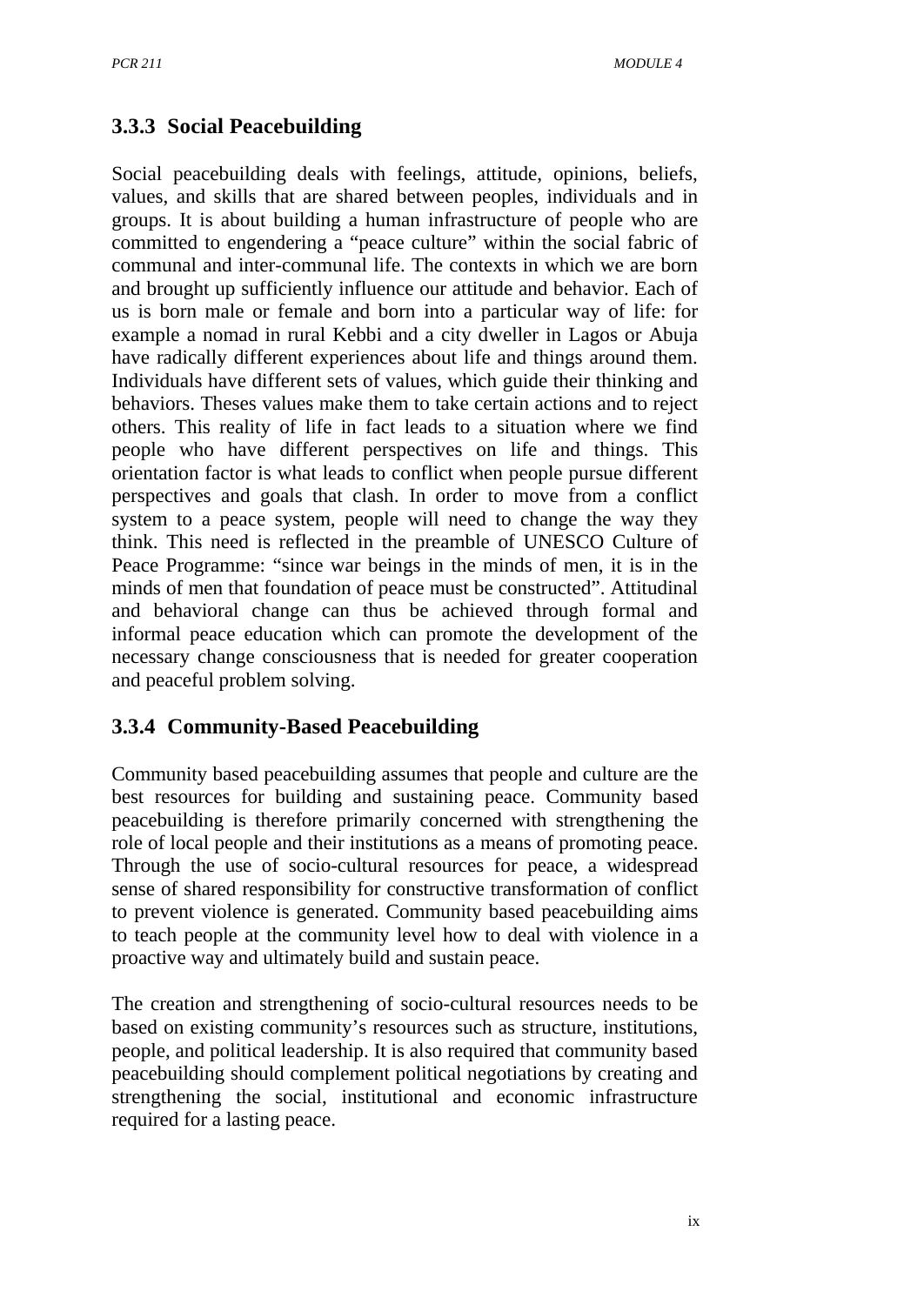### 3.3.3 Social Peacebuilding

Social peacebuilding deals with feelings, attitude, opinions, beliefs, values, and skills that are shared between peoples, individuals and in groups. It is about building a human infrastructure of people who are committed to engendering a "peace culture" within the social fabric of communal and inter-communal life. The contexts in which we are born and brought up sufficiently influence our attitude and behavior. Each of us is born male or female and born into a particular way of life: for example a nomad in rural Kebbi and a city dweller in Lagos or Abuja have radically different experiences about life and things around them. Individuals have different sets of values, which guide their thinking and behaviors. Theses values make them to take certain actions and to reject others. This reality of life in fact leads to a situation where we find people who have different perspectives on life and things. This orientation factor is what leads to conflict when people pursue different perspectives and goals that clash. In order to move from a conflict system to a peace system, people will need to change the way they think. This need is reflected in the preamble of UNESCO Culture of Peace Programme: "since war beings in the minds of men, it is in the minds of men that foundation of peace must be constructed". Attitudinal and behavioral change can thus be achieved through formal and informal peace education which can promote the development of the necessary change consciousness that is needed for greater cooperation and peaceful problem solving.

### 3.3.4 Community-Based Peacebuilding

Community based peacebuilding assumes that people and culture are the best resources for building and sustaining peace. Community based peacebuilding is therefore primarily concerned with strengthening the role of local people and their institutions as a means of promoting peace. Through the use of socio-cultural resources for peace, a widespread sense of shared responsibility for constructive transformation of conflict to prevent violence is generated. Community based peacebuilding aims to teach people at the community level how to deal with violence in a proactive way and ultimately build and sustain peace.

The creation and strengthening of socio-cultural resources needs to be based on existing community's resources such as structure, institutions, people, and political leadership. It is also required that community based peacebuilding should complement political negotiations by creating and strengthening the social, institutional and economic infrastructure required for a lasting peace.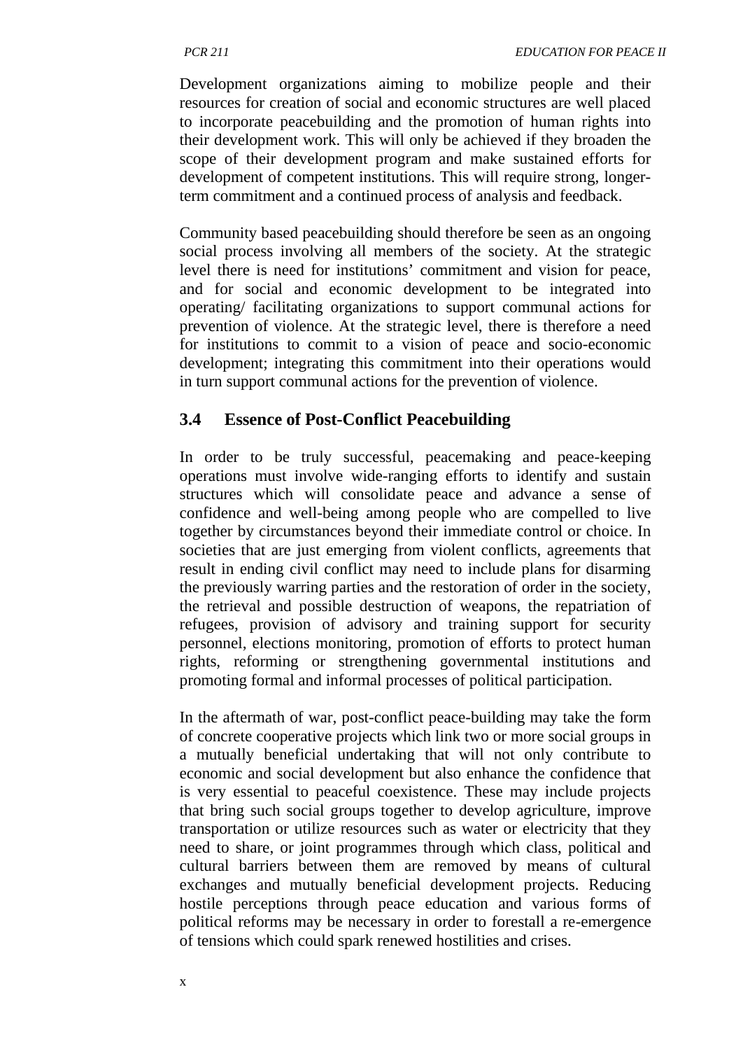Development organizations aiming to mobilize people and their resources for creation of social and economic structures are well placed to incorporate peacebuilding and the promotion of human rights into their development work. This will only be achieved if they broaden the scope of their development program and make sustained efforts for development of competent institutions. This will require strong, longer-term commitment and a continued process of analysis and feedback.

Community based peacebuilding should therefore be seen as an ongoing social process involving all members of the society. At the strategic level there is need for institutions' commitment and vision for peace, and for social and economic development to be integrated into operating/ facilitating organizations to support communal actions for prevention of violence. At the strategic level, there is therefore a need for institutions to commit to a vision of peace and socio-economic development; integrating this commitment into their operations would in turn support communal actions for the prevention of violence.

## 3.4 Essence of Post-Conflict Peacebuilding

In order to be truly successful, peacemaking and peace-keeping operations must involve wide-ranging efforts to identify and sustain structures which will consolidate peace and advance a sense of confidence and well-being among people who are compelled to live together by circumstances beyond their immediate control or choice. In societies that are just emerging from violent conflicts, agreements that result in ending civil conflict may need to include plans for disarming the previously warring parties and the restoration of order in the society, the retrieval and possible destruction of weapons, the repatriation of refugees, provision of advisory and training support for security personnel, elections monitoring, promotion of efforts to protect human rights, reforming or strengthening governmental institutions and promoting formal and informal processes of political participation.

In the aftermath of war, post-conflict peace-building may take the form of concrete cooperative projects which link two or more social groups in a mutually beneficial undertaking that will not only contribute to economic and social development but also enhance the confidence that is very essential to peaceful coexistence. These may include projects that bring such social groups together to develop agriculture, improve transportation or utilize resources such as water or electricity that they need to share, or joint programmes through which class, political and cultural barriers between them are removed by means of cultural exchanges and mutually beneficial development projects. Reducing hostile perceptions through peace education and various forms of political reforms may be necessary in order to forestall a re-emergence of tensions which could spark renewed hostilities and crises.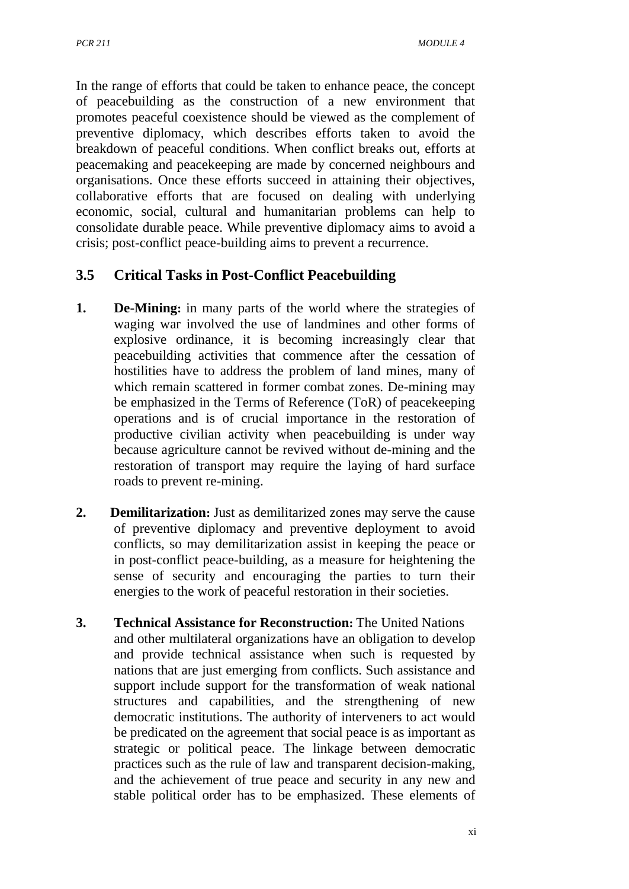In the range of efforts that could be taken to enhance peace, the concept of peacebuilding as the construction of a new environment that promotes peaceful coexistence should be viewed as the complement of preventive diplomacy, which describes efforts taken to avoid the breakdown of peaceful conditions. When conflict breaks out, efforts at peacemaking and peacekeeping are made by concerned neighbours and organisations. Once these efforts succeed in attaining their objectives, collaborative efforts that are focused on dealing with underlying economic, social, cultural and humanitarian problems can help to consolidate durable peace. While preventive diplomacy aims to avoid a crisis; post-conflict peace-building aims to prevent a recurrence.

### 3.5 Critical Tasks in Post-Conflict Peacebuilding

1. **De-Mining:** in many parts of the world where the strategies of waging war involved the use of landmines and other forms of explosive ordinance, it is becoming increasingly clear that peacebuilding activities that commence after the cessation of hostilities have to address the problem of land mines, many of which remain scattered in former combat zones. De-mining may be emphasized in the Terms of Reference (ToR) of peacekeeping operations and is of crucial importance in the restoration of productive civilian activity when peacebuilding is under way because agriculture cannot be revived without de-mining and the restoration of transport may require the laying of hard surface roads to prevent re-mining.

2. **Demilitarization:** Just as demilitarized zones may serve the cause of preventive diplomacy and preventive deployment to avoid conflicts, so may demilitarization assist in keeping the peace or in post-conflict peace-building, as a measure for heightening the sense of security and encouraging the parties to turn their energies to the work of peaceful restoration in their societies.

3. **Technical Assistance for Reconstruction:** The United Nations and other multilateral organizations have an obligation to develop and provide technical assistance when such is requested by nations that are just emerging from conflicts. Such assistance and support include support for the transformation of weak national structures and capabilities, and the strengthening of new democratic institutions. The authority of interveners to act would be predicated on the agreement that social peace is as important as strategic or political peace. The linkage between democratic practices such as the rule of law and transparent decision-making, and the achievement of true peace and security in any new and stable political order has to be emphasized. These elements of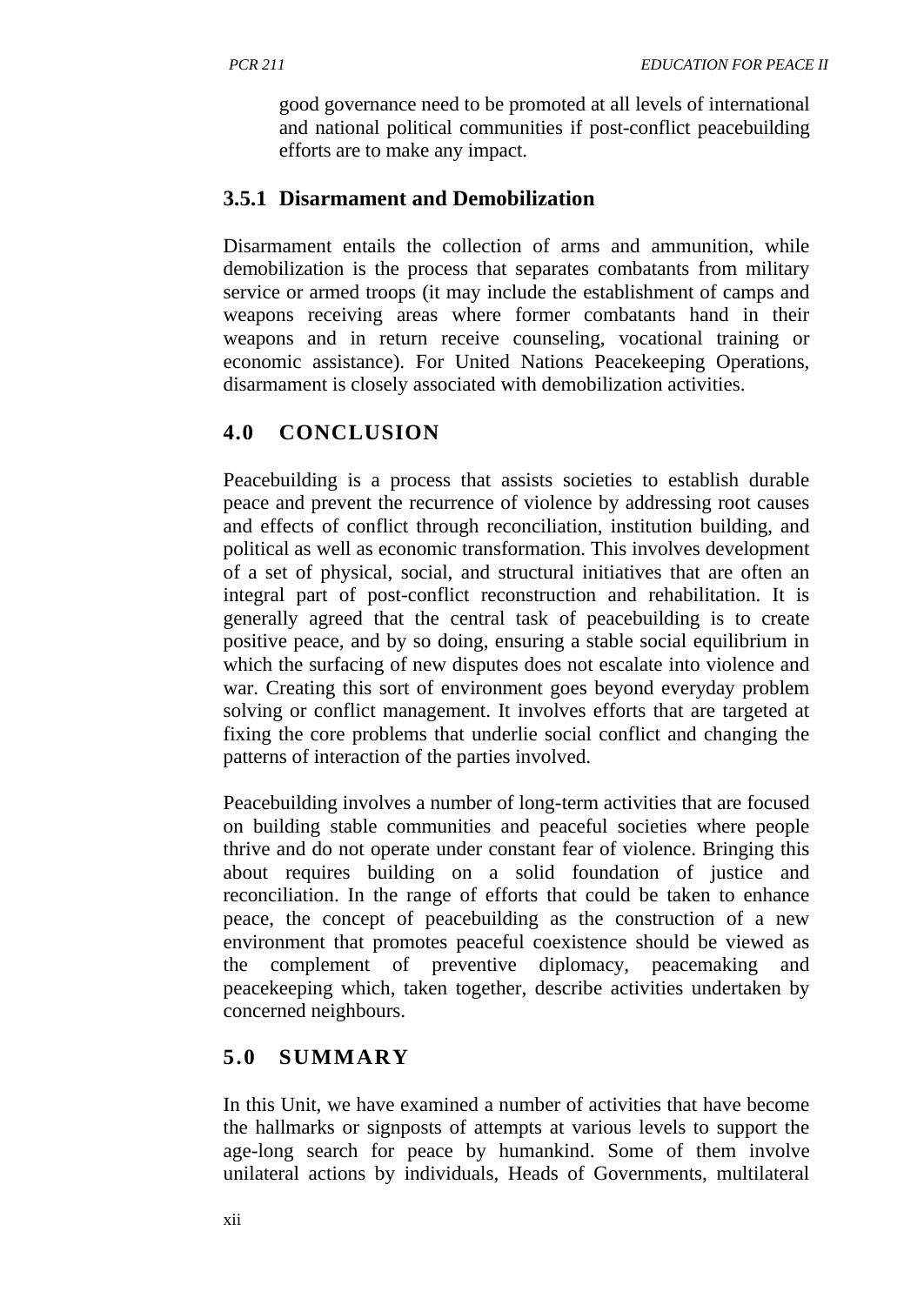good governance need to be promoted at all levels of international and national political communities if post-conflict peacebuilding efforts are to make any impact.

### 3.5.1 Disarmament and Demobilization

Disarmament entails the collection of arms and ammunition, while demobilization is the process that separates combatants from military service or armed troops (it may include the establishment of camps and weapons receiving areas where former combatants hand in their weapons and in return receive counseling, vocational training or economic assistance). For United Nations Peacekeeping Operations, disarmament is closely associated with demobilization activities.

## 4.0 CONCLUSION

Peacebuilding is a process that assists societies to establish durable peace and prevent the recurrence of violence by addressing root causes and effects of conflict through reconciliation, institution building, and political as well as economic transformation. This involves development of a set of physical, social, and structural initiatives that are often an integral part of post-conflict reconstruction and rehabilitation. It is generally agreed that the central task of peacebuilding is to create positive peace, and by so doing, ensuring a stable social equilibrium in which the surfacing of new disputes does not escalate into violence and war. Creating this sort of environment goes beyond everyday problem solving or conflict management. It involves efforts that are targeted at fixing the core problems that underlie social conflict and changing the patterns of interaction of the parties involved.

Peacebuilding involves a number of long-term activities that are focused on building stable communities and peaceful societies where people thrive and do not operate under constant fear of violence. Bringing this about requires building on a solid foundation of justice and reconciliation. In the range of efforts that could be taken to enhance peace, the concept of peacebuilding as the construction of a new environment that promotes peaceful coexistence should be viewed as the complement of preventive diplomacy, peacemaking and peacekeeping which, taken together, describe activities undertaken by concerned neighbours.

## 5.0 SUMMARY

In this Unit, we have examined a number of activities that have become the hallmarks or signposts of attempts at various levels to support the age-long search for peace by humankind. Some of them involve unilateral actions by individuals, Heads of Governments, multilateral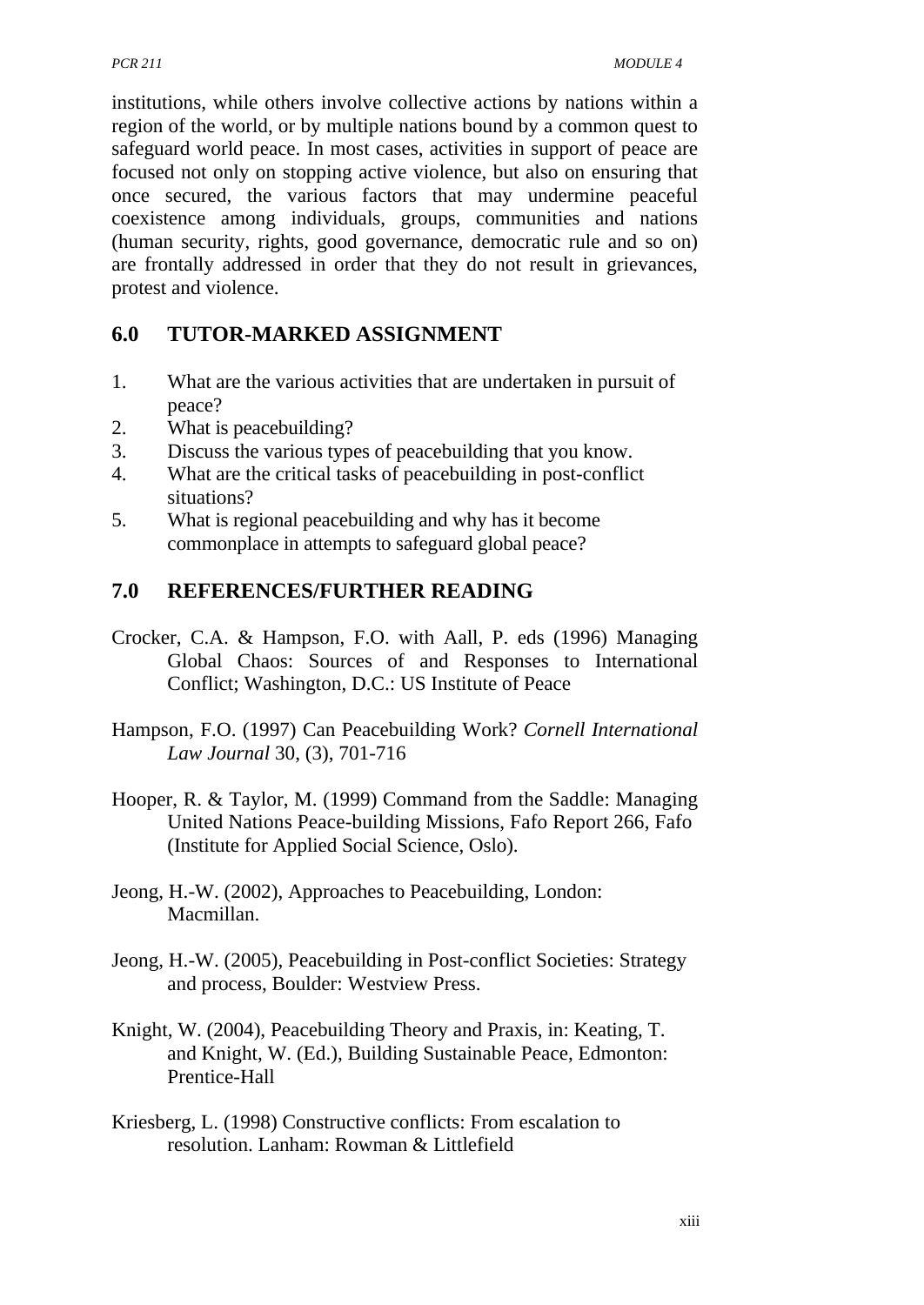institutions, while others involve collective actions by nations within a region of the world, or by multiple nations bound by a common quest to safeguard world peace. In most cases, activities in support of peace are focused not only on stopping active violence, but also on ensuring that once secured, the various factors that may undermine peaceful coexistence among individuals, groups, communities and nations (human security, rights, good governance, democratic rule and so on) are frontally addressed in order that they do not result in grievances, protest and violence.

## 6.0 TUTOR-MARKED ASSIGNMENT

1. What are the various activities that are undertaken in pursuit of peace?
2. What is peacebuilding?
3. Discuss the various types of peacebuilding that you know.
4. What are the critical tasks of peacebuilding in post-conflict situations?
5. What is regional peacebuilding and why has it become commonplace in attempts to safeguard global peace?

## 7.0 REFERENCES/FURTHER READING

Crocker, C.A. & Hampson, F.O. with Aall, P. eds (1996) Managing Global Chaos: Sources of and Responses to International Conflict; Washington, D.C.: US Institute of Peace

Hampson, F.O. (1997) Can Peacebuilding Work? *Cornell International Law Journal* 30, (3), 701-716

Hooper, R. & Taylor, M. (1999) Command from the Saddle: Managing United Nations Peace-building Missions, Fafo Report 266, Fafo (Institute for Applied Social Science, Oslo).

Jeong, H.-W. (2002), Approaches to Peacebuilding, London: Macmillan.

Jeong, H.-W. (2005), Peacebuilding in Post-conflict Societies: Strategy and process, Boulder: Westview Press.

Knight, W. (2004), Peacebuilding Theory and Praxis, in: Keating, T. and Knight, W. (Ed.), Building Sustainable Peace, Edmonton: Prentice-Hall

Kriesberg, L. (1998) Constructive conflicts: From escalation to resolution. Lanham: Rowman & Littlefield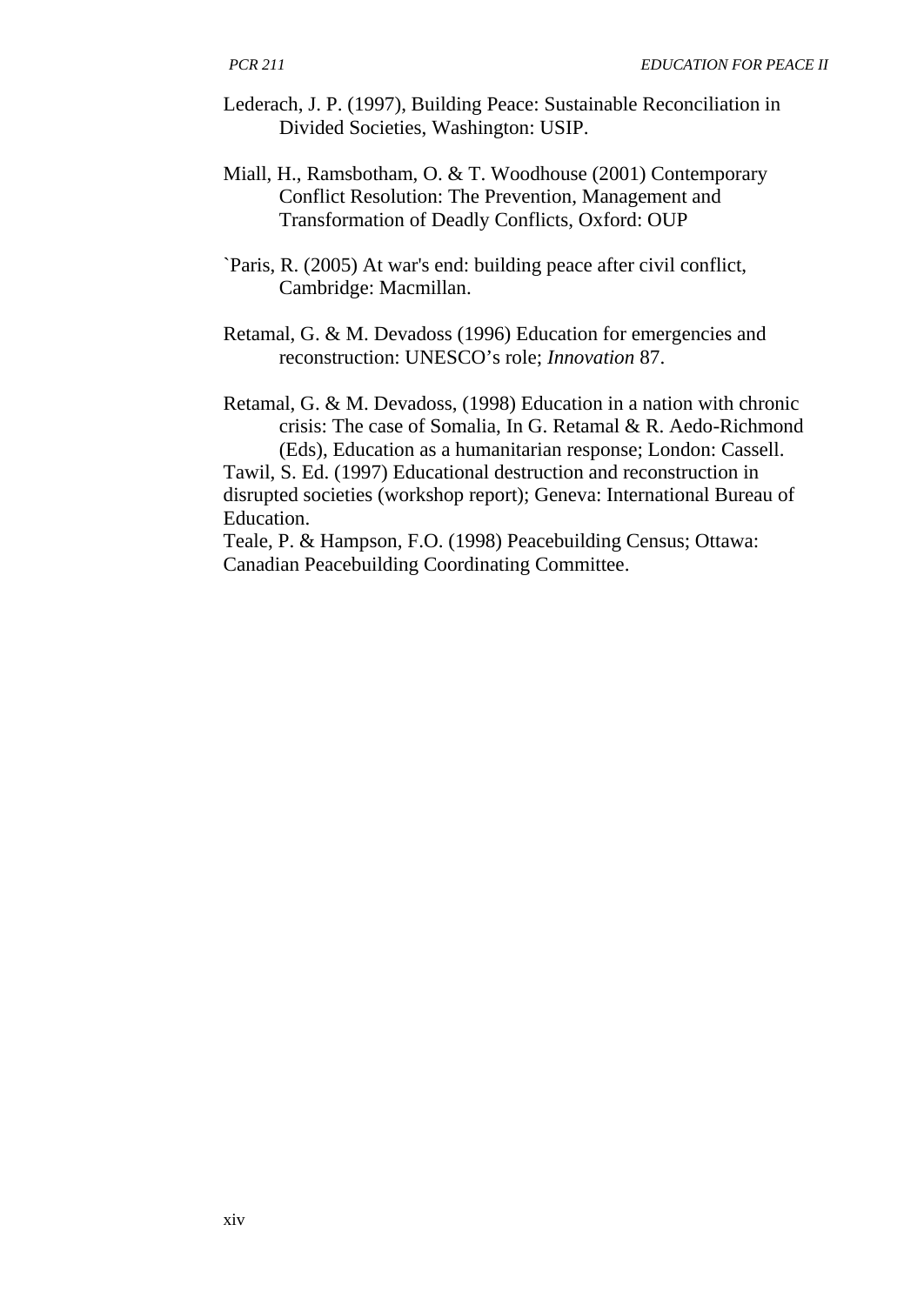Lederach, J. P. (1997), Building Peace: Sustainable Reconciliation in Divided Societies, Washington: USIP.

Miall, H., Ramsbotham, O. & T. Woodhouse (2001) Contemporary Conflict Resolution: The Prevention, Management and Transformation of Deadly Conflicts, Oxford: OUP

`Paris, R. (2005) At war's end: building peace after civil conflict, Cambridge: Macmillan.

Retamal, G. & M. Devadoss (1996) Education for emergencies and reconstruction: UNESCO's role; *Innovation* 87.

Retamal, G. & M. Devadoss, (1998) Education in a nation with chronic crisis: The case of Somalia, In G. Retamal & R. Aedo-Richmond (Eds), Education as a humanitarian response; London: Cassell.

Tawil, S. Ed. (1997) Educational destruction and reconstruction in disrupted societies (workshop report); Geneva: International Bureau of Education.

Teale, P. & Hampson, F.O. (1998) Peacebuilding Census; Ottawa: Canadian Peacebuilding Coordinating Committee.